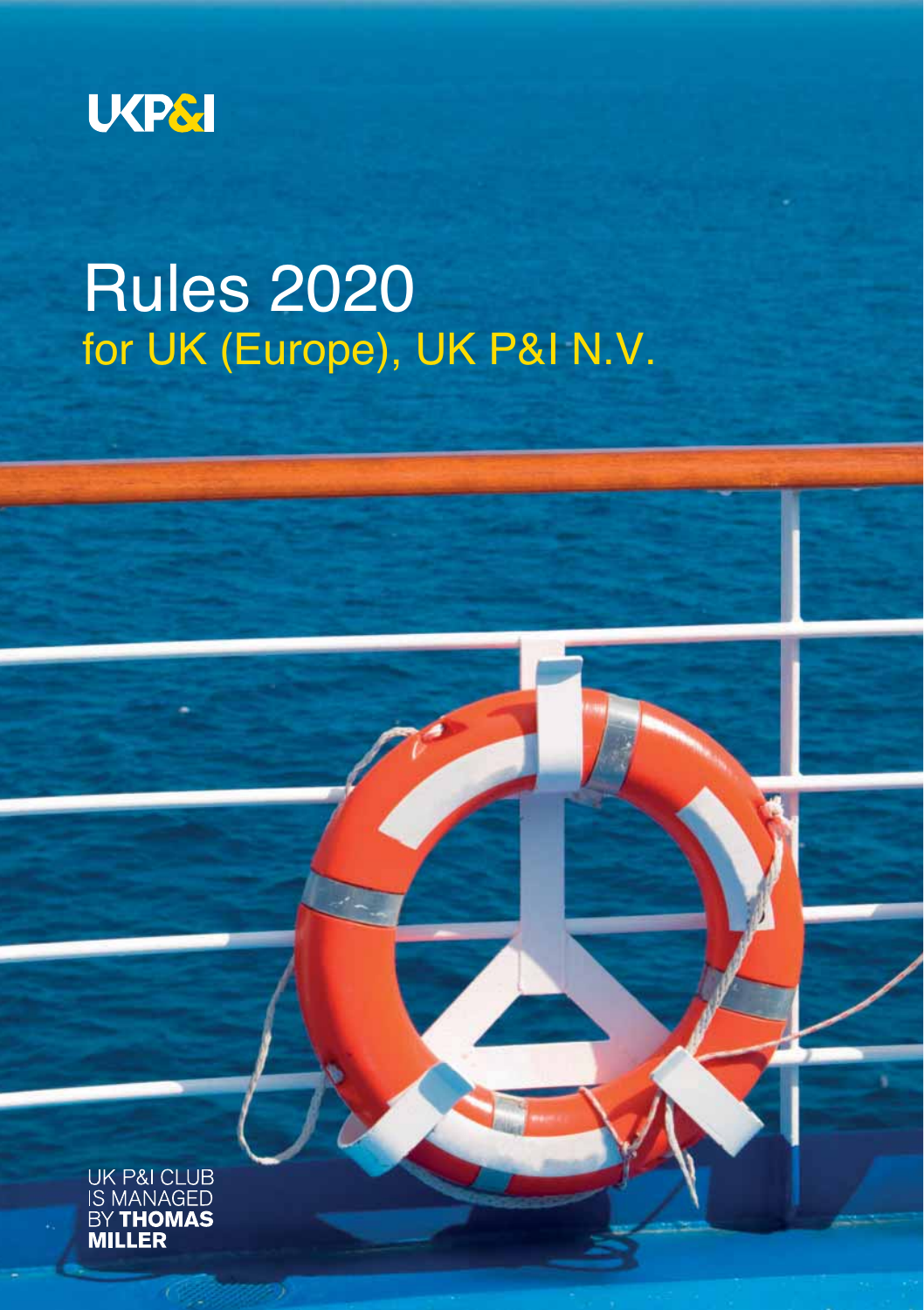UKP&I

# Rules 2020
## for UK (Europe), UK P&I N.V.

UK P&I CLUB
IS MANAGED
BY **THOMAS MILLER**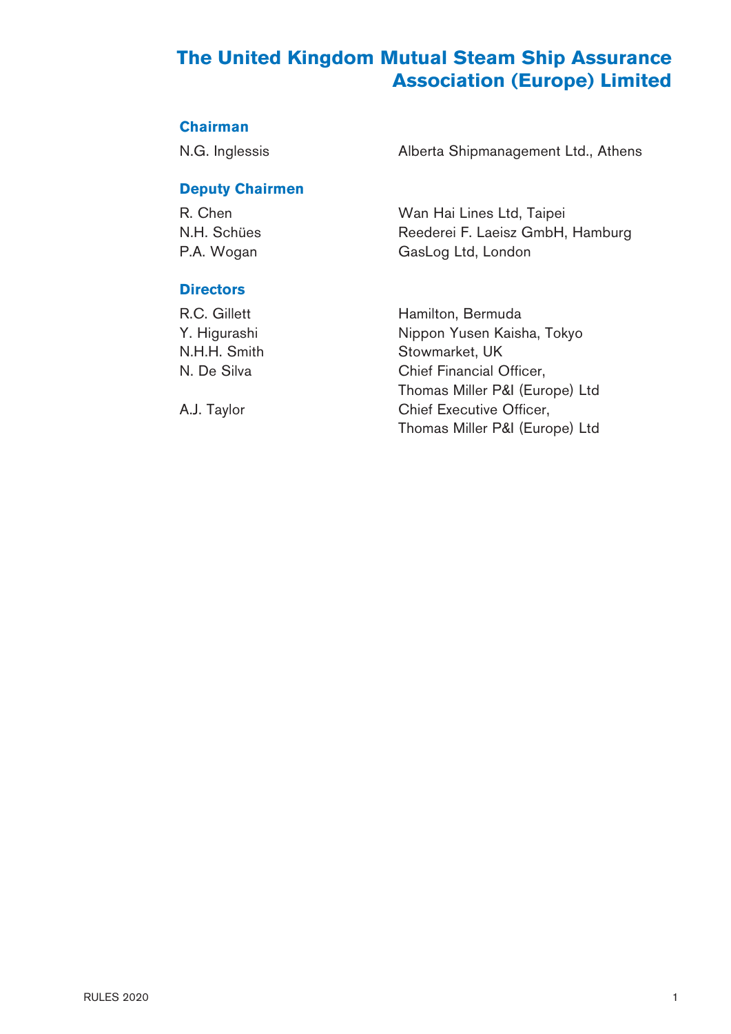# The United Kingdom Mutual Steam Ship Assurance Association (Europe) Limited

## Chairman

| | |
|---|---|
| N.G. Inglessis | Alberta Shipmanagement Ltd., Athens |

## Deputy Chairmen

| | |
|---|---|
| R. Chen | Wan Hai Lines Ltd, Taipei |
| N.H. Schües | Reederei F. Laeisz GmbH, Hamburg |
| P.A. Wogan | GasLog Ltd, London |

## Directors

| | |
|---|---|
| R.C. Gillett | Hamilton, Bermuda |
| Y. Higurashi | Nippon Yusen Kaisha, Tokyo |
| N.H.H. Smith | Stowmarket, UK |
| N. De Silva | Chief Financial Officer, Thomas Miller P&I (Europe) Ltd |
| A.J. Taylor | Chief Executive Officer, Thomas Miller P&I (Europe) Ltd |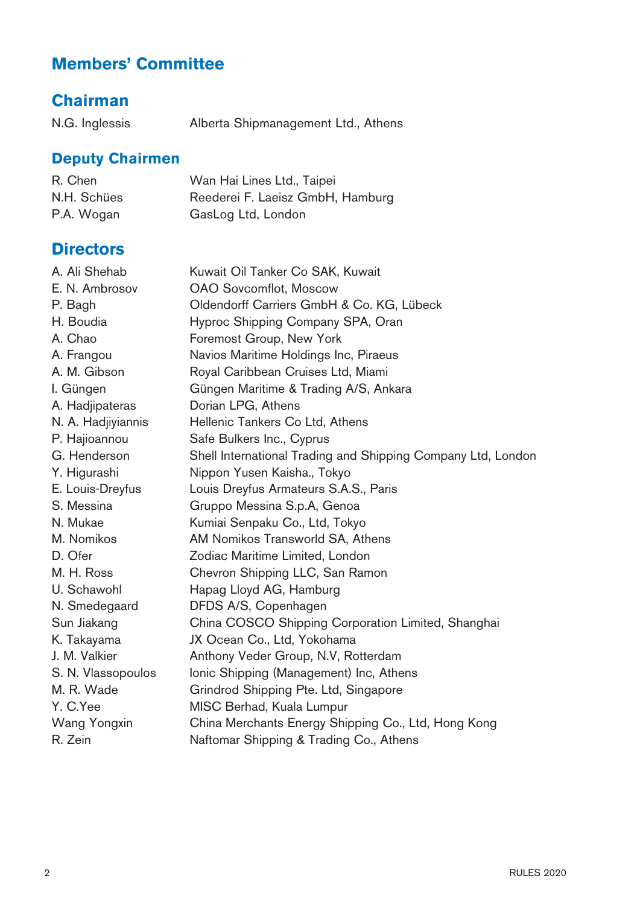# Members' Committee

## Chairman

| | |
|---|---|
| N.G. Inglessis | Alberta Shipmanagement Ltd., Athens |

## Deputy Chairmen

| | |
|---|---|
| R. Chen | Wan Hai Lines Ltd., Taipei |
| N.H. Schües | Reederei F. Laeisz GmbH, Hamburg |
| P.A. Wogan | GasLog Ltd, London |

## Directors

| | |
|---|---|
| A. Ali Shehab | Kuwait Oil Tanker Co SAK, Kuwait |
| E. N. Ambrosov | OAO Sovcomflot, Moscow |
| P. Bagh | Oldendorff Carriers GmbH & Co. KG, Lübeck |
| H. Boudia | Hyproc Shipping Company SPA, Oran |
| A. Chao | Foremost Group, New York |
| A. Frangou | Navios Maritime Holdings Inc, Piraeus |
| A. M. Gibson | Royal Caribbean Cruises Ltd, Miami |
| I. Güngen | Güngen Maritime & Trading A/S, Ankara |
| A. Hadjipateras | Dorian LPG, Athens |
| N. A. Hadjiyiannis | Hellenic Tankers Co Ltd, Athens |
| P. Hajioannou | Safe Bulkers Inc., Cyprus |
| G. Henderson | Shell International Trading and Shipping Company Ltd, London |
| Y. Higurashi | Nippon Yusen Kaisha., Tokyo |
| E. Louis-Dreyfus | Louis Dreyfus Armateurs S.A.S., Paris |
| S. Messina | Gruppo Messina S.p.A, Genoa |
| N. Mukae | Kumiai Senpaku Co., Ltd, Tokyo |
| M. Nomikos | AM Nomikos Transworld SA, Athens |
| D. Ofer | Zodiac Maritime Limited, London |
| M. H. Ross | Chevron Shipping LLC, San Ramon |
| U. Schawohl | Hapag Lloyd AG, Hamburg |
| N. Smedegaard | DFDS A/S, Copenhagen |
| Sun Jiakang | China COSCO Shipping Corporation Limited, Shanghai |
| K. Takayama | JX Ocean Co., Ltd, Yokohama |
| J. M. Valkier | Anthony Veder Group, N.V, Rotterdam |
| S. N. Vlassopoulos | Ionic Shipping (Management) Inc, Athens |
| M. R. Wade | Grindrod Shipping Pte. Ltd, Singapore |
| Y. C.Yee | MISC Berhad, Kuala Lumpur |
| Wang Yongxin | China Merchants Energy Shipping Co., Ltd, Hong Kong |
| R. Zein | Naftomar Shipping & Trading Co., Athens |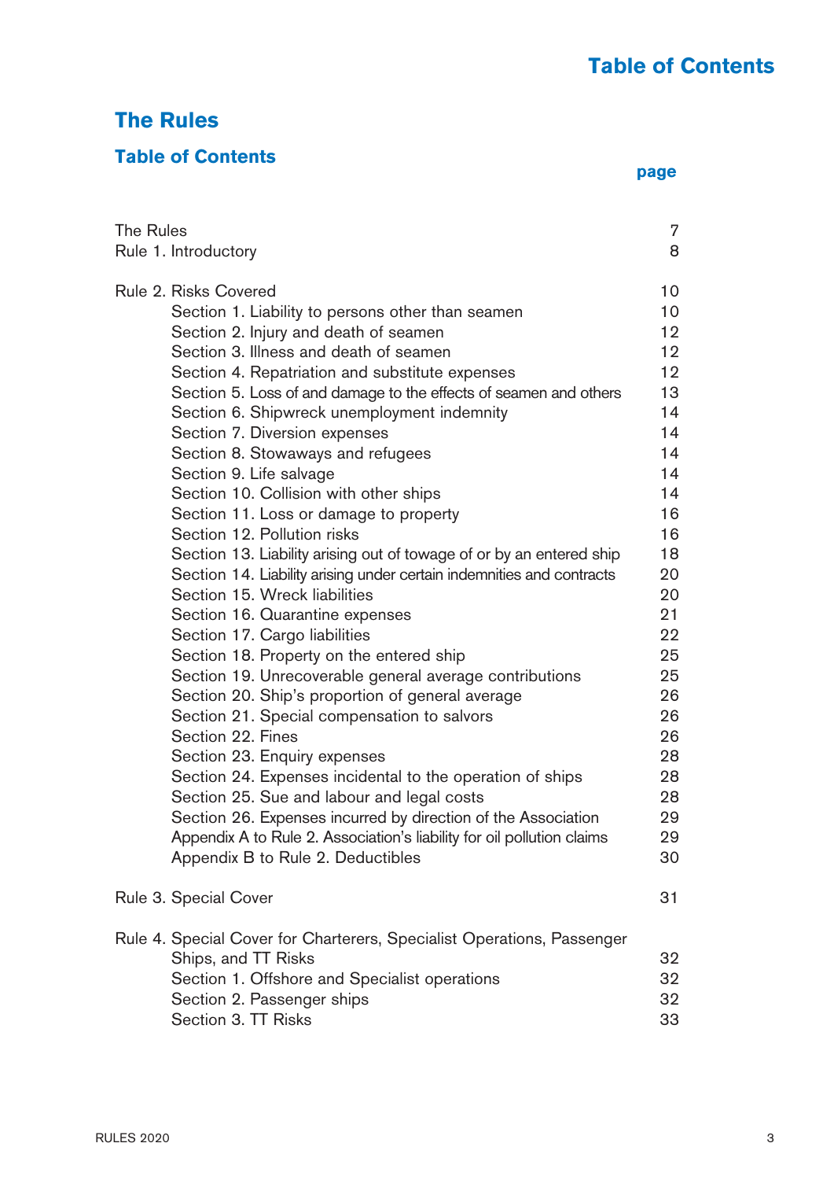## The Rules

### Table of Contents

| | page |
|---|---|
| The Rules | 7 |
| Rule 1. Introductory | 8 |
| Rule 2. Risks Covered | 10 |
| Section 1. Liability to persons other than seamen | 10 |
| Section 2. Injury and death of seamen | 12 |
| Section 3. Illness and death of seamen | 12 |
| Section 4. Repatriation and substitute expenses | 12 |
| Section 5. Loss of and damage to the effects of seamen and others | 13 |
| Section 6. Shipwreck unemployment indemnity | 14 |
| Section 7. Diversion expenses | 14 |
| Section 8. Stowaways and refugees | 14 |
| Section 9. Life salvage | 14 |
| Section 10. Collision with other ships | 14 |
| Section 11. Loss or damage to property | 16 |
| Section 12. Pollution risks | 16 |
| Section 13. Liability arising out of towage of or by an entered ship | 18 |
| Section 14. Liability arising under certain indemnities and contracts | 20 |
| Section 15. Wreck liabilities | 20 |
| Section 16. Quarantine expenses | 21 |
| Section 17. Cargo liabilities | 22 |
| Section 18. Property on the entered ship | 25 |
| Section 19. Unrecoverable general average contributions | 25 |
| Section 20. Ship's proportion of general average | 26 |
| Section 21. Special compensation to salvors | 26 |
| Section 22. Fines | 26 |
| Section 23. Enquiry expenses | 28 |
| Section 24. Expenses incidental to the operation of ships | 28 |
| Section 25. Sue and labour and legal costs | 28 |
| Section 26. Expenses incurred by direction of the Association | 29 |
| Appendix A to Rule 2. Association's liability for oil pollution claims | 29 |
| Appendix B to Rule 2. Deductibles | 30 |
| Rule 3. Special Cover | 31 |
| Rule 4. Special Cover for Charterers, Specialist Operations, Passenger Ships, and TT Risks | 32 |
| Section 1. Offshore and Specialist operations | 32 |
| Section 2. Passenger ships | 32 |
| Section 3. TT Risks | 33 |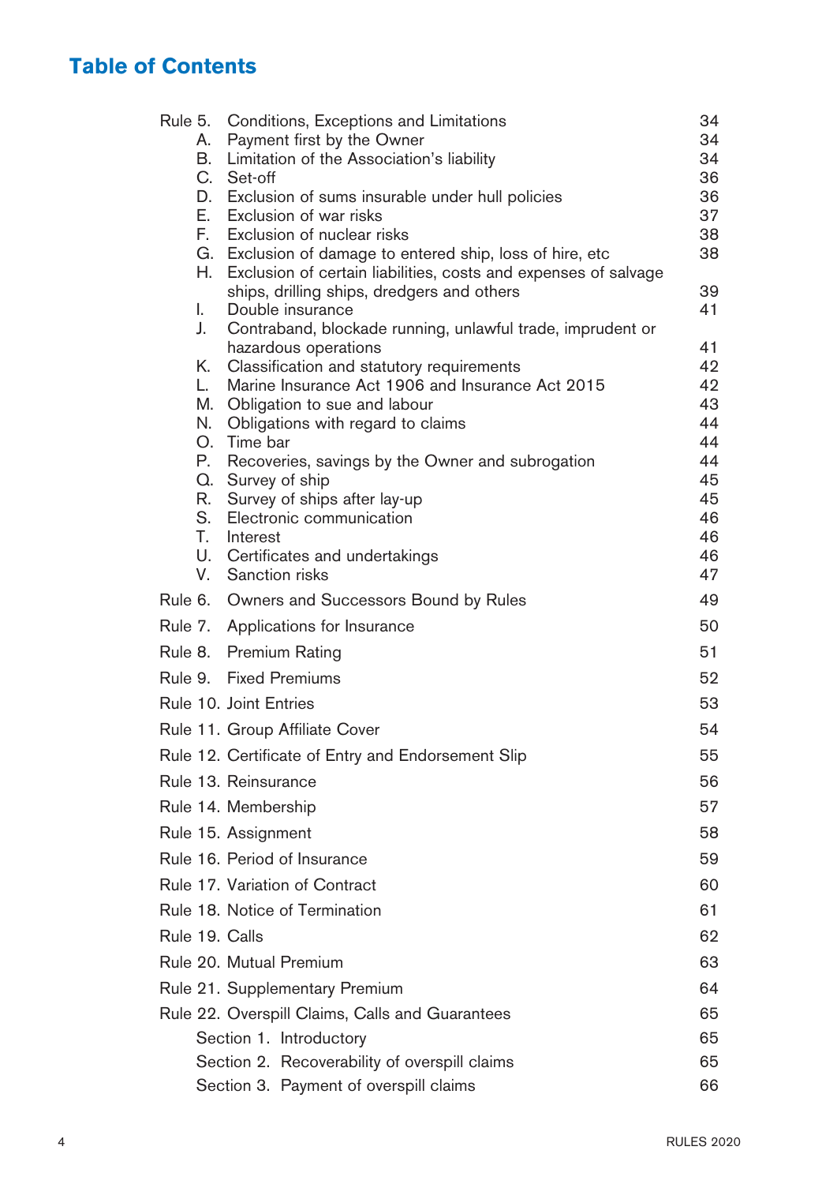## Table of Contents

| | | |
|---|---|---|
| Rule 5. | Conditions, Exceptions and Limitations | 34 |
| A. | Payment first by the Owner | 34 |
| B. | Limitation of the Association's liability | 34 |
| C. | Set-off | 36 |
| D. | Exclusion of sums insurable under hull policies | 36 |
| E. | Exclusion of war risks | 37 |
| F. | Exclusion of nuclear risks | 38 |
| G. | Exclusion of damage to entered ship, loss of hire, etc | 38 |
| H. | Exclusion of certain liabilities, costs and expenses of salvage ships, drilling ships, dredgers and others | 39 |
| I. | Double insurance | 41 |
| J. | Contraband, blockade running, unlawful trade, imprudent or hazardous operations | 41 |
| K. | Classification and statutory requirements | 42 |
| L. | Marine Insurance Act 1906 and Insurance Act 2015 | 42 |
| M. | Obligation to sue and labour | 43 |
| N. | Obligations with regard to claims | 44 |
| O. | Time bar | 44 |
| P. | Recoveries, savings by the Owner and subrogation | 44 |
| Q. | Survey of ship | 45 |
| R. | Survey of ships after lay-up | 45 |
| S. | Electronic communication | 46 |
| T. | Interest | 46 |
| U. | Certificates and undertakings | 46 |
| V. | Sanction risks | 47 |
| Rule 6. | Owners and Successors Bound by Rules | 49 |
| Rule 7. | Applications for Insurance | 50 |
| Rule 8. | Premium Rating | 51 |
| Rule 9. | Fixed Premiums | 52 |
| Rule 10. | Joint Entries | 53 |
| Rule 11. | Group Affiliate Cover | 54 |
| Rule 12. | Certificate of Entry and Endorsement Slip | 55 |
| Rule 13. | Reinsurance | 56 |
| Rule 14. | Membership | 57 |
| Rule 15. | Assignment | 58 |
| Rule 16. | Period of Insurance | 59 |
| Rule 17. | Variation of Contract | 60 |
| Rule 18. | Notice of Termination | 61 |
| Rule 19. | Calls | 62 |
| Rule 20. | Mutual Premium | 63 |
| Rule 21. | Supplementary Premium | 64 |
| Rule 22. | Overspill Claims, Calls and Guarantees | 65 |
| Section 1. | Introductory | 65 |
| Section 2. | Recoverability of overspill claims | 65 |
| Section 3. | Payment of overspill claims | 66 |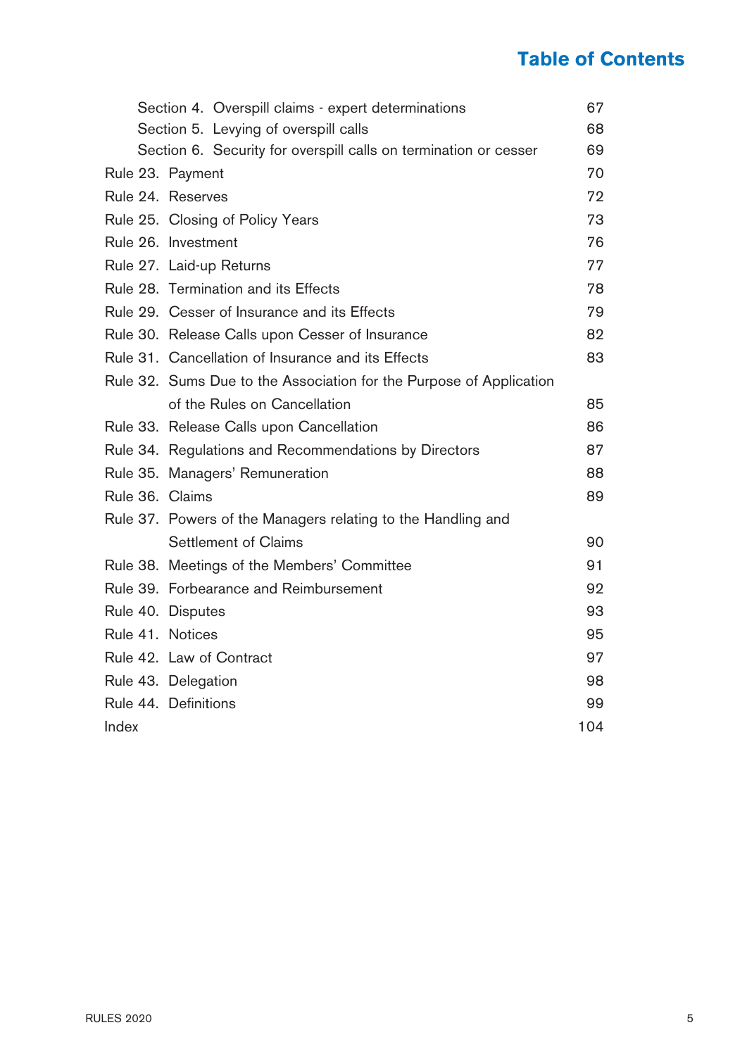## Table of Contents

| | |
|---|---|
| Section 4. Overspill claims - expert determinations | 67 |
| Section 5. Levying of overspill calls | 68 |
| Section 6. Security for overspill calls on termination or cesser | 69 |
| Rule 23. Payment | 70 |
| Rule 24. Reserves | 72 |
| Rule 25. Closing of Policy Years | 73 |
| Rule 26. Investment | 76 |
| Rule 27. Laid-up Returns | 77 |
| Rule 28. Termination and its Effects | 78 |
| Rule 29. Cesser of Insurance and its Effects | 79 |
| Rule 30. Release Calls upon Cesser of Insurance | 82 |
| Rule 31. Cancellation of Insurance and its Effects | 83 |
| Rule 32. Sums Due to the Association for the Purpose of Application of the Rules on Cancellation | 85 |
| Rule 33. Release Calls upon Cancellation | 86 |
| Rule 34. Regulations and Recommendations by Directors | 87 |
| Rule 35. Managers' Remuneration | 88 |
| Rule 36. Claims | 89 |
| Rule 37. Powers of the Managers relating to the Handling and Settlement of Claims | 90 |
| Rule 38. Meetings of the Members' Committee | 91 |
| Rule 39. Forbearance and Reimbursement | 92 |
| Rule 40. Disputes | 93 |
| Rule 41. Notices | 95 |
| Rule 42. Law of Contract | 97 |
| Rule 43. Delegation | 98 |
| Rule 44. Definitions | 99 |
| Index | 104 |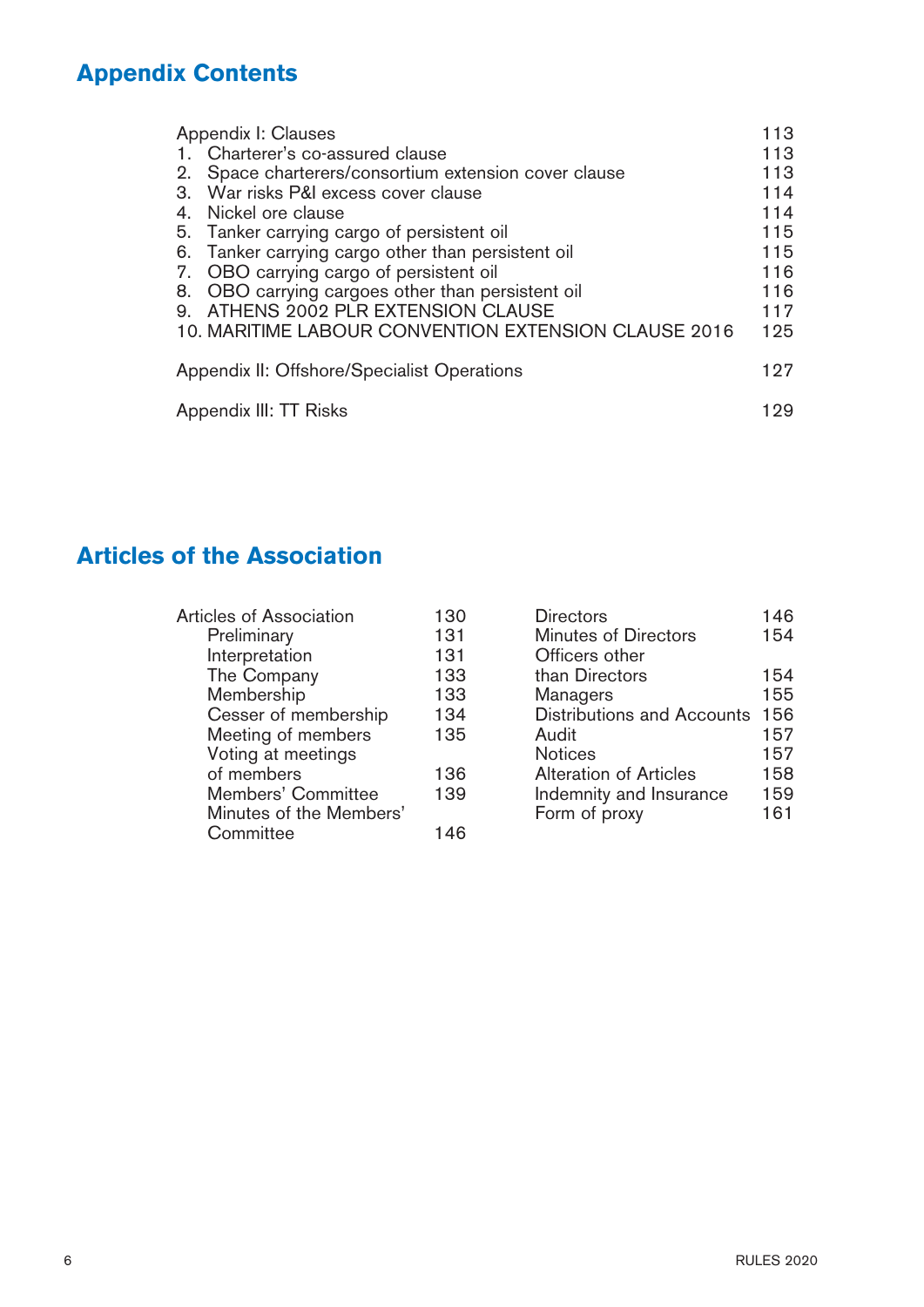## Appendix Contents

| | |
|---|---|
| Appendix I: Clauses | 113 |
| 1. Charterer's co-assured clause | 113 |
| 2. Space charterers/consortium extension cover clause | 113 |
| 3. War risks P&I excess cover clause | 114 |
| 4. Nickel ore clause | 114 |
| 5. Tanker carrying cargo of persistent oil | 115 |
| 6. Tanker carrying cargo other than persistent oil | 115 |
| 7. OBO carrying cargo of persistent oil | 116 |
| 8. OBO carrying cargoes other than persistent oil | 116 |
| 9. ATHENS 2002 PLR EXTENSION CLAUSE | 117 |
| 10. MARITIME LABOUR CONVENTION EXTENSION CLAUSE 2016 | 125 |
| Appendix II: Offshore/Specialist Operations | 127 |
| Appendix III: TT Risks | 129 |

## Articles of the Association

| | |
|---|---|
| Articles of Association | 130 |
| Preliminary | 131 |
| Interpretation | 131 |
| The Company | 133 |
| Membership | 133 |
| Cesser of membership | 134 |
| Meeting of members | 135 |
| Voting at meetings of members | 136 |
| Members' Committee | 139 |
| Minutes of the Members' Committee | 146 |
| Directors | 146 |
| Minutes of Directors | 154 |
| Officers other than Directors | 154 |
| Managers | 155 |
| Distributions and Accounts | 156 |
| Audit | 157 |
| Notices | 157 |
| Alteration of Articles | 158 |
| Indemnity and Insurance | 159 |
| Form of proxy | 161 |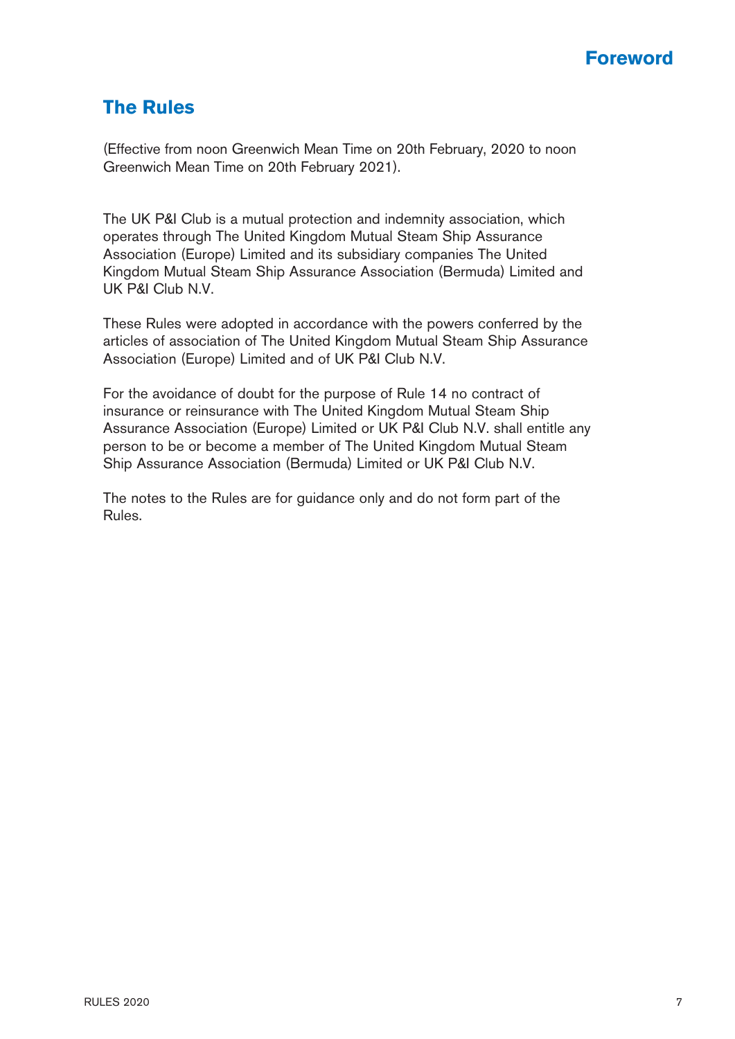# Foreword

## The Rules

(Effective from noon Greenwich Mean Time on 20th February, 2020 to noon Greenwich Mean Time on 20th February 2021).

The UK P&I Club is a mutual protection and indemnity association, which operates through The United Kingdom Mutual Steam Ship Assurance Association (Europe) Limited and its subsidiary companies The United Kingdom Mutual Steam Ship Assurance Association (Bermuda) Limited and UK P&I Club N.V.

These Rules were adopted in accordance with the powers conferred by the articles of association of The United Kingdom Mutual Steam Ship Assurance Association (Europe) Limited and of UK P&I Club N.V.

For the avoidance of doubt for the purpose of Rule 14 no contract of insurance or reinsurance with The United Kingdom Mutual Steam Ship Assurance Association (Europe) Limited or UK P&I Club N.V. shall entitle any person to be or become a member of The United Kingdom Mutual Steam Ship Assurance Association (Bermuda) Limited or UK P&I Club N.V.

The notes to the Rules are for guidance only and do not form part of the Rules.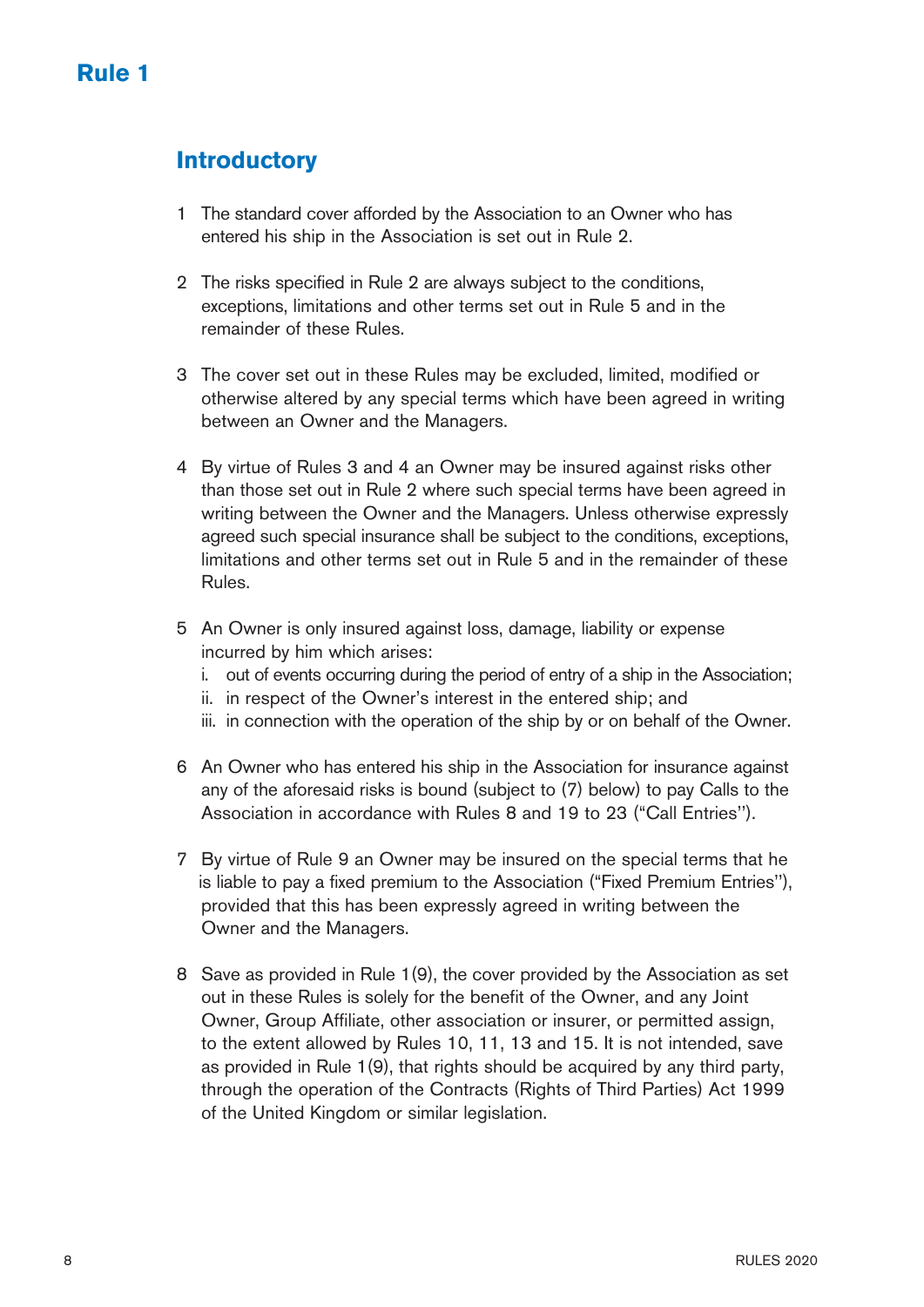# Rule 1

## Introductory

1 The standard cover afforded by the Association to an Owner who has entered his ship in the Association is set out in Rule 2.

2 The risks specified in Rule 2 are always subject to the conditions, exceptions, limitations and other terms set out in Rule 5 and in the remainder of these Rules.

3 The cover set out in these Rules may be excluded, limited, modified or otherwise altered by any special terms which have been agreed in writing between an Owner and the Managers.

4 By virtue of Rules 3 and 4 an Owner may be insured against risks other than those set out in Rule 2 where such special terms have been agreed in writing between the Owner and the Managers. Unless otherwise expressly agreed such special insurance shall be subject to the conditions, exceptions, limitations and other terms set out in Rule 5 and in the remainder of these Rules.

5 An Owner is only insured against loss, damage, liability or expense incurred by him which arises:
   i. out of events occurring during the period of entry of a ship in the Association;
   ii. in respect of the Owner's interest in the entered ship; and
   iii. in connection with the operation of the ship by or on behalf of the Owner.

6 An Owner who has entered his ship in the Association for insurance against any of the aforesaid risks is bound (subject to (7) below) to pay Calls to the Association in accordance with Rules 8 and 19 to 23 ("Call Entries").

7 By virtue of Rule 9 an Owner may be insured on the special terms that he is liable to pay a fixed premium to the Association ("Fixed Premium Entries"), provided that this has been expressly agreed in writing between the Owner and the Managers.

8 Save as provided in Rule 1(9), the cover provided by the Association as set out in these Rules is solely for the benefit of the Owner, and any Joint Owner, Group Affiliate, other association or insurer, or permitted assign, to the extent allowed by Rules 10, 11, 13 and 15. It is not intended, save as provided in Rule 1(9), that rights should be acquired by any third party, through the operation of the Contracts (Rights of Third Parties) Act 1999 of the United Kingdom or similar legislation.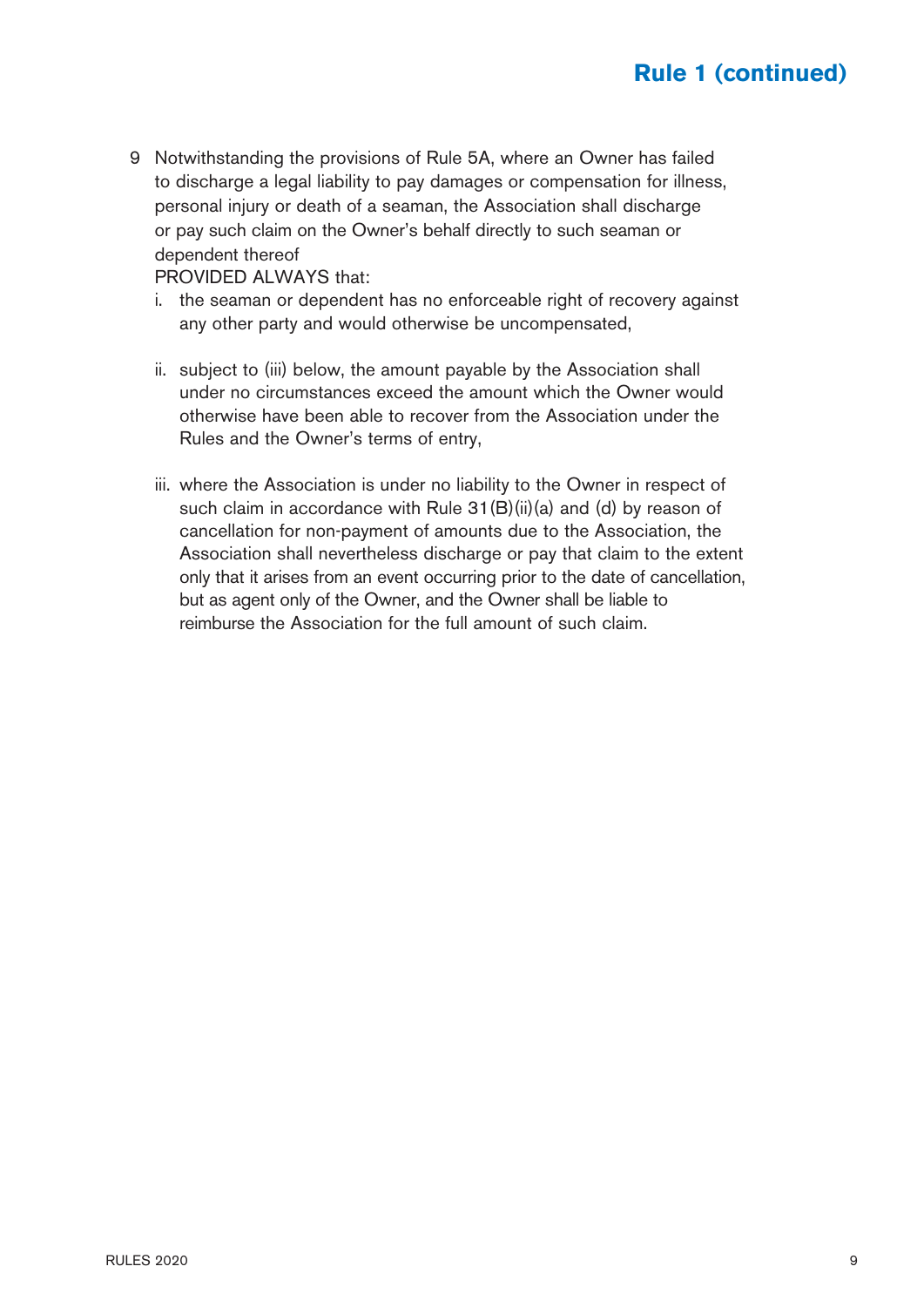# Rule 1 (continued)

9 Notwithstanding the provisions of Rule 5A, where an Owner has failed to discharge a legal liability to pay damages or compensation for illness, personal injury or death of a seaman, the Association shall discharge or pay such claim on the Owner's behalf directly to such seaman or dependent thereof

PROVIDED ALWAYS that:

i. the seaman or dependent has no enforceable right of recovery against any other party and would otherwise be uncompensated,

ii. subject to (iii) below, the amount payable by the Association shall under no circumstances exceed the amount which the Owner would otherwise have been able to recover from the Association under the Rules and the Owner's terms of entry,

iii. where the Association is under no liability to the Owner in respect of such claim in accordance with Rule 31(B)(ii)(a) and (d) by reason of cancellation for non-payment of amounts due to the Association, the Association shall nevertheless discharge or pay that claim to the extent only that it arises from an event occurring prior to the date of cancellation, but as agent only of the Owner, and the Owner shall be liable to reimburse the Association for the full amount of such claim.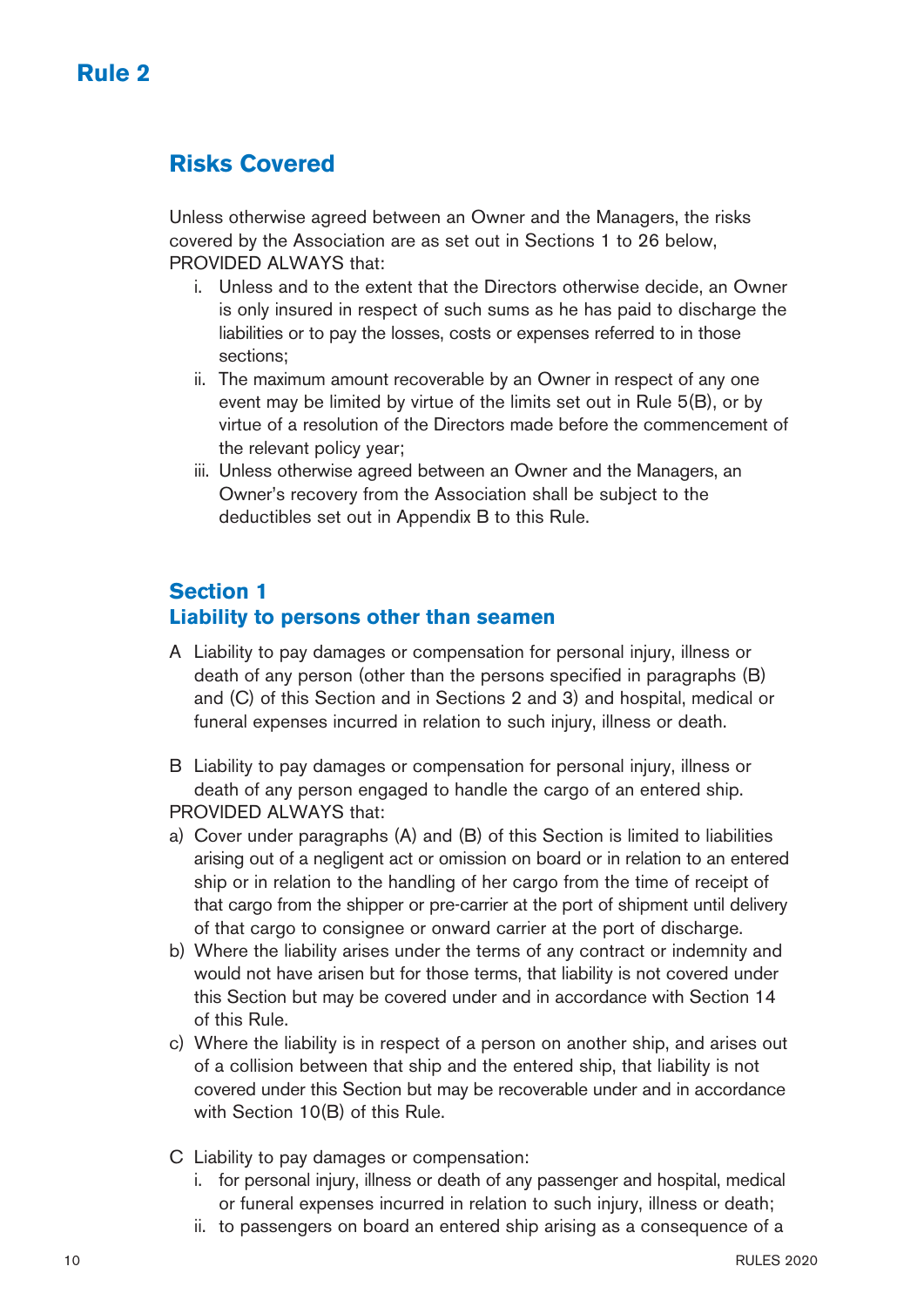# Rule 2

## Risks Covered

Unless otherwise agreed between an Owner and the Managers, the risks covered by the Association are as set out in Sections 1 to 26 below, PROVIDED ALWAYS that:

- i. Unless and to the extent that the Directors otherwise decide, an Owner is only insured in respect of such sums as he has paid to discharge the liabilities or to pay the losses, costs or expenses referred to in those sections;
- ii. The maximum amount recoverable by an Owner in respect of any one event may be limited by virtue of the limits set out in Rule 5(B), or by virtue of a resolution of the Directors made before the commencement of the relevant policy year;
- iii. Unless otherwise agreed between an Owner and the Managers, an Owner's recovery from the Association shall be subject to the deductibles set out in Appendix B to this Rule.

### Section 1
### Liability to persons other than seamen

A Liability to pay damages or compensation for personal injury, illness or death of any person (other than the persons specified in paragraphs (B) and (C) of this Section and in Sections 2 and 3) and hospital, medical or funeral expenses incurred in relation to such injury, illness or death.

B Liability to pay damages or compensation for personal injury, illness or death of any person engaged to handle the cargo of an entered ship.

PROVIDED ALWAYS that:

- a) Cover under paragraphs (A) and (B) of this Section is limited to liabilities arising out of a negligent act or omission on board or in relation to an entered ship or in relation to the handling of her cargo from the time of receipt of that cargo from the shipper or pre-carrier at the port of shipment until delivery of that cargo to consignee or onward carrier at the port of discharge.
- b) Where the liability arises under the terms of any contract or indemnity and would not have arisen but for those terms, that liability is not covered under this Section but may be covered under and in accordance with Section 14 of this Rule.
- c) Where the liability is in respect of a person on another ship, and arises out of a collision between that ship and the entered ship, that liability is not covered under this Section but may be recoverable under and in accordance with Section 10(B) of this Rule.

C Liability to pay damages or compensation:

- i. for personal injury, illness or death of any passenger and hospital, medical or funeral expenses incurred in relation to such injury, illness or death;
- ii. to passengers on board an entered ship arising as a consequence of a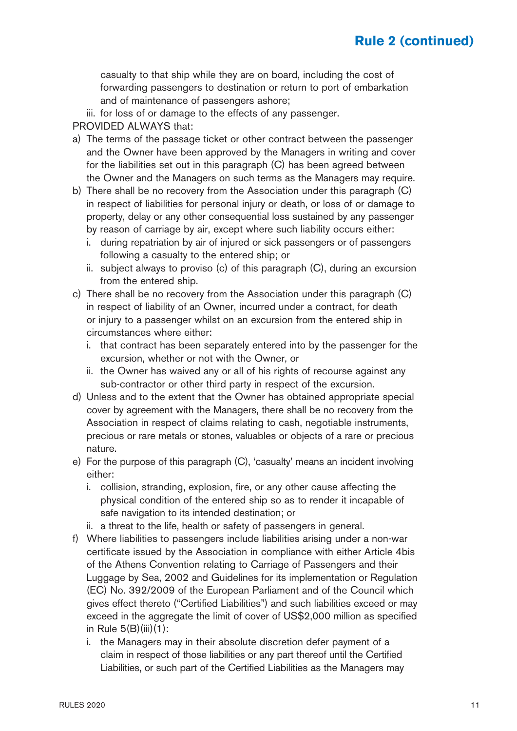casualty to that ship while they are on board, including the cost of forwarding passengers to destination or return to port of embarkation and of maintenance of passengers ashore;

iii. for loss of or damage to the effects of any passenger.

PROVIDED ALWAYS that:

a) The terms of the passage ticket or other contract between the passenger and the Owner have been approved by the Managers in writing and cover for the liabilities set out in this paragraph (C) has been agreed between the Owner and the Managers on such terms as the Managers may require.

b) There shall be no recovery from the Association under this paragraph (C) in respect of liabilities for personal injury or death, or loss of or damage to property, delay or any other consequential loss sustained by any passenger by reason of carriage by air, except where such liability occurs either:
   i. during repatriation by air of injured or sick passengers or of passengers following a casualty to the entered ship; or
   ii. subject always to proviso (c) of this paragraph (C), during an excursion from the entered ship.

c) There shall be no recovery from the Association under this paragraph (C) in respect of liability of an Owner, incurred under a contract, for death or injury to a passenger whilst on an excursion from the entered ship in circumstances where either:
   i. that contract has been separately entered into by the passenger for the excursion, whether or not with the Owner, or
   ii. the Owner has waived any or all of his rights of recourse against any sub-contractor or other third party in respect of the excursion.

d) Unless and to the extent that the Owner has obtained appropriate special cover by agreement with the Managers, there shall be no recovery from the Association in respect of claims relating to cash, negotiable instruments, precious or rare metals or stones, valuables or objects of a rare or precious nature.

e) For the purpose of this paragraph (C), 'casualty' means an incident involving either:
   i. collision, stranding, explosion, fire, or any other cause affecting the physical condition of the entered ship so as to render it incapable of safe navigation to its intended destination; or
   ii. a threat to the life, health or safety of passengers in general.

f) Where liabilities to passengers include liabilities arising under a non-war certificate issued by the Association in compliance with either Article 4bis of the Athens Convention relating to Carriage of Passengers and their Luggage by Sea, 2002 and Guidelines for its implementation or Regulation (EC) No. 392/2009 of the European Parliament and of the Council which gives effect thereto ("Certified Liabilities") and such liabilities exceed or may exceed in the aggregate the limit of cover of US$2,000 million as specified in Rule 5(B)(iii)(1):
   i. the Managers may in their absolute discretion defer payment of a claim in respect of those liabilities or any part thereof until the Certified Liabilities, or such part of the Certified Liabilities as the Managers may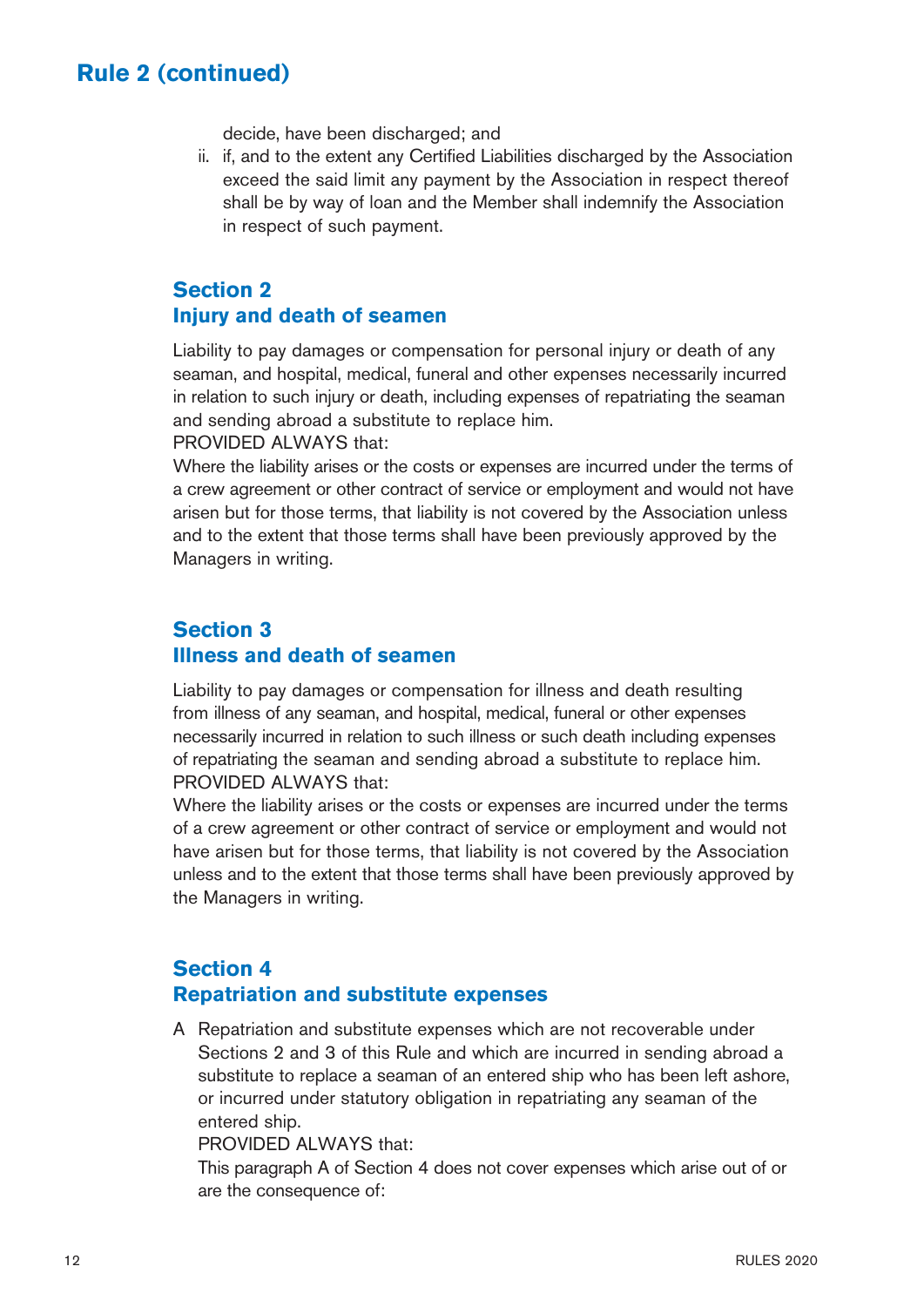## Rule 2 (continued)

decide, have been discharged; and

ii. if, and to the extent any Certified Liabilities discharged by the Association exceed the said limit any payment by the Association in respect thereof shall be by way of loan and the Member shall indemnify the Association in respect of such payment.

### Section 2
### Injury and death of seamen

Liability to pay damages or compensation for personal injury or death of any seaman, and hospital, medical, funeral and other expenses necessarily incurred in relation to such injury or death, including expenses of repatriating the seaman and sending abroad a substitute to replace him.

PROVIDED ALWAYS that:

Where the liability arises or the costs or expenses are incurred under the terms of a crew agreement or other contract of service or employment and would not have arisen but for those terms, that liability is not covered by the Association unless and to the extent that those terms shall have been previously approved by the Managers in writing.

### Section 3
### Illness and death of seamen

Liability to pay damages or compensation for illness and death resulting from illness of any seaman, and hospital, medical, funeral or other expenses necessarily incurred in relation to such illness or such death including expenses of repatriating the seaman and sending abroad a substitute to replace him.

PROVIDED ALWAYS that:

Where the liability arises or the costs or expenses are incurred under the terms of a crew agreement or other contract of service or employment and would not have arisen but for those terms, that liability is not covered by the Association unless and to the extent that those terms shall have been previously approved by the Managers in writing.

### Section 4
### Repatriation and substitute expenses

A Repatriation and substitute expenses which are not recoverable under Sections 2 and 3 of this Rule and which are incurred in sending abroad a substitute to replace a seaman of an entered ship who has been left ashore, or incurred under statutory obligation in repatriating any seaman of the entered ship.

PROVIDED ALWAYS that:

This paragraph A of Section 4 does not cover expenses which arise out of or are the consequence of: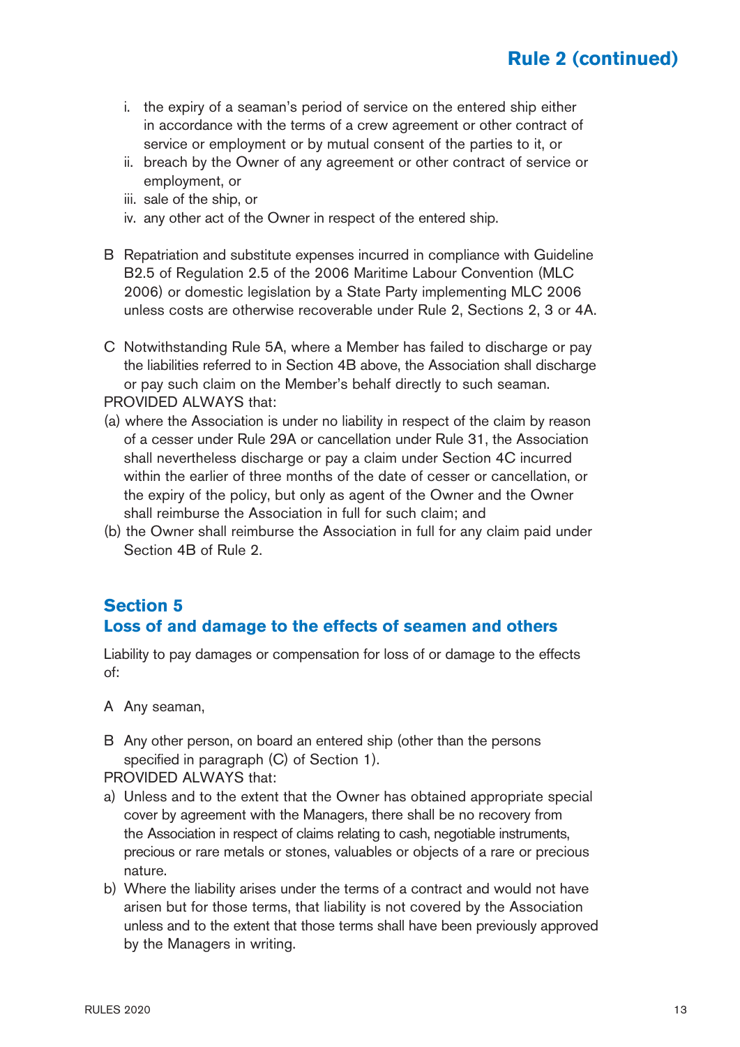i. the expiry of a seaman's period of service on the entered ship either in accordance with the terms of a crew agreement or other contract of service or employment or by mutual consent of the parties to it, or
ii. breach by the Owner of any agreement or other contract of service or employment, or
iii. sale of the ship, or
iv. any other act of the Owner in respect of the entered ship.

B Repatriation and substitute expenses incurred in compliance with Guideline B2.5 of Regulation 2.5 of the 2006 Maritime Labour Convention (MLC 2006) or domestic legislation by a State Party implementing MLC 2006 unless costs are otherwise recoverable under Rule 2, Sections 2, 3 or 4A.

C Notwithstanding Rule 5A, where a Member has failed to discharge or pay the liabilities referred to in Section 4B above, the Association shall discharge or pay such claim on the Member's behalf directly to such seaman.

PROVIDED ALWAYS that:

(a) where the Association is under no liability in respect of the claim by reason of a cesser under Rule 29A or cancellation under Rule 31, the Association shall nevertheless discharge or pay a claim under Section 4C incurred within the earlier of three months of the date of cesser or cancellation, or the expiry of the policy, but only as agent of the Owner and the Owner shall reimburse the Association in full for such claim; and
(b) the Owner shall reimburse the Association in full for any claim paid under Section 4B of Rule 2.

## Section 5
## Loss of and damage to the effects of seamen and others

Liability to pay damages or compensation for loss of or damage to the effects of:

A Any seaman,

B Any other person, on board an entered ship (other than the persons specified in paragraph (C) of Section 1).

PROVIDED ALWAYS that:

a) Unless and to the extent that the Owner has obtained appropriate special cover by agreement with the Managers, there shall be no recovery from the Association in respect of claims relating to cash, negotiable instruments, precious or rare metals or stones, valuables or objects of a rare or precious nature.
b) Where the liability arises under the terms of a contract and would not have arisen but for those terms, that liability is not covered by the Association unless and to the extent that those terms shall have been previously approved by the Managers in writing.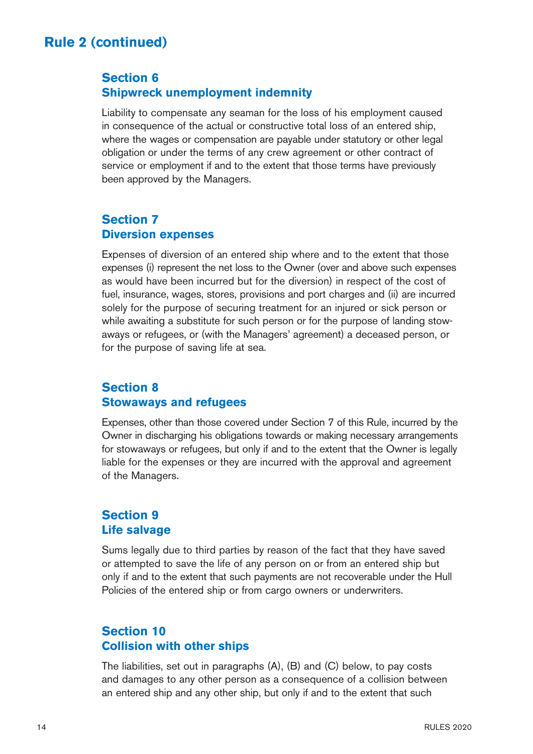# Rule 2 (continued)

## Section 6
## Shipwreck unemployment indemnity

Liability to compensate any seaman for the loss of his employment caused in consequence of the actual or constructive total loss of an entered ship, where the wages or compensation are payable under statutory or other legal obligation or under the terms of any crew agreement or other contract of service or employment if and to the extent that those terms have previously been approved by the Managers.

## Section 7
## Diversion expenses

Expenses of diversion of an entered ship where and to the extent that those expenses (i) represent the net loss to the Owner (over and above such expenses as would have been incurred but for the diversion) in respect of the cost of fuel, insurance, wages, stores, provisions and port charges and (ii) are incurred solely for the purpose of securing treatment for an injured or sick person or while awaiting a substitute for such person or for the purpose of landing stow-aways or refugees, or (with the Managers' agreement) a deceased person, or for the purpose of saving life at sea.

## Section 8
## Stowaways and refugees

Expenses, other than those covered under Section 7 of this Rule, incurred by the Owner in discharging his obligations towards or making necessary arrangements for stowaways or refugees, but only if and to the extent that the Owner is legally liable for the expenses or they are incurred with the approval and agreement of the Managers.

## Section 9
## Life salvage

Sums legally due to third parties by reason of the fact that they have saved or attempted to save the life of any person on or from an entered ship but only if and to the extent that such payments are not recoverable under the Hull Policies of the entered ship or from cargo owners or underwriters.

## Section 10
## Collision with other ships

The liabilities, set out in paragraphs (A), (B) and (C) below, to pay costs and damages to any other person as a consequence of a collision between an entered ship and any other ship, but only if and to the extent that such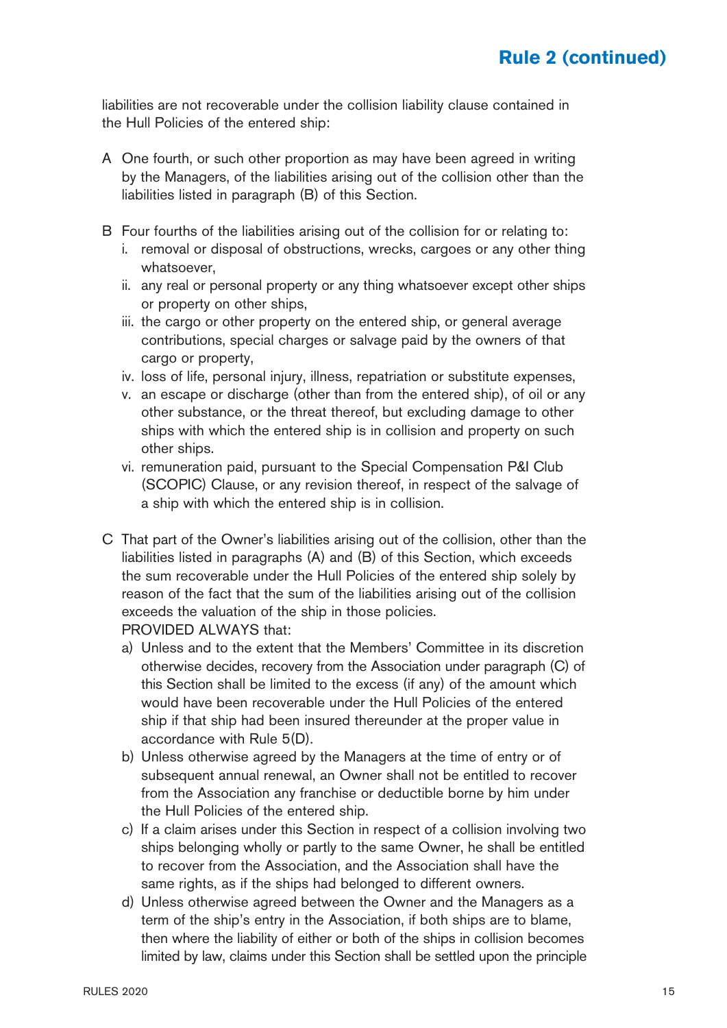liabilities are not recoverable under the collision liability clause contained in the Hull Policies of the entered ship:

A One fourth, or such other proportion as may have been agreed in writing by the Managers, of the liabilities arising out of the collision other than the liabilities listed in paragraph (B) of this Section.

B Four fourths of the liabilities arising out of the collision for or relating to:
   i. removal or disposal of obstructions, wrecks, cargoes or any other thing whatsoever,
   ii. any real or personal property or any thing whatsoever except other ships or property on other ships,
   iii. the cargo or other property on the entered ship, or general average contributions, special charges or salvage paid by the owners of that cargo or property,
   iv. loss of life, personal injury, illness, repatriation or substitute expenses,
   v. an escape or discharge (other than from the entered ship), of oil or any other substance, or the threat thereof, but excluding damage to other ships with which the entered ship is in collision and property on such other ships.
   vi. remuneration paid, pursuant to the Special Compensation P&I Club (SCOPIC) Clause, or any revision thereof, in respect of the salvage of a ship with which the entered ship is in collision.

C That part of the Owner's liabilities arising out of the collision, other than the liabilities listed in paragraphs (A) and (B) of this Section, which exceeds the sum recoverable under the Hull Policies of the entered ship solely by reason of the fact that the sum of the liabilities arising out of the collision exceeds the valuation of the ship in those policies.
   PROVIDED ALWAYS that:
   a) Unless and to the extent that the Members' Committee in its discretion otherwise decides, recovery from the Association under paragraph (C) of this Section shall be limited to the excess (if any) of the amount which would have been recoverable under the Hull Policies of the entered ship if that ship had been insured thereunder at the proper value in accordance with Rule 5(D).
   b) Unless otherwise agreed by the Managers at the time of entry or of subsequent annual renewal, an Owner shall not be entitled to recover from the Association any franchise or deductible borne by him under the Hull Policies of the entered ship.
   c) If a claim arises under this Section in respect of a collision involving two ships belonging wholly or partly to the same Owner, he shall be entitled to recover from the Association, and the Association shall have the same rights, as if the ships had belonged to different owners.
   d) Unless otherwise agreed between the Owner and the Managers as a term of the ship's entry in the Association, if both ships are to blame, then where the liability of either or both of the ships in collision becomes limited by law, claims under this Section shall be settled upon the principle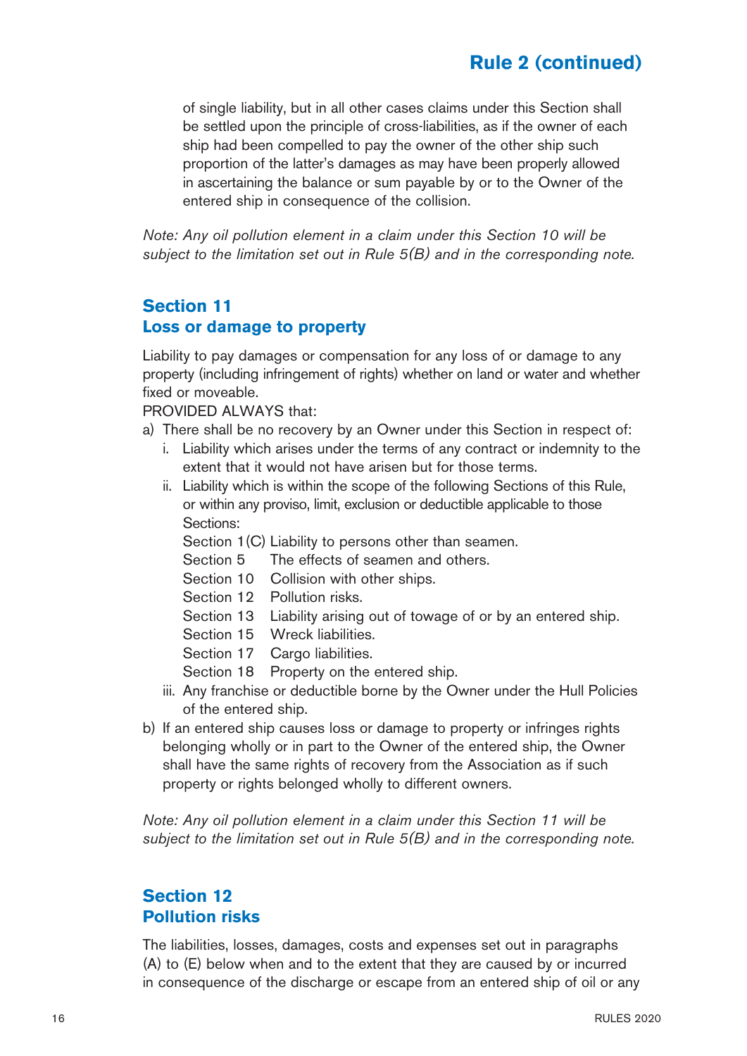of single liability, but in all other cases claims under this Section shall be settled upon the principle of cross-liabilities, as if the owner of each ship had been compelled to pay the owner of the other ship such proportion of the latter's damages as may have been properly allowed in ascertaining the balance or sum payable by or to the Owner of the entered ship in consequence of the collision.

*Note: Any oil pollution element in a claim under this Section 10 will be subject to the limitation set out in Rule 5(B) and in the corresponding note.*

## Section 11
## Loss or damage to property

Liability to pay damages or compensation for any loss of or damage to any property (including infringement of rights) whether on land or water and whether fixed or moveable.

PROVIDED ALWAYS that:

a) There shall be no recovery by an Owner under this Section in respect of:
   i. Liability which arises under the terms of any contract or indemnity to the extent that it would not have arisen but for those terms.
   ii. Liability which is within the scope of the following Sections of this Rule, or within any proviso, limit, exclusion or deductible applicable to those Sections:

      Section 1(C) Liability to persons other than seamen.
      Section 5 The effects of seamen and others.
      Section 10 Collision with other ships.
      Section 12 Pollution risks.
      Section 13 Liability arising out of towage of or by an entered ship.
      Section 15 Wreck liabilities.
      Section 17 Cargo liabilities.
      Section 18 Property on the entered ship.
   iii. Any franchise or deductible borne by the Owner under the Hull Policies of the entered ship.

b) If an entered ship causes loss or damage to property or infringes rights belonging wholly or in part to the Owner of the entered ship, the Owner shall have the same rights of recovery from the Association as if such property or rights belonged wholly to different owners.

*Note: Any oil pollution element in a claim under this Section 11 will be subject to the limitation set out in Rule 5(B) and in the corresponding note.*

## Section 12
## Pollution risks

The liabilities, losses, damages, costs and expenses set out in paragraphs (A) to (E) below when and to the extent that they are caused by or incurred in consequence of the discharge or escape from an entered ship of oil or any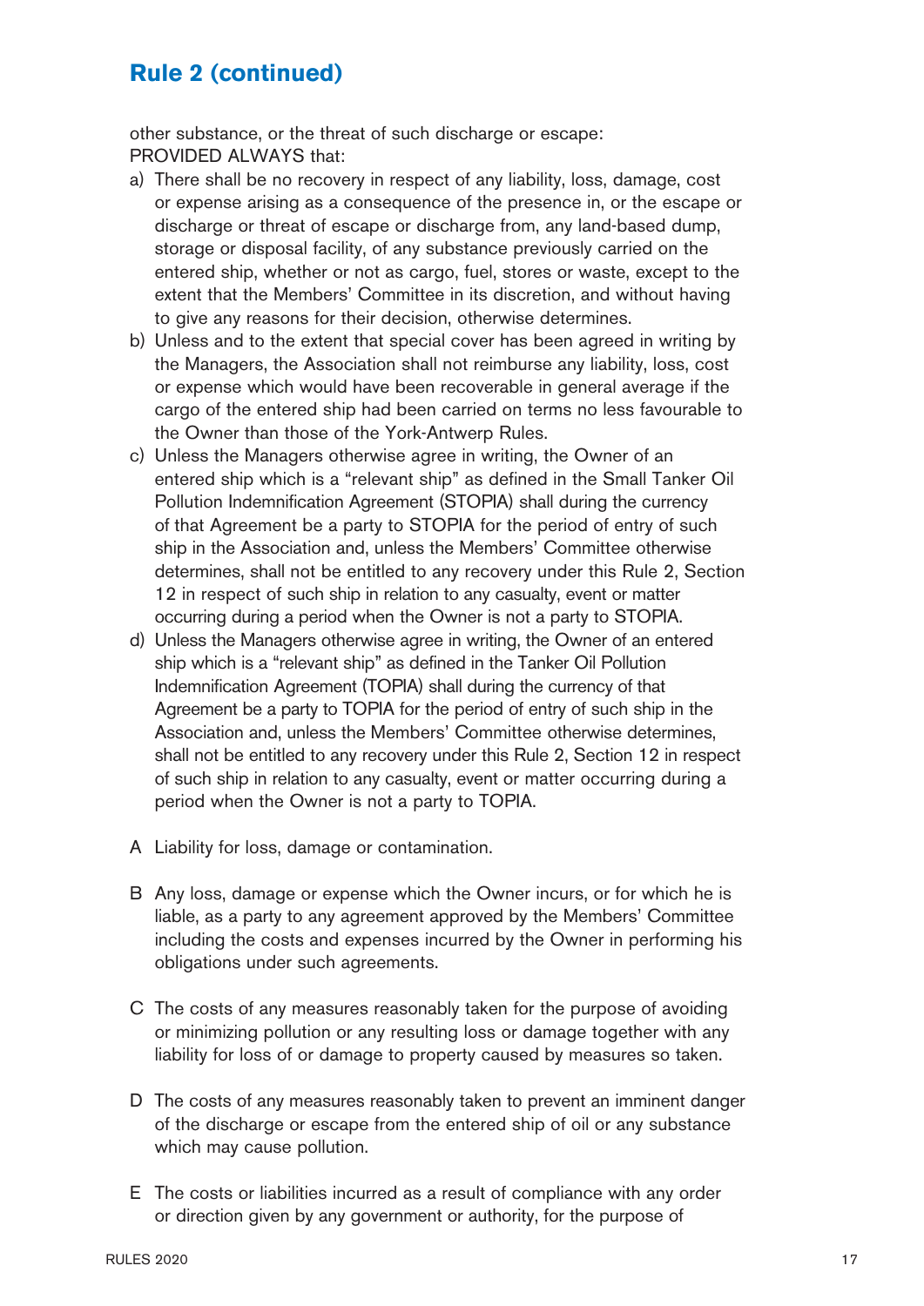## Rule 2 (continued)

other substance, or the threat of such discharge or escape:
PROVIDED ALWAYS that:

a) There shall be no recovery in respect of any liability, loss, damage, cost or expense arising as a consequence of the presence in, or the escape or discharge or threat of escape or discharge from, any land-based dump, storage or disposal facility, of any substance previously carried on the entered ship, whether or not as cargo, fuel, stores or waste, except to the extent that the Members' Committee in its discretion, and without having to give any reasons for their decision, otherwise determines.
b) Unless and to the extent that special cover has been agreed in writing by the Managers, the Association shall not reimburse any liability, loss, cost or expense which would have been recoverable in general average if the cargo of the entered ship had been carried on terms no less favourable to the Owner than those of the York-Antwerp Rules.
c) Unless the Managers otherwise agree in writing, the Owner of an entered ship which is a "relevant ship" as defined in the Small Tanker Oil Pollution Indemnification Agreement (STOPIA) shall during the currency of that Agreement be a party to STOPIA for the period of entry of such ship in the Association and, unless the Members' Committee otherwise determines, shall not be entitled to any recovery under this Rule 2, Section 12 in respect of such ship in relation to any casualty, event or matter occurring during a period when the Owner is not a party to STOPIA.
d) Unless the Managers otherwise agree in writing, the Owner of an entered ship which is a "relevant ship" as defined in the Tanker Oil Pollution Indemnification Agreement (TOPIA) shall during the currency of that Agreement be a party to TOPIA for the period of entry of such ship in the Association and, unless the Members' Committee otherwise determines, shall not be entitled to any recovery under this Rule 2, Section 12 in respect of such ship in relation to any casualty, event or matter occurring during a period when the Owner is not a party to TOPIA.

A Liability for loss, damage or contamination.

B Any loss, damage or expense which the Owner incurs, or for which he is liable, as a party to any agreement approved by the Members' Committee including the costs and expenses incurred by the Owner in performing his obligations under such agreements.

C The costs of any measures reasonably taken for the purpose of avoiding or minimizing pollution or any resulting loss or damage together with any liability for loss of or damage to property caused by measures so taken.

D The costs of any measures reasonably taken to prevent an imminent danger of the discharge or escape from the entered ship of oil or any substance which may cause pollution.

E The costs or liabilities incurred as a result of compliance with any order or direction given by any government or authority, for the purpose of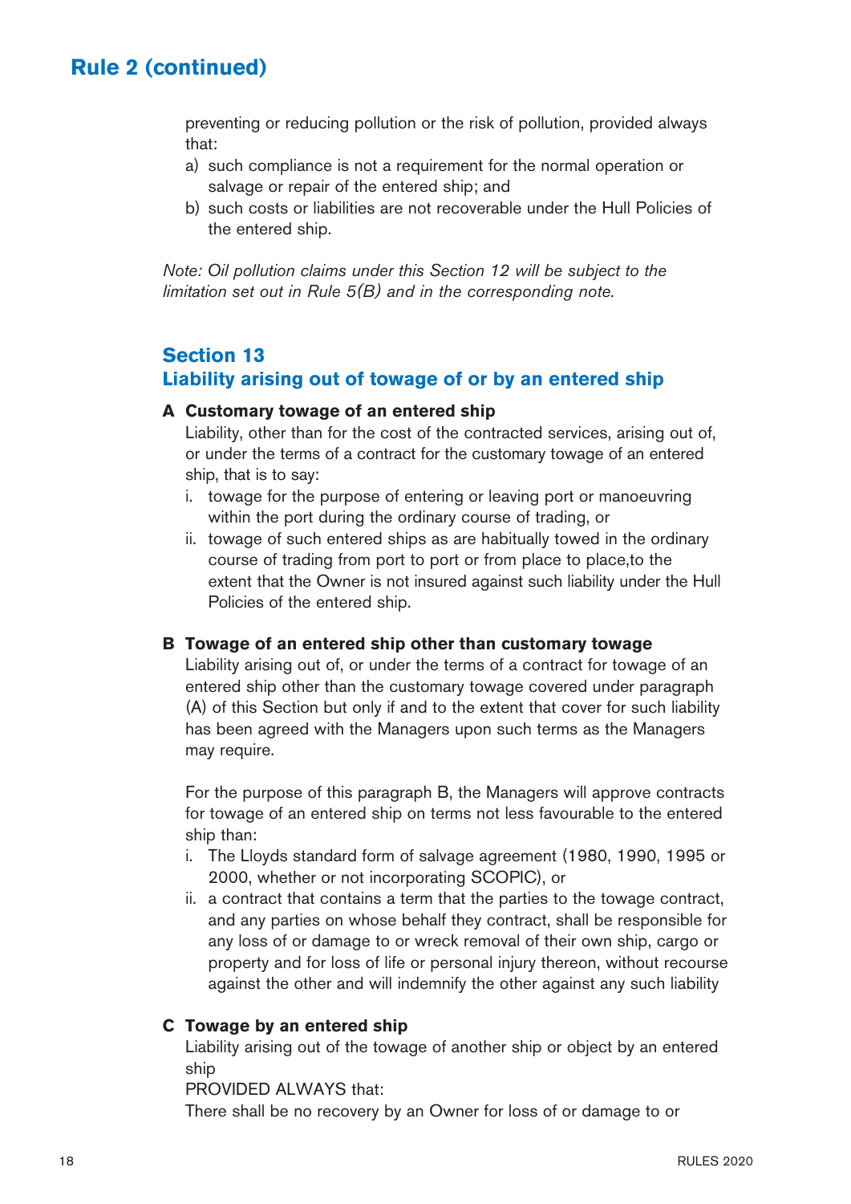# Rule 2 (continued)

preventing or reducing pollution or the risk of pollution, provided always that:

a) such compliance is not a requirement for the normal operation or salvage or repair of the entered ship; and
b) such costs or liabilities are not recoverable under the Hull Policies of the entered ship.

*Note: Oil pollution claims under this Section 12 will be subject to the limitation set out in Rule 5(B) and in the corresponding note.*

## Section 13
## Liability arising out of towage of or by an entered ship

**A Customary towage of an entered ship**

Liability, other than for the cost of the contracted services, arising out of, or under the terms of a contract for the customary towage of an entered ship, that is to say:

i. towage for the purpose of entering or leaving port or manoeuvring within the port during the ordinary course of trading, or
ii. towage of such entered ships as are habitually towed in the ordinary course of trading from port to port or from place to place,to the extent that the Owner is not insured against such liability under the Hull Policies of the entered ship.

**B Towage of an entered ship other than customary towage**

Liability arising out of, or under the terms of a contract for towage of an entered ship other than the customary towage covered under paragraph (A) of this Section but only if and to the extent that cover for such liability has been agreed with the Managers upon such terms as the Managers may require.

For the purpose of this paragraph B, the Managers will approve contracts for towage of an entered ship on terms not less favourable to the entered ship than:

i. The Lloyds standard form of salvage agreement (1980, 1990, 1995 or 2000, whether or not incorporating SCOPIC), or
ii. a contract that contains a term that the parties to the towage contract, and any parties on whose behalf they contract, shall be responsible for any loss of or damage to or wreck removal of their own ship, cargo or property and for loss of life or personal injury thereon, without recourse against the other and will indemnify the other against any such liability

**C Towage by an entered ship**

Liability arising out of the towage of another ship or object by an entered ship

PROVIDED ALWAYS that:

There shall be no recovery by an Owner for loss of or damage to or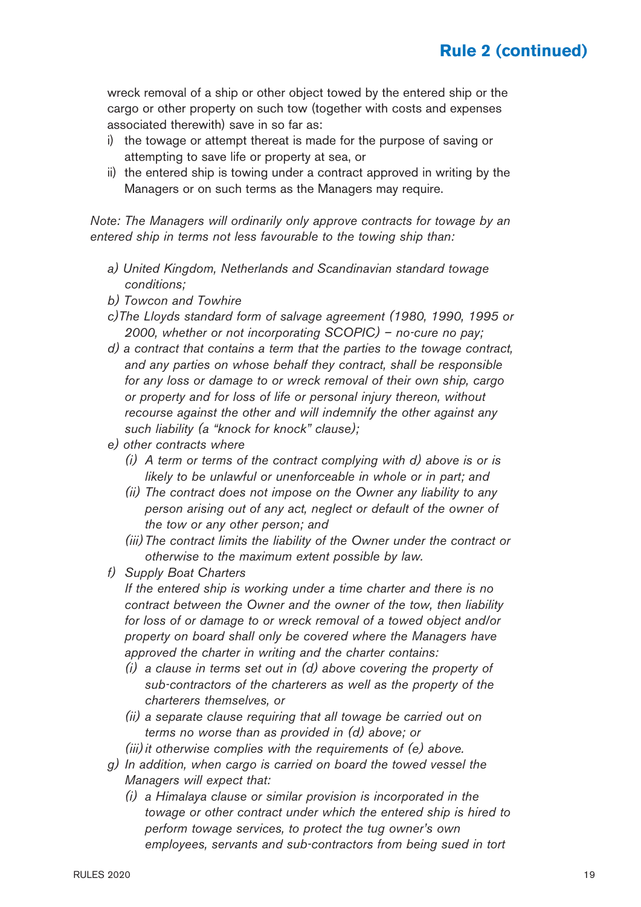wreck removal of a ship or other object towed by the entered ship or the cargo or other property on such tow (together with costs and expenses associated therewith) save in so far as:

i) the towage or attempt thereat is made for the purpose of saving or attempting to save life or property at sea, or
ii) the entered ship is towing under a contract approved in writing by the Managers or on such terms as the Managers may require.

*Note: The Managers will ordinarily only approve contracts for towage by an entered ship in terms not less favourable to the towing ship than:*

*a) United Kingdom, Netherlands and Scandinavian standard towage conditions;*

*b) Towcon and Towhire*

*c)The Lloyds standard form of salvage agreement (1980, 1990, 1995 or 2000, whether or not incorporating SCOPIC) – no-cure no pay;*

*d) a contract that contains a term that the parties to the towage contract, and any parties on whose behalf they contract, shall be responsible for any loss or damage to or wreck removal of their own ship, cargo or property and for loss of life or personal injury thereon, without recourse against the other and will indemnify the other against any such liability (a "knock for knock" clause);*

*e) other contracts where*

*(i) A term or terms of the contract complying with d) above is or is likely to be unlawful or unenforceable in whole or in part; and*

*(ii) The contract does not impose on the Owner any liability to any person arising out of any act, neglect or default of the owner of the tow or any other person; and*

*(iii) The contract limits the liability of the Owner under the contract or otherwise to the maximum extent possible by law.*

*f) Supply Boat Charters*

*If the entered ship is working under a time charter and there is no contract between the Owner and the owner of the tow, then liability for loss of or damage to or wreck removal of a towed object and/or property on board shall only be covered where the Managers have approved the charter in writing and the charter contains:*

*(i) a clause in terms set out in (d) above covering the property of sub-contractors of the charterers as well as the property of the charterers themselves, or*

*(ii) a separate clause requiring that all towage be carried out on terms no worse than as provided in (d) above; or*

*(iii) it otherwise complies with the requirements of (e) above.*

*g) In addition, when cargo is carried on board the towed vessel the Managers will expect that:*

*(i) a Himalaya clause or similar provision is incorporated in the towage or other contract under which the entered ship is hired to perform towage services, to protect the tug owner's own employees, servants and sub-contractors from being sued in tort*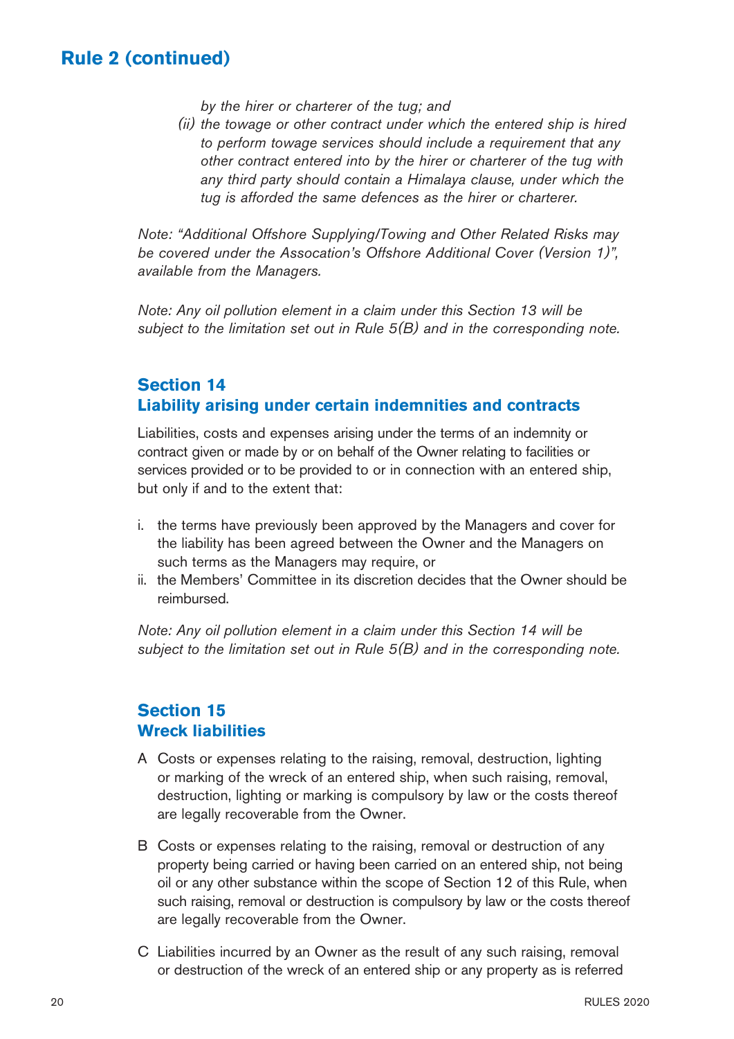## Rule 2 (continued)

*by the hirer or charterer of the tug; and*

*(ii) the towage or other contract under which the entered ship is hired to perform towage services should include a requirement that any other contract entered into by the hirer or charterer of the tug with any third party should contain a Himalaya clause, under which the tug is afforded the same defences as the hirer or charterer.*

*Note: "Additional Offshore Supplying/Towing and Other Related Risks may be covered under the Assocation's Offshore Additional Cover (Version 1)", available from the Managers.*

*Note: Any oil pollution element in a claim under this Section 13 will be subject to the limitation set out in Rule 5(B) and in the corresponding note.*

### Section 14
### Liability arising under certain indemnities and contracts

Liabilities, costs and expenses arising under the terms of an indemnity or contract given or made by or on behalf of the Owner relating to facilities or services provided or to be provided to or in connection with an entered ship, but only if and to the extent that:

i. the terms have previously been approved by the Managers and cover for the liability has been agreed between the Owner and the Managers on such terms as the Managers may require, or
ii. the Members' Committee in its discretion decides that the Owner should be reimbursed.

*Note: Any oil pollution element in a claim under this Section 14 will be subject to the limitation set out in Rule 5(B) and in the corresponding note.*

### Section 15
### Wreck liabilities

A Costs or expenses relating to the raising, removal, destruction, lighting or marking of the wreck of an entered ship, when such raising, removal, destruction, lighting or marking is compulsory by law or the costs thereof are legally recoverable from the Owner.

B Costs or expenses relating to the raising, removal or destruction of any property being carried or having been carried on an entered ship, not being oil or any other substance within the scope of Section 12 of this Rule, when such raising, removal or destruction is compulsory by law or the costs thereof are legally recoverable from the Owner.

C Liabilities incurred by an Owner as the result of any such raising, removal or destruction of the wreck of an entered ship or any property as is referred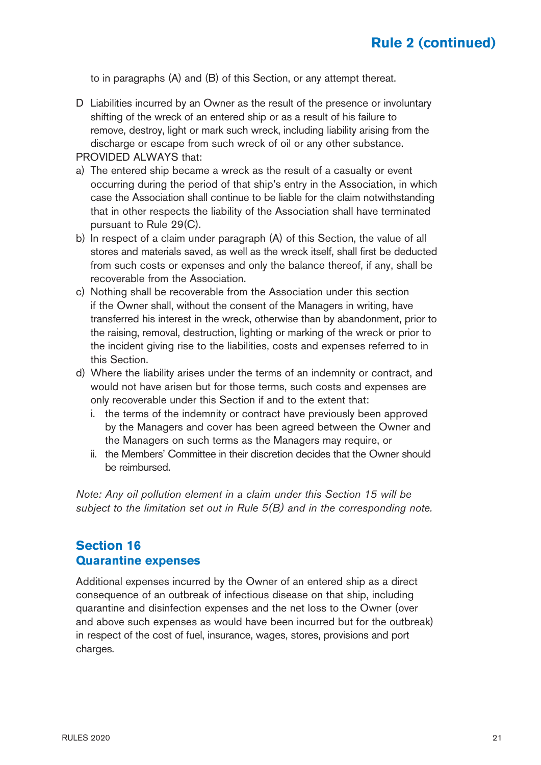to in paragraphs (A) and (B) of this Section, or any attempt thereat.

D Liabilities incurred by an Owner as the result of the presence or involuntary shifting of the wreck of an entered ship or as a result of his failure to remove, destroy, light or mark such wreck, including liability arising from the discharge or escape from such wreck of oil or any other substance.

PROVIDED ALWAYS that:

a) The entered ship became a wreck as the result of a casualty or event occurring during the period of that ship's entry in the Association, in which case the Association shall continue to be liable for the claim notwithstanding that in other respects the liability of the Association shall have terminated pursuant to Rule 29(C).
b) In respect of a claim under paragraph (A) of this Section, the value of all stores and materials saved, as well as the wreck itself, shall first be deducted from such costs or expenses and only the balance thereof, if any, shall be recoverable from the Association.
c) Nothing shall be recoverable from the Association under this section if the Owner shall, without the consent of the Managers in writing, have transferred his interest in the wreck, otherwise than by abandonment, prior to the raising, removal, destruction, lighting or marking of the wreck or prior to the incident giving rise to the liabilities, costs and expenses referred to in this Section.
d) Where the liability arises under the terms of an indemnity or contract, and would not have arisen but for those terms, such costs and expenses are only recoverable under this Section if and to the extent that:
   i. the terms of the indemnity or contract have previously been approved by the Managers and cover has been agreed between the Owner and the Managers on such terms as the Managers may require, or
   ii. the Members' Committee in their discretion decides that the Owner should be reimbursed.

*Note: Any oil pollution element in a claim under this Section 15 will be subject to the limitation set out in Rule 5(B) and in the corresponding note.*

## Section 16
## Quarantine expenses

Additional expenses incurred by the Owner of an entered ship as a direct consequence of an outbreak of infectious disease on that ship, including quarantine and disinfection expenses and the net loss to the Owner (over and above such expenses as would have been incurred but for the outbreak) in respect of the cost of fuel, insurance, wages, stores, provisions and port charges.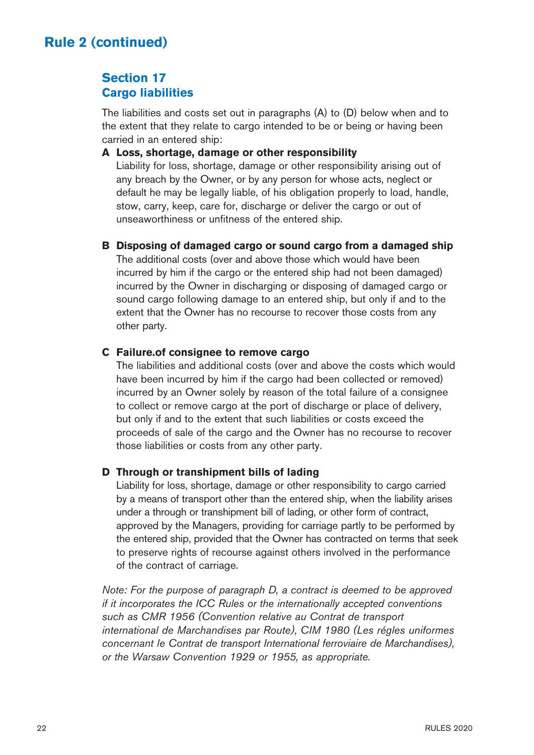## Rule 2 (continued)

### Section 17
### Cargo liabilities

The liabilities and costs set out in paragraphs (A) to (D) below when and to the extent that they relate to cargo intended to be or being or having been carried in an entered ship:

**A Loss, shortage, damage or other responsibility**
Liability for loss, shortage, damage or other responsibility arising out of any breach by the Owner, or by any person for whose acts, neglect or default he may be legally liable, of his obligation properly to load, handle, stow, carry, keep, care for, discharge or deliver the cargo or out of unseaworthiness or unfitness of the entered ship.

**B Disposing of damaged cargo or sound cargo from a damaged ship**
The additional costs (over and above those which would have been incurred by him if the cargo or the entered ship had not been damaged) incurred by the Owner in discharging or disposing of damaged cargo or sound cargo following damage to an entered ship, but only if and to the extent that the Owner has no recourse to recover those costs from any other party.

**C Failure.of consignee to remove cargo**
The liabilities and additional costs (over and above the costs which would have been incurred by him if the cargo had been collected or removed) incurred by an Owner solely by reason of the total failure of a consignee to collect or remove cargo at the port of discharge or place of delivery, but only if and to the extent that such liabilities or costs exceed the proceeds of sale of the cargo and the Owner has no recourse to recover those liabilities or costs from any other party.

**D Through or transhipment bills of lading**
Liability for loss, shortage, damage or other responsibility to cargo carried by a means of transport other than the entered ship, when the liability arises under a through or transhipment bill of lading, or other form of contract, approved by the Managers, providing for carriage partly to be performed by the entered ship, provided that the Owner has contracted on terms that seek to preserve rights of recourse against others involved in the performance of the contract of carriage.

*Note: For the purpose of paragraph D, a contract is deemed to be approved if it incorporates the ICC Rules or the internationally accepted conventions such as CMR 1956 (Convention relative au Contrat de transport international de Marchandises par Route), CIM 1980 (Les régles uniformes concernant le Contrat de transport International ferroviaire de Marchandises), or the Warsaw Convention 1929 or 1955, as appropriate.*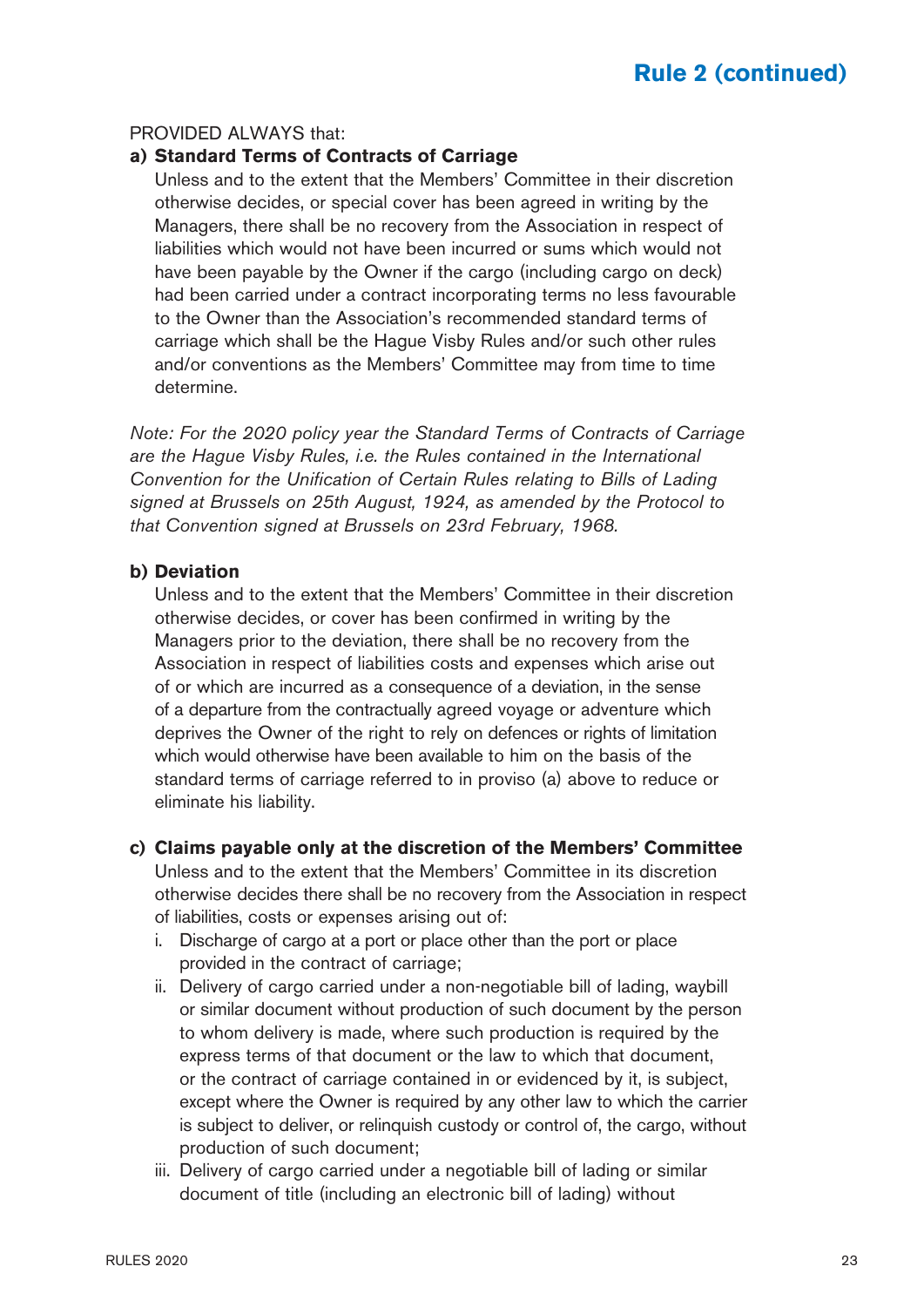PROVIDED ALWAYS that:

**a) Standard Terms of Contracts of Carriage**

Unless and to the extent that the Members' Committee in their discretion otherwise decides, or special cover has been agreed in writing by the Managers, there shall be no recovery from the Association in respect of liabilities which would not have been incurred or sums which would not have been payable by the Owner if the cargo (including cargo on deck) had been carried under a contract incorporating terms no less favourable to the Owner than the Association's recommended standard terms of carriage which shall be the Hague Visby Rules and/or such other rules and/or conventions as the Members' Committee may from time to time determine.

*Note: For the 2020 policy year the Standard Terms of Contracts of Carriage are the Hague Visby Rules, i.e. the Rules contained in the International Convention for the Unification of Certain Rules relating to Bills of Lading signed at Brussels on 25th August, 1924, as amended by the Protocol to that Convention signed at Brussels on 23rd February, 1968.*

**b) Deviation**

Unless and to the extent that the Members' Committee in their discretion otherwise decides, or cover has been confirmed in writing by the Managers prior to the deviation, there shall be no recovery from the Association in respect of liabilities costs and expenses which arise out of or which are incurred as a consequence of a deviation, in the sense of a departure from the contractually agreed voyage or adventure which deprives the Owner of the right to rely on defences or rights of limitation which would otherwise have been available to him on the basis of the standard terms of carriage referred to in proviso (a) above to reduce or eliminate his liability.

**c) Claims payable only at the discretion of the Members' Committee**

Unless and to the extent that the Members' Committee in its discretion otherwise decides there shall be no recovery from the Association in respect of liabilities, costs or expenses arising out of:

i. Discharge of cargo at a port or place other than the port or place provided in the contract of carriage;

ii. Delivery of cargo carried under a non-negotiable bill of lading, waybill or similar document without production of such document by the person to whom delivery is made, where such production is required by the express terms of that document or the law to which that document, or the contract of carriage contained in or evidenced by it, is subject, except where the Owner is required by any other law to which the carrier is subject to deliver, or relinquish custody or control of, the cargo, without production of such document;

iii. Delivery of cargo carried under a negotiable bill of lading or similar document of title (including an electronic bill of lading) without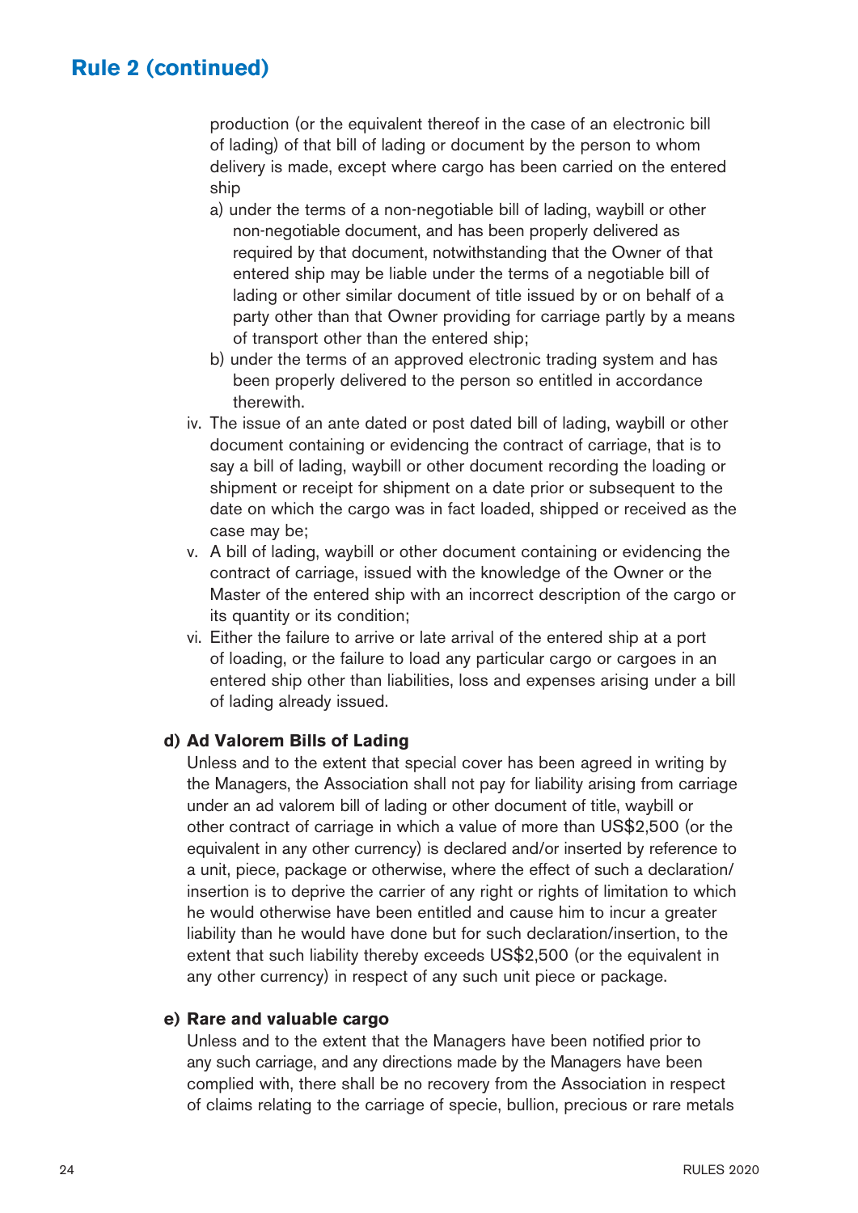## Rule 2 (continued)

production (or the equivalent thereof in the case of an electronic bill of lading) of that bill of lading or document by the person to whom delivery is made, except where cargo has been carried on the entered ship

a) under the terms of a non-negotiable bill of lading, waybill or other non-negotiable document, and has been properly delivered as required by that document, notwithstanding that the Owner of that entered ship may be liable under the terms of a negotiable bill of lading or other similar document of title issued by or on behalf of a party other than that Owner providing for carriage partly by a means of transport other than the entered ship;

b) under the terms of an approved electronic trading system and has been properly delivered to the person so entitled in accordance therewith.

iv. The issue of an ante dated or post dated bill of lading, waybill or other document containing or evidencing the contract of carriage, that is to say a bill of lading, waybill or other document recording the loading or shipment or receipt for shipment on a date prior or subsequent to the date on which the cargo was in fact loaded, shipped or received as the case may be;

v. A bill of lading, waybill or other document containing or evidencing the contract of carriage, issued with the knowledge of the Owner or the Master of the entered ship with an incorrect description of the cargo or its quantity or its condition;

vi. Either the failure to arrive or late arrival of the entered ship at a port of loading, or the failure to load any particular cargo or cargoes in an entered ship other than liabilities, loss and expenses arising under a bill of lading already issued.

**d) Ad Valorem Bills of Lading**

Unless and to the extent that special cover has been agreed in writing by the Managers, the Association shall not pay for liability arising from carriage under an ad valorem bill of lading or other document of title, waybill or other contract of carriage in which a value of more than US$2,500 (or the equivalent in any other currency) is declared and/or inserted by reference to a unit, piece, package or otherwise, where the effect of such a declaration/insertion is to deprive the carrier of any right or rights of limitation to which he would otherwise have been entitled and cause him to incur a greater liability than he would have done but for such declaration/insertion, to the extent that such liability thereby exceeds US$2,500 (or the equivalent in any other currency) in respect of any such unit piece or package.

**e) Rare and valuable cargo**

Unless and to the extent that the Managers have been notified prior to any such carriage, and any directions made by the Managers have been complied with, there shall be no recovery from the Association in respect of claims relating to the carriage of specie, bullion, precious or rare metals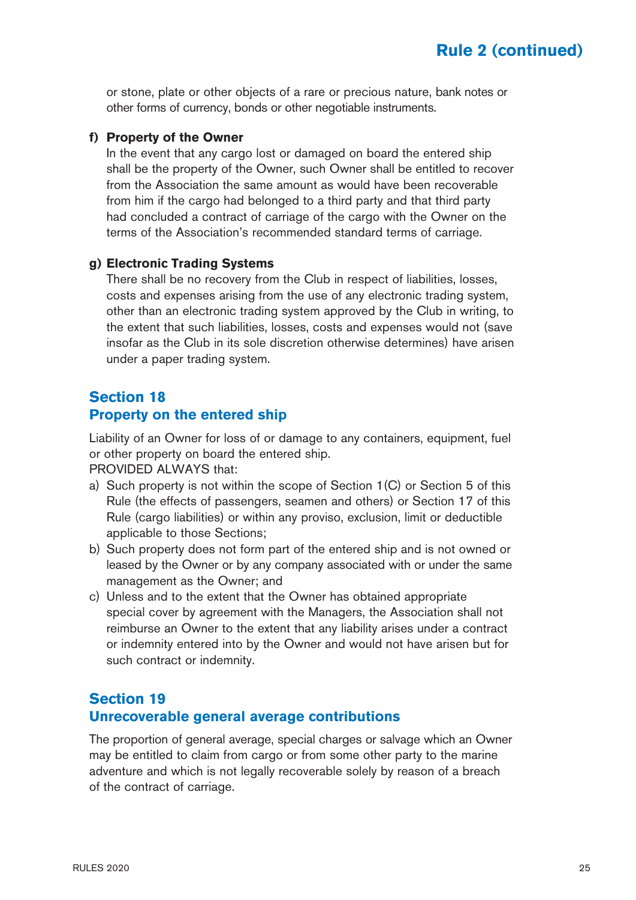or stone, plate or other objects of a rare or precious nature, bank notes or other forms of currency, bonds or other negotiable instruments.

**f) Property of the Owner**

In the event that any cargo lost or damaged on board the entered ship shall be the property of the Owner, such Owner shall be entitled to recover from the Association the same amount as would have been recoverable from him if the cargo had belonged to a third party and that third party had concluded a contract of carriage of the cargo with the Owner on the terms of the Association's recommended standard terms of carriage.

**g) Electronic Trading Systems**

There shall be no recovery from the Club in respect of liabilities, losses, costs and expenses arising from the use of any electronic trading system, other than an electronic trading system approved by the Club in writing, to the extent that such liabilities, losses, costs and expenses would not (save insofar as the Club in its sole discretion otherwise determines) have arisen under a paper trading system.

## Section 18
## Property on the entered ship

Liability of an Owner for loss of or damage to any containers, equipment, fuel or other property on board the entered ship.

PROVIDED ALWAYS that:

a) Such property is not within the scope of Section 1(C) or Section 5 of this Rule (the effects of passengers, seamen and others) or Section 17 of this Rule (cargo liabilities) or within any proviso, exclusion, limit or deductible applicable to those Sections;

b) Such property does not form part of the entered ship and is not owned or leased by the Owner or by any company associated with or under the same management as the Owner; and

c) Unless and to the extent that the Owner has obtained appropriate special cover by agreement with the Managers, the Association shall not reimburse an Owner to the extent that any liability arises under a contract or indemnity entered into by the Owner and would not have arisen but for such contract or indemnity.

## Section 19
## Unrecoverable general average contributions

The proportion of general average, special charges or salvage which an Owner may be entitled to claim from cargo or from some other party to the marine adventure and which is not legally recoverable solely by reason of a breach of the contract of carriage.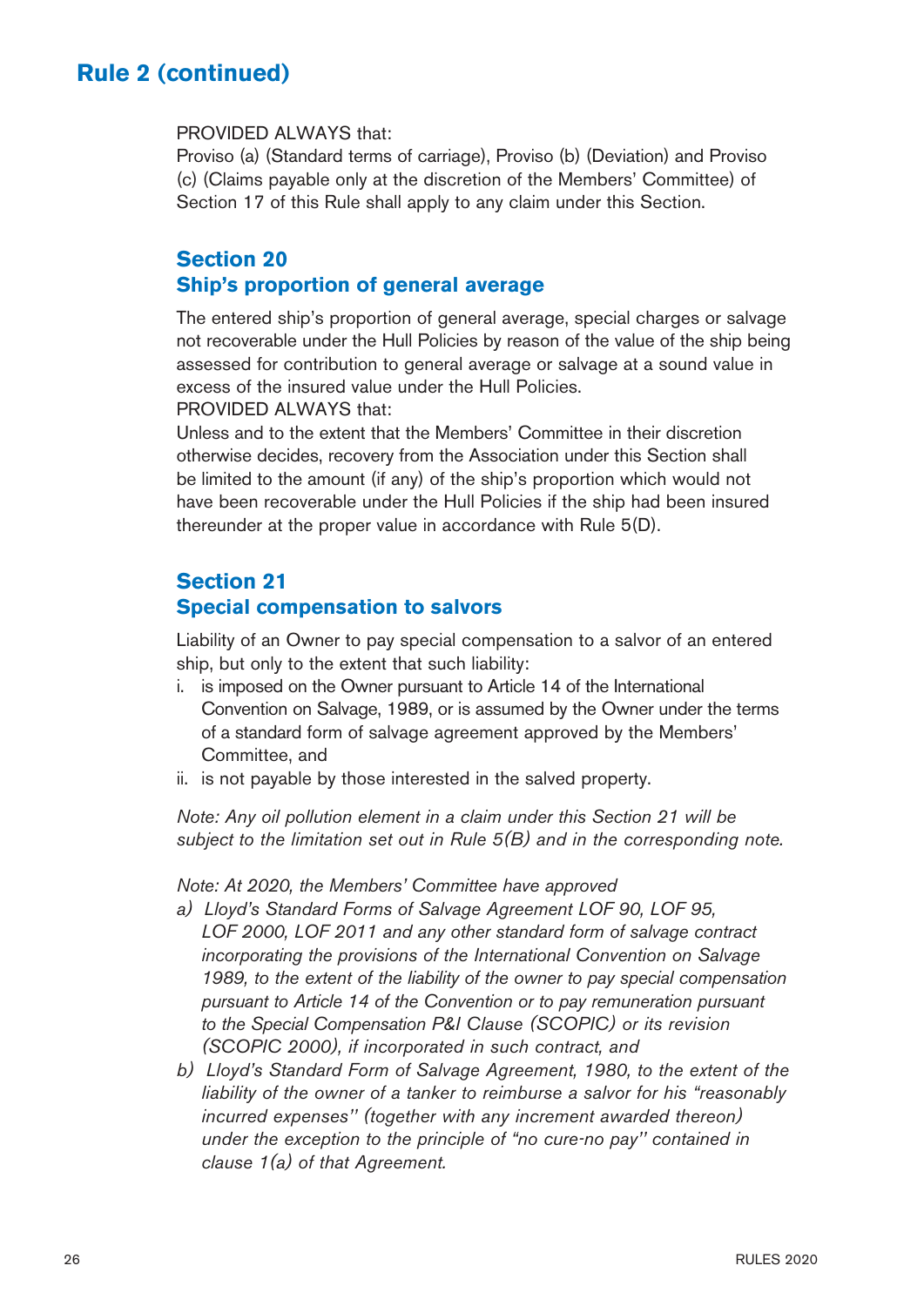# Rule 2 (continued)

PROVIDED ALWAYS that:
Proviso (a) (Standard terms of carriage), Proviso (b) (Deviation) and Proviso (c) (Claims payable only at the discretion of the Members' Committee) of Section 17 of this Rule shall apply to any claim under this Section.

## Section 20
## Ship's proportion of general average

The entered ship's proportion of general average, special charges or salvage not recoverable under the Hull Policies by reason of the value of the ship being assessed for contribution to general average or salvage at a sound value in excess of the insured value under the Hull Policies.
PROVIDED ALWAYS that:
Unless and to the extent that the Members' Committee in their discretion otherwise decides, recovery from the Association under this Section shall be limited to the amount (if any) of the ship's proportion which would not have been recoverable under the Hull Policies if the ship had been insured thereunder at the proper value in accordance with Rule 5(D).

## Section 21
## Special compensation to salvors

Liability of an Owner to pay special compensation to a salvor of an entered ship, but only to the extent that such liability:

i. is imposed on the Owner pursuant to Article 14 of the International Convention on Salvage, 1989, or is assumed by the Owner under the terms of a standard form of salvage agreement approved by the Members' Committee, and
ii. is not payable by those interested in the salved property.

*Note: Any oil pollution element in a claim under this Section 21 will be subject to the limitation set out in Rule 5(B) and in the corresponding note.*

*Note: At 2020, the Members' Committee have approved*

*a) Lloyd's Standard Forms of Salvage Agreement LOF 90, LOF 95, LOF 2000, LOF 2011 and any other standard form of salvage contract incorporating the provisions of the International Convention on Salvage 1989, to the extent of the liability of the owner to pay special compensation pursuant to Article 14 of the Convention or to pay remuneration pursuant to the Special Compensation P&I Clause (SCOPIC) or its revision (SCOPIC 2000), if incorporated in such contract, and*

*b) Lloyd's Standard Form of Salvage Agreement, 1980, to the extent of the liability of the owner of a tanker to reimburse a salvor for his "reasonably incurred expenses" (together with any increment awarded thereon) under the exception to the principle of "no cure-no pay" contained in clause 1(a) of that Agreement.*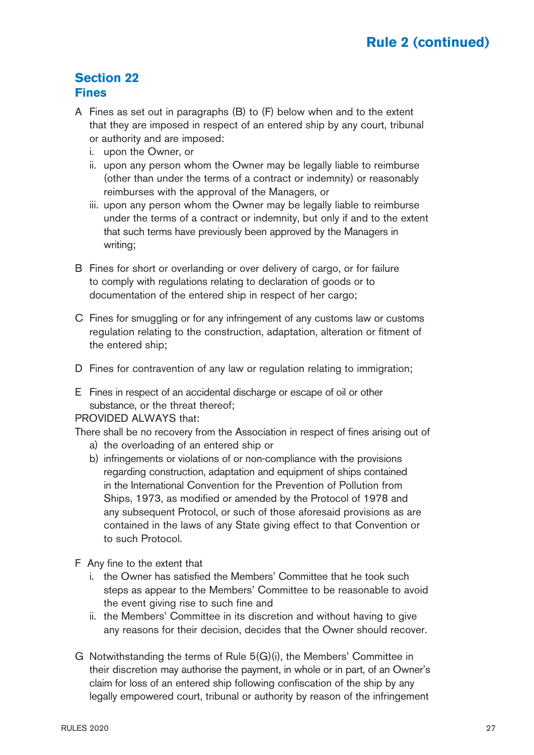## Rule 2 (continued)

## Section 22
## Fines

A Fines as set out in paragraphs (B) to (F) below when and to the extent that they are imposed in respect of an entered ship by any court, tribunal or authority and are imposed:

   i. upon the Owner, or
   ii. upon any person whom the Owner may be legally liable to reimburse (other than under the terms of a contract or indemnity) or reasonably reimburses with the approval of the Managers, or
   iii. upon any person whom the Owner may be legally liable to reimburse under the terms of a contract or indemnity, but only if and to the extent that such terms have previously been approved by the Managers in writing;

B Fines for short or overlanding or over delivery of cargo, or for failure to comply with regulations relating to declaration of goods or to documentation of the entered ship in respect of her cargo;

C Fines for smuggling or for any infringement of any customs law or customs regulation relating to the construction, adaptation, alteration or fitment of the entered ship;

D Fines for contravention of any law or regulation relating to immigration;

E Fines in respect of an accidental discharge or escape of oil or other substance, or the threat thereof;

PROVIDED ALWAYS that:

There shall be no recovery from the Association in respect of fines arising out of

   a) the overloading of an entered ship or
   b) infringements or violations of or non-compliance with the provisions regarding construction, adaptation and equipment of ships contained in the International Convention for the Prevention of Pollution from Ships, 1973, as modified or amended by the Protocol of 1978 and any subsequent Protocol, or such of those aforesaid provisions as are contained in the laws of any State giving effect to that Convention or to such Protocol.

F Any fine to the extent that

   i. the Owner has satisfied the Members' Committee that he took such steps as appear to the Members' Committee to be reasonable to avoid the event giving rise to such fine and
   ii. the Members' Committee in its discretion and without having to give any reasons for their decision, decides that the Owner should recover.

G Notwithstanding the terms of Rule 5(G)(i), the Members' Committee in their discretion may authorise the payment, in whole or in part, of an Owner's claim for loss of an entered ship following confiscation of the ship by any legally empowered court, tribunal or authority by reason of the infringement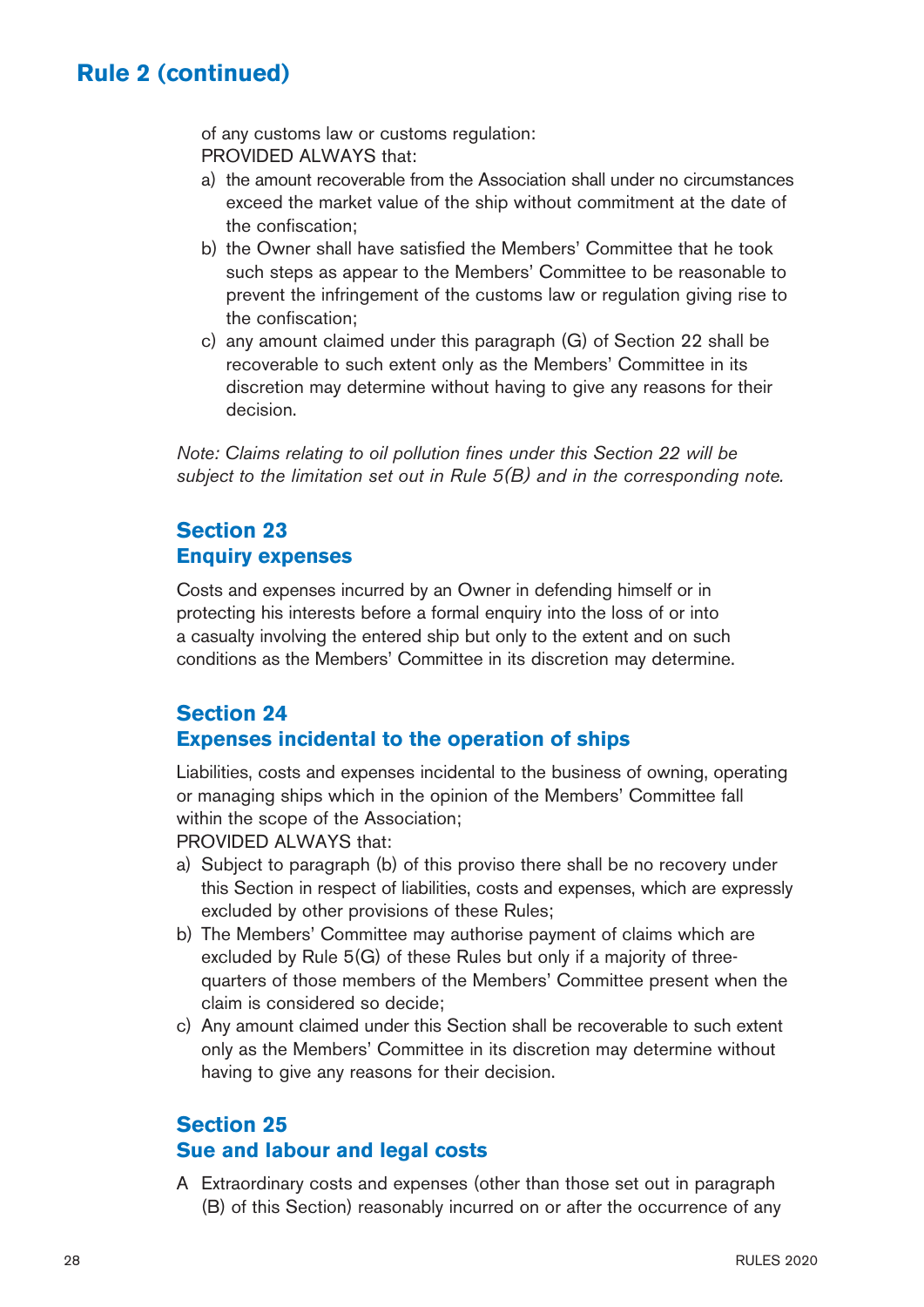## Rule 2 (continued)

of any customs law or customs regulation:
PROVIDED ALWAYS that:

a) the amount recoverable from the Association shall under no circumstances exceed the market value of the ship without commitment at the date of the confiscation;
b) the Owner shall have satisfied the Members' Committee that he took such steps as appear to the Members' Committee to be reasonable to prevent the infringement of the customs law or regulation giving rise to the confiscation;
c) any amount claimed under this paragraph (G) of Section 22 shall be recoverable to such extent only as the Members' Committee in its discretion may determine without having to give any reasons for their decision.

*Note: Claims relating to oil pollution fines under this Section 22 will be subject to the limitation set out in Rule 5(B) and in the corresponding note.*

### Section 23
### Enquiry expenses

Costs and expenses incurred by an Owner in defending himself or in protecting his interests before a formal enquiry into the loss of or into a casualty involving the entered ship but only to the extent and on such conditions as the Members' Committee in its discretion may determine.

### Section 24
### Expenses incidental to the operation of ships

Liabilities, costs and expenses incidental to the business of owning, operating or managing ships which in the opinion of the Members' Committee fall within the scope of the Association;
PROVIDED ALWAYS that:

a) Subject to paragraph (b) of this proviso there shall be no recovery under this Section in respect of liabilities, costs and expenses, which are expressly excluded by other provisions of these Rules;
b) The Members' Committee may authorise payment of claims which are excluded by Rule 5(G) of these Rules but only if a majority of three-quarters of those members of the Members' Committee present when the claim is considered so decide;
c) Any amount claimed under this Section shall be recoverable to such extent only as the Members' Committee in its discretion may determine without having to give any reasons for their decision.

### Section 25
### Sue and labour and legal costs

A Extraordinary costs and expenses (other than those set out in paragraph (B) of this Section) reasonably incurred on or after the occurrence of any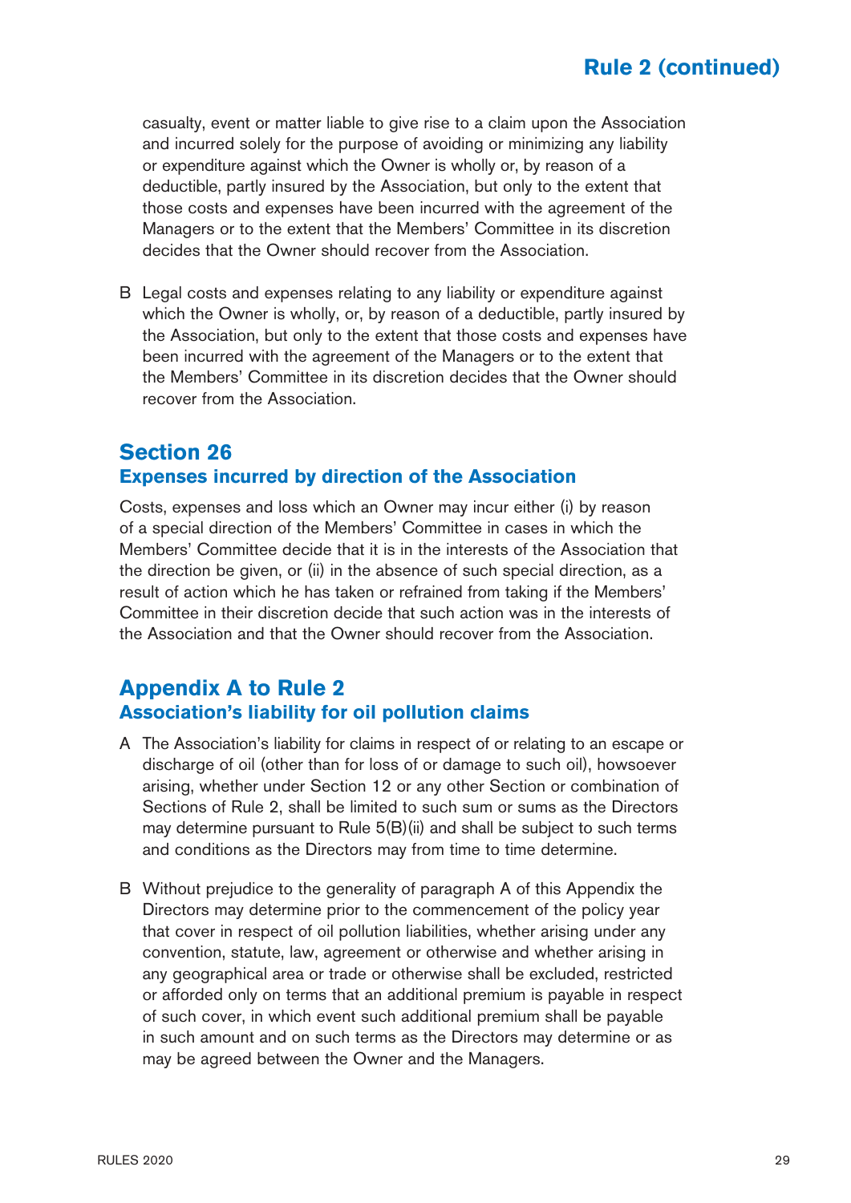casualty, event or matter liable to give rise to a claim upon the Association and incurred solely for the purpose of avoiding or minimizing any liability or expenditure against which the Owner is wholly or, by reason of a deductible, partly insured by the Association, but only to the extent that those costs and expenses have been incurred with the agreement of the Managers or to the extent that the Members' Committee in its discretion decides that the Owner should recover from the Association.

B Legal costs and expenses relating to any liability or expenditure against which the Owner is wholly, or, by reason of a deductible, partly insured by the Association, but only to the extent that those costs and expenses have been incurred with the agreement of the Managers or to the extent that the Members' Committee in its discretion decides that the Owner should recover from the Association.

## Section 26
### Expenses incurred by direction of the Association

Costs, expenses and loss which an Owner may incur either (i) by reason of a special direction of the Members' Committee in cases in which the Members' Committee decide that it is in the interests of the Association that the direction be given, or (ii) in the absence of such special direction, as a result of action which he has taken or refrained from taking if the Members' Committee in their discretion decide that such action was in the interests of the Association and that the Owner should recover from the Association.

## Appendix A to Rule 2
### Association's liability for oil pollution claims

A The Association's liability for claims in respect of or relating to an escape or discharge of oil (other than for loss of or damage to such oil), howsoever arising, whether under Section 12 or any other Section or combination of Sections of Rule 2, shall be limited to such sum or sums as the Directors may determine pursuant to Rule 5(B)(ii) and shall be subject to such terms and conditions as the Directors may from time to time determine.

B Without prejudice to the generality of paragraph A of this Appendix the Directors may determine prior to the commencement of the policy year that cover in respect of oil pollution liabilities, whether arising under any convention, statute, law, agreement or otherwise and whether arising in any geographical area or trade or otherwise shall be excluded, restricted or afforded only on terms that an additional premium is payable in respect of such cover, in which event such additional premium shall be payable in such amount and on such terms as the Directors may determine or as may be agreed between the Owner and the Managers.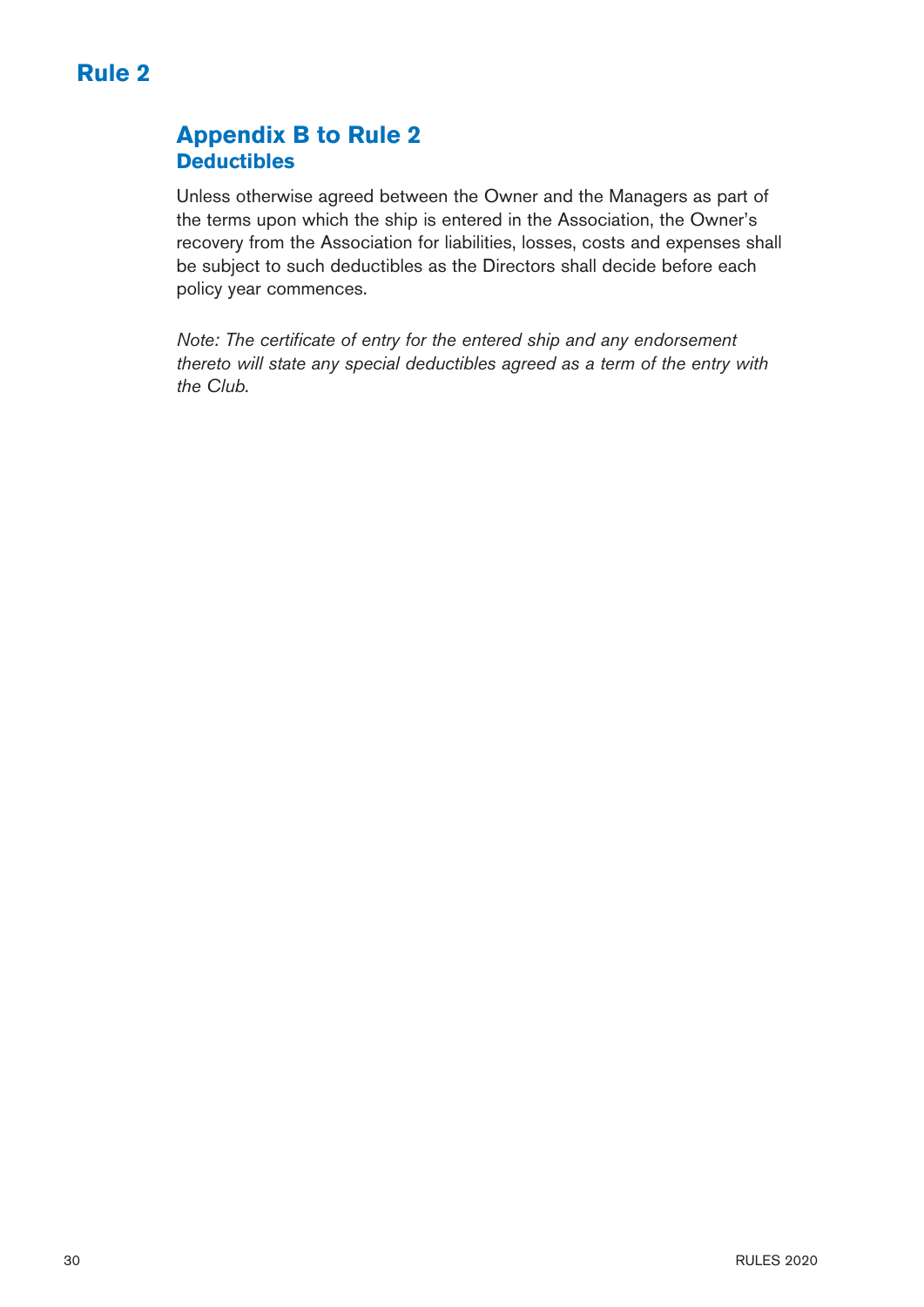## Appendix B to Rule 2
### Deductibles

Unless otherwise agreed between the Owner and the Managers as part of the terms upon which the ship is entered in the Association, the Owner's recovery from the Association for liabilities, losses, costs and expenses shall be subject to such deductibles as the Directors shall decide before each policy year commences.

*Note: The certificate of entry for the entered ship and any endorsement thereto will state any special deductibles agreed as a term of the entry with the Club.*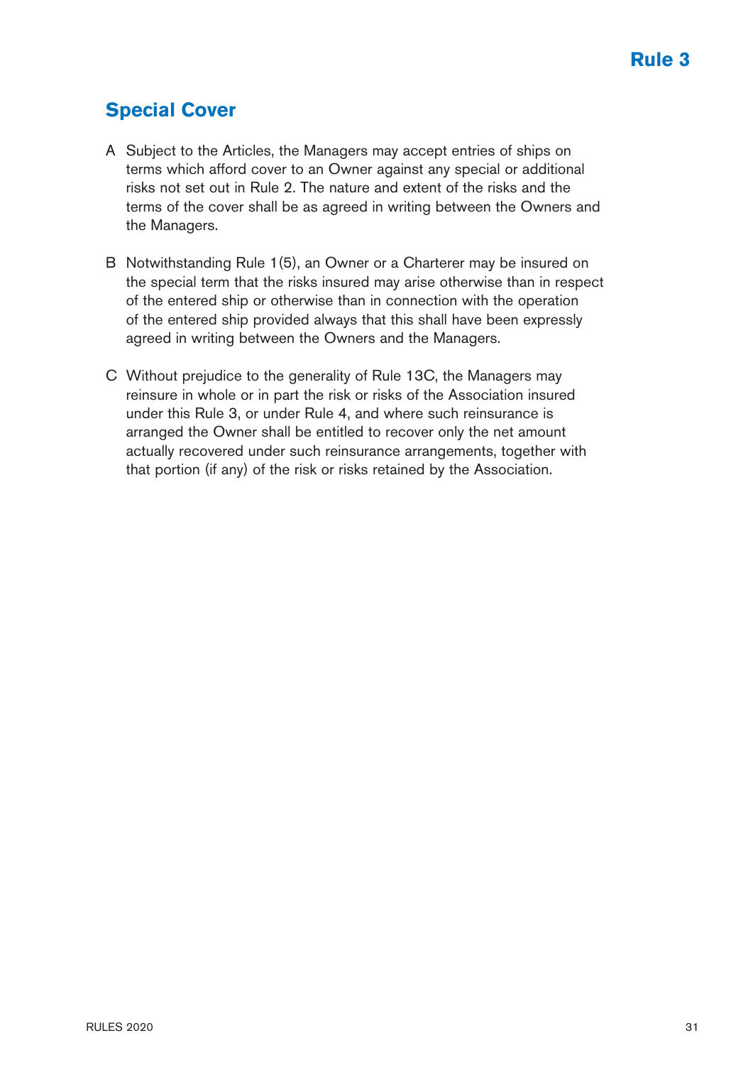# Rule 3

## Special Cover

A Subject to the Articles, the Managers may accept entries of ships on terms which afford cover to an Owner against any special or additional risks not set out in Rule 2. The nature and extent of the risks and the terms of the cover shall be as agreed in writing between the Owners and the Managers.

B Notwithstanding Rule 1(5), an Owner or a Charterer may be insured on the special term that the risks insured may arise otherwise than in respect of the entered ship or otherwise than in connection with the operation of the entered ship provided always that this shall have been expressly agreed in writing between the Owners and the Managers.

C Without prejudice to the generality of Rule 13C, the Managers may reinsure in whole or in part the risk or risks of the Association insured under this Rule 3, or under Rule 4, and where such reinsurance is arranged the Owner shall be entitled to recover only the net amount actually recovered under such reinsurance arrangements, together with that portion (if any) of the risk or risks retained by the Association.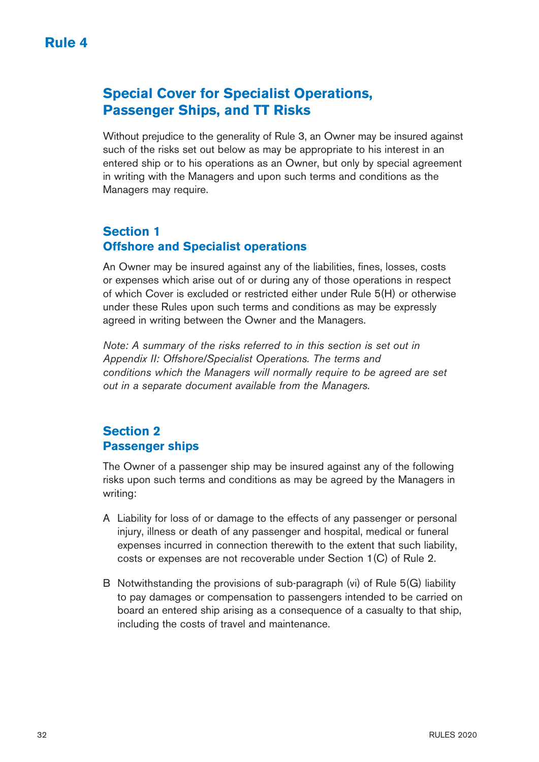# Rule 4

## Special Cover for Specialist Operations, Passenger Ships, and TT Risks

Without prejudice to the generality of Rule 3, an Owner may be insured against such of the risks set out below as may be appropriate to his interest in an entered ship or to his operations as an Owner, but only by special agreement in writing with the Managers and upon such terms and conditions as the Managers may require.

### Section 1
### Offshore and Specialist operations

An Owner may be insured against any of the liabilities, fines, losses, costs or expenses which arise out of or during any of those operations in respect of which Cover is excluded or restricted either under Rule 5(H) or otherwise under these Rules upon such terms and conditions as may be expressly agreed in writing between the Owner and the Managers.

*Note: A summary of the risks referred to in this section is set out in Appendix II: Offshore/Specialist Operations. The terms and conditions which the Managers will normally require to be agreed are set out in a separate document available from the Managers.*

### Section 2
### Passenger ships

The Owner of a passenger ship may be insured against any of the following risks upon such terms and conditions as may be agreed by the Managers in writing:

A Liability for loss of or damage to the effects of any passenger or personal injury, illness or death of any passenger and hospital, medical or funeral expenses incurred in connection therewith to the extent that such liability, costs or expenses are not recoverable under Section 1(C) of Rule 2.

B Notwithstanding the provisions of sub-paragraph (vi) of Rule 5(G) liability to pay damages or compensation to passengers intended to be carried on board an entered ship arising as a consequence of a casualty to that ship, including the costs of travel and maintenance.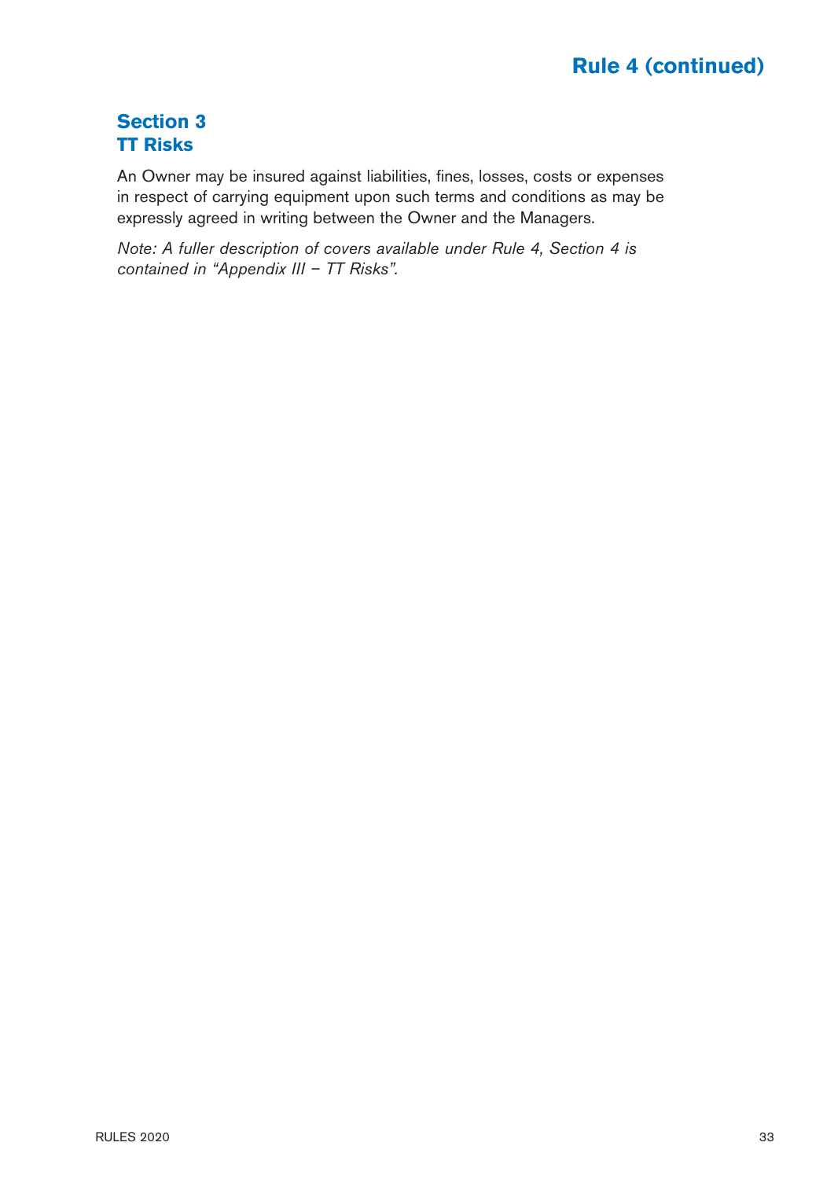## Section 3
## TT Risks

An Owner may be insured against liabilities, fines, losses, costs or expenses in respect of carrying equipment upon such terms and conditions as may be expressly agreed in writing between the Owner and the Managers.

*Note: A fuller description of covers available under Rule 4, Section 4 is contained in "Appendix III – TT Risks".*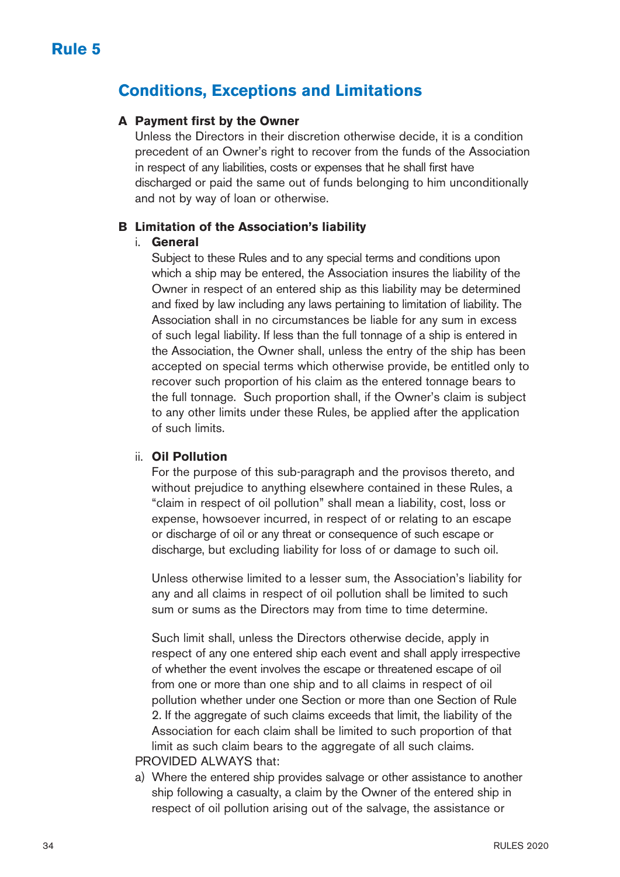# Rule 5

## Conditions, Exceptions and Limitations

### A Payment first by the Owner

Unless the Directors in their discretion otherwise decide, it is a condition precedent of an Owner's right to recover from the funds of the Association in respect of any liabilities, costs or expenses that he shall first have discharged or paid the same out of funds belonging to him unconditionally and not by way of loan or otherwise.

### B Limitation of the Association's liability

i. **General**

Subject to these Rules and to any special terms and conditions upon which a ship may be entered, the Association insures the liability of the Owner in respect of an entered ship as this liability may be determined and fixed by law including any laws pertaining to limitation of liability. The Association shall in no circumstances be liable for any sum in excess of such legal liability. If less than the full tonnage of a ship is entered in the Association, the Owner shall, unless the entry of the ship has been accepted on special terms which otherwise provide, be entitled only to recover such proportion of his claim as the entered tonnage bears to the full tonnage. Such proportion shall, if the Owner's claim is subject to any other limits under these Rules, be applied after the application of such limits.

ii. **Oil Pollution**

For the purpose of this sub-paragraph and the provisos thereto, and without prejudice to anything elsewhere contained in these Rules, a "claim in respect of oil pollution" shall mean a liability, cost, loss or expense, howsoever incurred, in respect of or relating to an escape or discharge of oil or any threat or consequence of such escape or discharge, but excluding liability for loss of or damage to such oil.

Unless otherwise limited to a lesser sum, the Association's liability for any and all claims in respect of oil pollution shall be limited to such sum or sums as the Directors may from time to time determine.

Such limit shall, unless the Directors otherwise decide, apply in respect of any one entered ship each event and shall apply irrespective of whether the event involves the escape or threatened escape of oil from one or more than one ship and to all claims in respect of oil pollution whether under one Section or more than one Section of Rule 2. If the aggregate of such claims exceeds that limit, the liability of the Association for each claim shall be limited to such proportion of that limit as such claim bears to the aggregate of all such claims.

PROVIDED ALWAYS that:

a) Where the entered ship provides salvage or other assistance to another ship following a casualty, a claim by the Owner of the entered ship in respect of oil pollution arising out of the salvage, the assistance or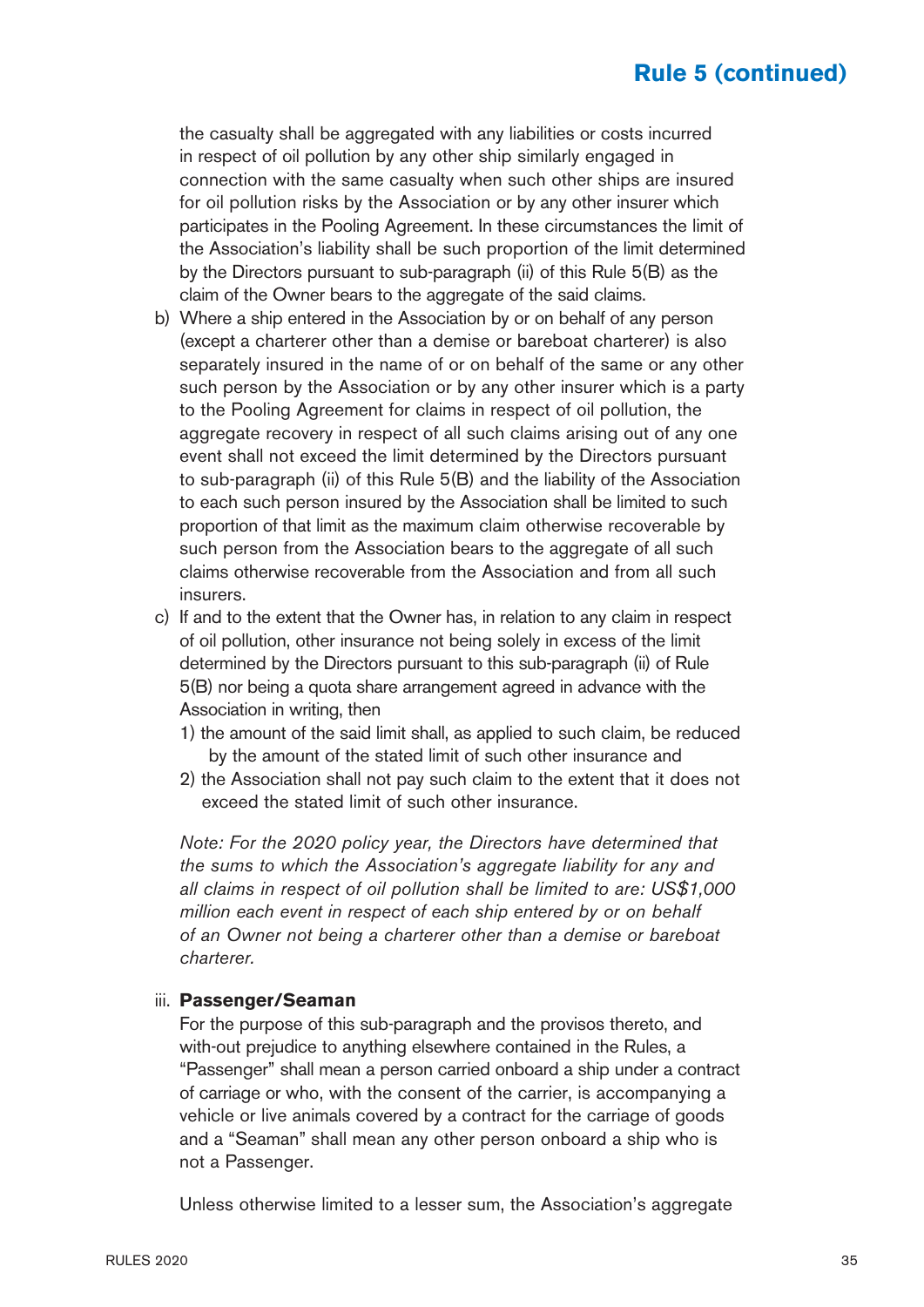the casualty shall be aggregated with any liabilities or costs incurred in respect of oil pollution by any other ship similarly engaged in connection with the same casualty when such other ships are insured for oil pollution risks by the Association or by any other insurer which participates in the Pooling Agreement. In these circumstances the limit of the Association's liability shall be such proportion of the limit determined by the Directors pursuant to sub-paragraph (ii) of this Rule 5(B) as the claim of the Owner bears to the aggregate of the said claims.

b) Where a ship entered in the Association by or on behalf of any person (except a charterer other than a demise or bareboat charterer) is also separately insured in the name of or on behalf of the same or any other such person by the Association or by any other insurer which is a party to the Pooling Agreement for claims in respect of oil pollution, the aggregate recovery in respect of all such claims arising out of any one event shall not exceed the limit determined by the Directors pursuant to sub-paragraph (ii) of this Rule 5(B) and the liability of the Association to each such person insured by the Association shall be limited to such proportion of that limit as the maximum claim otherwise recoverable by such person from the Association bears to the aggregate of all such claims otherwise recoverable from the Association and from all such insurers.

c) If and to the extent that the Owner has, in relation to any claim in respect of oil pollution, other insurance not being solely in excess of the limit determined by the Directors pursuant to this sub-paragraph (ii) of Rule 5(B) nor being a quota share arrangement agreed in advance with the Association in writing, then
   1) the amount of the said limit shall, as applied to such claim, be reduced by the amount of the stated limit of such other insurance and
   2) the Association shall not pay such claim to the extent that it does not exceed the stated limit of such other insurance.

*Note: For the 2020 policy year, the Directors have determined that the sums to which the Association's aggregate liability for any and all claims in respect of oil pollution shall be limited to are: US$1,000 million each event in respect of each ship entered by or on behalf of an Owner not being a charterer other than a demise or bareboat charterer.*

iii. **Passenger/Seaman**

For the purpose of this sub-paragraph and the provisos thereto, and with-out prejudice to anything elsewhere contained in the Rules, a "Passenger" shall mean a person carried onboard a ship under a contract of carriage or who, with the consent of the carrier, is accompanying a vehicle or live animals covered by a contract for the carriage of goods and a "Seaman" shall mean any other person onboard a ship who is not a Passenger.

Unless otherwise limited to a lesser sum, the Association's aggregate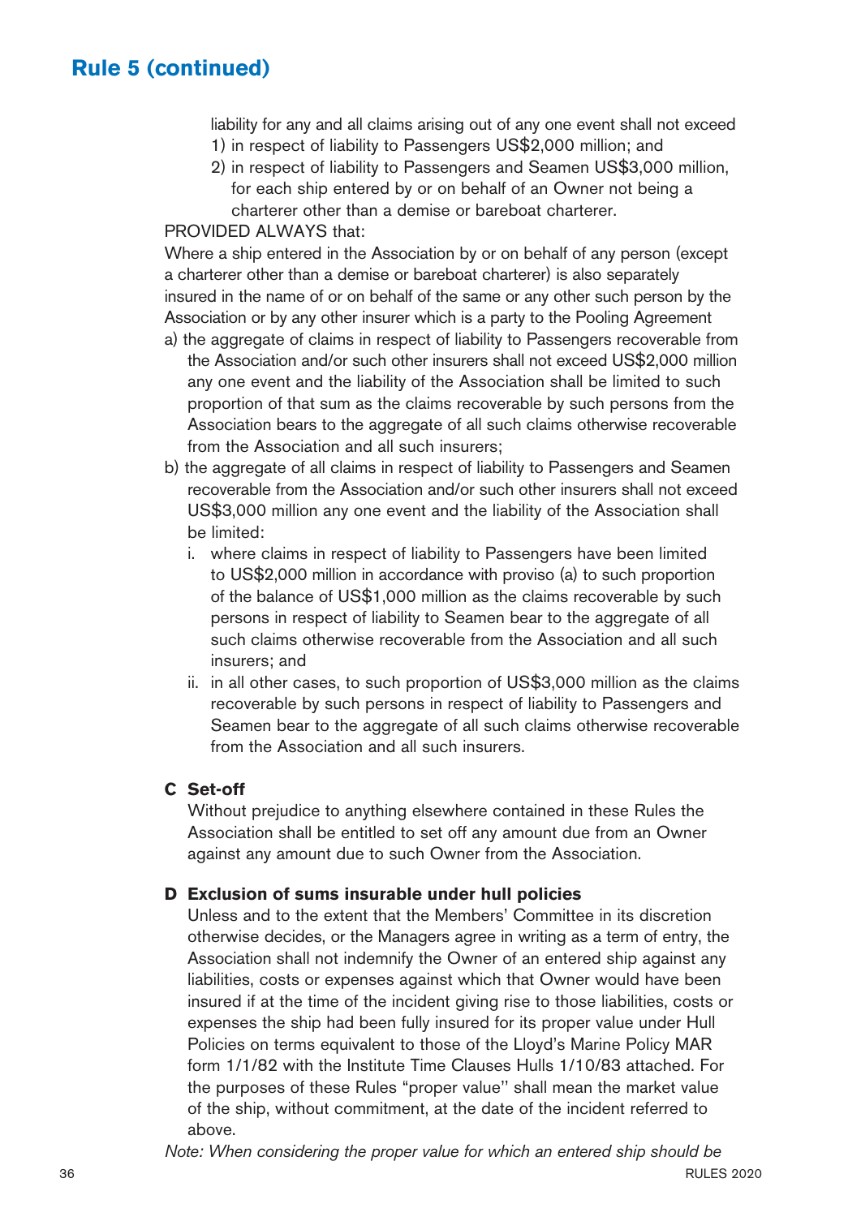## Rule 5 (continued)

liability for any and all claims arising out of any one event shall not exceed

1) in respect of liability to Passengers US$2,000 million; and
2) in respect of liability to Passengers and Seamen US$3,000 million, for each ship entered by or on behalf of an Owner not being a charterer other than a demise or bareboat charterer.

PROVIDED ALWAYS that:

Where a ship entered in the Association by or on behalf of any person (except a charterer other than a demise or bareboat charterer) is also separately insured in the name of or on behalf of the same or any other such person by the Association or by any other insurer which is a party to the Pooling Agreement

a) the aggregate of claims in respect of liability to Passengers recoverable from the Association and/or such other insurers shall not exceed US$2,000 million any one event and the liability of the Association shall be limited to such proportion of that sum as the claims recoverable by such persons from the Association bears to the aggregate of all such claims otherwise recoverable from the Association and all such insurers;
b) the aggregate of all claims in respect of liability to Passengers and Seamen recoverable from the Association and/or such other insurers shall not exceed US$3,000 million any one event and the liability of the Association shall be limited:
   i. where claims in respect of liability to Passengers have been limited to US$2,000 million in accordance with proviso (a) to such proportion of the balance of US$1,000 million as the claims recoverable by such persons in respect of liability to Seamen bear to the aggregate of all such claims otherwise recoverable from the Association and all such insurers; and
   ii. in all other cases, to such proportion of US$3,000 million as the claims recoverable by such persons in respect of liability to Passengers and Seamen bear to the aggregate of all such claims otherwise recoverable from the Association and all such insurers.

### C Set-off

Without prejudice to anything elsewhere contained in these Rules the Association shall be entitled to set off any amount due from an Owner against any amount due to such Owner from the Association.

### D Exclusion of sums insurable under hull policies

Unless and to the extent that the Members' Committee in its discretion otherwise decides, or the Managers agree in writing as a term of entry, the Association shall not indemnify the Owner of an entered ship against any liabilities, costs or expenses against which that Owner would have been insured if at the time of the incident giving rise to those liabilities, costs or expenses the ship had been fully insured for its proper value under Hull Policies on terms equivalent to those of the Lloyd's Marine Policy MAR form 1/1/82 with the Institute Time Clauses Hulls 1/10/83 attached. For the purposes of these Rules "proper value'' shall mean the market value of the ship, without commitment, at the date of the incident referred to above.

*Note: When considering the proper value for which an entered ship should be*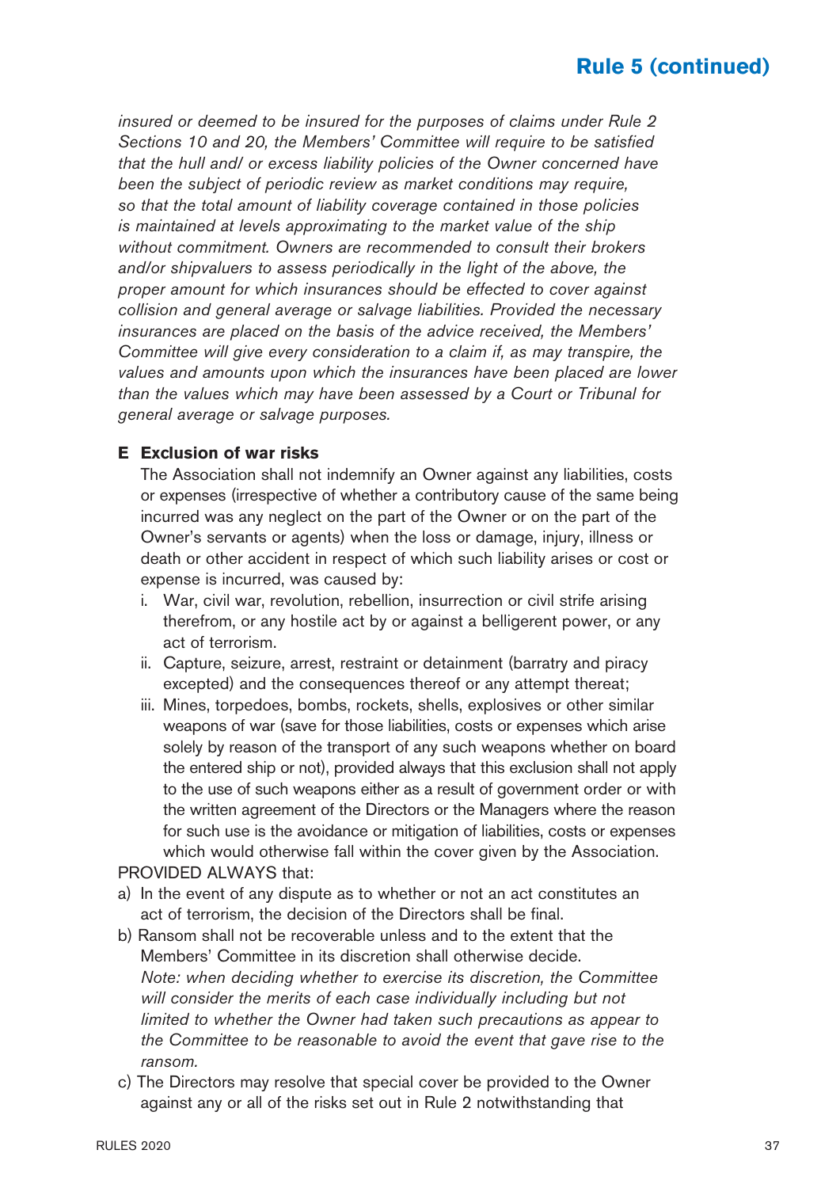*insured or deemed to be insured for the purposes of claims under Rule 2 Sections 10 and 20, the Members' Committee will require to be satisfied that the hull and/ or excess liability policies of the Owner concerned have been the subject of periodic review as market conditions may require, so that the total amount of liability coverage contained in those policies is maintained at levels approximating to the market value of the ship without commitment. Owners are recommended to consult their brokers and/or shipvaluers to assess periodically in the light of the above, the proper amount for which insurances should be effected to cover against collision and general average or salvage liabilities. Provided the necessary insurances are placed on the basis of the advice received, the Members' Committee will give every consideration to a claim if, as may transpire, the values and amounts upon which the insurances have been placed are lower than the values which may have been assessed by a Court or Tribunal for general average or salvage purposes.*

**E Exclusion of war risks**

The Association shall not indemnify an Owner against any liabilities, costs or expenses (irrespective of whether a contributory cause of the same being incurred was any neglect on the part of the Owner or on the part of the Owner's servants or agents) when the loss or damage, injury, illness or death or other accident in respect of which such liability arises or cost or expense is incurred, was caused by:

i. War, civil war, revolution, rebellion, insurrection or civil strife arising therefrom, or any hostile act by or against a belligerent power, or any act of terrorism.

ii. Capture, seizure, arrest, restraint or detainment (barratry and piracy excepted) and the consequences thereof or any attempt thereat;

iii. Mines, torpedoes, bombs, rockets, shells, explosives or other similar weapons of war (save for those liabilities, costs or expenses which arise solely by reason of the transport of any such weapons whether on board the entered ship or not), provided always that this exclusion shall not apply to the use of such weapons either as a result of government order or with the written agreement of the Directors or the Managers where the reason for such use is the avoidance or mitigation of liabilities, costs or expenses which would otherwise fall within the cover given by the Association.

PROVIDED ALWAYS that:

a) In the event of any dispute as to whether or not an act constitutes an act of terrorism, the decision of the Directors shall be final.

b) Ransom shall not be recoverable unless and to the extent that the Members' Committee in its discretion shall otherwise decide.
*Note: when deciding whether to exercise its discretion, the Committee will consider the merits of each case individually including but not limited to whether the Owner had taken such precautions as appear to the Committee to be reasonable to avoid the event that gave rise to the ransom.*

c) The Directors may resolve that special cover be provided to the Owner against any or all of the risks set out in Rule 2 notwithstanding that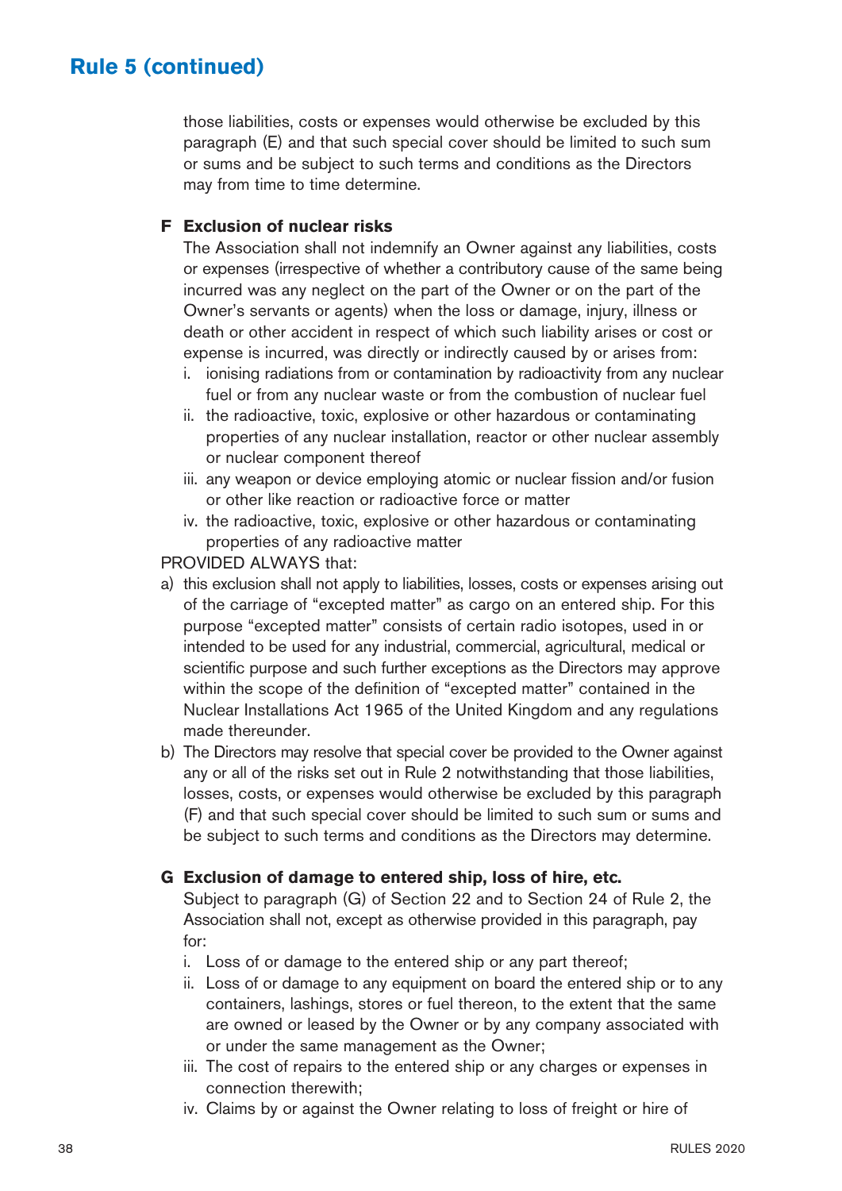# Rule 5 (continued)

those liabilities, costs or expenses would otherwise be excluded by this paragraph (E) and that such special cover should be limited to such sum or sums and be subject to such terms and conditions as the Directors may from time to time determine.

**F Exclusion of nuclear risks**

The Association shall not indemnify an Owner against any liabilities, costs or expenses (irrespective of whether a contributory cause of the same being incurred was any neglect on the part of the Owner or on the part of the Owner's servants or agents) when the loss or damage, injury, illness or death or other accident in respect of which such liability arises or cost or expense is incurred, was directly or indirectly caused by or arises from:

i. ionising radiations from or contamination by radioactivity from any nuclear fuel or from any nuclear waste or from the combustion of nuclear fuel
ii. the radioactive, toxic, explosive or other hazardous or contaminating properties of any nuclear installation, reactor or other nuclear assembly or nuclear component thereof
iii. any weapon or device employing atomic or nuclear fission and/or fusion or other like reaction or radioactive force or matter
iv. the radioactive, toxic, explosive or other hazardous or contaminating properties of any radioactive matter

PROVIDED ALWAYS that:

a) this exclusion shall not apply to liabilities, losses, costs or expenses arising out of the carriage of "excepted matter" as cargo on an entered ship. For this purpose "excepted matter" consists of certain radio isotopes, used in or intended to be used for any industrial, commercial, agricultural, medical or scientific purpose and such further exceptions as the Directors may approve within the scope of the definition of "excepted matter" contained in the Nuclear Installations Act 1965 of the United Kingdom and any regulations made thereunder.
b) The Directors may resolve that special cover be provided to the Owner against any or all of the risks set out in Rule 2 notwithstanding that those liabilities, losses, costs, or expenses would otherwise be excluded by this paragraph (F) and that such special cover should be limited to such sum or sums and be subject to such terms and conditions as the Directors may determine.

**G Exclusion of damage to entered ship, loss of hire, etc.**

Subject to paragraph (G) of Section 22 and to Section 24 of Rule 2, the Association shall not, except as otherwise provided in this paragraph, pay for:

i. Loss of or damage to the entered ship or any part thereof;
ii. Loss of or damage to any equipment on board the entered ship or to any containers, lashings, stores or fuel thereon, to the extent that the same are owned or leased by the Owner or by any company associated with or under the same management as the Owner;
iii. The cost of repairs to the entered ship or any charges or expenses in connection therewith;
iv. Claims by or against the Owner relating to loss of freight or hire of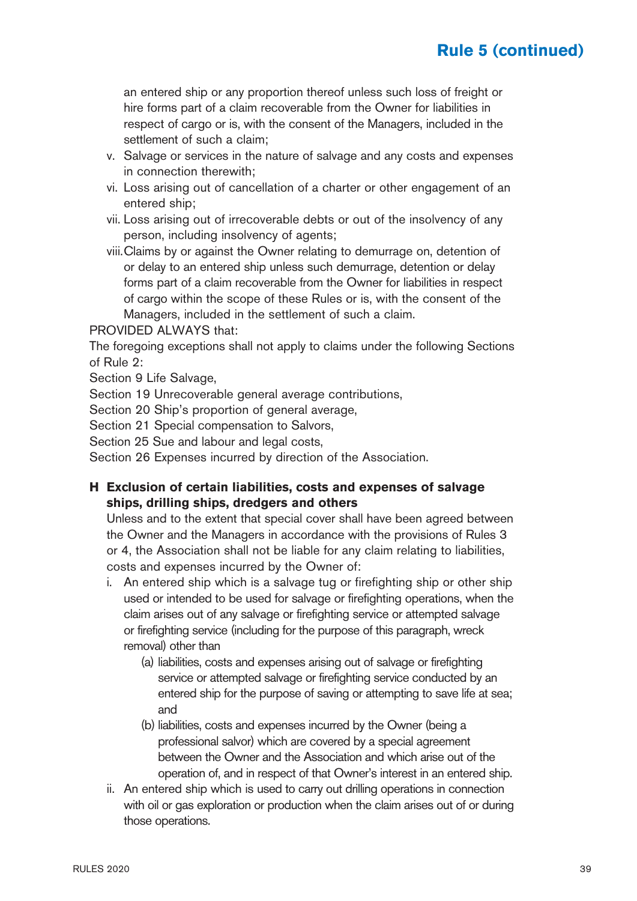an entered ship or any proportion thereof unless such loss of freight or hire forms part of a claim recoverable from the Owner for liabilities in respect of cargo or is, with the consent of the Managers, included in the settlement of such a claim;

v. Salvage or services in the nature of salvage and any costs and expenses in connection therewith;

vi. Loss arising out of cancellation of a charter or other engagement of an entered ship;

vii. Loss arising out of irrecoverable debts or out of the insolvency of any person, including insolvency of agents;

viii. Claims by or against the Owner relating to demurrage on, detention of or delay to an entered ship unless such demurrage, detention or delay forms part of a claim recoverable from the Owner for liabilities in respect of cargo within the scope of these Rules or is, with the consent of the Managers, included in the settlement of such a claim.

PROVIDED ALWAYS that:

The foregoing exceptions shall not apply to claims under the following Sections of Rule 2:

Section 9 Life Salvage,

Section 19 Unrecoverable general average contributions,

Section 20 Ship's proportion of general average,

Section 21 Special compensation to Salvors,

Section 25 Sue and labour and legal costs,

Section 26 Expenses incurred by direction of the Association.

## H Exclusion of certain liabilities, costs and expenses of salvage ships, drilling ships, dredgers and others

Unless and to the extent that special cover shall have been agreed between the Owner and the Managers in accordance with the provisions of Rules 3 or 4, the Association shall not be liable for any claim relating to liabilities, costs and expenses incurred by the Owner of:

i. An entered ship which is a salvage tug or firefighting ship or other ship used or intended to be used for salvage or firefighting operations, when the claim arises out of any salvage or firefighting service or attempted salvage or firefighting service (including for the purpose of this paragraph, wreck removal) other than

   (a) liabilities, costs and expenses arising out of salvage or firefighting service or attempted salvage or firefighting service conducted by an entered ship for the purpose of saving or attempting to save life at sea; and

   (b) liabilities, costs and expenses incurred by the Owner (being a professional salvor) which are covered by a special agreement between the Owner and the Association and which arise out of the operation of, and in respect of that Owner's interest in an entered ship.

ii. An entered ship which is used to carry out drilling operations in connection with oil or gas exploration or production when the claim arises out of or during those operations.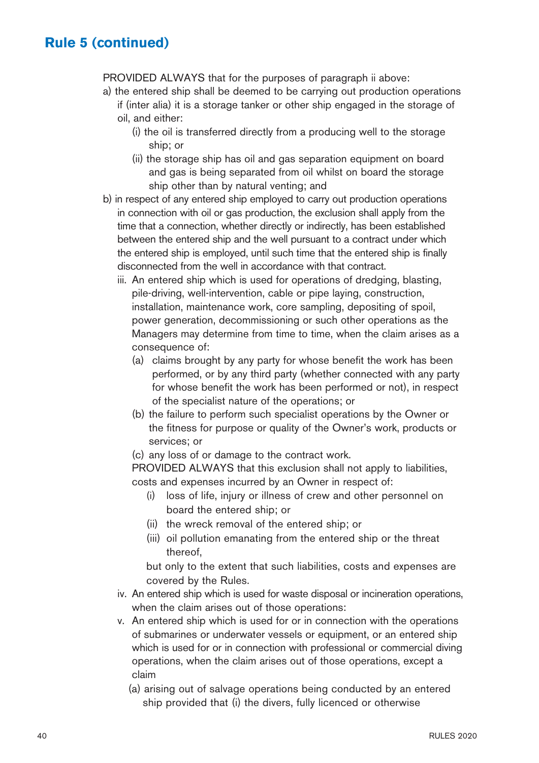## Rule 5 (continued)

PROVIDED ALWAYS that for the purposes of paragraph ii above:

a) the entered ship shall be deemed to be carrying out production operations if (inter alia) it is a storage tanker or other ship engaged in the storage of oil, and either:
   - (i) the oil is transferred directly from a producing well to the storage ship; or
   - (ii) the storage ship has oil and gas separation equipment on board and gas is being separated from oil whilst on board the storage ship other than by natural venting; and

b) in respect of any entered ship employed to carry out production operations in connection with oil or gas production, the exclusion shall apply from the time that a connection, whether directly or indirectly, has been established between the entered ship and the well pursuant to a contract under which the entered ship is employed, until such time that the entered ship is finally disconnected from the well in accordance with that contract.

iii. An entered ship which is used for operations of dredging, blasting, pile-driving, well-intervention, cable or pipe laying, construction, installation, maintenance work, core sampling, depositing of spoil, power generation, decommissioning or such other operations as the Managers may determine from time to time, when the claim arises as a consequence of:
   - (a) claims brought by any party for whose benefit the work has been performed, or by any third party (whether connected with any party for whose benefit the work has been performed or not), in respect of the specialist nature of the operations; or
   - (b) the failure to perform such specialist operations by the Owner or the fitness for purpose or quality of the Owner's work, products or services; or
   - (c) any loss of or damage to the contract work.

   PROVIDED ALWAYS that this exclusion shall not apply to liabilities, costs and expenses incurred by an Owner in respect of:
   - (i) loss of life, injury or illness of crew and other personnel on board the entered ship; or
   - (ii) the wreck removal of the entered ship; or
   - (iii) oil pollution emanating from the entered ship or the threat thereof,

   but only to the extent that such liabilities, costs and expenses are covered by the Rules.

iv. An entered ship which is used for waste disposal or incineration operations, when the claim arises out of those operations:

v. An entered ship which is used for or in connection with the operations of submarines or underwater vessels or equipment, or an entered ship which is used for or in connection with professional or commercial diving operations, when the claim arises out of those operations, except a claim
   - (a) arising out of salvage operations being conducted by an entered ship provided that (i) the divers, fully licenced or otherwise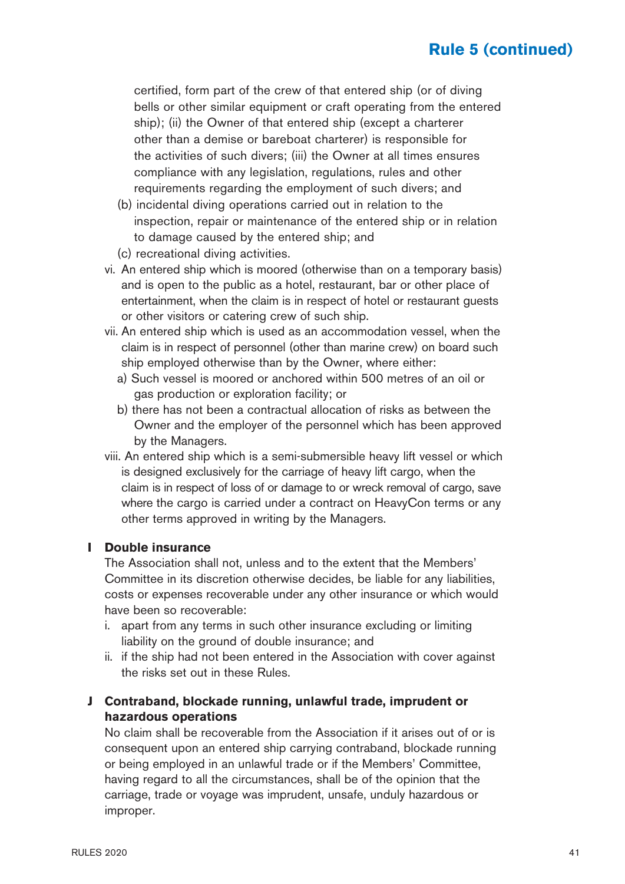certified, form part of the crew of that entered ship (or of diving bells or other similar equipment or craft operating from the entered ship); (ii) the Owner of that entered ship (except a charterer other than a demise or bareboat charterer) is responsible for the activities of such divers; (iii) the Owner at all times ensures compliance with any legislation, regulations, rules and other requirements regarding the employment of such divers; and

(b) incidental diving operations carried out in relation to the inspection, repair or maintenance of the entered ship or in relation to damage caused by the entered ship; and

(c) recreational diving activities.

vi. An entered ship which is moored (otherwise than on a temporary basis) and is open to the public as a hotel, restaurant, bar or other place of entertainment, when the claim is in respect of hotel or restaurant guests or other visitors or catering crew of such ship.

vii. An entered ship which is used as an accommodation vessel, when the claim is in respect of personnel (other than marine crew) on board such ship employed otherwise than by the Owner, where either:

a) Such vessel is moored or anchored within 500 metres of an oil or gas production or exploration facility; or

b) there has not been a contractual allocation of risks as between the Owner and the employer of the personnel which has been approved by the Managers.

viii. An entered ship which is a semi-submersible heavy lift vessel or which is designed exclusively for the carriage of heavy lift cargo, when the claim is in respect of loss of or damage to or wreck removal of cargo, save where the cargo is carried under a contract on HeavyCon terms or any other terms approved in writing by the Managers.

## I Double insurance

The Association shall not, unless and to the extent that the Members' Committee in its discretion otherwise decides, be liable for any liabilities, costs or expenses recoverable under any other insurance or which would have been so recoverable:

i. apart from any terms in such other insurance excluding or limiting liability on the ground of double insurance; and

ii. if the ship had not been entered in the Association with cover against the risks set out in these Rules.

## J Contraband, blockade running, unlawful trade, imprudent or hazardous operations

No claim shall be recoverable from the Association if it arises out of or is consequent upon an entered ship carrying contraband, blockade running or being employed in an unlawful trade or if the Members' Committee, having regard to all the circumstances, shall be of the opinion that the carriage, trade or voyage was imprudent, unsafe, unduly hazardous or improper.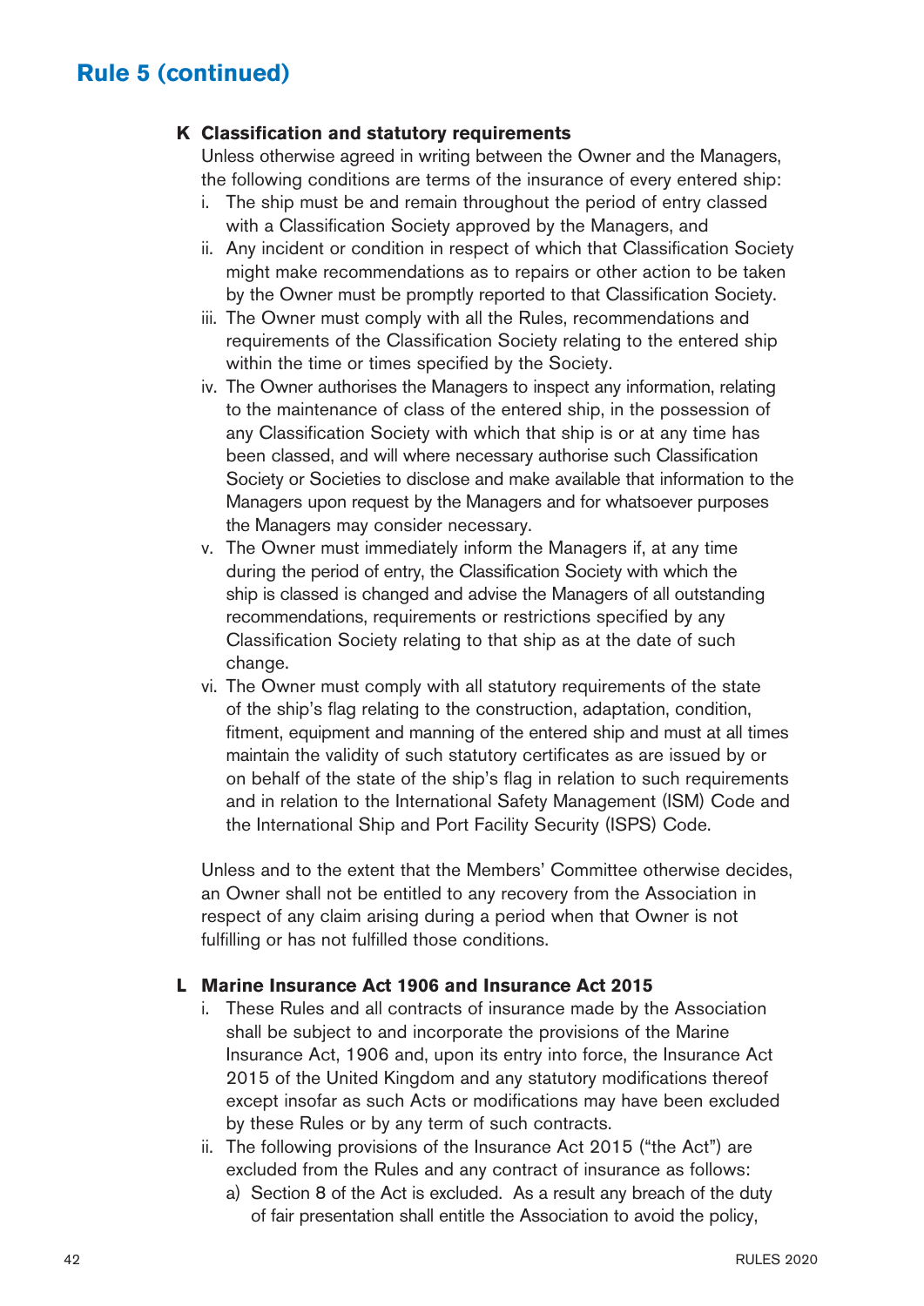## Rule 5 (continued)

### K Classification and statutory requirements

Unless otherwise agreed in writing between the Owner and the Managers, the following conditions are terms of the insurance of every entered ship:

i. The ship must be and remain throughout the period of entry classed with a Classification Society approved by the Managers, and

ii. Any incident or condition in respect of which that Classification Society might make recommendations as to repairs or other action to be taken by the Owner must be promptly reported to that Classification Society.

iii. The Owner must comply with all the Rules, recommendations and requirements of the Classification Society relating to the entered ship within the time or times specified by the Society.

iv. The Owner authorises the Managers to inspect any information, relating to the maintenance of class of the entered ship, in the possession of any Classification Society with which that ship is or at any time has been classed, and will where necessary authorise such Classification Society or Societies to disclose and make available that information to the Managers upon request by the Managers and for whatsoever purposes the Managers may consider necessary.

v. The Owner must immediately inform the Managers if, at any time during the period of entry, the Classification Society with which the ship is classed is changed and advise the Managers of all outstanding recommendations, requirements or restrictions specified by any Classification Society relating to that ship as at the date of such change.

vi. The Owner must comply with all statutory requirements of the state of the ship's flag relating to the construction, adaptation, condition, fitment, equipment and manning of the entered ship and must at all times maintain the validity of such statutory certificates as are issued by or on behalf of the state of the ship's flag in relation to such requirements and in relation to the International Safety Management (ISM) Code and the International Ship and Port Facility Security (ISPS) Code.

Unless and to the extent that the Members' Committee otherwise decides, an Owner shall not be entitled to any recovery from the Association in respect of any claim arising during a period when that Owner is not fulfilling or has not fulfilled those conditions.

### L Marine Insurance Act 1906 and Insurance Act 2015

i. These Rules and all contracts of insurance made by the Association shall be subject to and incorporate the provisions of the Marine Insurance Act, 1906 and, upon its entry into force, the Insurance Act 2015 of the United Kingdom and any statutory modifications thereof except insofar as such Acts or modifications may have been excluded by these Rules or by any term of such contracts.

ii. The following provisions of the Insurance Act 2015 ("the Act") are excluded from the Rules and any contract of insurance as follows:

   a) Section 8 of the Act is excluded. As a result any breach of the duty of fair presentation shall entitle the Association to avoid the policy,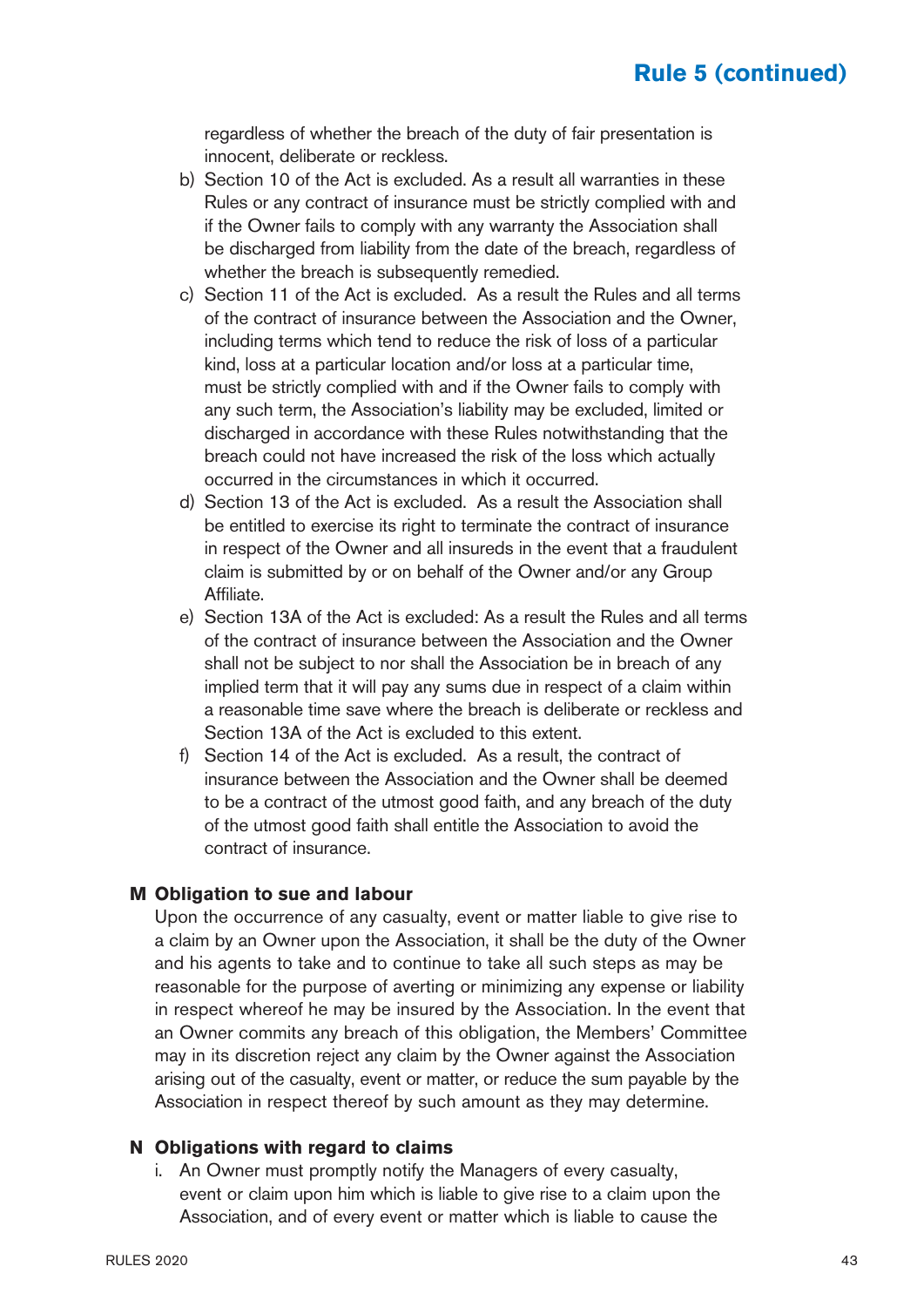regardless of whether the breach of the duty of fair presentation is innocent, deliberate or reckless.

b) Section 10 of the Act is excluded. As a result all warranties in these Rules or any contract of insurance must be strictly complied with and if the Owner fails to comply with any warranty the Association shall be discharged from liability from the date of the breach, regardless of whether the breach is subsequently remedied.

c) Section 11 of the Act is excluded. As a result the Rules and all terms of the contract of insurance between the Association and the Owner, including terms which tend to reduce the risk of loss of a particular kind, loss at a particular location and/or loss at a particular time, must be strictly complied with and if the Owner fails to comply with any such term, the Association's liability may be excluded, limited or discharged in accordance with these Rules notwithstanding that the breach could not have increased the risk of the loss which actually occurred in the circumstances in which it occurred.

d) Section 13 of the Act is excluded. As a result the Association shall be entitled to exercise its right to terminate the contract of insurance in respect of the Owner and all insureds in the event that a fraudulent claim is submitted by or on behalf of the Owner and/or any Group Affiliate.

e) Section 13A of the Act is excluded: As a result the Rules and all terms of the contract of insurance between the Association and the Owner shall not be subject to nor shall the Association be in breach of any implied term that it will pay any sums due in respect of a claim within a reasonable time save where the breach is deliberate or reckless and Section 13A of the Act is excluded to this extent.

f) Section 14 of the Act is excluded. As a result, the contract of insurance between the Association and the Owner shall be deemed to be a contract of the utmost good faith, and any breach of the duty of the utmost good faith shall entitle the Association to avoid the contract of insurance.

**M Obligation to sue and labour**

Upon the occurrence of any casualty, event or matter liable to give rise to a claim by an Owner upon the Association, it shall be the duty of the Owner and his agents to take and to continue to take all such steps as may be reasonable for the purpose of averting or minimizing any expense or liability in respect whereof he may be insured by the Association. In the event that an Owner commits any breach of this obligation, the Members' Committee may in its discretion reject any claim by the Owner against the Association arising out of the casualty, event or matter, or reduce the sum payable by the Association in respect thereof by such amount as they may determine.

**N Obligations with regard to claims**

i. An Owner must promptly notify the Managers of every casualty, event or claim upon him which is liable to give rise to a claim upon the Association, and of every event or matter which is liable to cause the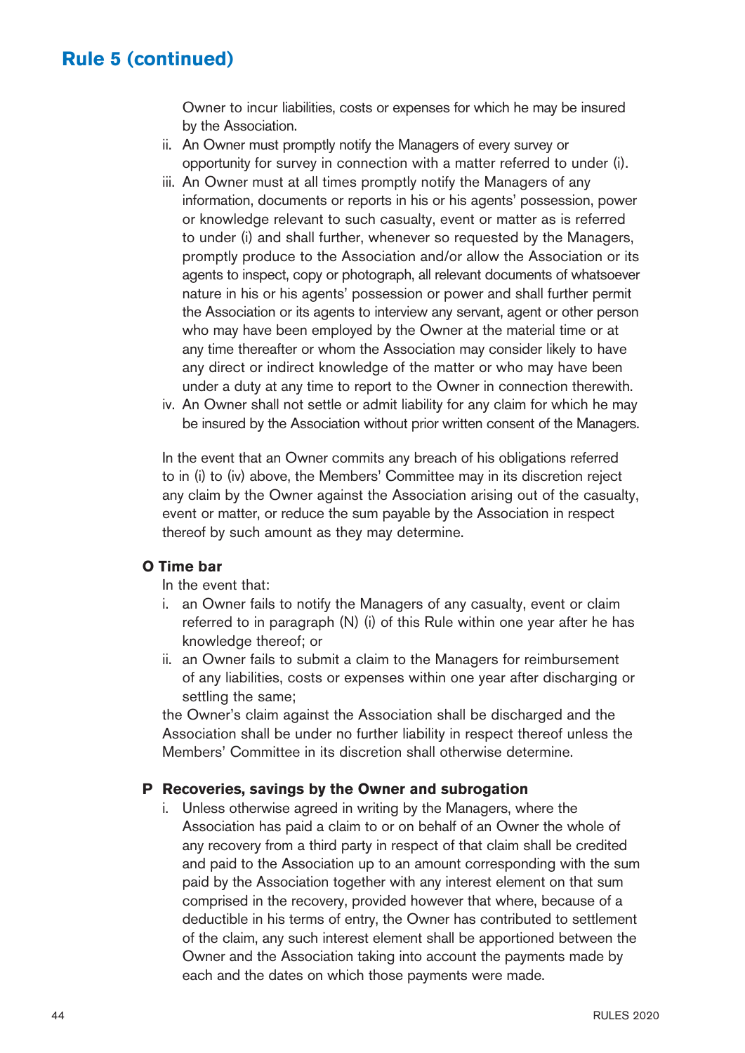## Rule 5 (continued)

Owner to incur liabilities, costs or expenses for which he may be insured by the Association.

ii. An Owner must promptly notify the Managers of every survey or opportunity for survey in connection with a matter referred to under (i).

iii. An Owner must at all times promptly notify the Managers of any information, documents or reports in his or his agents' possession, power or knowledge relevant to such casualty, event or matter as is referred to under (i) and shall further, whenever so requested by the Managers, promptly produce to the Association and/or allow the Association or its agents to inspect, copy or photograph, all relevant documents of whatsoever nature in his or his agents' possession or power and shall further permit the Association or its agents to interview any servant, agent or other person who may have been employed by the Owner at the material time or at any time thereafter or whom the Association may consider likely to have any direct or indirect knowledge of the matter or who may have been under a duty at any time to report to the Owner in connection therewith.

iv. An Owner shall not settle or admit liability for any claim for which he may be insured by the Association without prior written consent of the Managers.

In the event that an Owner commits any breach of his obligations referred to in (i) to (iv) above, the Members' Committee may in its discretion reject any claim by the Owner against the Association arising out of the casualty, event or matter, or reduce the sum payable by the Association in respect thereof by such amount as they may determine.

### O Time bar

In the event that:

i. an Owner fails to notify the Managers of any casualty, event or claim referred to in paragraph (N) (i) of this Rule within one year after he has knowledge thereof; or

ii. an Owner fails to submit a claim to the Managers for reimbursement of any liabilities, costs or expenses within one year after discharging or settling the same;

the Owner's claim against the Association shall be discharged and the Association shall be under no further liability in respect thereof unless the Members' Committee in its discretion shall otherwise determine.

### P Recoveries, savings by the Owner and subrogation

i. Unless otherwise agreed in writing by the Managers, where the Association has paid a claim to or on behalf of an Owner the whole of any recovery from a third party in respect of that claim shall be credited and paid to the Association up to an amount corresponding with the sum paid by the Association together with any interest element on that sum comprised in the recovery, provided however that where, because of a deductible in his terms of entry, the Owner has contributed to settlement of the claim, any such interest element shall be apportioned between the Owner and the Association taking into account the payments made by each and the dates on which those payments were made.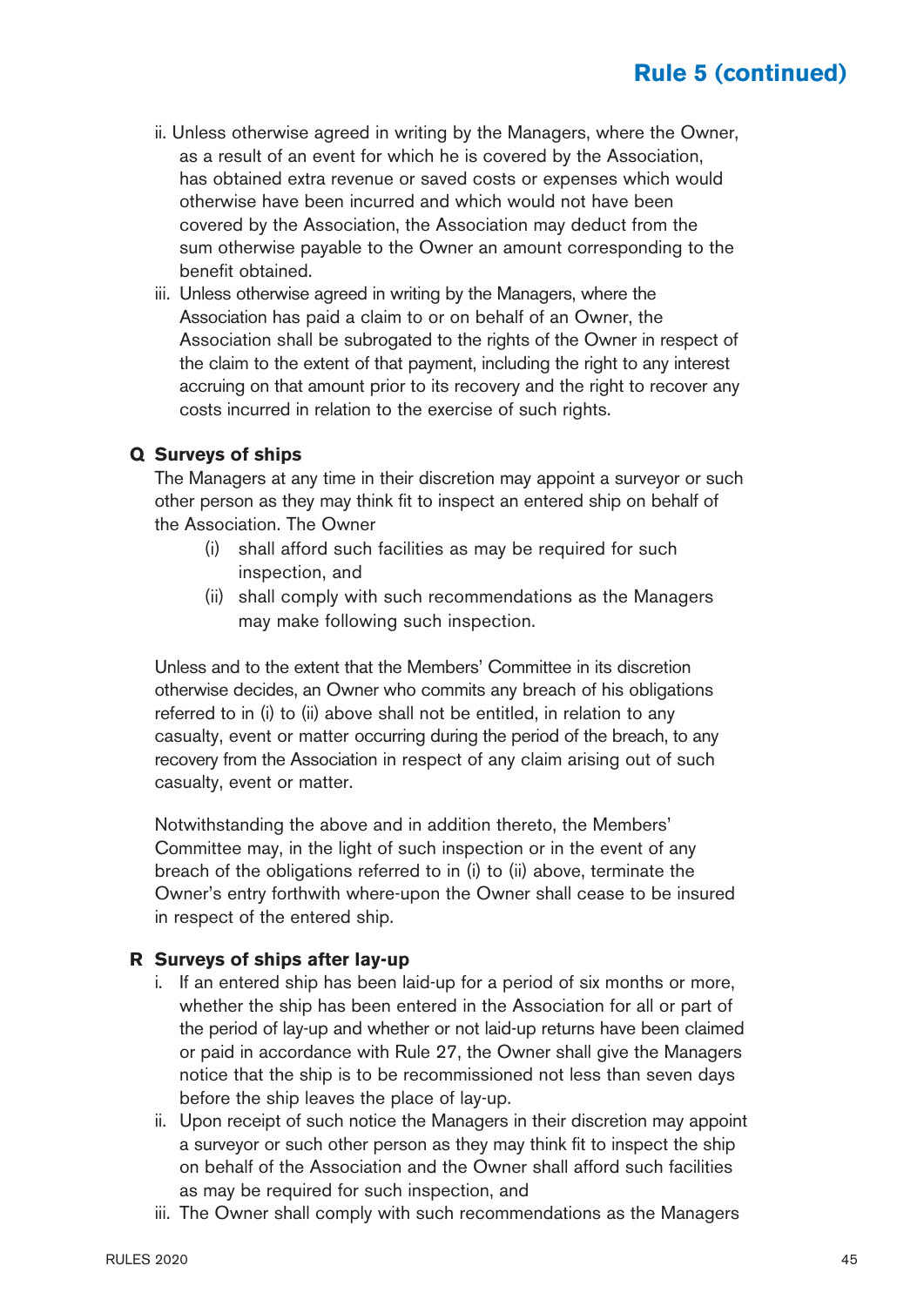ii. Unless otherwise agreed in writing by the Managers, where the Owner, as a result of an event for which he is covered by the Association, has obtained extra revenue or saved costs or expenses which would otherwise have been incurred and which would not have been covered by the Association, the Association may deduct from the sum otherwise payable to the Owner an amount corresponding to the benefit obtained.

iii. Unless otherwise agreed in writing by the Managers, where the Association has paid a claim to or on behalf of an Owner, the Association shall be subrogated to the rights of the Owner in respect of the claim to the extent of that payment, including the right to any interest accruing on that amount prior to its recovery and the right to recover any costs incurred in relation to the exercise of such rights.

**Q Surveys of ships**

The Managers at any time in their discretion may appoint a surveyor or such other person as they may think fit to inspect an entered ship on behalf of the Association. The Owner

(i) shall afford such facilities as may be required for such inspection, and

(ii) shall comply with such recommendations as the Managers may make following such inspection.

Unless and to the extent that the Members' Committee in its discretion otherwise decides, an Owner who commits any breach of his obligations referred to in (i) to (ii) above shall not be entitled, in relation to any casualty, event or matter occurring during the period of the breach, to any recovery from the Association in respect of any claim arising out of such casualty, event or matter.

Notwithstanding the above and in addition thereto, the Members' Committee may, in the light of such inspection or in the event of any breach of the obligations referred to in (i) to (ii) above, terminate the Owner's entry forthwith where-upon the Owner shall cease to be insured in respect of the entered ship.

**R Surveys of ships after lay-up**

i. If an entered ship has been laid-up for a period of six months or more, whether the ship has been entered in the Association for all or part of the period of lay-up and whether or not laid-up returns have been claimed or paid in accordance with Rule 27, the Owner shall give the Managers notice that the ship is to be recommissioned not less than seven days before the ship leaves the place of lay-up.

ii. Upon receipt of such notice the Managers in their discretion may appoint a surveyor or such other person as they may think fit to inspect the ship on behalf of the Association and the Owner shall afford such facilities as may be required for such inspection, and

iii. The Owner shall comply with such recommendations as the Managers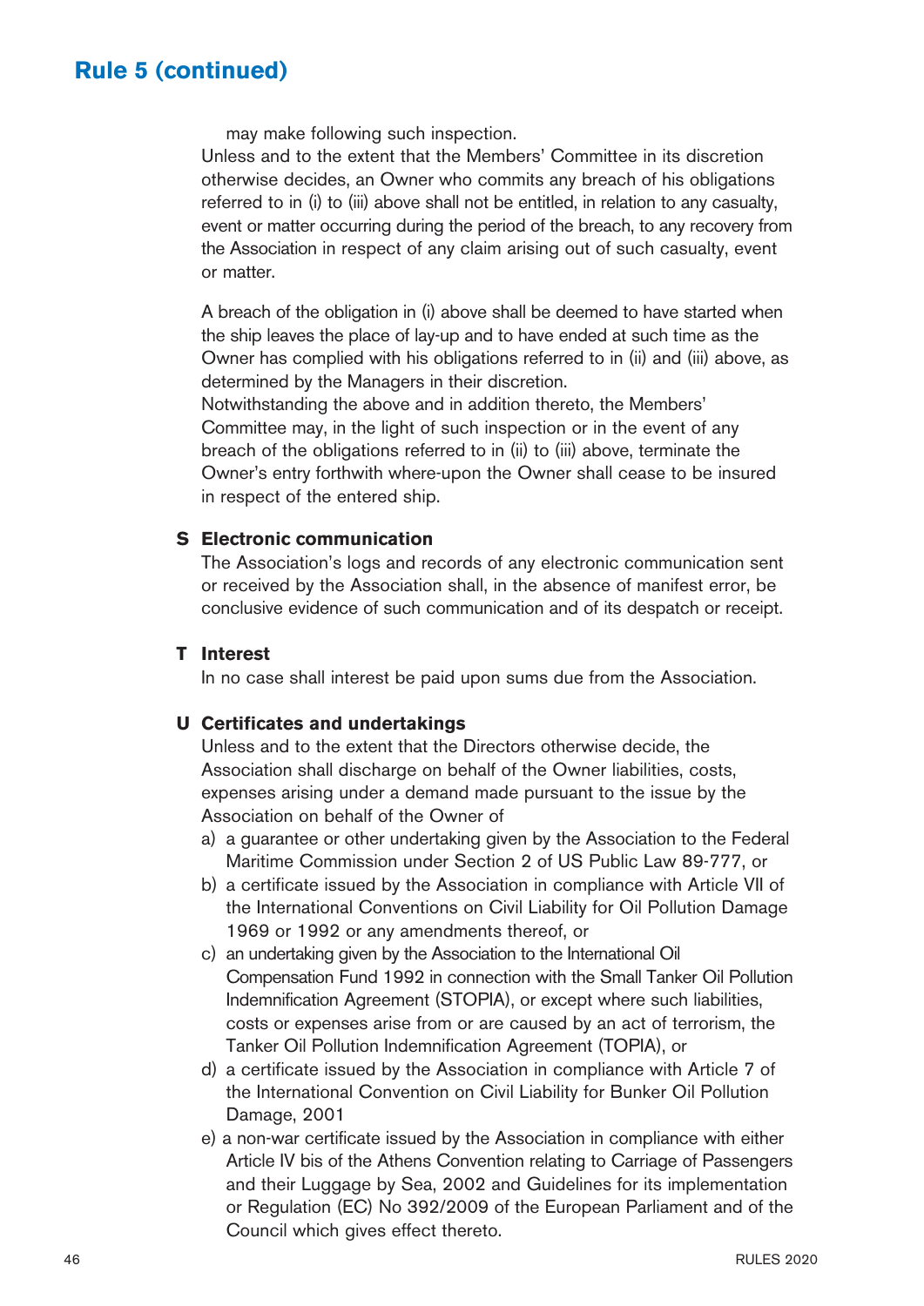## Rule 5 (continued)

may make following such inspection.

Unless and to the extent that the Members' Committee in its discretion otherwise decides, an Owner who commits any breach of his obligations referred to in (i) to (iii) above shall not be entitled, in relation to any casualty, event or matter occurring during the period of the breach, to any recovery from the Association in respect of any claim arising out of such casualty, event or matter.

A breach of the obligation in (i) above shall be deemed to have started when the ship leaves the place of lay-up and to have ended at such time as the Owner has complied with his obligations referred to in (ii) and (iii) above, as determined by the Managers in their discretion.

Notwithstanding the above and in addition thereto, the Members' Committee may, in the light of such inspection or in the event of any breach of the obligations referred to in (ii) to (iii) above, terminate the Owner's entry forthwith where-upon the Owner shall cease to be insured in respect of the entered ship.

### S Electronic communication

The Association's logs and records of any electronic communication sent or received by the Association shall, in the absence of manifest error, be conclusive evidence of such communication and of its despatch or receipt.

### T Interest

In no case shall interest be paid upon sums due from the Association.

### U Certificates and undertakings

Unless and to the extent that the Directors otherwise decide, the Association shall discharge on behalf of the Owner liabilities, costs, expenses arising under a demand made pursuant to the issue by the Association on behalf of the Owner of

a) a guarantee or other undertaking given by the Association to the Federal Maritime Commission under Section 2 of US Public Law 89-777, or

b) a certificate issued by the Association in compliance with Article VII of the International Conventions on Civil Liability for Oil Pollution Damage 1969 or 1992 or any amendments thereof, or

c) an undertaking given by the Association to the International Oil Compensation Fund 1992 in connection with the Small Tanker Oil Pollution Indemnification Agreement (STOPIA), or except where such liabilities, costs or expenses arise from or are caused by an act of terrorism, the Tanker Oil Pollution Indemnification Agreement (TOPIA), or

d) a certificate issued by the Association in compliance with Article 7 of the International Convention on Civil Liability for Bunker Oil Pollution Damage, 2001

e) a non-war certificate issued by the Association in compliance with either Article IV bis of the Athens Convention relating to Carriage of Passengers and their Luggage by Sea, 2002 and Guidelines for its implementation or Regulation (EC) No 392/2009 of the European Parliament and of the Council which gives effect thereto.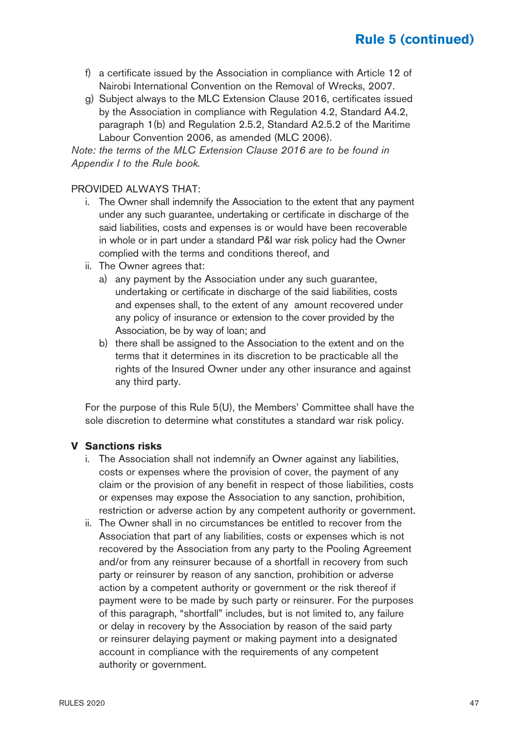f) a certificate issued by the Association in compliance with Article 12 of Nairobi International Convention on the Removal of Wrecks, 2007.
g) Subject always to the MLC Extension Clause 2016, certificates issued by the Association in compliance with Regulation 4.2, Standard A4.2, paragraph 1(b) and Regulation 2.5.2, Standard A2.5.2 of the Maritime Labour Convention 2006, as amended (MLC 2006).

*Note: the terms of the MLC Extension Clause 2016 are to be found in Appendix I to the Rule book.*

PROVIDED ALWAYS THAT:

i. The Owner shall indemnify the Association to the extent that any payment under any such guarantee, undertaking or certificate in discharge of the said liabilities, costs and expenses is or would have been recoverable in whole or in part under a standard P&I war risk policy had the Owner complied with the terms and conditions thereof, and
ii. The Owner agrees that:
   a) any payment by the Association under any such guarantee, undertaking or certificate in discharge of the said liabilities, costs and expenses shall, to the extent of any amount recovered under any policy of insurance or extension to the cover provided by the Association, be by way of loan; and
   b) there shall be assigned to the Association to the extent and on the terms that it determines in its discretion to be practicable all the rights of the Insured Owner under any other insurance and against any third party.

For the purpose of this Rule 5(U), the Members' Committee shall have the sole discretion to determine what constitutes a standard war risk policy.

### V Sanctions risks

i. The Association shall not indemnify an Owner against any liabilities, costs or expenses where the provision of cover, the payment of any claim or the provision of any benefit in respect of those liabilities, costs or expenses may expose the Association to any sanction, prohibition, restriction or adverse action by any competent authority or government.
ii. The Owner shall in no circumstances be entitled to recover from the Association that part of any liabilities, costs or expenses which is not recovered by the Association from any party to the Pooling Agreement and/or from any reinsurer because of a shortfall in recovery from such party or reinsurer by reason of any sanction, prohibition or adverse action by a competent authority or government or the risk thereof if payment were to be made by such party or reinsurer. For the purposes of this paragraph, "shortfall" includes, but is not limited to, any failure or delay in recovery by the Association by reason of the said party or reinsurer delaying payment or making payment into a designated account in compliance with the requirements of any competent authority or government.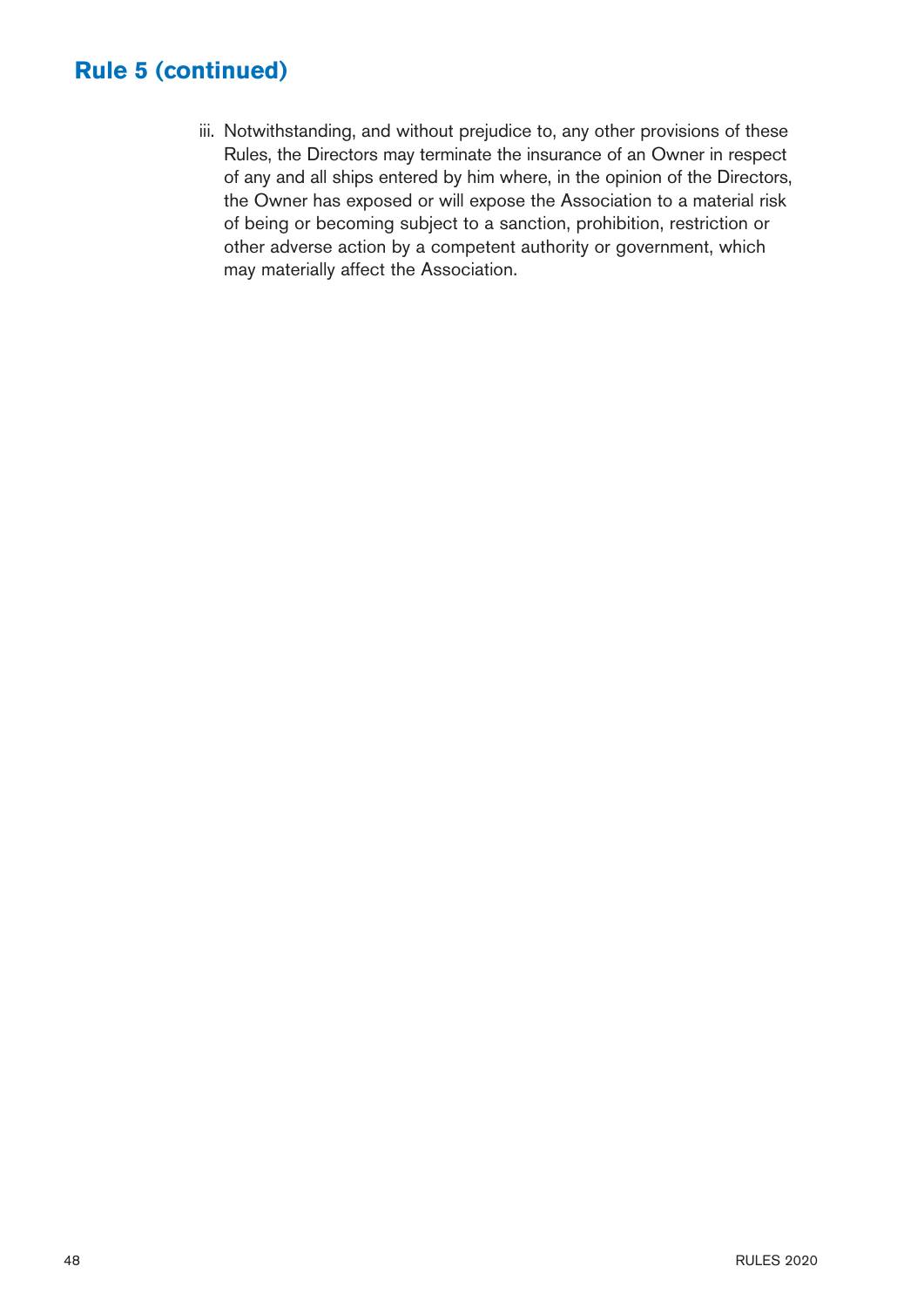## Rule 5 (continued)

iii. Notwithstanding, and without prejudice to, any other provisions of these Rules, the Directors may terminate the insurance of an Owner in respect of any and all ships entered by him where, in the opinion of the Directors, the Owner has exposed or will expose the Association to a material risk of being or becoming subject to a sanction, prohibition, restriction or other adverse action by a competent authority or government, which may materially affect the Association.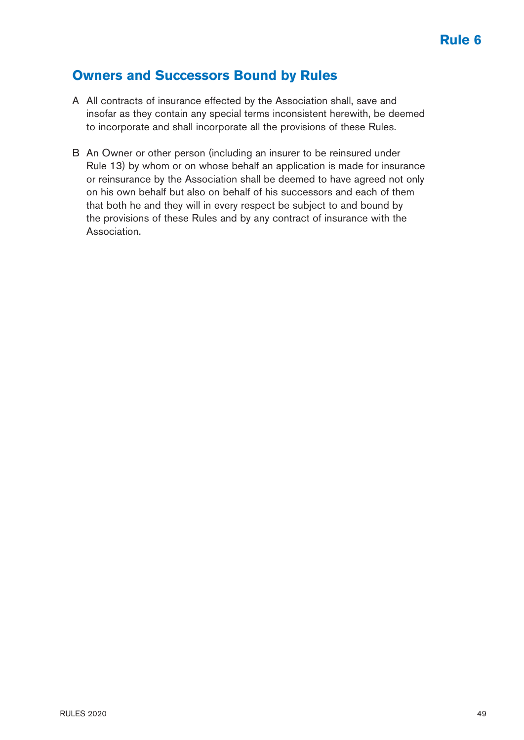# Rule 6

## Owners and Successors Bound by Rules

A All contracts of insurance effected by the Association shall, save and insofar as they contain any special terms inconsistent herewith, be deemed to incorporate and shall incorporate all the provisions of these Rules.

B An Owner or other person (including an insurer to be reinsured under Rule 13) by whom or on whose behalf an application is made for insurance or reinsurance by the Association shall be deemed to have agreed not only on his own behalf but also on behalf of his successors and each of them that both he and they will in every respect be subject to and bound by the provisions of these Rules and by any contract of insurance with the Association.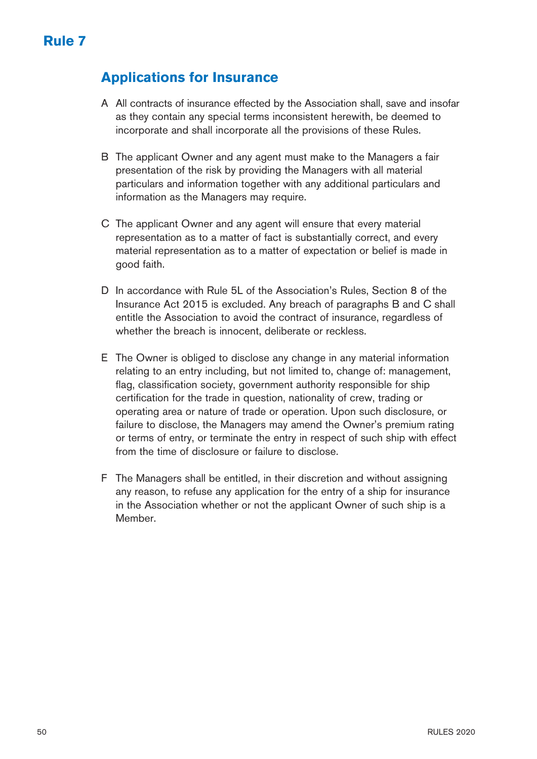# Rule 7

## Applications for Insurance

A All contracts of insurance effected by the Association shall, save and insofar as they contain any special terms inconsistent herewith, be deemed to incorporate and shall incorporate all the provisions of these Rules.

B The applicant Owner and any agent must make to the Managers a fair presentation of the risk by providing the Managers with all material particulars and information together with any additional particulars and information as the Managers may require.

C The applicant Owner and any agent will ensure that every material representation as to a matter of fact is substantially correct, and every material representation as to a matter of expectation or belief is made in good faith.

D In accordance with Rule 5L of the Association's Rules, Section 8 of the Insurance Act 2015 is excluded. Any breach of paragraphs B and C shall entitle the Association to avoid the contract of insurance, regardless of whether the breach is innocent, deliberate or reckless.

E The Owner is obliged to disclose any change in any material information relating to an entry including, but not limited to, change of: management, flag, classification society, government authority responsible for ship certification for the trade in question, nationality of crew, trading or operating area or nature of trade or operation. Upon such disclosure, or failure to disclose, the Managers may amend the Owner's premium rating or terms of entry, or terminate the entry in respect of such ship with effect from the time of disclosure or failure to disclose.

F The Managers shall be entitled, in their discretion and without assigning any reason, to refuse any application for the entry of a ship for insurance in the Association whether or not the applicant Owner of such ship is a Member.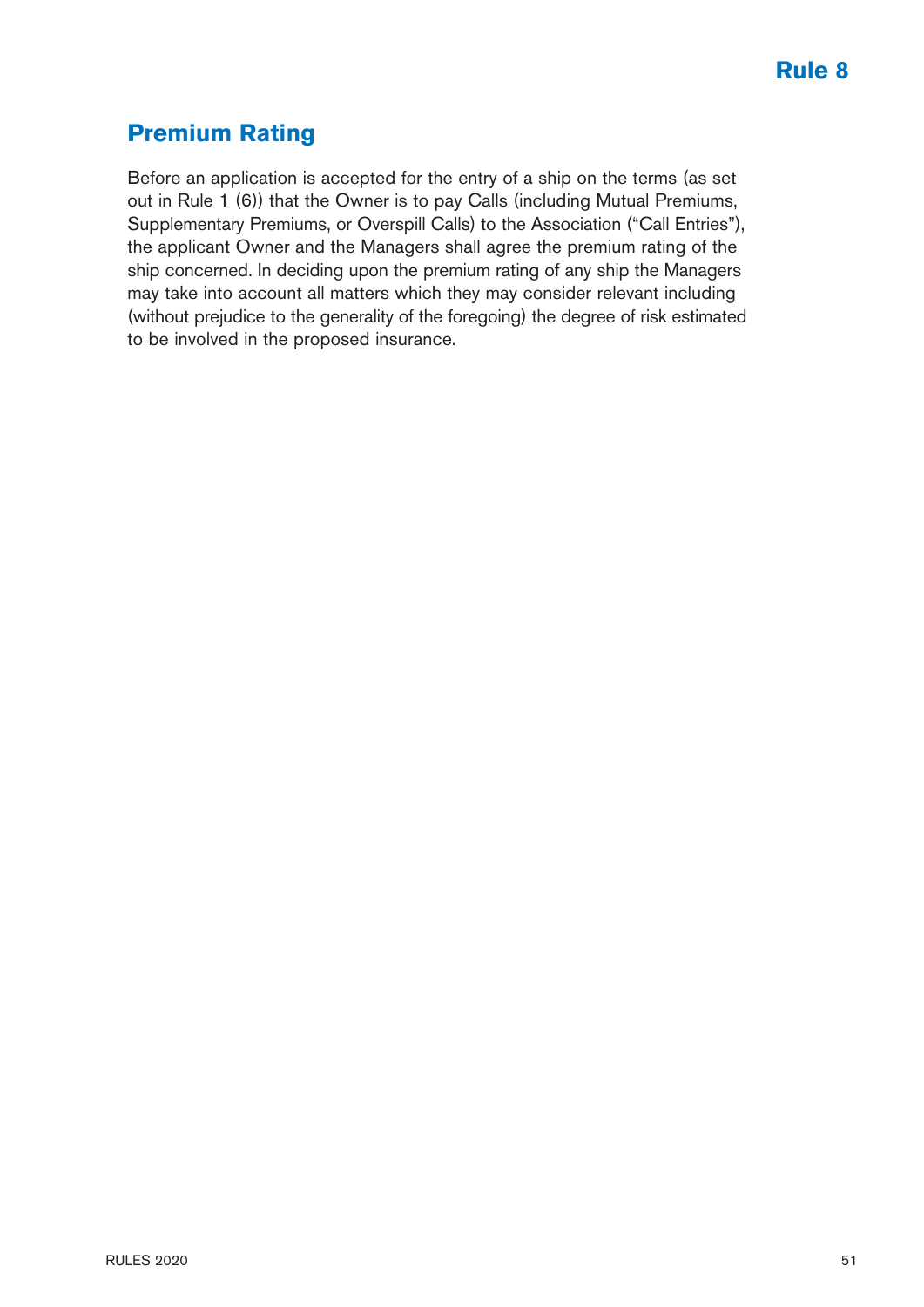# Rule 8

## Premium Rating

Before an application is accepted for the entry of a ship on the terms (as set out in Rule 1 (6)) that the Owner is to pay Calls (including Mutual Premiums, Supplementary Premiums, or Overspill Calls) to the Association ("Call Entries"), the applicant Owner and the Managers shall agree the premium rating of the ship concerned. In deciding upon the premium rating of any ship the Managers may take into account all matters which they may consider relevant including (without prejudice to the generality of the foregoing) the degree of risk estimated to be involved in the proposed insurance.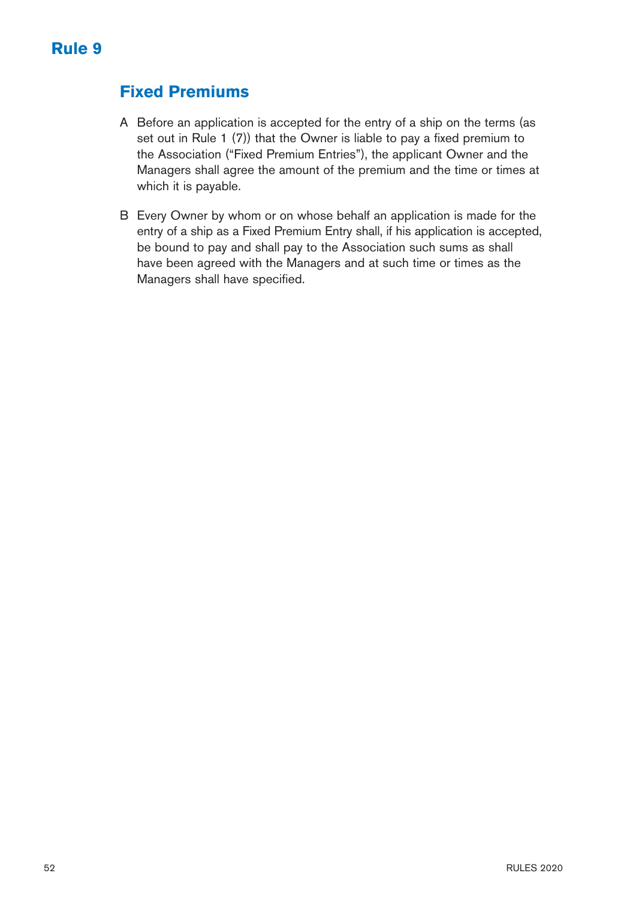# Rule 9

## Fixed Premiums

A Before an application is accepted for the entry of a ship on the terms (as set out in Rule 1 (7)) that the Owner is liable to pay a fixed premium to the Association ("Fixed Premium Entries"), the applicant Owner and the Managers shall agree the amount of the premium and the time or times at which it is payable.

B Every Owner by whom or on whose behalf an application is made for the entry of a ship as a Fixed Premium Entry shall, if his application is accepted, be bound to pay and shall pay to the Association such sums as shall have been agreed with the Managers and at such time or times as the Managers shall have specified.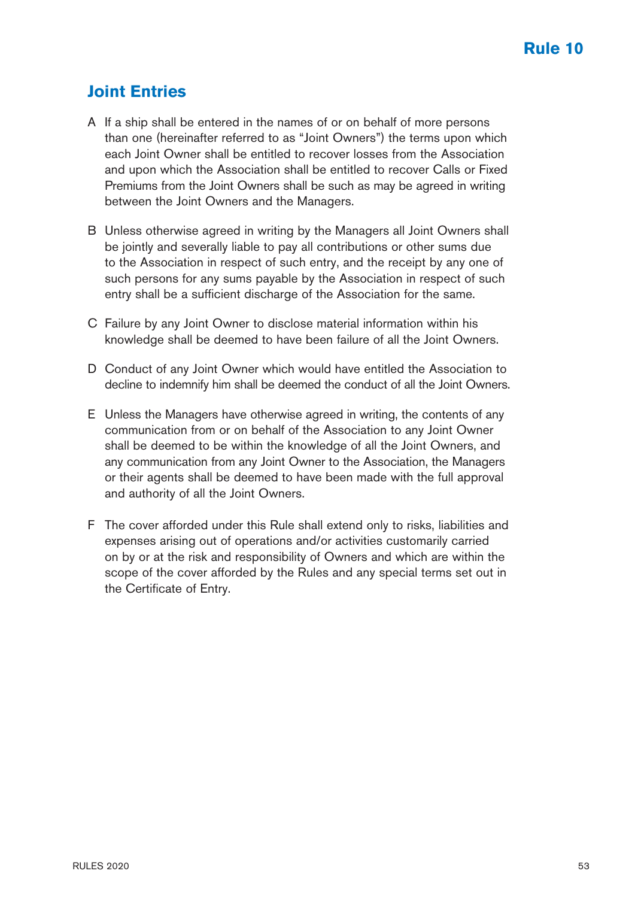# Rule 10

## Joint Entries

A If a ship shall be entered in the names of or on behalf of more persons than one (hereinafter referred to as "Joint Owners") the terms upon which each Joint Owner shall be entitled to recover losses from the Association and upon which the Association shall be entitled to recover Calls or Fixed Premiums from the Joint Owners shall be such as may be agreed in writing between the Joint Owners and the Managers.

B Unless otherwise agreed in writing by the Managers all Joint Owners shall be jointly and severally liable to pay all contributions or other sums due to the Association in respect of such entry, and the receipt by any one of such persons for any sums payable by the Association in respect of such entry shall be a sufficient discharge of the Association for the same.

C Failure by any Joint Owner to disclose material information within his knowledge shall be deemed to have been failure of all the Joint Owners.

D Conduct of any Joint Owner which would have entitled the Association to decline to indemnify him shall be deemed the conduct of all the Joint Owners.

E Unless the Managers have otherwise agreed in writing, the contents of any communication from or on behalf of the Association to any Joint Owner shall be deemed to be within the knowledge of all the Joint Owners, and any communication from any Joint Owner to the Association, the Managers or their agents shall be deemed to have been made with the full approval and authority of all the Joint Owners.

F The cover afforded under this Rule shall extend only to risks, liabilities and expenses arising out of operations and/or activities customarily carried on by or at the risk and responsibility of Owners and which are within the scope of the cover afforded by the Rules and any special terms set out in the Certificate of Entry.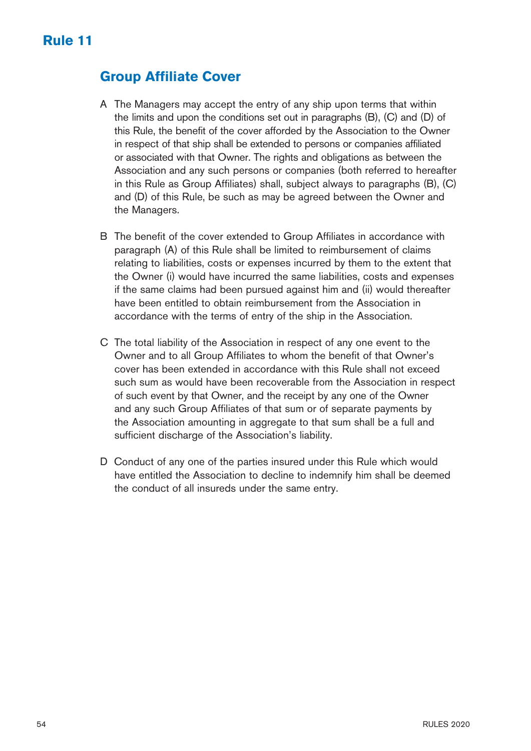# Rule 11

## Group Affiliate Cover

A The Managers may accept the entry of any ship upon terms that within the limits and upon the conditions set out in paragraphs (B), (C) and (D) of this Rule, the benefit of the cover afforded by the Association to the Owner in respect of that ship shall be extended to persons or companies affiliated or associated with that Owner. The rights and obligations as between the Association and any such persons or companies (both referred to hereafter in this Rule as Group Affiliates) shall, subject always to paragraphs (B), (C) and (D) of this Rule, be such as may be agreed between the Owner and the Managers.

B The benefit of the cover extended to Group Affiliates in accordance with paragraph (A) of this Rule shall be limited to reimbursement of claims relating to liabilities, costs or expenses incurred by them to the extent that the Owner (i) would have incurred the same liabilities, costs and expenses if the same claims had been pursued against him and (ii) would thereafter have been entitled to obtain reimbursement from the Association in accordance with the terms of entry of the ship in the Association.

C The total liability of the Association in respect of any one event to the Owner and to all Group Affiliates to whom the benefit of that Owner's cover has been extended in accordance with this Rule shall not exceed such sum as would have been recoverable from the Association in respect of such event by that Owner, and the receipt by any one of the Owner and any such Group Affiliates of that sum or of separate payments by the Association amounting in aggregate to that sum shall be a full and sufficient discharge of the Association's liability.

D Conduct of any one of the parties insured under this Rule which would have entitled the Association to decline to indemnify him shall be deemed the conduct of all insureds under the same entry.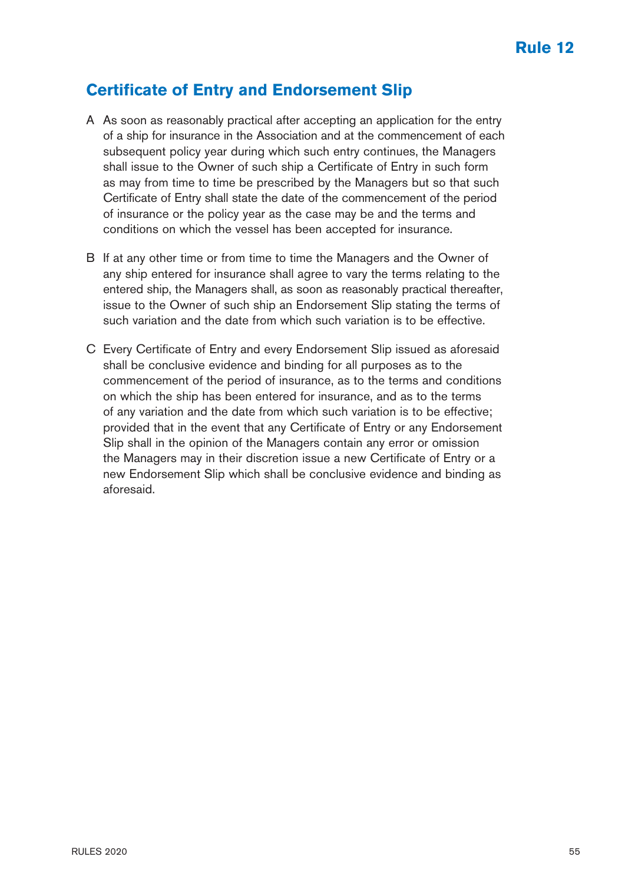# Rule 12

## Certificate of Entry and Endorsement Slip

A As soon as reasonably practical after accepting an application for the entry of a ship for insurance in the Association and at the commencement of each subsequent policy year during which such entry continues, the Managers shall issue to the Owner of such ship a Certificate of Entry in such form as may from time to time be prescribed by the Managers but so that such Certificate of Entry shall state the date of the commencement of the period of insurance or the policy year as the case may be and the terms and conditions on which the vessel has been accepted for insurance.

B If at any other time or from time to time the Managers and the Owner of any ship entered for insurance shall agree to vary the terms relating to the entered ship, the Managers shall, as soon as reasonably practical thereafter, issue to the Owner of such ship an Endorsement Slip stating the terms of such variation and the date from which such variation is to be effective.

C Every Certificate of Entry and every Endorsement Slip issued as aforesaid shall be conclusive evidence and binding for all purposes as to the commencement of the period of insurance, as to the terms and conditions on which the ship has been entered for insurance, and as to the terms of any variation and the date from which such variation is to be effective; provided that in the event that any Certificate of Entry or any Endorsement Slip shall in the opinion of the Managers contain any error or omission the Managers may in their discretion issue a new Certificate of Entry or a new Endorsement Slip which shall be conclusive evidence and binding as aforesaid.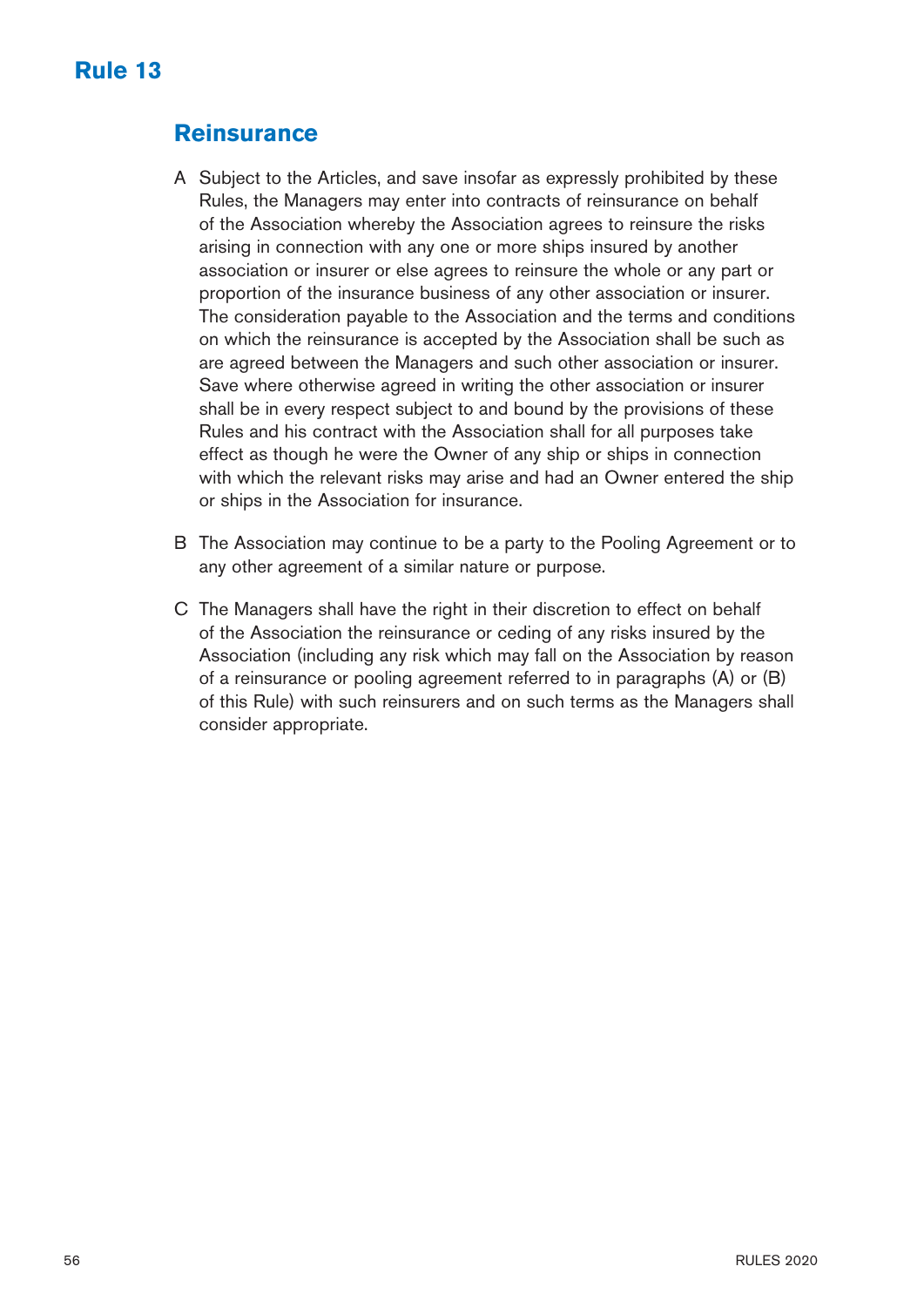# Rule 13

## Reinsurance

A Subject to the Articles, and save insofar as expressly prohibited by these Rules, the Managers may enter into contracts of reinsurance on behalf of the Association whereby the Association agrees to reinsure the risks arising in connection with any one or more ships insured by another association or insurer or else agrees to reinsure the whole or any part or proportion of the insurance business of any other association or insurer. The consideration payable to the Association and the terms and conditions on which the reinsurance is accepted by the Association shall be such as are agreed between the Managers and such other association or insurer. Save where otherwise agreed in writing the other association or insurer shall be in every respect subject to and bound by the provisions of these Rules and his contract with the Association shall for all purposes take effect as though he were the Owner of any ship or ships in connection with which the relevant risks may arise and had an Owner entered the ship or ships in the Association for insurance.

B The Association may continue to be a party to the Pooling Agreement or to any other agreement of a similar nature or purpose.

C The Managers shall have the right in their discretion to effect on behalf of the Association the reinsurance or ceding of any risks insured by the Association (including any risk which may fall on the Association by reason of a reinsurance or pooling agreement referred to in paragraphs (A) or (B) of this Rule) with such reinsurers and on such terms as the Managers shall consider appropriate.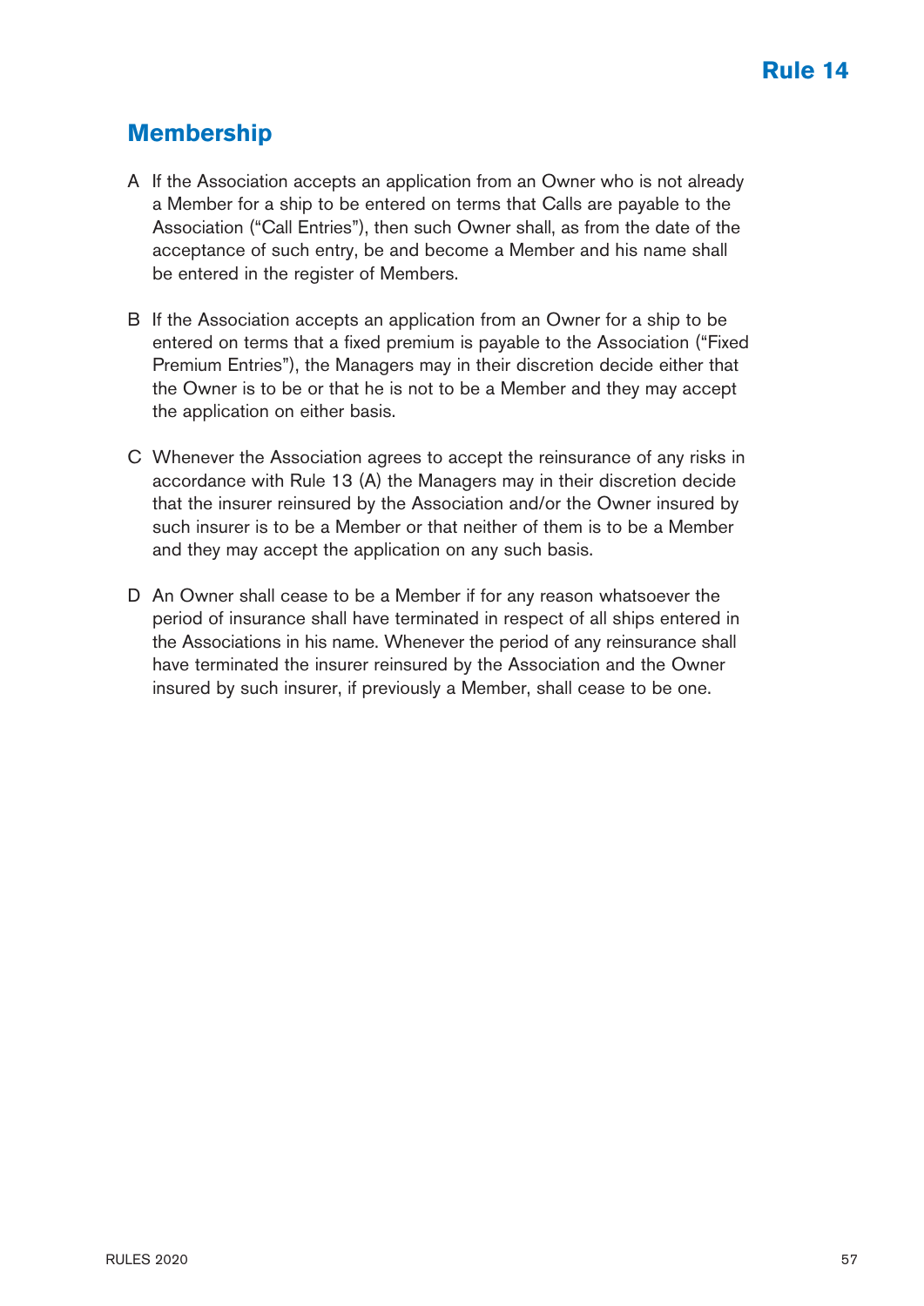# Rule 14

## Membership

A If the Association accepts an application from an Owner who is not already a Member for a ship to be entered on terms that Calls are payable to the Association ("Call Entries"), then such Owner shall, as from the date of the acceptance of such entry, be and become a Member and his name shall be entered in the register of Members.

B If the Association accepts an application from an Owner for a ship to be entered on terms that a fixed premium is payable to the Association ("Fixed Premium Entries"), the Managers may in their discretion decide either that the Owner is to be or that he is not to be a Member and they may accept the application on either basis.

C Whenever the Association agrees to accept the reinsurance of any risks in accordance with Rule 13 (A) the Managers may in their discretion decide that the insurer reinsured by the Association and/or the Owner insured by such insurer is to be a Member or that neither of them is to be a Member and they may accept the application on any such basis.

D An Owner shall cease to be a Member if for any reason whatsoever the period of insurance shall have terminated in respect of all ships entered in the Associations in his name. Whenever the period of any reinsurance shall have terminated the insurer reinsured by the Association and the Owner insured by such insurer, if previously a Member, shall cease to be one.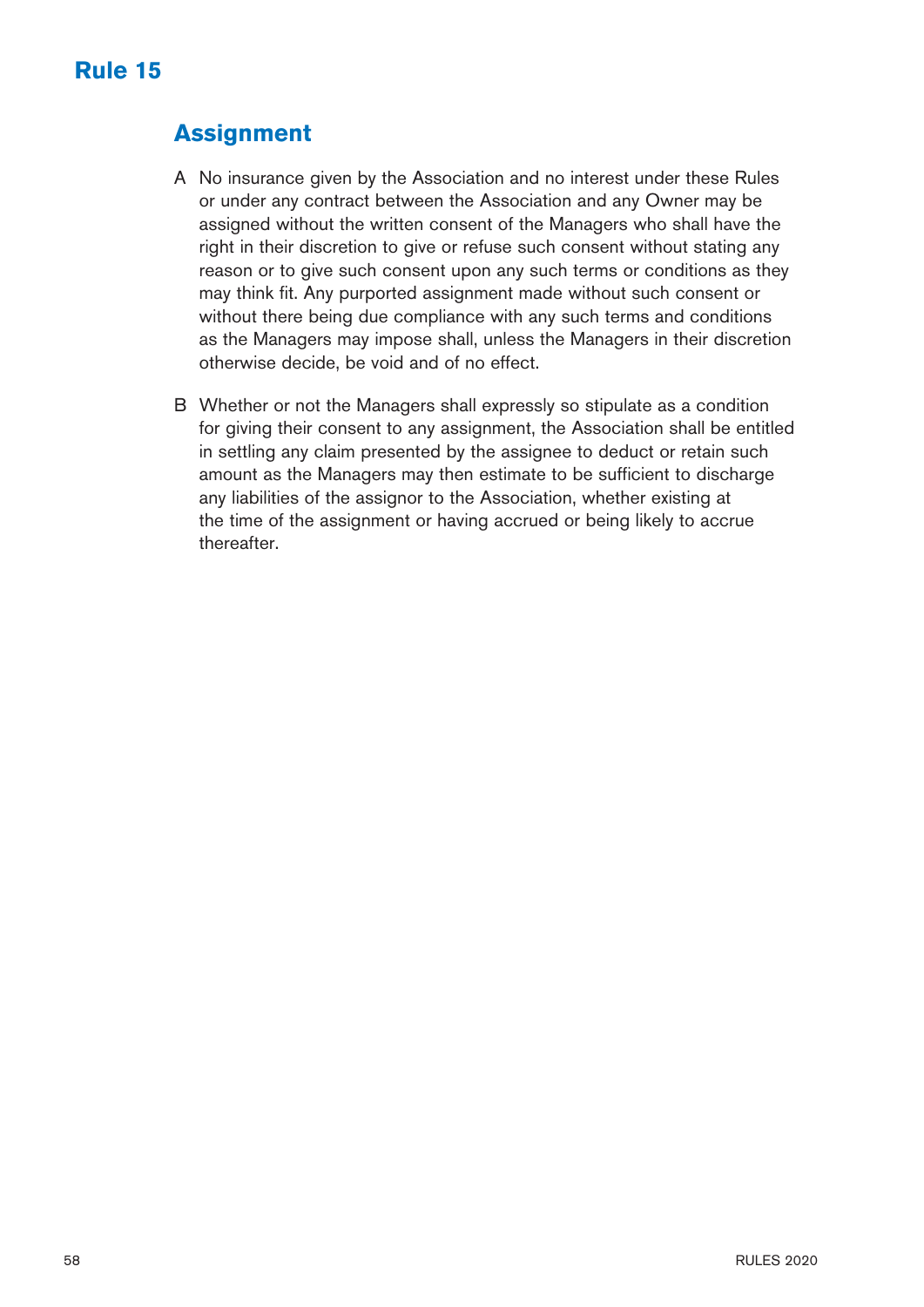# Rule 15

## Assignment

A No insurance given by the Association and no interest under these Rules or under any contract between the Association and any Owner may be assigned without the written consent of the Managers who shall have the right in their discretion to give or refuse such consent without stating any reason or to give such consent upon any such terms or conditions as they may think fit. Any purported assignment made without such consent or without there being due compliance with any such terms and conditions as the Managers may impose shall, unless the Managers in their discretion otherwise decide, be void and of no effect.

B Whether or not the Managers shall expressly so stipulate as a condition for giving their consent to any assignment, the Association shall be entitled in settling any claim presented by the assignee to deduct or retain such amount as the Managers may then estimate to be sufficient to discharge any liabilities of the assignor to the Association, whether existing at the time of the assignment or having accrued or being likely to accrue thereafter.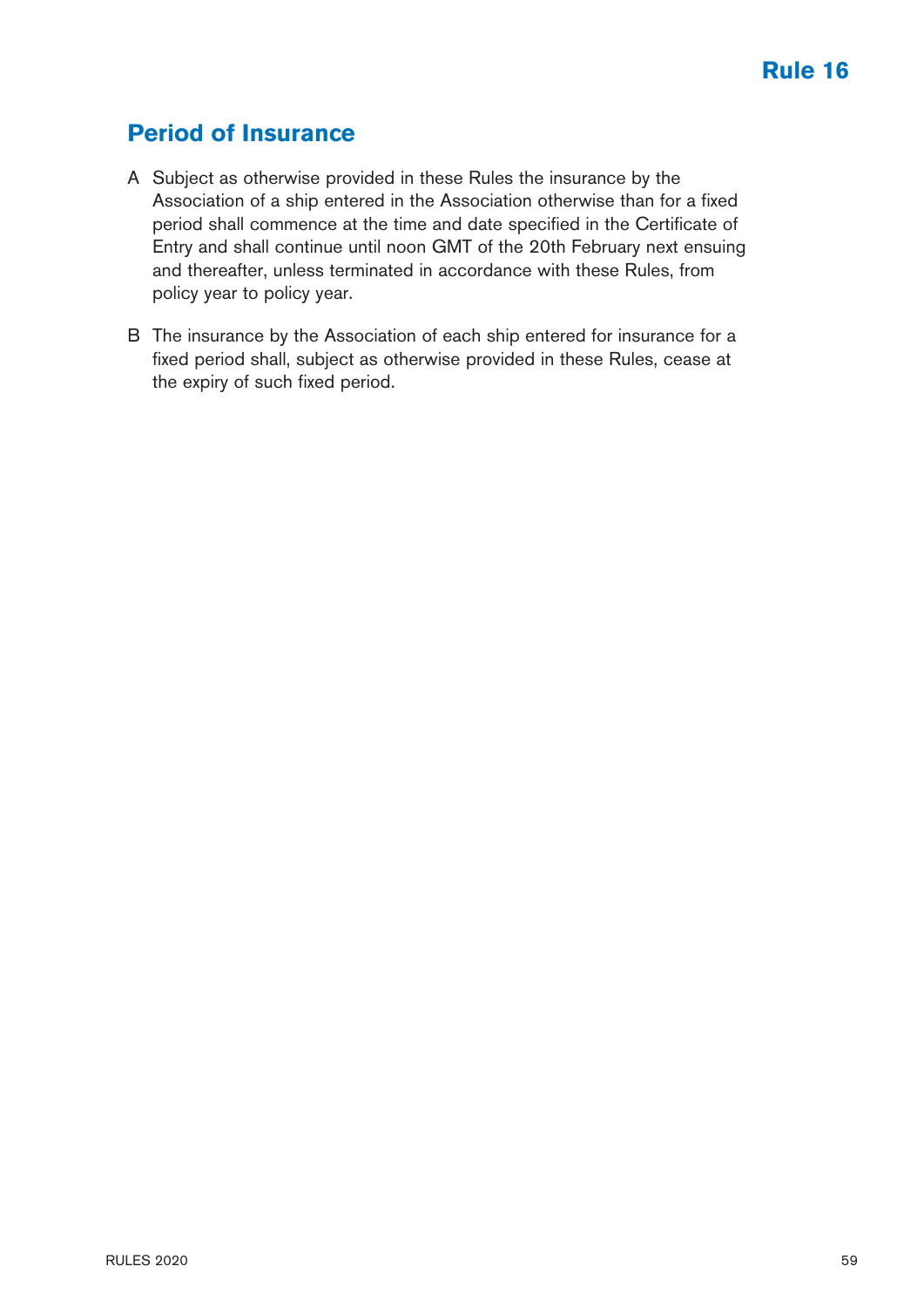# Rule 16

## Period of Insurance

A Subject as otherwise provided in these Rules the insurance by the Association of a ship entered in the Association otherwise than for a fixed period shall commence at the time and date specified in the Certificate of Entry and shall continue until noon GMT of the 20th February next ensuing and thereafter, unless terminated in accordance with these Rules, from policy year to policy year.

B The insurance by the Association of each ship entered for insurance for a fixed period shall, subject as otherwise provided in these Rules, cease at the expiry of such fixed period.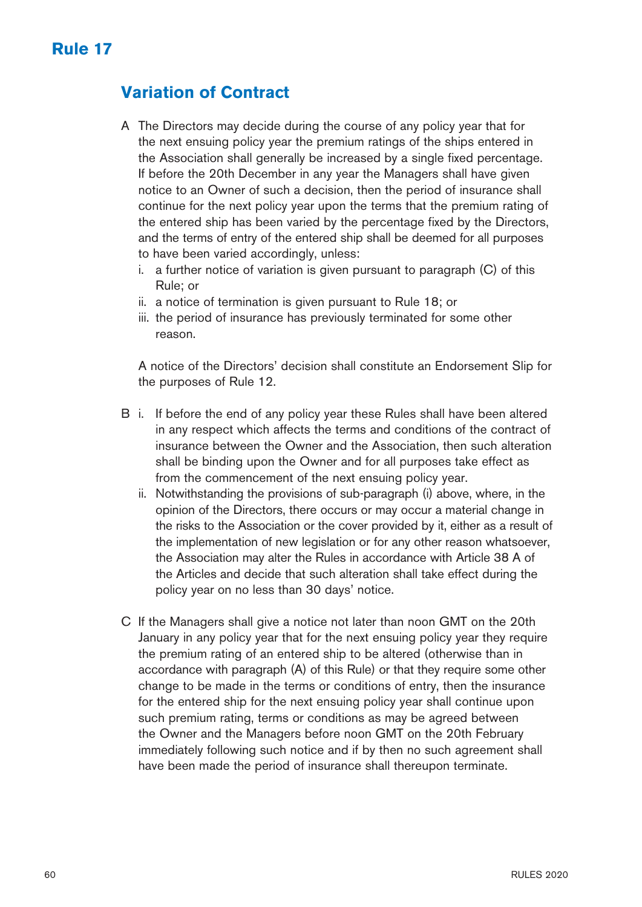# Rule 17

## Variation of Contract

A The Directors may decide during the course of any policy year that for the next ensuing policy year the premium ratings of the ships entered in the Association shall generally be increased by a single fixed percentage. If before the 20th December in any year the Managers shall have given notice to an Owner of such a decision, then the period of insurance shall continue for the next policy year upon the terms that the premium rating of the entered ship has been varied by the percentage fixed by the Directors, and the terms of entry of the entered ship shall be deemed for all purposes to have been varied accordingly, unless:

i. a further notice of variation is given pursuant to paragraph (C) of this Rule; or
ii. a notice of termination is given pursuant to Rule 18; or
iii. the period of insurance has previously terminated for some other reason.

A notice of the Directors' decision shall constitute an Endorsement Slip for the purposes of Rule 12.

B i. If before the end of any policy year these Rules shall have been altered in any respect which affects the terms and conditions of the contract of insurance between the Owner and the Association, then such alteration shall be binding upon the Owner and for all purposes take effect as from the commencement of the next ensuing policy year.

ii. Notwithstanding the provisions of sub-paragraph (i) above, where, in the opinion of the Directors, there occurs or may occur a material change in the risks to the Association or the cover provided by it, either as a result of the implementation of new legislation or for any other reason whatsoever, the Association may alter the Rules in accordance with Article 38 A of the Articles and decide that such alteration shall take effect during the policy year on no less than 30 days' notice.

C If the Managers shall give a notice not later than noon GMT on the 20th January in any policy year that for the next ensuing policy year they require the premium rating of an entered ship to be altered (otherwise than in accordance with paragraph (A) of this Rule) or that they require some other change to be made in the terms or conditions of entry, then the insurance for the entered ship for the next ensuing policy year shall continue upon such premium rating, terms or conditions as may be agreed between the Owner and the Managers before noon GMT on the 20th February immediately following such notice and if by then no such agreement shall have been made the period of insurance shall thereupon terminate.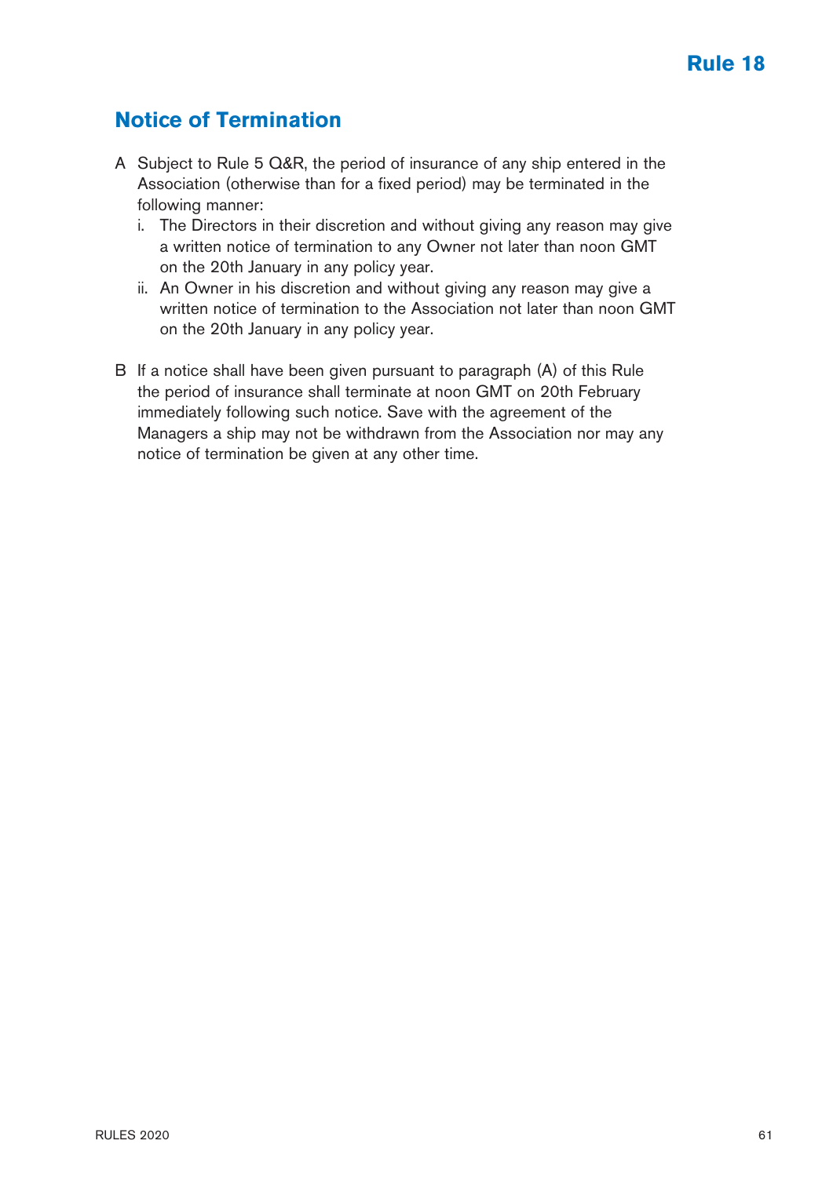# Rule 18

## Notice of Termination

A Subject to Rule 5 Q&R, the period of insurance of any ship entered in the Association (otherwise than for a fixed period) may be terminated in the following manner:

   i. The Directors in their discretion and without giving any reason may give a written notice of termination to any Owner not later than noon GMT on the 20th January in any policy year.

   ii. An Owner in his discretion and without giving any reason may give a written notice of termination to the Association not later than noon GMT on the 20th January in any policy year.

B If a notice shall have been given pursuant to paragraph (A) of this Rule the period of insurance shall terminate at noon GMT on 20th February immediately following such notice. Save with the agreement of the Managers a ship may not be withdrawn from the Association nor may any notice of termination be given at any other time.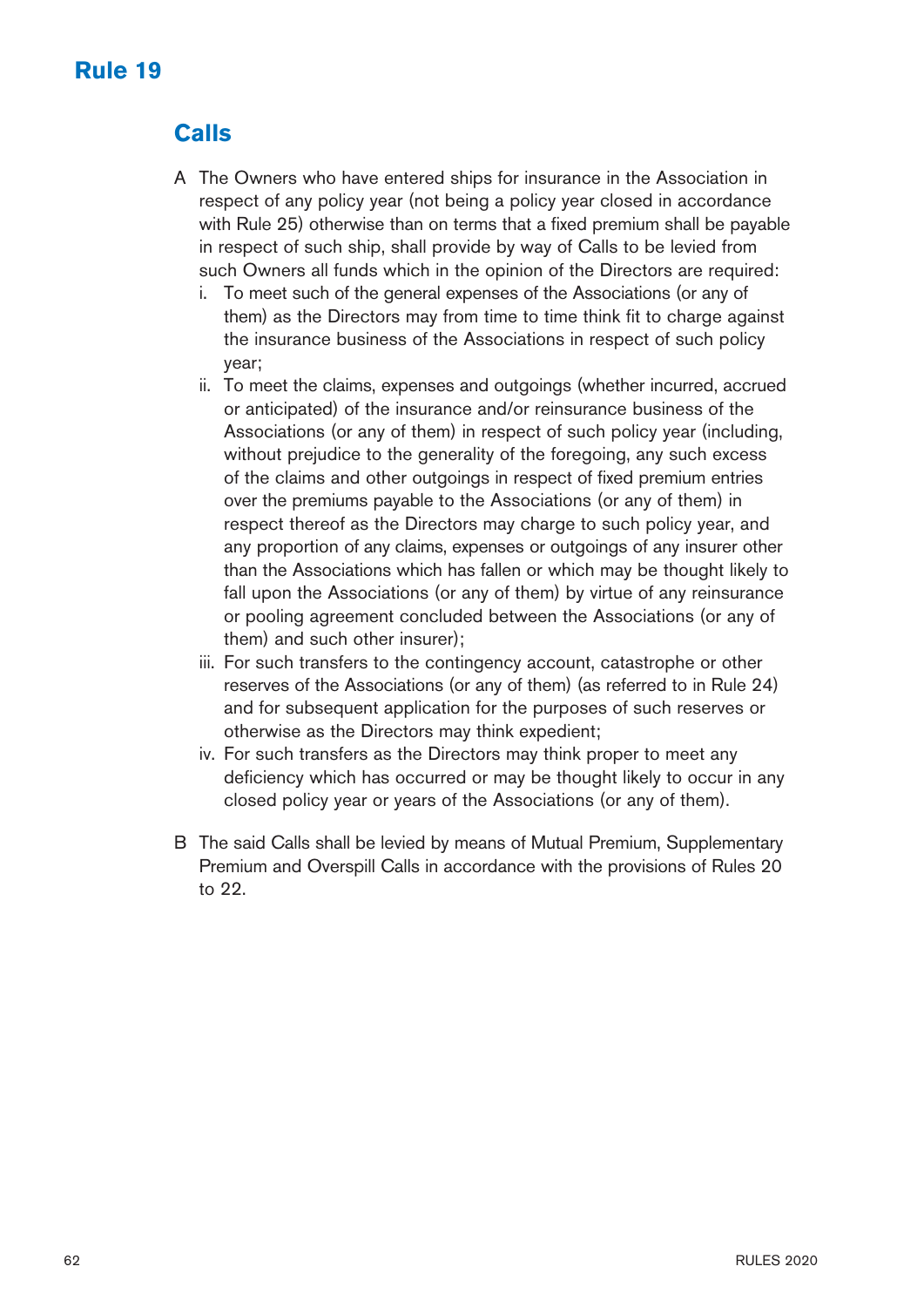# Rule 19

## Calls

A The Owners who have entered ships for insurance in the Association in respect of any policy year (not being a policy year closed in accordance with Rule 25) otherwise than on terms that a fixed premium shall be payable in respect of such ship, shall provide by way of Calls to be levied from such Owners all funds which in the opinion of the Directors are required:

  i. To meet such of the general expenses of the Associations (or any of them) as the Directors may from time to time think fit to charge against the insurance business of the Associations in respect of such policy year;
  ii. To meet the claims, expenses and outgoings (whether incurred, accrued or anticipated) of the insurance and/or reinsurance business of the Associations (or any of them) in respect of such policy year (including, without prejudice to the generality of the foregoing, any such excess of the claims and other outgoings in respect of fixed premium entries over the premiums payable to the Associations (or any of them) in respect thereof as the Directors may charge to such policy year, and any proportion of any claims, expenses or outgoings of any insurer other than the Associations which has fallen or which may be thought likely to fall upon the Associations (or any of them) by virtue of any reinsurance or pooling agreement concluded between the Associations (or any of them) and such other insurer);
  iii. For such transfers to the contingency account, catastrophe or other reserves of the Associations (or any of them) (as referred to in Rule 24) and for subsequent application for the purposes of such reserves or otherwise as the Directors may think expedient;
  iv. For such transfers as the Directors may think proper to meet any deficiency which has occurred or may be thought likely to occur in any closed policy year or years of the Associations (or any of them).

B The said Calls shall be levied by means of Mutual Premium, Supplementary Premium and Overspill Calls in accordance with the provisions of Rules 20 to 22.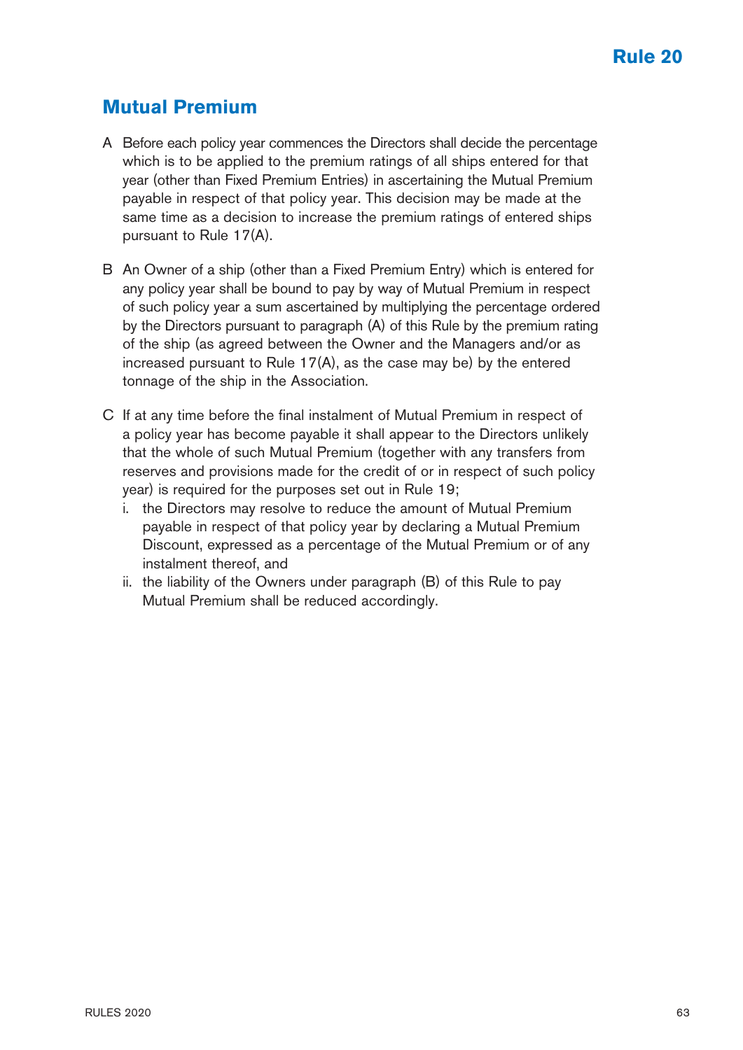# Rule 20

## Mutual Premium

A Before each policy year commences the Directors shall decide the percentage which is to be applied to the premium ratings of all ships entered for that year (other than Fixed Premium Entries) in ascertaining the Mutual Premium payable in respect of that policy year. This decision may be made at the same time as a decision to increase the premium ratings of entered ships pursuant to Rule 17(A).

B An Owner of a ship (other than a Fixed Premium Entry) which is entered for any policy year shall be bound to pay by way of Mutual Premium in respect of such policy year a sum ascertained by multiplying the percentage ordered by the Directors pursuant to paragraph (A) of this Rule by the premium rating of the ship (as agreed between the Owner and the Managers and/or as increased pursuant to Rule 17(A), as the case may be) by the entered tonnage of the ship in the Association.

C If at any time before the final instalment of Mutual Premium in respect of a policy year has become payable it shall appear to the Directors unlikely that the whole of such Mutual Premium (together with any transfers from reserves and provisions made for the credit of or in respect of such policy year) is required for the purposes set out in Rule 19;

i. the Directors may resolve to reduce the amount of Mutual Premium payable in respect of that policy year by declaring a Mutual Premium Discount, expressed as a percentage of the Mutual Premium or of any instalment thereof, and

ii. the liability of the Owners under paragraph (B) of this Rule to pay Mutual Premium shall be reduced accordingly.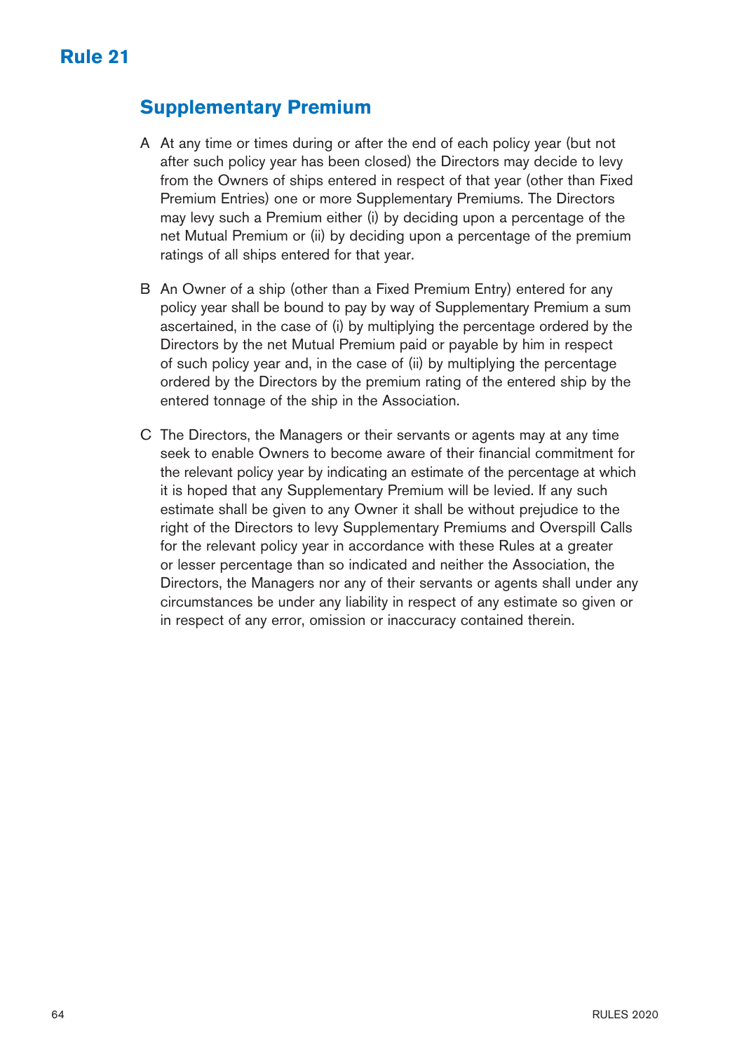# Rule 21

## Supplementary Premium

A At any time or times during or after the end of each policy year (but not after such policy year has been closed) the Directors may decide to levy from the Owners of ships entered in respect of that year (other than Fixed Premium Entries) one or more Supplementary Premiums. The Directors may levy such a Premium either (i) by deciding upon a percentage of the net Mutual Premium or (ii) by deciding upon a percentage of the premium ratings of all ships entered for that year.

B An Owner of a ship (other than a Fixed Premium Entry) entered for any policy year shall be bound to pay by way of Supplementary Premium a sum ascertained, in the case of (i) by multiplying the percentage ordered by the Directors by the net Mutual Premium paid or payable by him in respect of such policy year and, in the case of (ii) by multiplying the percentage ordered by the Directors by the premium rating of the entered ship by the entered tonnage of the ship in the Association.

C The Directors, the Managers or their servants or agents may at any time seek to enable Owners to become aware of their financial commitment for the relevant policy year by indicating an estimate of the percentage at which it is hoped that any Supplementary Premium will be levied. If any such estimate shall be given to any Owner it shall be without prejudice to the right of the Directors to levy Supplementary Premiums and Overspill Calls for the relevant policy year in accordance with these Rules at a greater or lesser percentage than so indicated and neither the Association, the Directors, the Managers nor any of their servants or agents shall under any circumstances be under any liability in respect of any estimate so given or in respect of any error, omission or inaccuracy contained therein.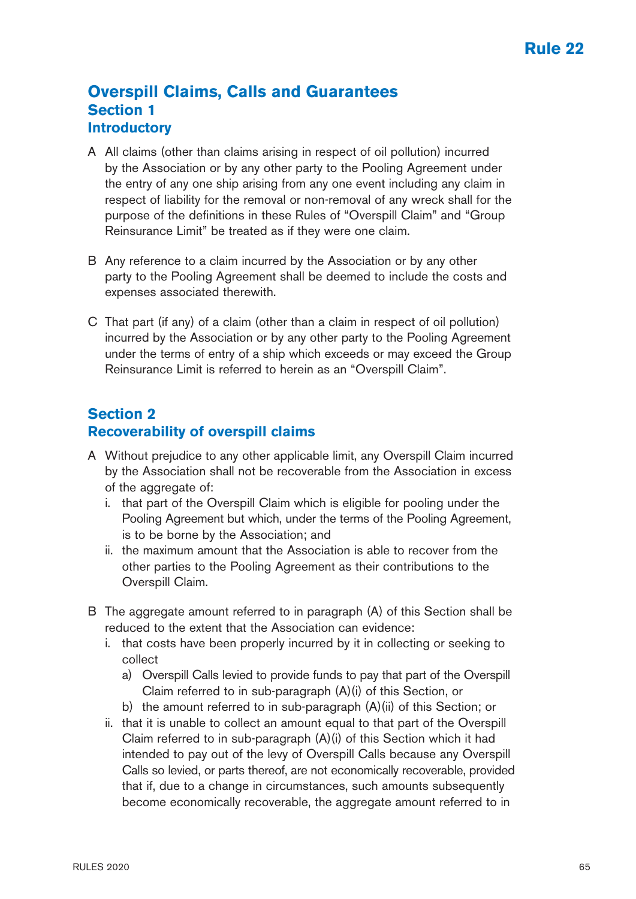# Rule 22

## Overspill Claims, Calls and Guarantees

### Section 1

### Introductory

A All claims (other than claims arising in respect of oil pollution) incurred by the Association or by any other party to the Pooling Agreement under the entry of any one ship arising from any one event including any claim in respect of liability for the removal or non-removal of any wreck shall for the purpose of the definitions in these Rules of "Overspill Claim" and "Group Reinsurance Limit" be treated as if they were one claim.

B Any reference to a claim incurred by the Association or by any other party to the Pooling Agreement shall be deemed to include the costs and expenses associated therewith.

C That part (if any) of a claim (other than a claim in respect of oil pollution) incurred by the Association or by any other party to the Pooling Agreement under the terms of entry of a ship which exceeds or may exceed the Group Reinsurance Limit is referred to herein as an "Overspill Claim".

### Section 2

### Recoverability of overspill claims

A Without prejudice to any other applicable limit, any Overspill Claim incurred by the Association shall not be recoverable from the Association in excess of the aggregate of:

i. that part of the Overspill Claim which is eligible for pooling under the Pooling Agreement but which, under the terms of the Pooling Agreement, is to be borne by the Association; and

ii. the maximum amount that the Association is able to recover from the other parties to the Pooling Agreement as their contributions to the Overspill Claim.

B The aggregate amount referred to in paragraph (A) of this Section shall be reduced to the extent that the Association can evidence:

i. that costs have been properly incurred by it in collecting or seeking to collect

a) Overspill Calls levied to provide funds to pay that part of the Overspill Claim referred to in sub-paragraph (A)(i) of this Section, or

b) the amount referred to in sub-paragraph (A)(ii) of this Section; or

ii. that it is unable to collect an amount equal to that part of the Overspill Claim referred to in sub-paragraph (A)(i) of this Section which it had intended to pay out of the levy of Overspill Calls because any Overspill Calls so levied, or parts thereof, are not economically recoverable, provided that if, due to a change in circumstances, such amounts subsequently become economically recoverable, the aggregate amount referred to in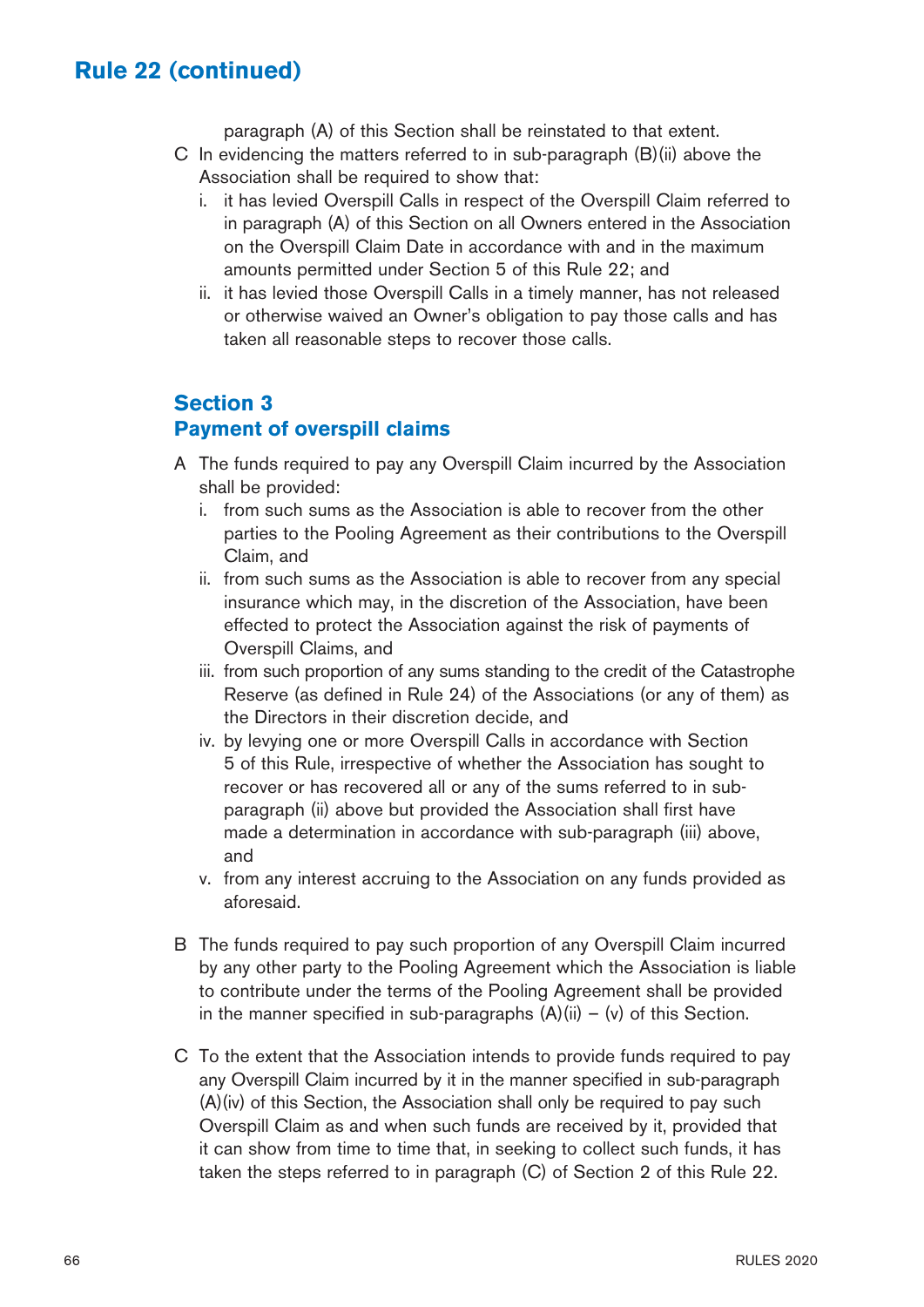paragraph (A) of this Section shall be reinstated to that extent.

C In evidencing the matters referred to in sub-paragraph (B)(ii) above the Association shall be required to show that:

i. it has levied Overspill Calls in respect of the Overspill Claim referred to in paragraph (A) of this Section on all Owners entered in the Association on the Overspill Claim Date in accordance with and in the maximum amounts permitted under Section 5 of this Rule 22; and

ii. it has levied those Overspill Calls in a timely manner, has not released or otherwise waived an Owner's obligation to pay those calls and has taken all reasonable steps to recover those calls.

## Section 3
## Payment of overspill claims

A The funds required to pay any Overspill Claim incurred by the Association shall be provided:

i. from such sums as the Association is able to recover from the other parties to the Pooling Agreement as their contributions to the Overspill Claim, and

ii. from such sums as the Association is able to recover from any special insurance which may, in the discretion of the Association, have been effected to protect the Association against the risk of payments of Overspill Claims, and

iii. from such proportion of any sums standing to the credit of the Catastrophe Reserve (as defined in Rule 24) of the Associations (or any of them) as the Directors in their discretion decide, and

iv. by levying one or more Overspill Calls in accordance with Section 5 of this Rule, irrespective of whether the Association has sought to recover or has recovered all or any of the sums referred to in sub-paragraph (ii) above but provided the Association shall first have made a determination in accordance with sub-paragraph (iii) above, and

v. from any interest accruing to the Association on any funds provided as aforesaid.

B The funds required to pay such proportion of any Overspill Claim incurred by any other party to the Pooling Agreement which the Association is liable to contribute under the terms of the Pooling Agreement shall be provided in the manner specified in sub-paragraphs (A)(ii) – (v) of this Section.

C To the extent that the Association intends to provide funds required to pay any Overspill Claim incurred by it in the manner specified in sub-paragraph (A)(iv) of this Section, the Association shall only be required to pay such Overspill Claim as and when such funds are received by it, provided that it can show from time to time that, in seeking to collect such funds, it has taken the steps referred to in paragraph (C) of Section 2 of this Rule 22.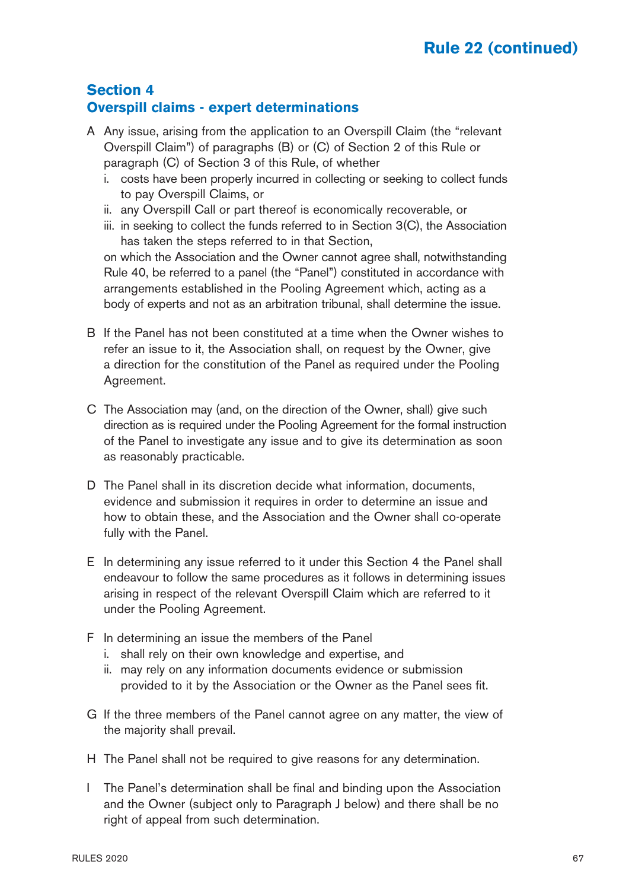## Section 4
## Overspill claims - expert determinations

A Any issue, arising from the application to an Overspill Claim (the "relevant Overspill Claim") of paragraphs (B) or (C) of Section 2 of this Rule or paragraph (C) of Section 3 of this Rule, of whether

i. costs have been properly incurred in collecting or seeking to collect funds to pay Overspill Claims, or
ii. any Overspill Call or part thereof is economically recoverable, or
iii. in seeking to collect the funds referred to in Section 3(C), the Association has taken the steps referred to in that Section,

on which the Association and the Owner cannot agree shall, notwithstanding Rule 40, be referred to a panel (the "Panel") constituted in accordance with arrangements established in the Pooling Agreement which, acting as a body of experts and not as an arbitration tribunal, shall determine the issue.

B If the Panel has not been constituted at a time when the Owner wishes to refer an issue to it, the Association shall, on request by the Owner, give a direction for the constitution of the Panel as required under the Pooling Agreement.

C The Association may (and, on the direction of the Owner, shall) give such direction as is required under the Pooling Agreement for the formal instruction of the Panel to investigate any issue and to give its determination as soon as reasonably practicable.

D The Panel shall in its discretion decide what information, documents, evidence and submission it requires in order to determine an issue and how to obtain these, and the Association and the Owner shall co-operate fully with the Panel.

E In determining any issue referred to it under this Section 4 the Panel shall endeavour to follow the same procedures as it follows in determining issues arising in respect of the relevant Overspill Claim which are referred to it under the Pooling Agreement.

F In determining an issue the members of the Panel

i. shall rely on their own knowledge and expertise, and
ii. may rely on any information documents evidence or submission provided to it by the Association or the Owner as the Panel sees fit.

G If the three members of the Panel cannot agree on any matter, the view of the majority shall prevail.

H The Panel shall not be required to give reasons for any determination.

I The Panel's determination shall be final and binding upon the Association and the Owner (subject only to Paragraph J below) and there shall be no right of appeal from such determination.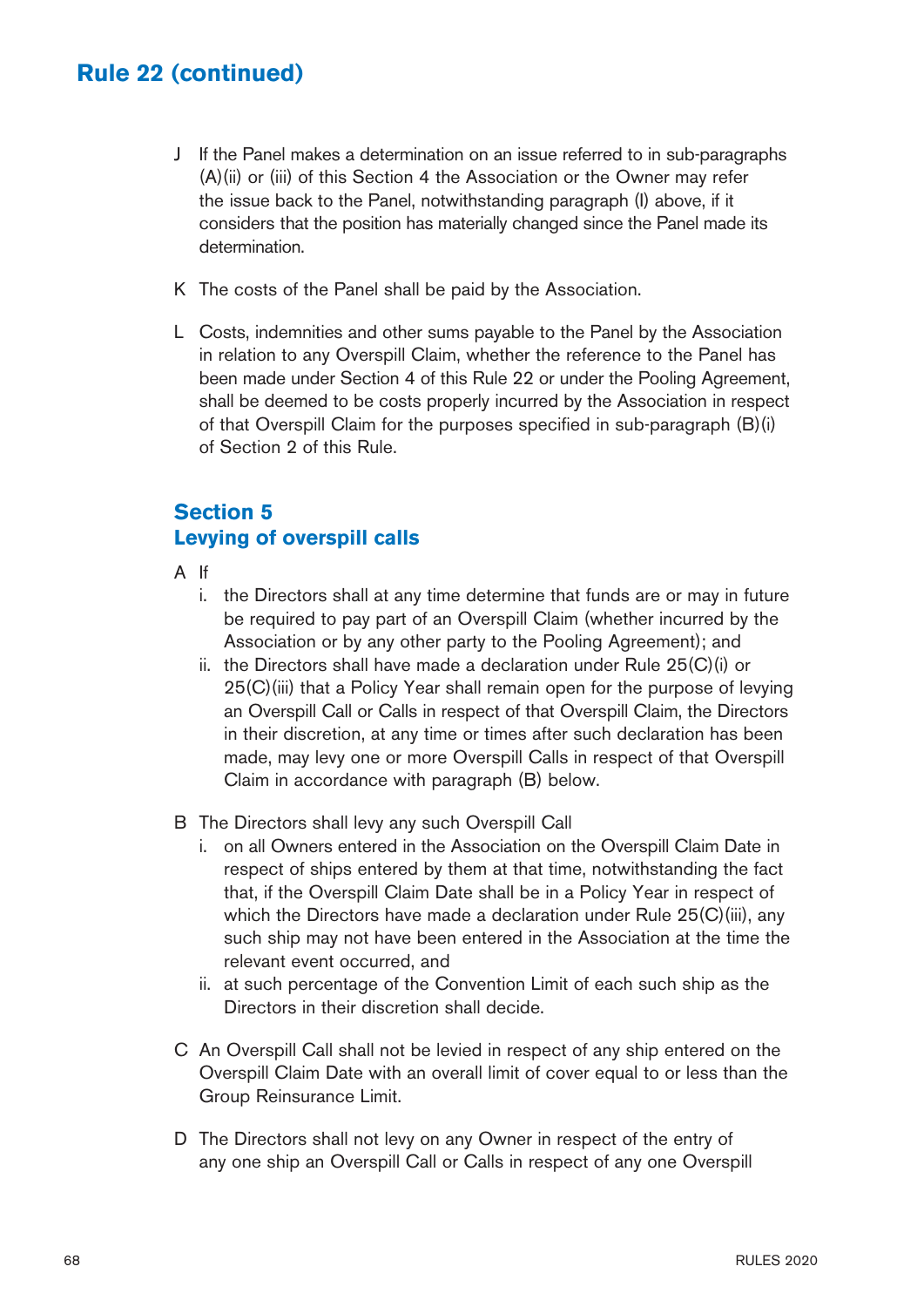## Rule 22 (continued)

J If the Panel makes a determination on an issue referred to in sub-paragraphs (A)(ii) or (iii) of this Section 4 the Association or the Owner may refer the issue back to the Panel, notwithstanding paragraph (I) above, if it considers that the position has materially changed since the Panel made its determination.

K The costs of the Panel shall be paid by the Association.

L Costs, indemnities and other sums payable to the Panel by the Association in relation to any Overspill Claim, whether the reference to the Panel has been made under Section 4 of this Rule 22 or under the Pooling Agreement, shall be deemed to be costs properly incurred by the Association in respect of that Overspill Claim for the purposes specified in sub-paragraph (B)(i) of Section 2 of this Rule.

### Section 5
### Levying of overspill calls

A If

i. the Directors shall at any time determine that funds are or may in future be required to pay part of an Overspill Claim (whether incurred by the Association or by any other party to the Pooling Agreement); and

ii. the Directors shall have made a declaration under Rule 25(C)(i) or 25(C)(iii) that a Policy Year shall remain open for the purpose of levying an Overspill Call or Calls in respect of that Overspill Claim, the Directors in their discretion, at any time or times after such declaration has been made, may levy one or more Overspill Calls in respect of that Overspill Claim in accordance with paragraph (B) below.

B The Directors shall levy any such Overspill Call

i. on all Owners entered in the Association on the Overspill Claim Date in respect of ships entered by them at that time, notwithstanding the fact that, if the Overspill Claim Date shall be in a Policy Year in respect of which the Directors have made a declaration under Rule 25(C)(iii), any such ship may not have been entered in the Association at the time the relevant event occurred, and

ii. at such percentage of the Convention Limit of each such ship as the Directors in their discretion shall decide.

C An Overspill Call shall not be levied in respect of any ship entered on the Overspill Claim Date with an overall limit of cover equal to or less than the Group Reinsurance Limit.

D The Directors shall not levy on any Owner in respect of the entry of any one ship an Overspill Call or Calls in respect of any one Overspill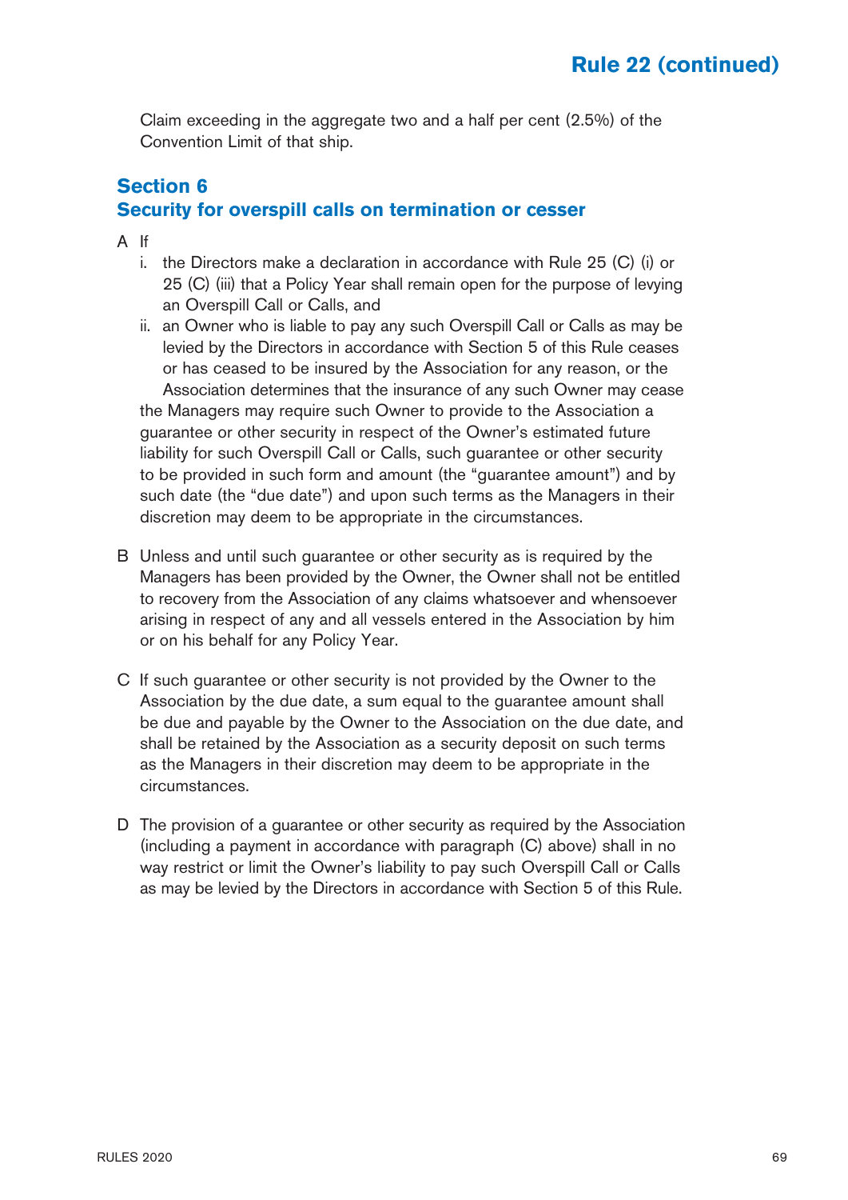Claim exceeding in the aggregate two and a half per cent (2.5%) of the Convention Limit of that ship.

## Section 6
## Security for overspill calls on termination or cesser

A If

i. the Directors make a declaration in accordance with Rule 25 (C) (i) or 25 (C) (iii) that a Policy Year shall remain open for the purpose of levying an Overspill Call or Calls, and

ii. an Owner who is liable to pay any such Overspill Call or Calls as may be levied by the Directors in accordance with Section 5 of this Rule ceases or has ceased to be insured by the Association for any reason, or the Association determines that the insurance of any such Owner may cease

the Managers may require such Owner to provide to the Association a guarantee or other security in respect of the Owner's estimated future liability for such Overspill Call or Calls, such guarantee or other security to be provided in such form and amount (the "guarantee amount") and by such date (the "due date") and upon such terms as the Managers in their discretion may deem to be appropriate in the circumstances.

B Unless and until such guarantee or other security as is required by the Managers has been provided by the Owner, the Owner shall not be entitled to recovery from the Association of any claims whatsoever and whensoever arising in respect of any and all vessels entered in the Association by him or on his behalf for any Policy Year.

C If such guarantee or other security is not provided by the Owner to the Association by the due date, a sum equal to the guarantee amount shall be due and payable by the Owner to the Association on the due date, and shall be retained by the Association as a security deposit on such terms as the Managers in their discretion may deem to be appropriate in the circumstances.

D The provision of a guarantee or other security as required by the Association (including a payment in accordance with paragraph (C) above) shall in no way restrict or limit the Owner's liability to pay such Overspill Call or Calls as may be levied by the Directors in accordance with Section 5 of this Rule.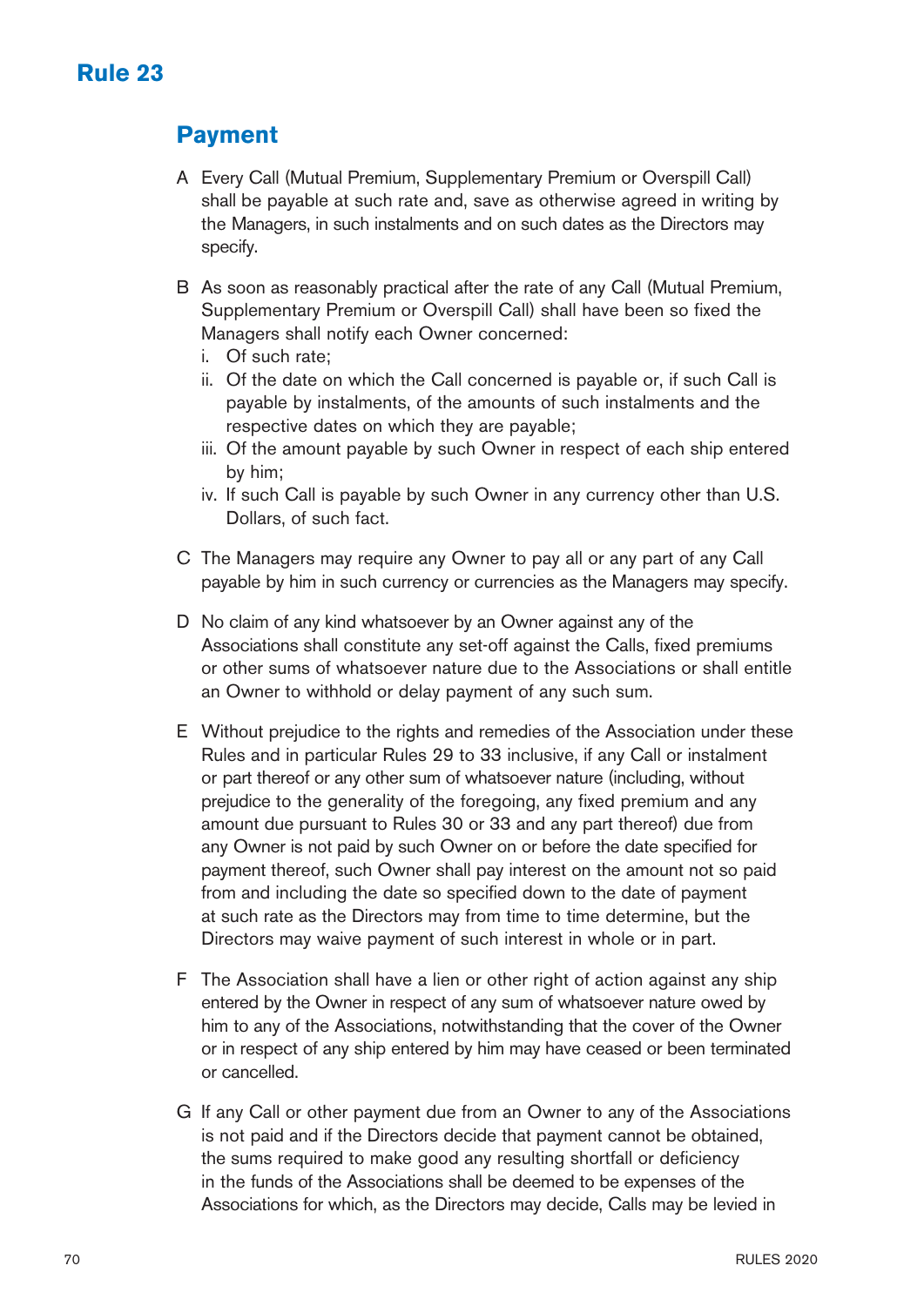# Rule 23

## Payment

A Every Call (Mutual Premium, Supplementary Premium or Overspill Call) shall be payable at such rate and, save as otherwise agreed in writing by the Managers, in such instalments and on such dates as the Directors may specify.

B As soon as reasonably practical after the rate of any Call (Mutual Premium, Supplementary Premium or Overspill Call) shall have been so fixed the Managers shall notify each Owner concerned:

i. Of such rate;

ii. Of the date on which the Call concerned is payable or, if such Call is payable by instalments, of the amounts of such instalments and the respective dates on which they are payable;

iii. Of the amount payable by such Owner in respect of each ship entered by him;

iv. If such Call is payable by such Owner in any currency other than U.S. Dollars, of such fact.

C The Managers may require any Owner to pay all or any part of any Call payable by him in such currency or currencies as the Managers may specify.

D No claim of any kind whatsoever by an Owner against any of the Associations shall constitute any set-off against the Calls, fixed premiums or other sums of whatsoever nature due to the Associations or shall entitle an Owner to withhold or delay payment of any such sum.

E Without prejudice to the rights and remedies of the Association under these Rules and in particular Rules 29 to 33 inclusive, if any Call or instalment or part thereof or any other sum of whatsoever nature (including, without prejudice to the generality of the foregoing, any fixed premium and any amount due pursuant to Rules 30 or 33 and any part thereof) due from any Owner is not paid by such Owner on or before the date specified for payment thereof, such Owner shall pay interest on the amount not so paid from and including the date so specified down to the date of payment at such rate as the Directors may from time to time determine, but the Directors may waive payment of such interest in whole or in part.

F The Association shall have a lien or other right of action against any ship entered by the Owner in respect of any sum of whatsoever nature owed by him to any of the Associations, notwithstanding that the cover of the Owner or in respect of any ship entered by him may have ceased or been terminated or cancelled.

G If any Call or other payment due from an Owner to any of the Associations is not paid and if the Directors decide that payment cannot be obtained, the sums required to make good any resulting shortfall or deficiency in the funds of the Associations shall be deemed to be expenses of the Associations for which, as the Directors may decide, Calls may be levied in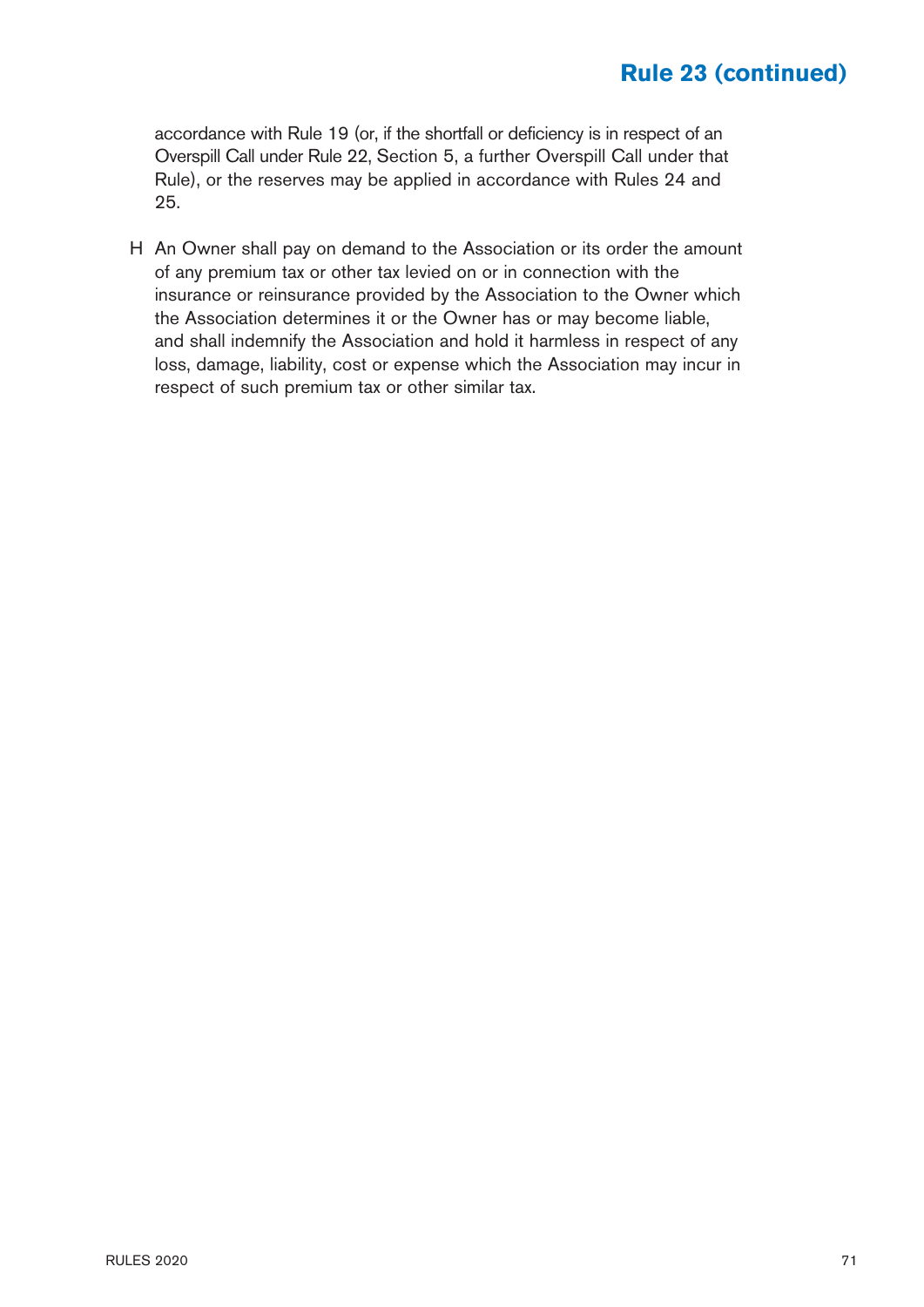accordance with Rule 19 (or, if the shortfall or deficiency is in respect of an Overspill Call under Rule 22, Section 5, a further Overspill Call under that Rule), or the reserves may be applied in accordance with Rules 24 and 25.

H An Owner shall pay on demand to the Association or its order the amount of any premium tax or other tax levied on or in connection with the insurance or reinsurance provided by the Association to the Owner which the Association determines it or the Owner has or may become liable, and shall indemnify the Association and hold it harmless in respect of any loss, damage, liability, cost or expense which the Association may incur in respect of such premium tax or other similar tax.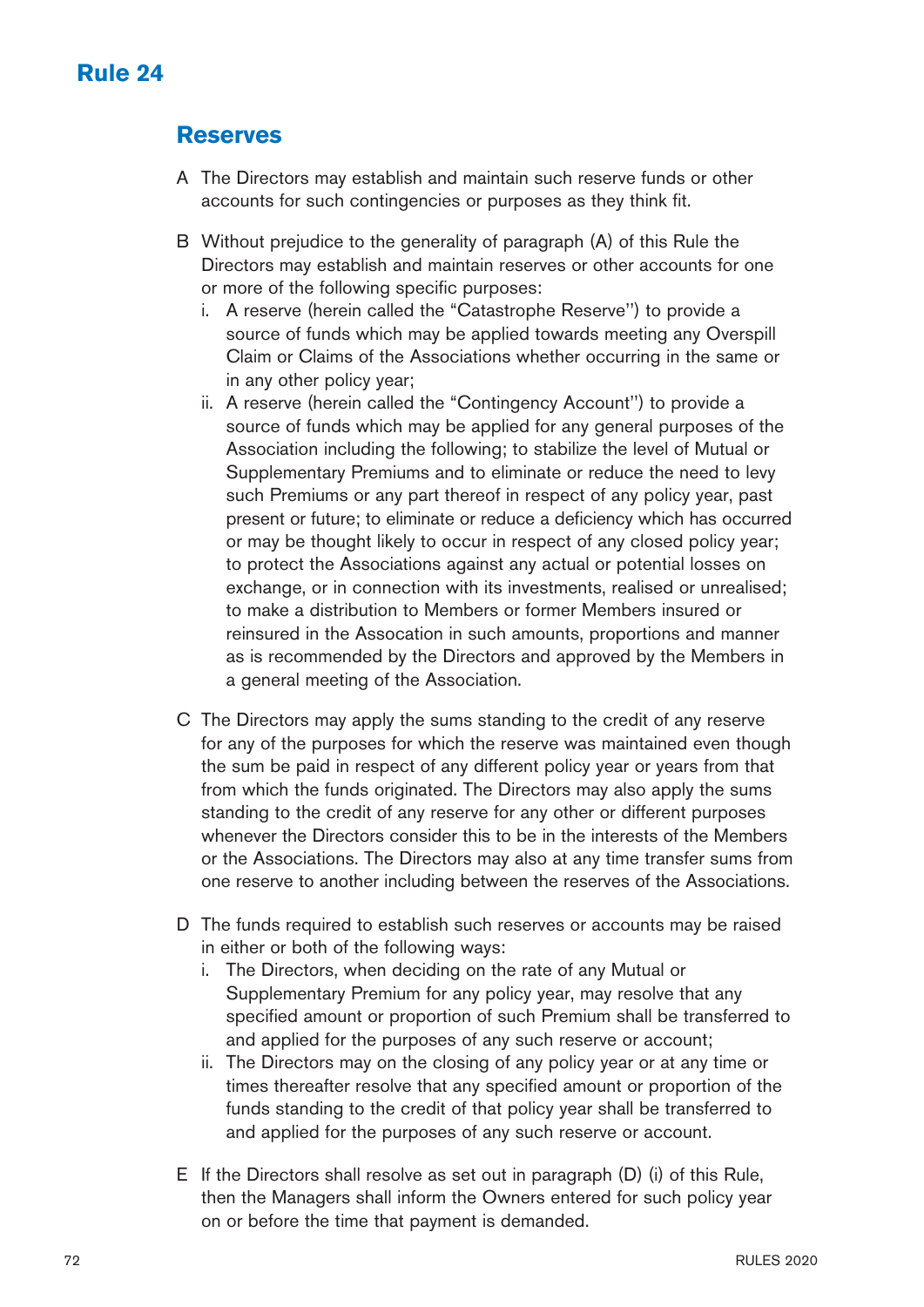# Rule 24

## Reserves

A The Directors may establish and maintain such reserve funds or other accounts for such contingencies or purposes as they think fit.

B Without prejudice to the generality of paragraph (A) of this Rule the Directors may establish and maintain reserves or other accounts for one or more of the following specific purposes:

   i. A reserve (herein called the "Catastrophe Reserve") to provide a source of funds which may be applied towards meeting any Overspill Claim or Claims of the Associations whether occurring in the same or in any other policy year;

   ii. A reserve (herein called the "Contingency Account") to provide a source of funds which may be applied for any general purposes of the Association including the following; to stabilize the level of Mutual or Supplementary Premiums and to eliminate or reduce the need to levy such Premiums or any part thereof in respect of any policy year, past present or future; to eliminate or reduce a deficiency which has occurred or may be thought likely to occur in respect of any closed policy year; to protect the Associations against any actual or potential losses on exchange, or in connection with its investments, realised or unrealised; to make a distribution to Members or former Members insured or reinsured in the Assocation in such amounts, proportions and manner as is recommended by the Directors and approved by the Members in a general meeting of the Association.

C The Directors may apply the sums standing to the credit of any reserve for any of the purposes for which the reserve was maintained even though the sum be paid in respect of any different policy year or years from that from which the funds originated. The Directors may also apply the sums standing to the credit of any reserve for any other or different purposes whenever the Directors consider this to be in the interests of the Members or the Associations. The Directors may also at any time transfer sums from one reserve to another including between the reserves of the Associations.

D The funds required to establish such reserves or accounts may be raised in either or both of the following ways:

   i. The Directors, when deciding on the rate of any Mutual or Supplementary Premium for any policy year, may resolve that any specified amount or proportion of such Premium shall be transferred to and applied for the purposes of any such reserve or account;

   ii. The Directors may on the closing of any policy year or at any time or times thereafter resolve that any specified amount or proportion of the funds standing to the credit of that policy year shall be transferred to and applied for the purposes of any such reserve or account.

E If the Directors shall resolve as set out in paragraph (D) (i) of this Rule, then the Managers shall inform the Owners entered for such policy year on or before the time that payment is demanded.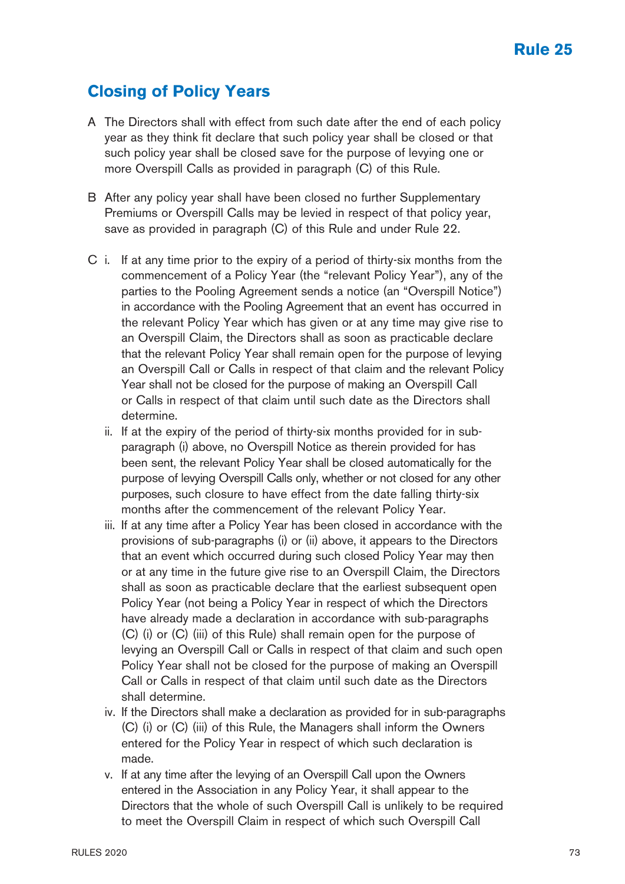# Rule 25

## Closing of Policy Years

A The Directors shall with effect from such date after the end of each policy year as they think fit declare that such policy year shall be closed or that such policy year shall be closed save for the purpose of levying one or more Overspill Calls as provided in paragraph (C) of this Rule.

B After any policy year shall have been closed no further Supplementary Premiums or Overspill Calls may be levied in respect of that policy year, save as provided in paragraph (C) of this Rule and under Rule 22.

C i. If at any time prior to the expiry of a period of thirty-six months from the commencement of a Policy Year (the "relevant Policy Year"), any of the parties to the Pooling Agreement sends a notice (an "Overspill Notice") in accordance with the Pooling Agreement that an event has occurred in the relevant Policy Year which has given or at any time may give rise to an Overspill Claim, the Directors shall as soon as practicable declare that the relevant Policy Year shall remain open for the purpose of levying an Overspill Call or Calls in respect of that claim and the relevant Policy Year shall not be closed for the purpose of making an Overspill Call or Calls in respect of that claim until such date as the Directors shall determine.

ii. If at the expiry of the period of thirty-six months provided for in sub-paragraph (i) above, no Overspill Notice as therein provided for has been sent, the relevant Policy Year shall be closed automatically for the purpose of levying Overspill Calls only, whether or not closed for any other purposes, such closure to have effect from the date falling thirty-six months after the commencement of the relevant Policy Year.

iii. If at any time after a Policy Year has been closed in accordance with the provisions of sub-paragraphs (i) or (ii) above, it appears to the Directors that an event which occurred during such closed Policy Year may then or at any time in the future give rise to an Overspill Claim, the Directors shall as soon as practicable declare that the earliest subsequent open Policy Year (not being a Policy Year in respect of which the Directors have already made a declaration in accordance with sub-paragraphs (C) (i) or (C) (iii) of this Rule) shall remain open for the purpose of levying an Overspill Call or Calls in respect of that claim and such open Policy Year shall not be closed for the purpose of making an Overspill Call or Calls in respect of that claim until such date as the Directors shall determine.

iv. If the Directors shall make a declaration as provided for in sub-paragraphs (C) (i) or (C) (iii) of this Rule, the Managers shall inform the Owners entered for the Policy Year in respect of which such declaration is made.

v. If at any time after the levying of an Overspill Call upon the Owners entered in the Association in any Policy Year, it shall appear to the Directors that the whole of such Overspill Call is unlikely to be required to meet the Overspill Claim in respect of which such Overspill Call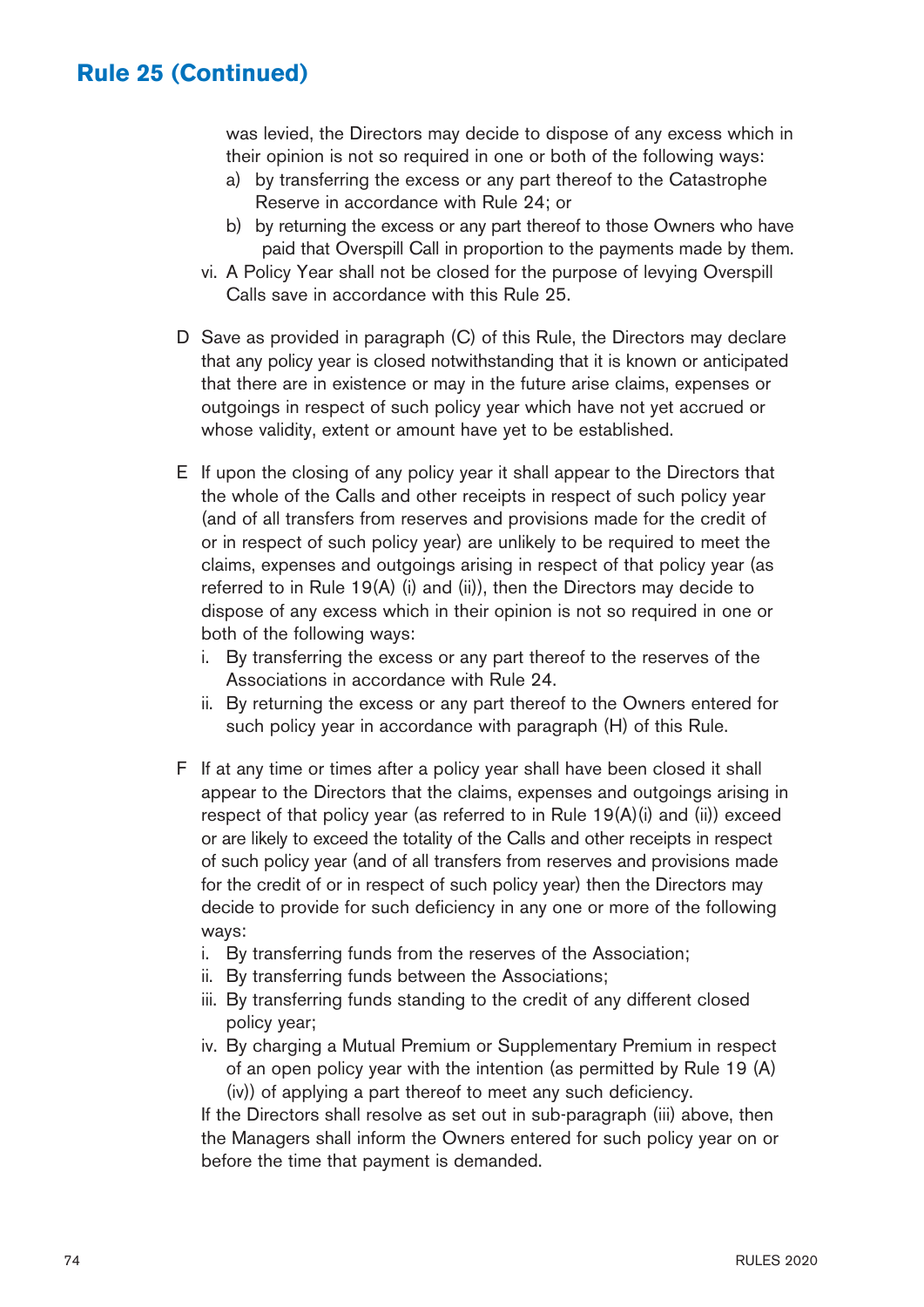## Rule 25 (Continued)

was levied, the Directors may decide to dispose of any excess which in their opinion is not so required in one or both of the following ways:

a) by transferring the excess or any part thereof to the Catastrophe Reserve in accordance with Rule 24; or
b) by returning the excess or any part thereof to those Owners who have paid that Overspill Call in proportion to the payments made by them.

vi. A Policy Year shall not be closed for the purpose of levying Overspill Calls save in accordance with this Rule 25.

D Save as provided in paragraph (C) of this Rule, the Directors may declare that any policy year is closed notwithstanding that it is known or anticipated that there are in existence or may in the future arise claims, expenses or outgoings in respect of such policy year which have not yet accrued or whose validity, extent or amount have yet to be established.

E If upon the closing of any policy year it shall appear to the Directors that the whole of the Calls and other receipts in respect of such policy year (and of all transfers from reserves and provisions made for the credit of or in respect of such policy year) are unlikely to be required to meet the claims, expenses and outgoings arising in respect of that policy year (as referred to in Rule 19(A) (i) and (ii)), then the Directors may decide to dispose of any excess which in their opinion is not so required in one or both of the following ways:

i. By transferring the excess or any part thereof to the reserves of the Associations in accordance with Rule 24.
ii. By returning the excess or any part thereof to the Owners entered for such policy year in accordance with paragraph (H) of this Rule.

F If at any time or times after a policy year shall have been closed it shall appear to the Directors that the claims, expenses and outgoings arising in respect of that policy year (as referred to in Rule 19(A)(i) and (ii)) exceed or are likely to exceed the totality of the Calls and other receipts in respect of such policy year (and of all transfers from reserves and provisions made for the credit of or in respect of such policy year) then the Directors may decide to provide for such deficiency in any one or more of the following ways:

i. By transferring funds from the reserves of the Association;
ii. By transferring funds between the Associations;
iii. By transferring funds standing to the credit of any different closed policy year;
iv. By charging a Mutual Premium or Supplementary Premium in respect of an open policy year with the intention (as permitted by Rule 19 (A) (iv)) of applying a part thereof to meet any such deficiency.

If the Directors shall resolve as set out in sub-paragraph (iii) above, then the Managers shall inform the Owners entered for such policy year on or before the time that payment is demanded.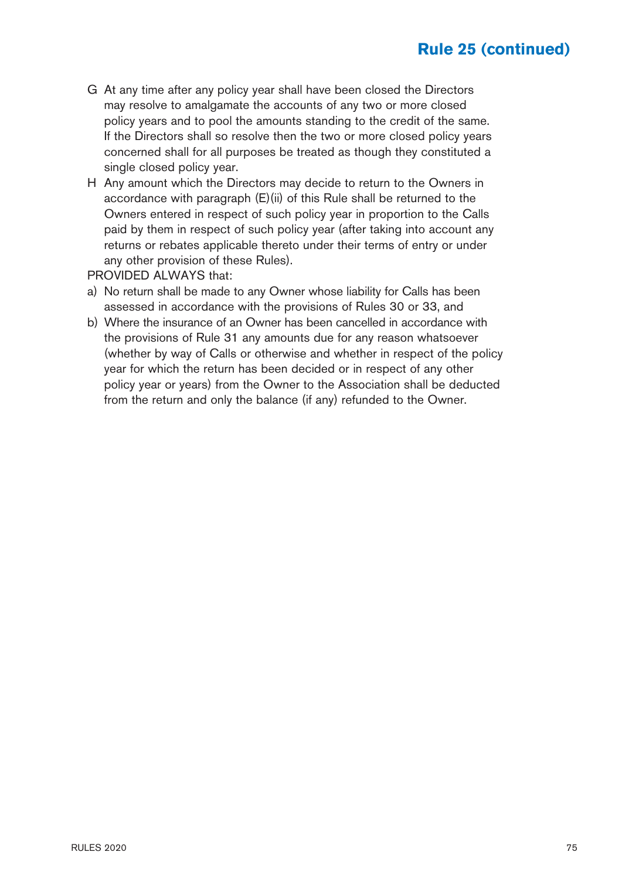## Rule 25 (continued)

G At any time after any policy year shall have been closed the Directors may resolve to amalgamate the accounts of any two or more closed policy years and to pool the amounts standing to the credit of the same. If the Directors shall so resolve then the two or more closed policy years concerned shall for all purposes be treated as though they constituted a single closed policy year.

H Any amount which the Directors may decide to return to the Owners in accordance with paragraph (E)(ii) of this Rule shall be returned to the Owners entered in respect of such policy year in proportion to the Calls paid by them in respect of such policy year (after taking into account any returns or rebates applicable thereto under their terms of entry or under any other provision of these Rules).

PROVIDED ALWAYS that:

a) No return shall be made to any Owner whose liability for Calls has been assessed in accordance with the provisions of Rules 30 or 33, and

b) Where the insurance of an Owner has been cancelled in accordance with the provisions of Rule 31 any amounts due for any reason whatsoever (whether by way of Calls or otherwise and whether in respect of the policy year for which the return has been decided or in respect of any other policy year or years) from the Owner to the Association shall be deducted from the return and only the balance (if any) refunded to the Owner.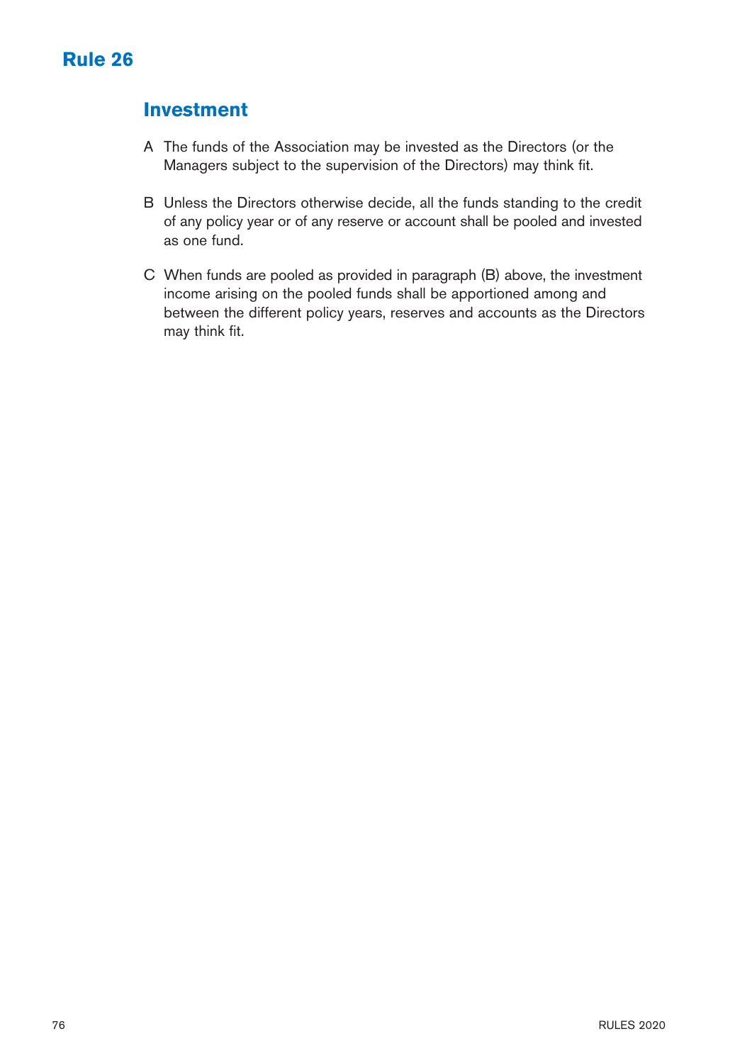# Rule 26

## Investment

A The funds of the Association may be invested as the Directors (or the Managers subject to the supervision of the Directors) may think fit.

B Unless the Directors otherwise decide, all the funds standing to the credit of any policy year or of any reserve or account shall be pooled and invested as one fund.

C When funds are pooled as provided in paragraph (B) above, the investment income arising on the pooled funds shall be apportioned among and between the different policy years, reserves and accounts as the Directors may think fit.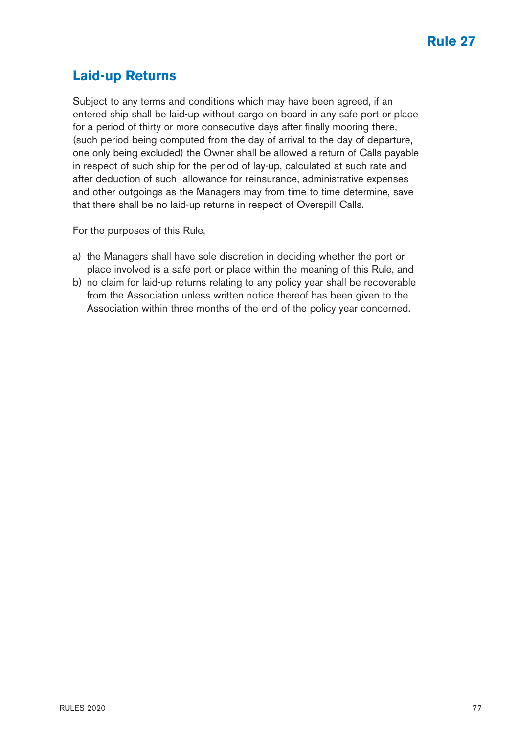# Rule 27

## Laid-up Returns

Subject to any terms and conditions which may have been agreed, if an entered ship shall be laid-up without cargo on board in any safe port or place for a period of thirty or more consecutive days after finally mooring there, (such period being computed from the day of arrival to the day of departure, one only being excluded) the Owner shall be allowed a return of Calls payable in respect of such ship for the period of lay-up, calculated at such rate and after deduction of such allowance for reinsurance, administrative expenses and other outgoings as the Managers may from time to time determine, save that there shall be no laid-up returns in respect of Overspill Calls.

For the purposes of this Rule,

a) the Managers shall have sole discretion in deciding whether the port or place involved is a safe port or place within the meaning of this Rule, and
b) no claim for laid-up returns relating to any policy year shall be recoverable from the Association unless written notice thereof has been given to the Association within three months of the end of the policy year concerned.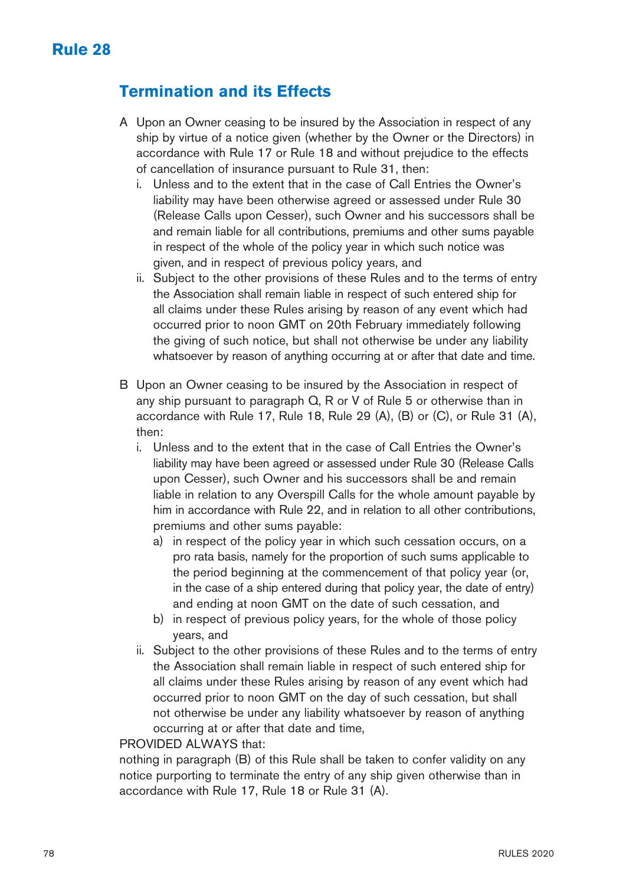# Rule 28

## Termination and its Effects

A Upon an Owner ceasing to be insured by the Association in respect of any ship by virtue of a notice given (whether by the Owner or the Directors) in accordance with Rule 17 or Rule 18 and without prejudice to the effects of cancellation of insurance pursuant to Rule 31, then:

   i. Unless and to the extent that in the case of Call Entries the Owner's liability may have been otherwise agreed or assessed under Rule 30 (Release Calls upon Cesser), such Owner and his successors shall be and remain liable for all contributions, premiums and other sums payable in respect of the whole of the policy year in which such notice was given, and in respect of previous policy years, and

   ii. Subject to the other provisions of these Rules and to the terms of entry the Association shall remain liable in respect of such entered ship for all claims under these Rules arising by reason of any event which had occurred prior to noon GMT on 20th February immediately following the giving of such notice, but shall not otherwise be under any liability whatsoever by reason of anything occurring at or after that date and time.

B Upon an Owner ceasing to be insured by the Association in respect of any ship pursuant to paragraph Q, R or V of Rule 5 or otherwise than in accordance with Rule 17, Rule 18, Rule 29 (A), (B) or (C), or Rule 31 (A), then:

   i. Unless and to the extent that in the case of Call Entries the Owner's liability may have been agreed or assessed under Rule 30 (Release Calls upon Cesser), such Owner and his successors shall be and remain liable in relation to any Overspill Calls for the whole amount payable by him in accordance with Rule 22, and in relation to all other contributions, premiums and other sums payable:

      a) in respect of the policy year in which such cessation occurs, on a pro rata basis, namely for the proportion of such sums applicable to the period beginning at the commencement of that policy year (or, in the case of a ship entered during that policy year, the date of entry) and ending at noon GMT on the date of such cessation, and

      b) in respect of previous policy years, for the whole of those policy years, and

   ii. Subject to the other provisions of these Rules and to the terms of entry the Association shall remain liable in respect of such entered ship for all claims under these Rules arising by reason of any event which had occurred prior to noon GMT on the day of such cessation, but shall not otherwise be under any liability whatsoever by reason of anything occurring at or after that date and time,

PROVIDED ALWAYS that:

nothing in paragraph (B) of this Rule shall be taken to confer validity on any notice purporting to terminate the entry of any ship given otherwise than in accordance with Rule 17, Rule 18 or Rule 31 (A).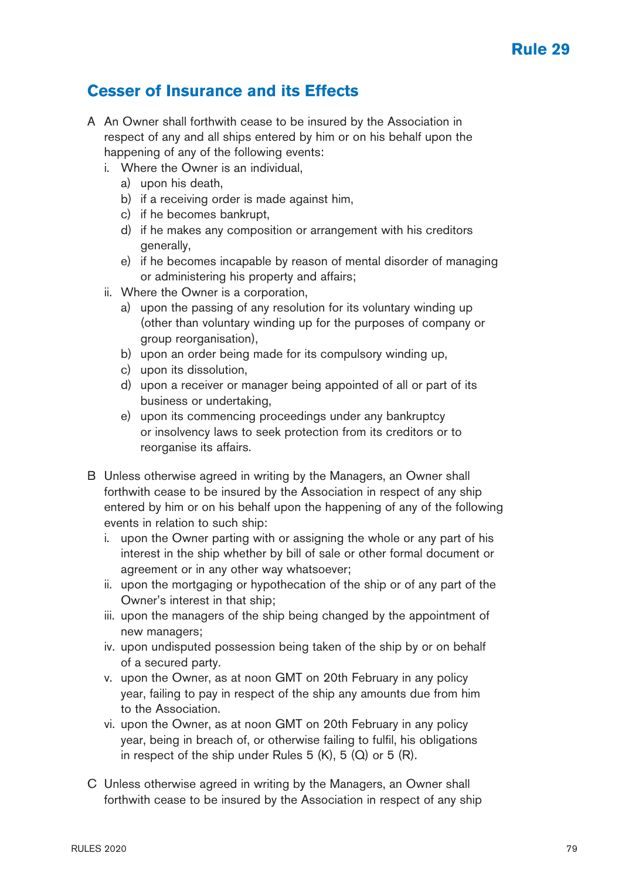## Rule 29

## Cesser of Insurance and its Effects

A An Owner shall forthwith cease to be insured by the Association in respect of any and all ships entered by him or on his behalf upon the happening of any of the following events:

- i. Where the Owner is an individual,
  - a) upon his death,
  - b) if a receiving order is made against him,
  - c) if he becomes bankrupt,
  - d) if he makes any composition or arrangement with his creditors generally,
  - e) if he becomes incapable by reason of mental disorder of managing or administering his property and affairs;
- ii. Where the Owner is a corporation,
  - a) upon the passing of any resolution for its voluntary winding up (other than voluntary winding up for the purposes of company or group reorganisation),
  - b) upon an order being made for its compulsory winding up,
  - c) upon its dissolution,
  - d) upon a receiver or manager being appointed of all or part of its business or undertaking,
  - e) upon its commencing proceedings under any bankruptcy or insolvency laws to seek protection from its creditors or to reorganise its affairs.

B Unless otherwise agreed in writing by the Managers, an Owner shall forthwith cease to be insured by the Association in respect of any ship entered by him or on his behalf upon the happening of any of the following events in relation to such ship:

- i. upon the Owner parting with or assigning the whole or any part of his interest in the ship whether by bill of sale or other formal document or agreement or in any other way whatsoever;
- ii. upon the mortgaging or hypothecation of the ship or of any part of the Owner's interest in that ship;
- iii. upon the managers of the ship being changed by the appointment of new managers;
- iv. upon undisputed possession being taken of the ship by or on behalf of a secured party.
- v. upon the Owner, as at noon GMT on 20th February in any policy year, failing to pay in respect of the ship any amounts due from him to the Association.
- vi. upon the Owner, as at noon GMT on 20th February in any policy year, being in breach of, or otherwise failing to fulfil, his obligations in respect of the ship under Rules 5 (K), 5 (Q) or 5 (R).

C Unless otherwise agreed in writing by the Managers, an Owner shall forthwith cease to be insured by the Association in respect of any ship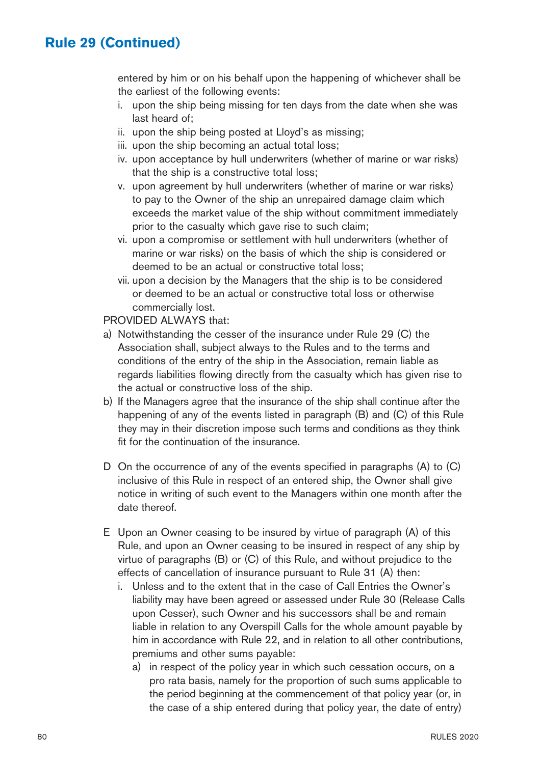## Rule 29 (Continued)

entered by him or on his behalf upon the happening of whichever shall be the earliest of the following events:

i. upon the ship being missing for ten days from the date when she was last heard of;
ii. upon the ship being posted at Lloyd's as missing;
iii. upon the ship becoming an actual total loss;
iv. upon acceptance by hull underwriters (whether of marine or war risks) that the ship is a constructive total loss;
v. upon agreement by hull underwriters (whether of marine or war risks) to pay to the Owner of the ship an unrepaired damage claim which exceeds the market value of the ship without commitment immediately prior to the casualty which gave rise to such claim;
vi. upon a compromise or settlement with hull underwriters (whether of marine or war risks) on the basis of which the ship is considered or deemed to be an actual or constructive total loss;
vii. upon a decision by the Managers that the ship is to be considered or deemed to be an actual or constructive total loss or otherwise commercially lost.

PROVIDED ALWAYS that:

a) Notwithstanding the cesser of the insurance under Rule 29 (C) the Association shall, subject always to the Rules and to the terms and conditions of the entry of the ship in the Association, remain liable as regards liabilities flowing directly from the casualty which has given rise to the actual or constructive loss of the ship.
b) If the Managers agree that the insurance of the ship shall continue after the happening of any of the events listed in paragraph (B) and (C) of this Rule they may in their discretion impose such terms and conditions as they think fit for the continuation of the insurance.

D On the occurrence of any of the events specified in paragraphs (A) to (C) inclusive of this Rule in respect of an entered ship, the Owner shall give notice in writing of such event to the Managers within one month after the date thereof.

E Upon an Owner ceasing to be insured by virtue of paragraph (A) of this Rule, and upon an Owner ceasing to be insured in respect of any ship by virtue of paragraphs (B) or (C) of this Rule, and without prejudice to the effects of cancellation of insurance pursuant to Rule 31 (A) then:

i. Unless and to the extent that in the case of Call Entries the Owner's liability may have been agreed or assessed under Rule 30 (Release Calls upon Cesser), such Owner and his successors shall be and remain liable in relation to any Overspill Calls for the whole amount payable by him in accordance with Rule 22, and in relation to all other contributions, premiums and other sums payable:
   a) in respect of the policy year in which such cessation occurs, on a pro rata basis, namely for the proportion of such sums applicable to the period beginning at the commencement of that policy year (or, in the case of a ship entered during that policy year, the date of entry)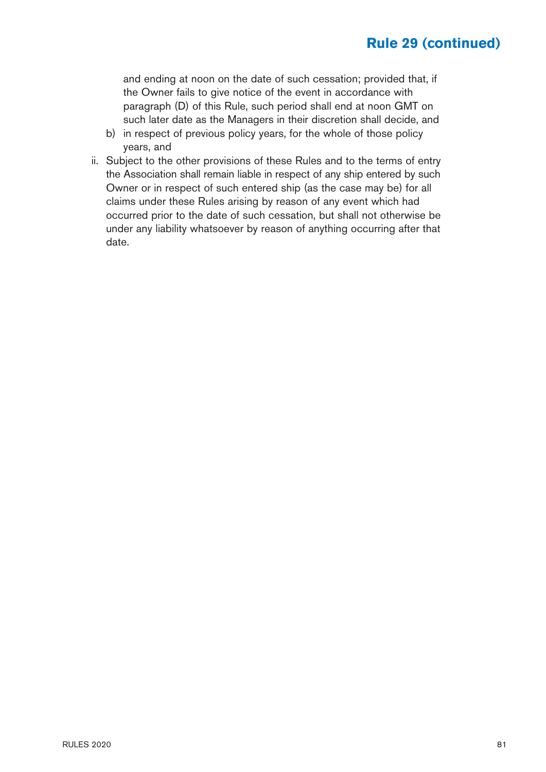and ending at noon on the date of such cessation; provided that, if the Owner fails to give notice of the event in accordance with paragraph (D) of this Rule, such period shall end at noon GMT on such later date as the Managers in their discretion shall decide, and

b) in respect of previous policy years, for the whole of those policy years, and

ii. Subject to the other provisions of these Rules and to the terms of entry the Association shall remain liable in respect of any ship entered by such Owner or in respect of such entered ship (as the case may be) for all claims under these Rules arising by reason of any event which had occurred prior to the date of such cessation, but shall not otherwise be under any liability whatsoever by reason of anything occurring after that date.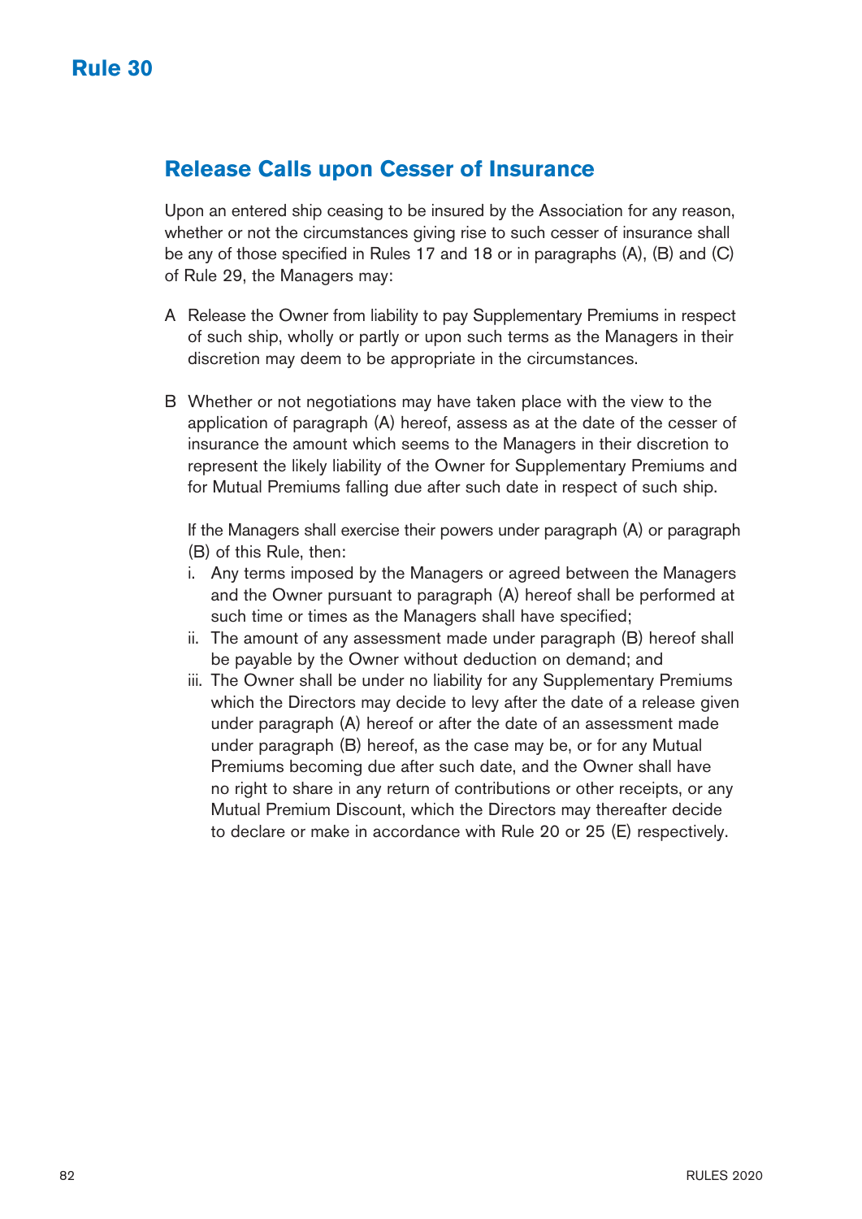# Rule 30

## Release Calls upon Cesser of Insurance

Upon an entered ship ceasing to be insured by the Association for any reason, whether or not the circumstances giving rise to such cesser of insurance shall be any of those specified in Rules 17 and 18 or in paragraphs (A), (B) and (C) of Rule 29, the Managers may:

A Release the Owner from liability to pay Supplementary Premiums in respect of such ship, wholly or partly or upon such terms as the Managers in their discretion may deem to be appropriate in the circumstances.

B Whether or not negotiations may have taken place with the view to the application of paragraph (A) hereof, assess as at the date of the cesser of insurance the amount which seems to the Managers in their discretion to represent the likely liability of the Owner for Supplementary Premiums and for Mutual Premiums falling due after such date in respect of such ship.

If the Managers shall exercise their powers under paragraph (A) or paragraph (B) of this Rule, then:

i. Any terms imposed by the Managers or agreed between the Managers and the Owner pursuant to paragraph (A) hereof shall be performed at such time or times as the Managers shall have specified;
ii. The amount of any assessment made under paragraph (B) hereof shall be payable by the Owner without deduction on demand; and
iii. The Owner shall be under no liability for any Supplementary Premiums which the Directors may decide to levy after the date of a release given under paragraph (A) hereof or after the date of an assessment made under paragraph (B) hereof, as the case may be, or for any Mutual Premiums becoming due after such date, and the Owner shall have no right to share in any return of contributions or other receipts, or any Mutual Premium Discount, which the Directors may thereafter decide to declare or make in accordance with Rule 20 or 25 (E) respectively.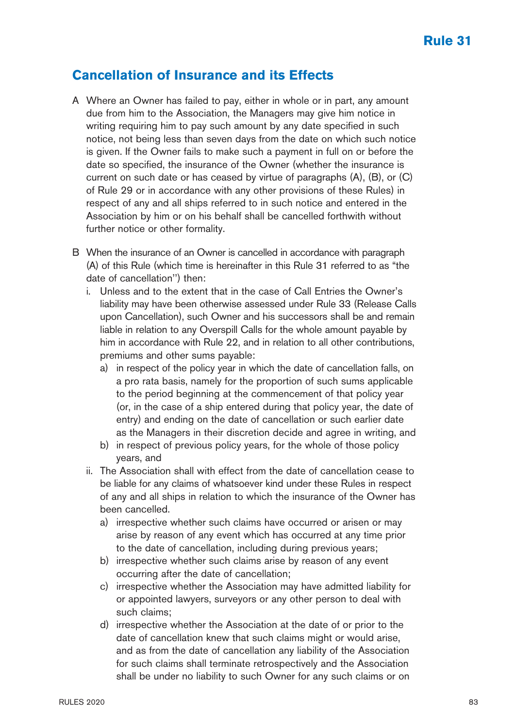# Rule 31

## Cancellation of Insurance and its Effects

A Where an Owner has failed to pay, either in whole or in part, any amount due from him to the Association, the Managers may give him notice in writing requiring him to pay such amount by any date specified in such notice, not being less than seven days from the date on which such notice is given. If the Owner fails to make such a payment in full on or before the date so specified, the insurance of the Owner (whether the insurance is current on such date or has ceased by virtue of paragraphs (A), (B), or (C) of Rule 29 or in accordance with any other provisions of these Rules) in respect of any and all ships referred to in such notice and entered in the Association by him or on his behalf shall be cancelled forthwith without further notice or other formality.

B When the insurance of an Owner is cancelled in accordance with paragraph (A) of this Rule (which time is hereinafter in this Rule 31 referred to as "the date of cancellation'') then:

i. Unless and to the extent that in the case of Call Entries the Owner's liability may have been otherwise assessed under Rule 33 (Release Calls upon Cancellation), such Owner and his successors shall be and remain liable in relation to any Overspill Calls for the whole amount payable by him in accordance with Rule 22, and in relation to all other contributions, premiums and other sums payable:

   a) in respect of the policy year in which the date of cancellation falls, on a pro rata basis, namely for the proportion of such sums applicable to the period beginning at the commencement of that policy year (or, in the case of a ship entered during that policy year, the date of entry) and ending on the date of cancellation or such earlier date as the Managers in their discretion decide and agree in writing, and

   b) in respect of previous policy years, for the whole of those policy years, and

ii. The Association shall with effect from the date of cancellation cease to be liable for any claims of whatsoever kind under these Rules in respect of any and all ships in relation to which the insurance of the Owner has been cancelled.

   a) irrespective whether such claims have occurred or arisen or may arise by reason of any event which has occurred at any time prior to the date of cancellation, including during previous years;

   b) irrespective whether such claims arise by reason of any event occurring after the date of cancellation;

   c) irrespective whether the Association may have admitted liability for or appointed lawyers, surveyors or any other person to deal with such claims;

   d) irrespective whether the Association at the date of or prior to the date of cancellation knew that such claims might or would arise, and as from the date of cancellation any liability of the Association for such claims shall terminate retrospectively and the Association shall be under no liability to such Owner for any such claims or on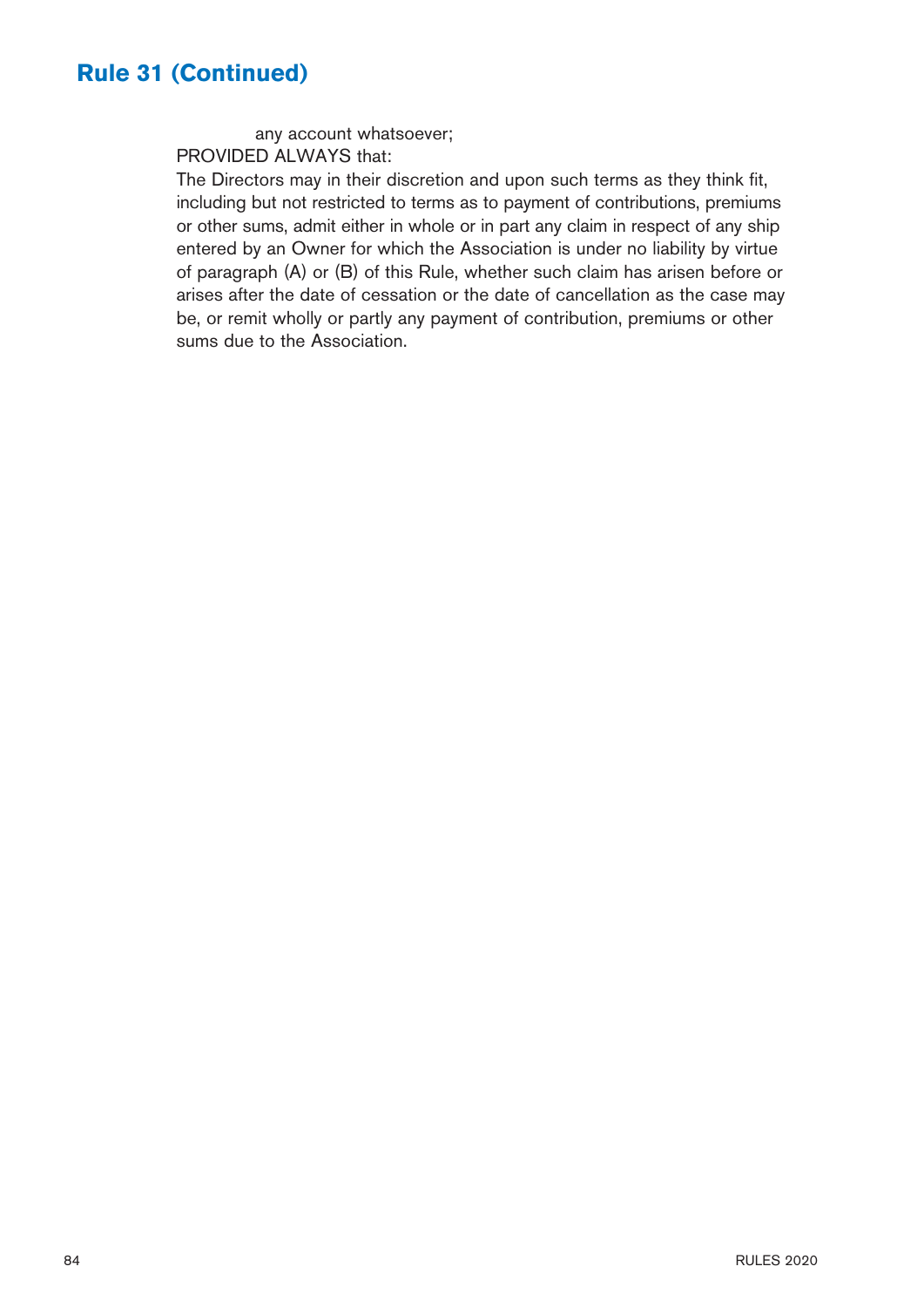## Rule 31 (Continued)

any account whatsoever;

PROVIDED ALWAYS that:

The Directors may in their discretion and upon such terms as they think fit, including but not restricted to terms as to payment of contributions, premiums or other sums, admit either in whole or in part any claim in respect of any ship entered by an Owner for which the Association is under no liability by virtue of paragraph (A) or (B) of this Rule, whether such claim has arisen before or arises after the date of cessation or the date of cancellation as the case may be, or remit wholly or partly any payment of contribution, premiums or other sums due to the Association.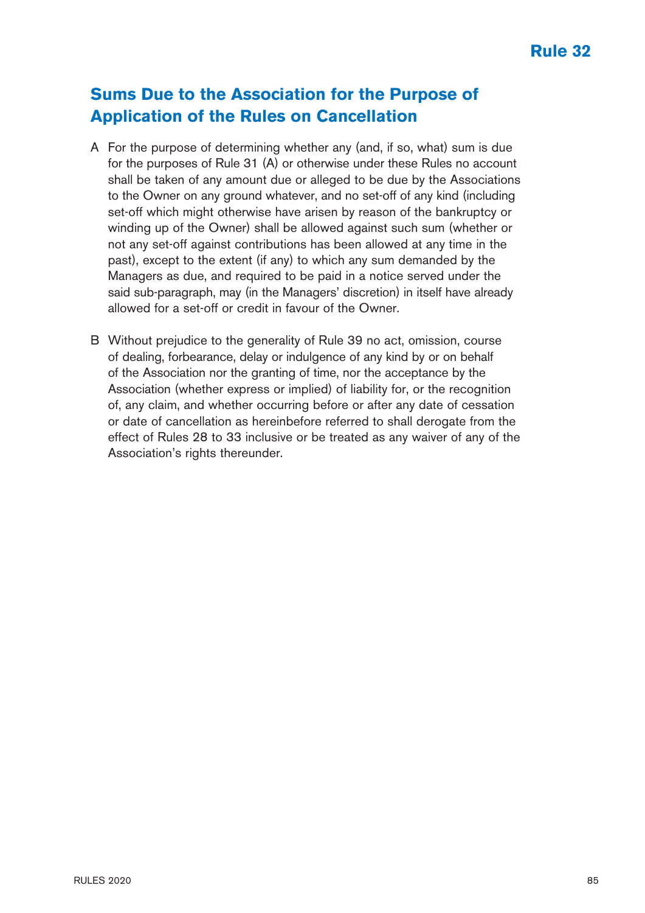## Rule 32

# Sums Due to the Association for the Purpose of Application of the Rules on Cancellation

A For the purpose of determining whether any (and, if so, what) sum is due for the purposes of Rule 31 (A) or otherwise under these Rules no account shall be taken of any amount due or alleged to be due by the Associations to the Owner on any ground whatever, and no set-off of any kind (including set-off which might otherwise have arisen by reason of the bankruptcy or winding up of the Owner) shall be allowed against such sum (whether or not any set-off against contributions has been allowed at any time in the past), except to the extent (if any) to which any sum demanded by the Managers as due, and required to be paid in a notice served under the said sub-paragraph, may (in the Managers' discretion) in itself have already allowed for a set-off or credit in favour of the Owner.

B Without prejudice to the generality of Rule 39 no act, omission, course of dealing, forbearance, delay or indulgence of any kind by or on behalf of the Association nor the granting of time, nor the acceptance by the Association (whether express or implied) of liability for, or the recognition of, any claim, and whether occurring before or after any date of cessation or date of cancellation as hereinbefore referred to shall derogate from the effect of Rules 28 to 33 inclusive or be treated as any waiver of any of the Association's rights thereunder.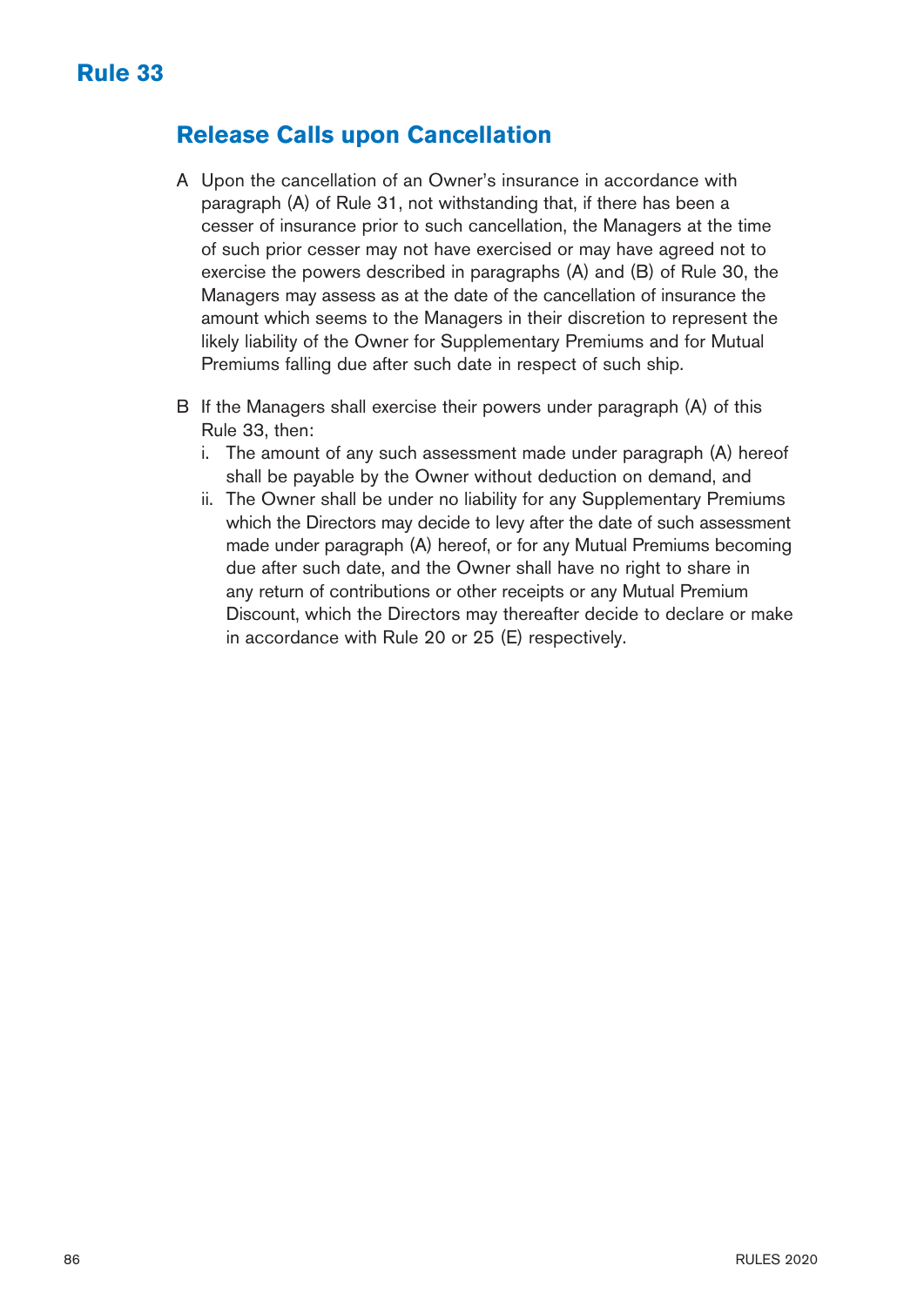# Rule 33

## Release Calls upon Cancellation

A Upon the cancellation of an Owner's insurance in accordance with paragraph (A) of Rule 31, not withstanding that, if there has been a cesser of insurance prior to such cancellation, the Managers at the time of such prior cesser may not have exercised or may have agreed not to exercise the powers described in paragraphs (A) and (B) of Rule 30, the Managers may assess as at the date of the cancellation of insurance the amount which seems to the Managers in their discretion to represent the likely liability of the Owner for Supplementary Premiums and for Mutual Premiums falling due after such date in respect of such ship.

B If the Managers shall exercise their powers under paragraph (A) of this Rule 33, then:

   i. The amount of any such assessment made under paragraph (A) hereof shall be payable by the Owner without deduction on demand, and

   ii. The Owner shall be under no liability for any Supplementary Premiums which the Directors may decide to levy after the date of such assessment made under paragraph (A) hereof, or for any Mutual Premiums becoming due after such date, and the Owner shall have no right to share in any return of contributions or other receipts or any Mutual Premium Discount, which the Directors may thereafter decide to declare or make in accordance with Rule 20 or 25 (E) respectively.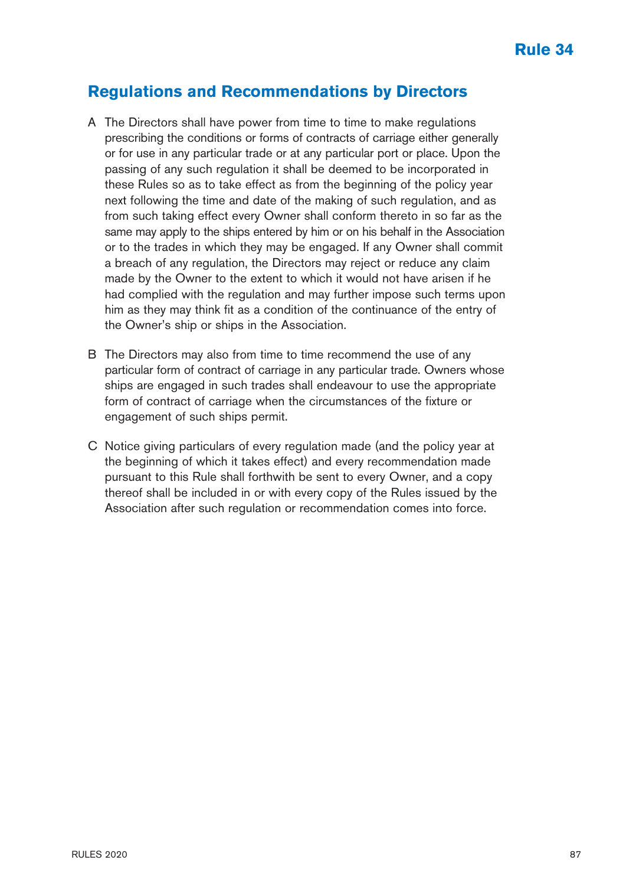# Rule 34

## Regulations and Recommendations by Directors

A The Directors shall have power from time to time to make regulations prescribing the conditions or forms of contracts of carriage either generally or for use in any particular trade or at any particular port or place. Upon the passing of any such regulation it shall be deemed to be incorporated in these Rules so as to take effect as from the beginning of the policy year next following the time and date of the making of such regulation, and as from such taking effect every Owner shall conform thereto in so far as the same may apply to the ships entered by him or on his behalf in the Association or to the trades in which they may be engaged. If any Owner shall commit a breach of any regulation, the Directors may reject or reduce any claim made by the Owner to the extent to which it would not have arisen if he had complied with the regulation and may further impose such terms upon him as they may think fit as a condition of the continuance of the entry of the Owner's ship or ships in the Association.

B The Directors may also from time to time recommend the use of any particular form of contract of carriage in any particular trade. Owners whose ships are engaged in such trades shall endeavour to use the appropriate form of contract of carriage when the circumstances of the fixture or engagement of such ships permit.

C Notice giving particulars of every regulation made (and the policy year at the beginning of which it takes effect) and every recommendation made pursuant to this Rule shall forthwith be sent to every Owner, and a copy thereof shall be included in or with every copy of the Rules issued by the Association after such regulation or recommendation comes into force.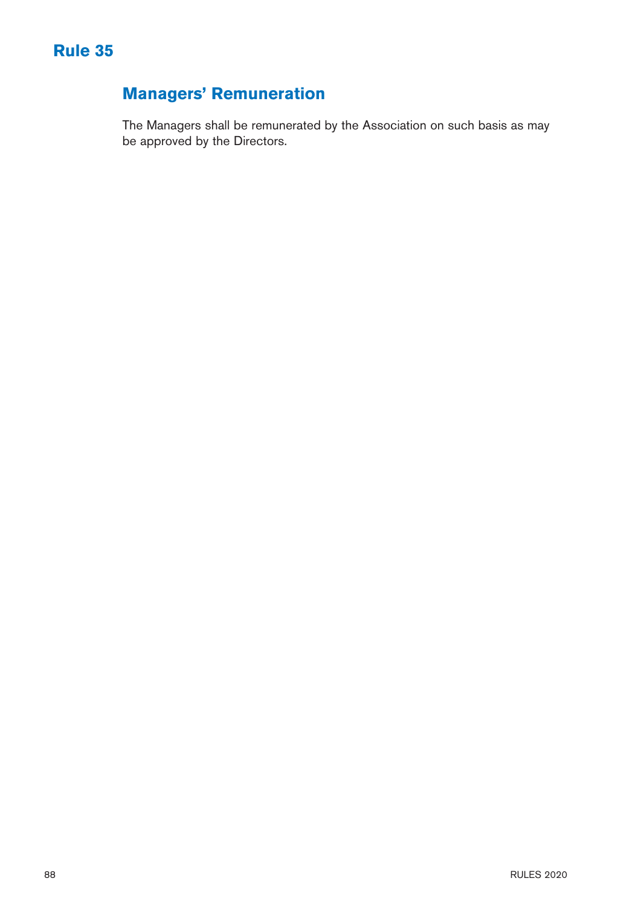# Rule 35

## Managers' Remuneration

The Managers shall be remunerated by the Association on such basis as may be approved by the Directors.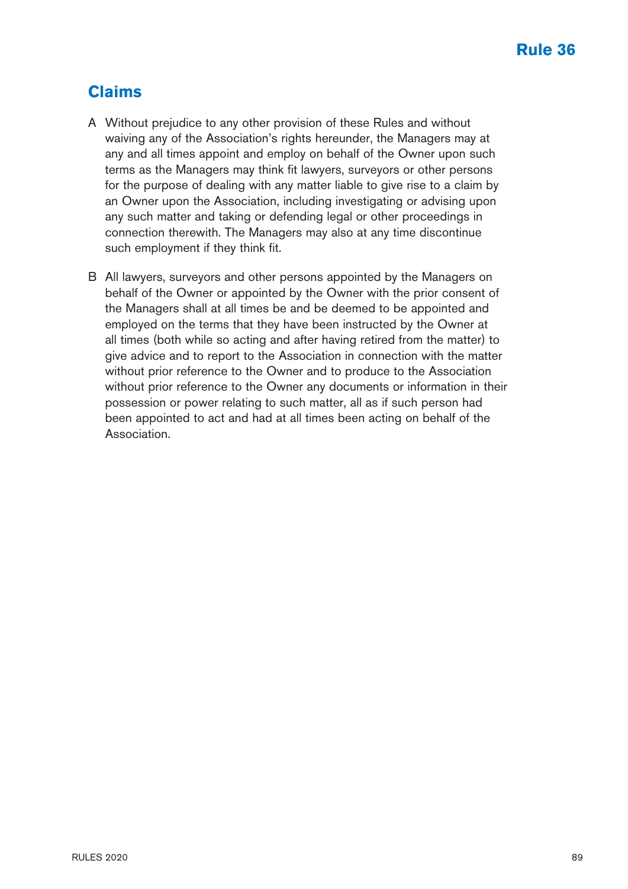## Rule 36

## Claims

A Without prejudice to any other provision of these Rules and without waiving any of the Association's rights hereunder, the Managers may at any and all times appoint and employ on behalf of the Owner upon such terms as the Managers may think fit lawyers, surveyors or other persons for the purpose of dealing with any matter liable to give rise to a claim by an Owner upon the Association, including investigating or advising upon any such matter and taking or defending legal or other proceedings in connection therewith. The Managers may also at any time discontinue such employment if they think fit.

B All lawyers, surveyors and other persons appointed by the Managers on behalf of the Owner or appointed by the Owner with the prior consent of the Managers shall at all times be and be deemed to be appointed and employed on the terms that they have been instructed by the Owner at all times (both while so acting and after having retired from the matter) to give advice and to report to the Association in connection with the matter without prior reference to the Owner and to produce to the Association without prior reference to the Owner any documents or information in their possession or power relating to such matter, all as if such person had been appointed to act and had at all times been acting on behalf of the Association.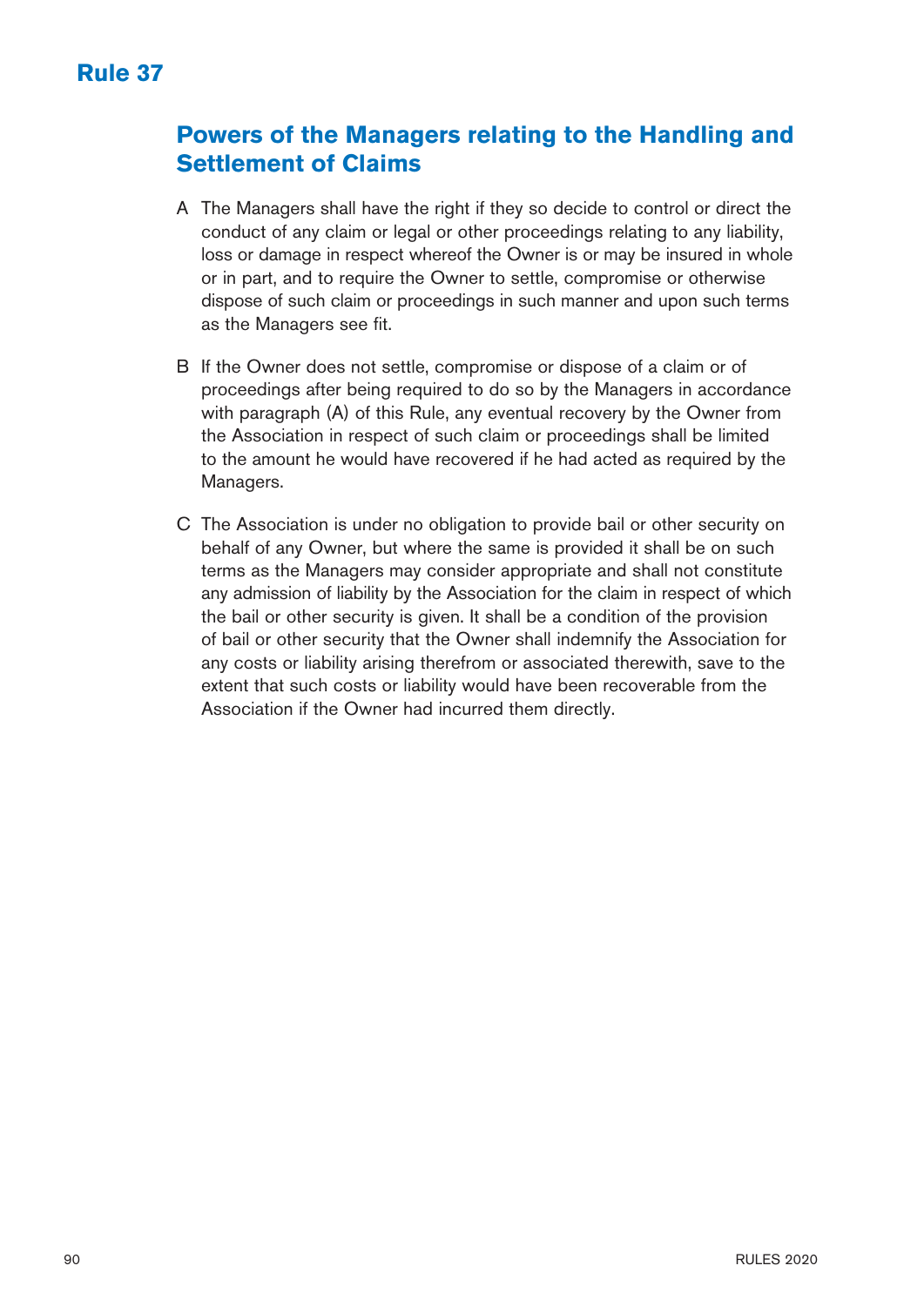# Rule 37

## Powers of the Managers relating to the Handling and Settlement of Claims

A The Managers shall have the right if they so decide to control or direct the conduct of any claim or legal or other proceedings relating to any liability, loss or damage in respect whereof the Owner is or may be insured in whole or in part, and to require the Owner to settle, compromise or otherwise dispose of such claim or proceedings in such manner and upon such terms as the Managers see fit.

B If the Owner does not settle, compromise or dispose of a claim or of proceedings after being required to do so by the Managers in accordance with paragraph (A) of this Rule, any eventual recovery by the Owner from the Association in respect of such claim or proceedings shall be limited to the amount he would have recovered if he had acted as required by the Managers.

C The Association is under no obligation to provide bail or other security on behalf of any Owner, but where the same is provided it shall be on such terms as the Managers may consider appropriate and shall not constitute any admission of liability by the Association for the claim in respect of which the bail or other security is given. It shall be a condition of the provision of bail or other security that the Owner shall indemnify the Association for any costs or liability arising therefrom or associated therewith, save to the extent that such costs or liability would have been recoverable from the Association if the Owner had incurred them directly.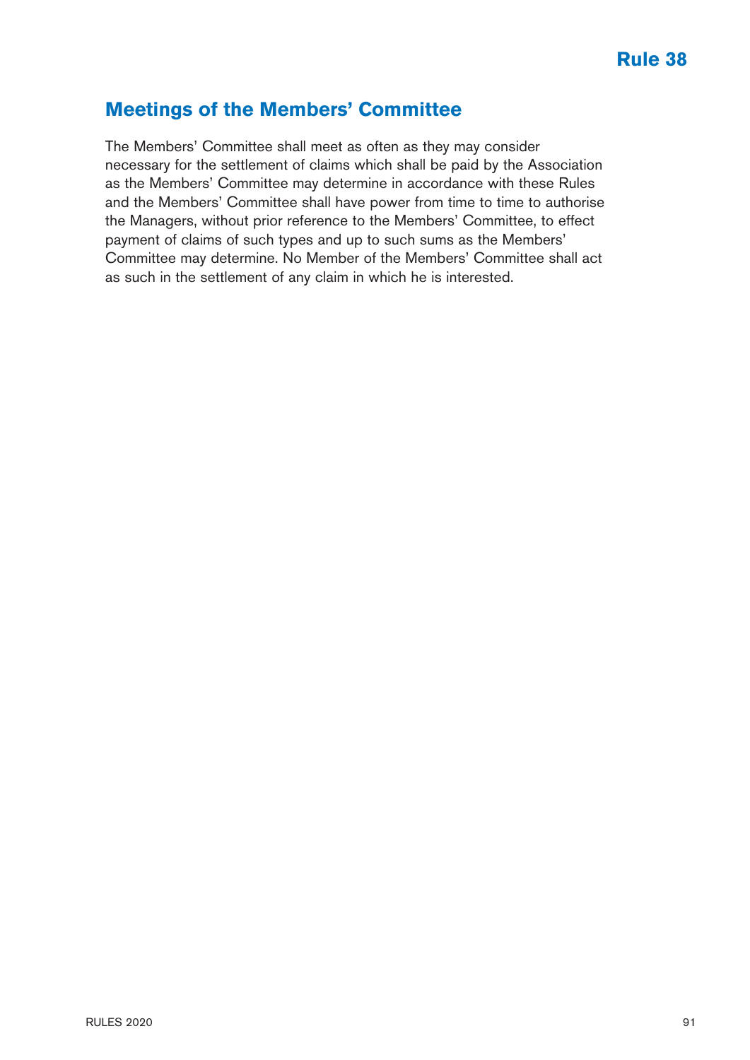## Rule 38

## Meetings of the Members' Committee

The Members' Committee shall meet as often as they may consider necessary for the settlement of claims which shall be paid by the Association as the Members' Committee may determine in accordance with these Rules and the Members' Committee shall have power from time to time to authorise the Managers, without prior reference to the Members' Committee, to effect payment of claims of such types and up to such sums as the Members' Committee may determine. No Member of the Members' Committee shall act as such in the settlement of any claim in which he is interested.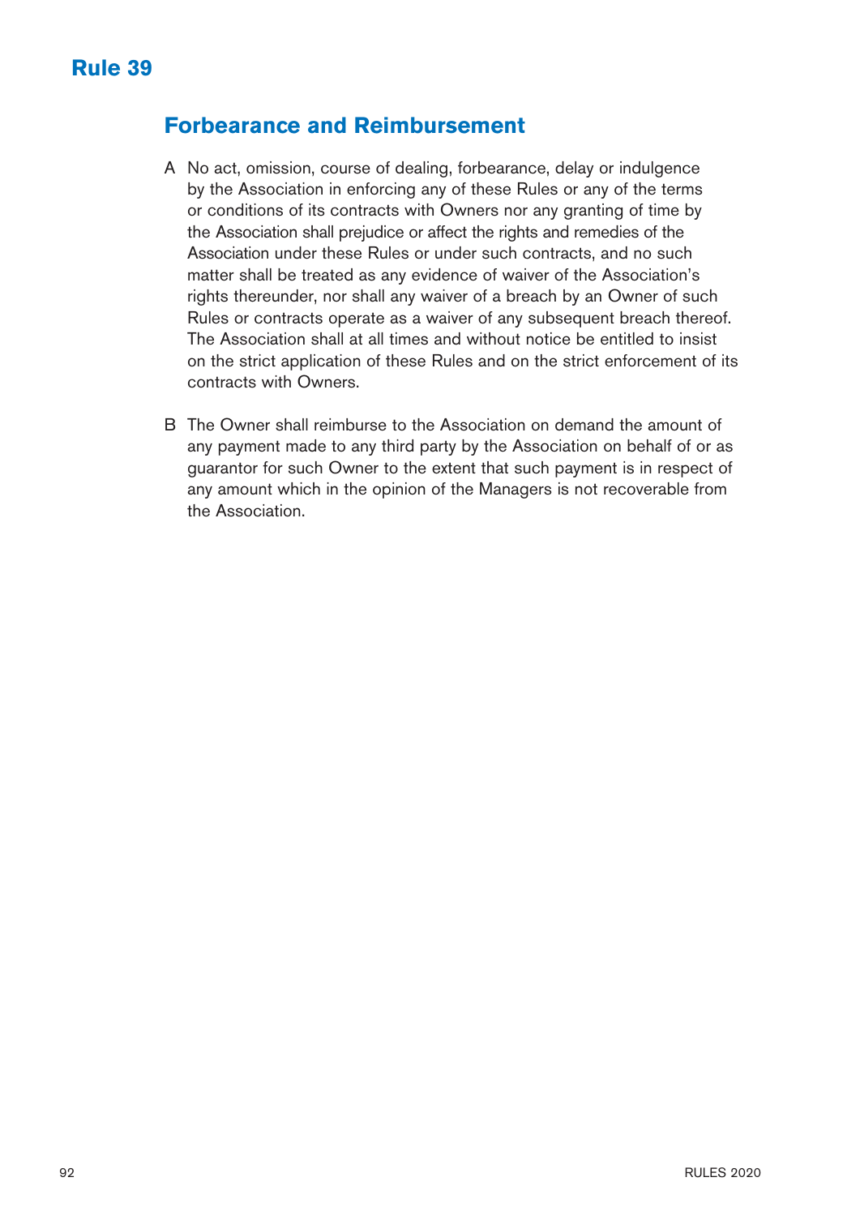# Rule 39

## Forbearance and Reimbursement

A No act, omission, course of dealing, forbearance, delay or indulgence by the Association in enforcing any of these Rules or any of the terms or conditions of its contracts with Owners nor any granting of time by the Association shall prejudice or affect the rights and remedies of the Association under these Rules or under such contracts, and no such matter shall be treated as any evidence of waiver of the Association's rights thereunder, nor shall any waiver of a breach by an Owner of such Rules or contracts operate as a waiver of any subsequent breach thereof. The Association shall at all times and without notice be entitled to insist on the strict application of these Rules and on the strict enforcement of its contracts with Owners.

B The Owner shall reimburse to the Association on demand the amount of any payment made to any third party by the Association on behalf of or as guarantor for such Owner to the extent that such payment is in respect of any amount which in the opinion of the Managers is not recoverable from the Association.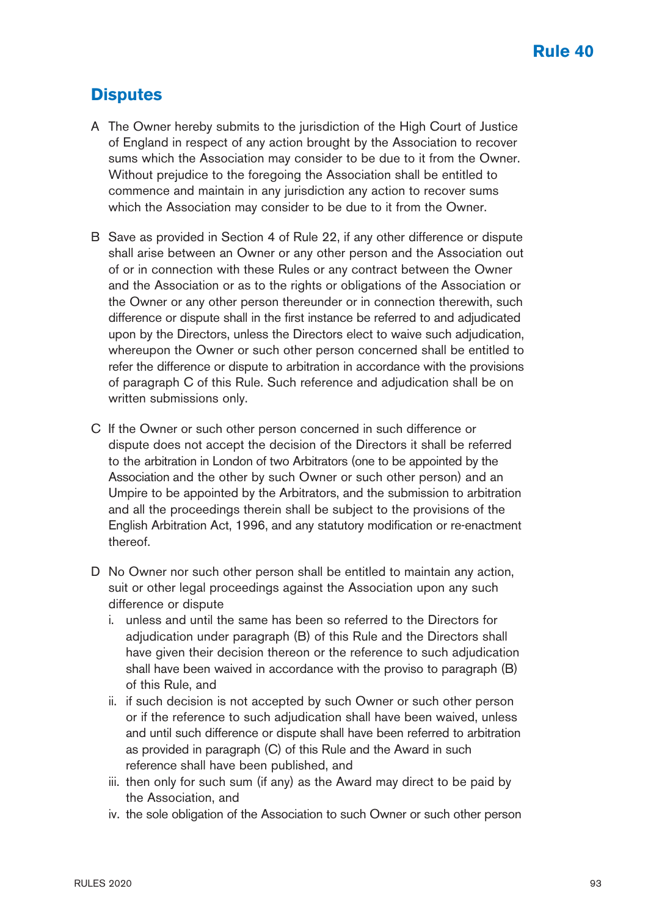# Rule 40

## Disputes

A The Owner hereby submits to the jurisdiction of the High Court of Justice of England in respect of any action brought by the Association to recover sums which the Association may consider to be due to it from the Owner. Without prejudice to the foregoing the Association shall be entitled to commence and maintain in any jurisdiction any action to recover sums which the Association may consider to be due to it from the Owner.

B Save as provided in Section 4 of Rule 22, if any other difference or dispute shall arise between an Owner or any other person and the Association out of or in connection with these Rules or any contract between the Owner and the Association or as to the rights or obligations of the Association or the Owner or any other person thereunder or in connection therewith, such difference or dispute shall in the first instance be referred to and adjudicated upon by the Directors, unless the Directors elect to waive such adjudication, whereupon the Owner or such other person concerned shall be entitled to refer the difference or dispute to arbitration in accordance with the provisions of paragraph C of this Rule. Such reference and adjudication shall be on written submissions only.

C If the Owner or such other person concerned in such difference or dispute does not accept the decision of the Directors it shall be referred to the arbitration in London of two Arbitrators (one to be appointed by the Association and the other by such Owner or such other person) and an Umpire to be appointed by the Arbitrators, and the submission to arbitration and all the proceedings therein shall be subject to the provisions of the English Arbitration Act, 1996, and any statutory modification or re-enactment thereof.

D No Owner nor such other person shall be entitled to maintain any action, suit or other legal proceedings against the Association upon any such difference or dispute

i. unless and until the same has been so referred to the Directors for adjudication under paragraph (B) of this Rule and the Directors shall have given their decision thereon or the reference to such adjudication shall have been waived in accordance with the proviso to paragraph (B) of this Rule, and

ii. if such decision is not accepted by such Owner or such other person or if the reference to such adjudication shall have been waived, unless and until such difference or dispute shall have been referred to arbitration as provided in paragraph (C) of this Rule and the Award in such reference shall have been published, and

iii. then only for such sum (if any) as the Award may direct to be paid by the Association, and

iv. the sole obligation of the Association to such Owner or such other person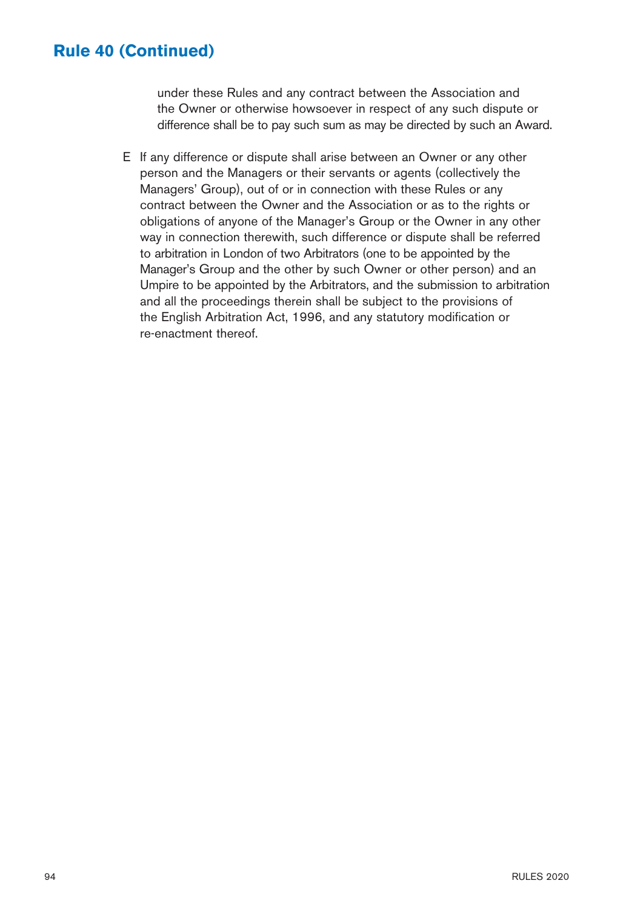## Rule 40 (Continued)

under these Rules and any contract between the Association and the Owner or otherwise howsoever in respect of any such dispute or difference shall be to pay such sum as may be directed by such an Award.

E If any difference or dispute shall arise between an Owner or any other person and the Managers or their servants or agents (collectively the Managers' Group), out of or in connection with these Rules or any contract between the Owner and the Association or as to the rights or obligations of anyone of the Manager's Group or the Owner in any other way in connection therewith, such difference or dispute shall be referred to arbitration in London of two Arbitrators (one to be appointed by the Manager's Group and the other by such Owner or other person) and an Umpire to be appointed by the Arbitrators, and the submission to arbitration and all the proceedings therein shall be subject to the provisions of the English Arbitration Act, 1996, and any statutory modification or re-enactment thereof.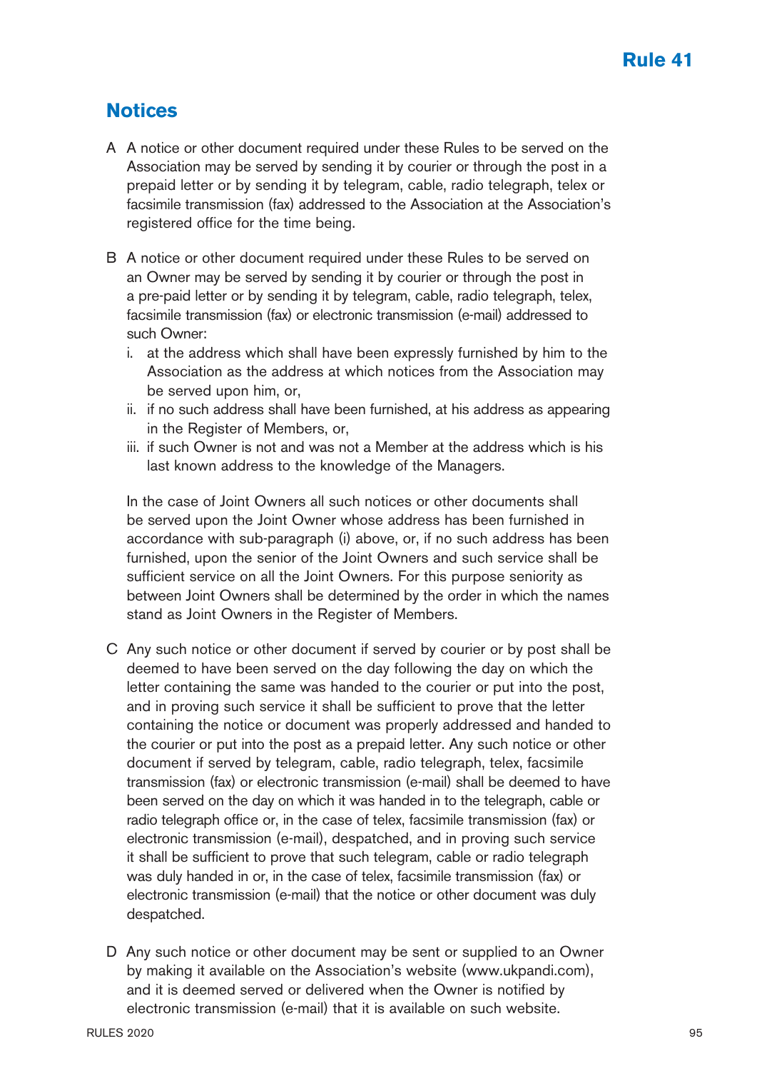# Rule 41

## Notices

A A notice or other document required under these Rules to be served on the Association may be served by sending it by courier or through the post in a prepaid letter or by sending it by telegram, cable, radio telegraph, telex or facsimile transmission (fax) addressed to the Association at the Association's registered office for the time being.

B A notice or other document required under these Rules to be served on an Owner may be served by sending it by courier or through the post in a pre-paid letter or by sending it by telegram, cable, radio telegraph, telex, facsimile transmission (fax) or electronic transmission (e-mail) addressed to such Owner:

i. at the address which shall have been expressly furnished by him to the Association as the address at which notices from the Association may be served upon him, or,

ii. if no such address shall have been furnished, at his address as appearing in the Register of Members, or,

iii. if such Owner is not and was not a Member at the address which is his last known address to the knowledge of the Managers.

In the case of Joint Owners all such notices or other documents shall be served upon the Joint Owner whose address has been furnished in accordance with sub-paragraph (i) above, or, if no such address has been furnished, upon the senior of the Joint Owners and such service shall be sufficient service on all the Joint Owners. For this purpose seniority as between Joint Owners shall be determined by the order in which the names stand as Joint Owners in the Register of Members.

C Any such notice or other document if served by courier or by post shall be deemed to have been served on the day following the day on which the letter containing the same was handed to the courier or put into the post, and in proving such service it shall be sufficient to prove that the letter containing the notice or document was properly addressed and handed to the courier or put into the post as a prepaid letter. Any such notice or other document if served by telegram, cable, radio telegraph, telex, facsimile transmission (fax) or electronic transmission (e-mail) shall be deemed to have been served on the day on which it was handed in to the telegraph, cable or radio telegraph office or, in the case of telex, facsimile transmission (fax) or electronic transmission (e-mail), despatched, and in proving such service it shall be sufficient to prove that such telegram, cable or radio telegraph was duly handed in or, in the case of telex, facsimile transmission (fax) or electronic transmission (e-mail) that the notice or other document was duly despatched.

D Any such notice or other document may be sent or supplied to an Owner by making it available on the Association's website (www.ukpandi.com), and it is deemed served or delivered when the Owner is notified by electronic transmission (e-mail) that it is available on such website.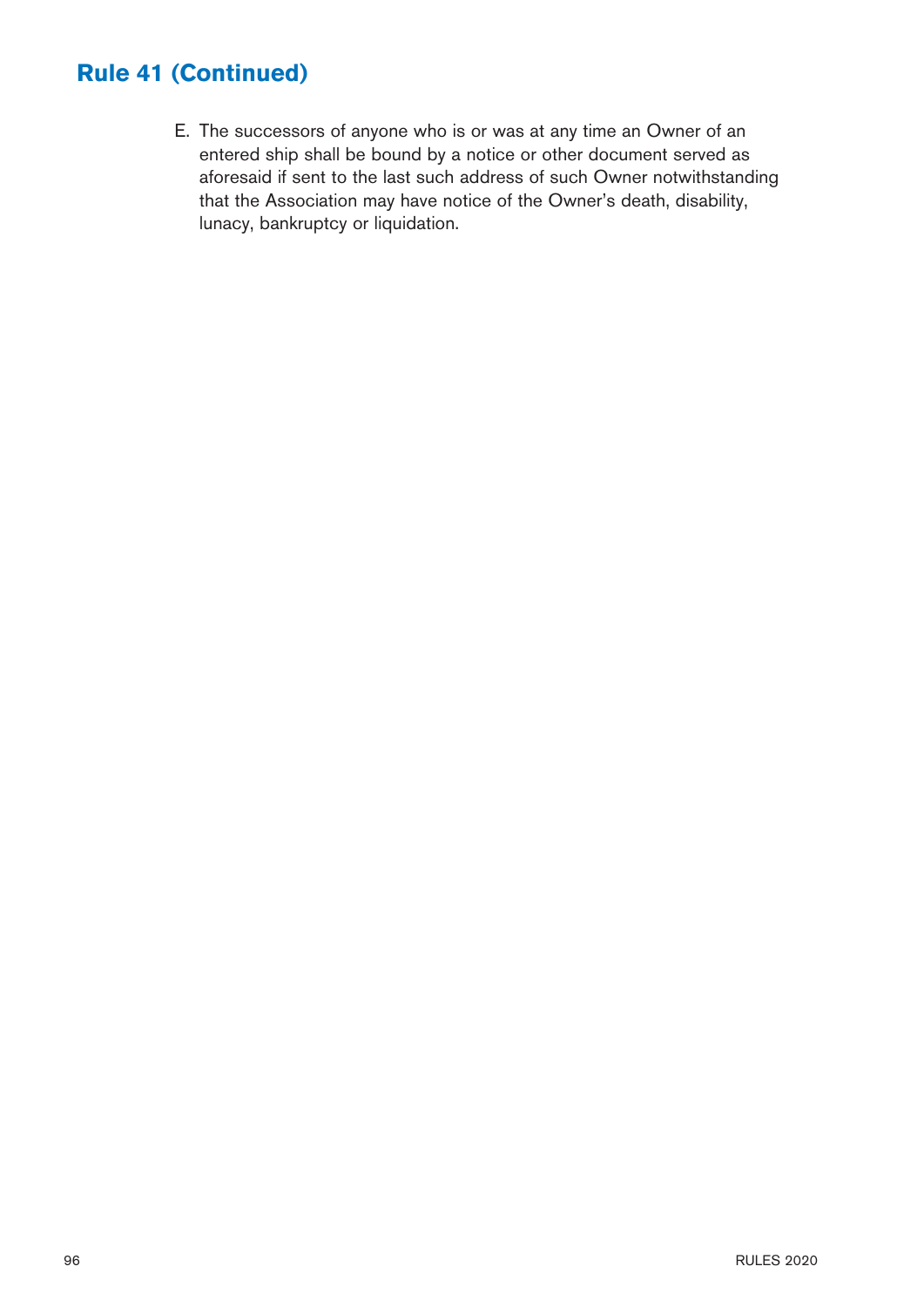## Rule 41 (Continued)

E. The successors of anyone who is or was at any time an Owner of an entered ship shall be bound by a notice or other document served as aforesaid if sent to the last such address of such Owner notwithstanding that the Association may have notice of the Owner's death, disability, lunacy, bankruptcy or liquidation.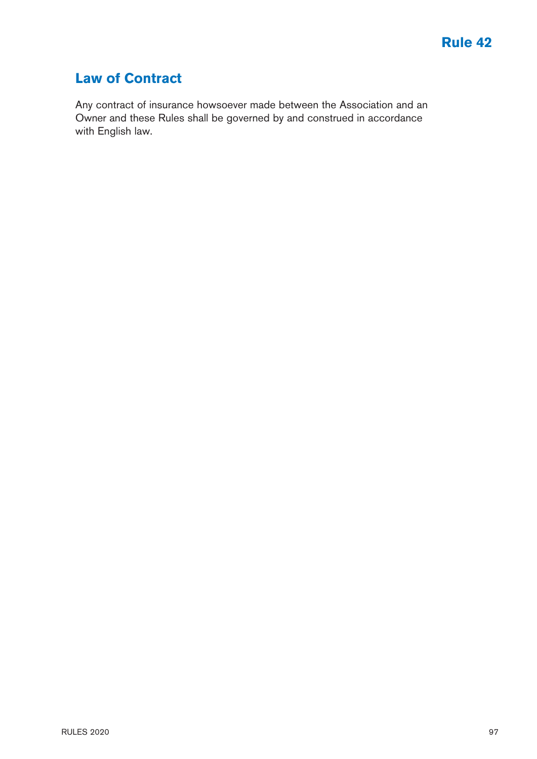# Rule 42

## Law of Contract

Any contract of insurance howsoever made between the Association and an Owner and these Rules shall be governed by and construed in accordance with English law.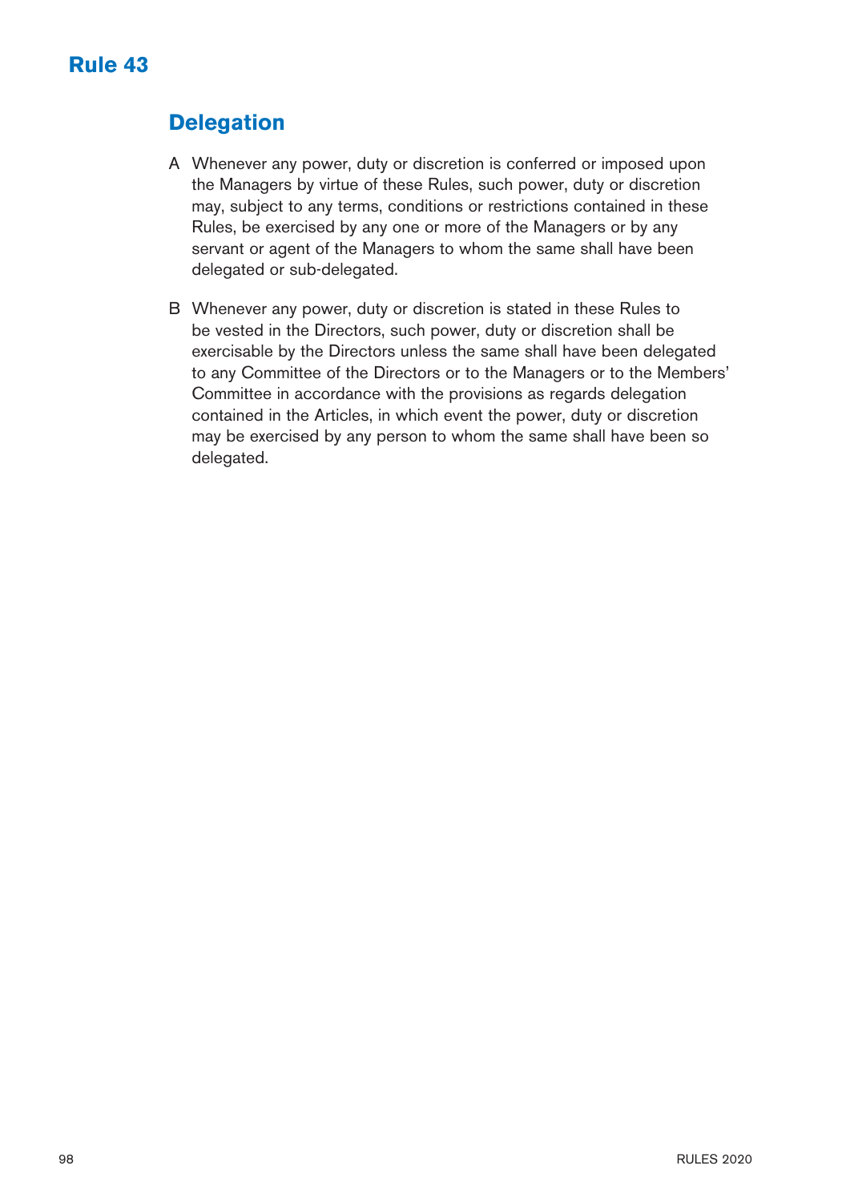# Rule 43

## Delegation

A Whenever any power, duty or discretion is conferred or imposed upon the Managers by virtue of these Rules, such power, duty or discretion may, subject to any terms, conditions or restrictions contained in these Rules, be exercised by any one or more of the Managers or by any servant or agent of the Managers to whom the same shall have been delegated or sub-delegated.

B Whenever any power, duty or discretion is stated in these Rules to be vested in the Directors, such power, duty or discretion shall be exercisable by the Directors unless the same shall have been delegated to any Committee of the Directors or to the Managers or to the Members' Committee in accordance with the provisions as regards delegation contained in the Articles, in which event the power, duty or discretion may be exercised by any person to whom the same shall have been so delegated.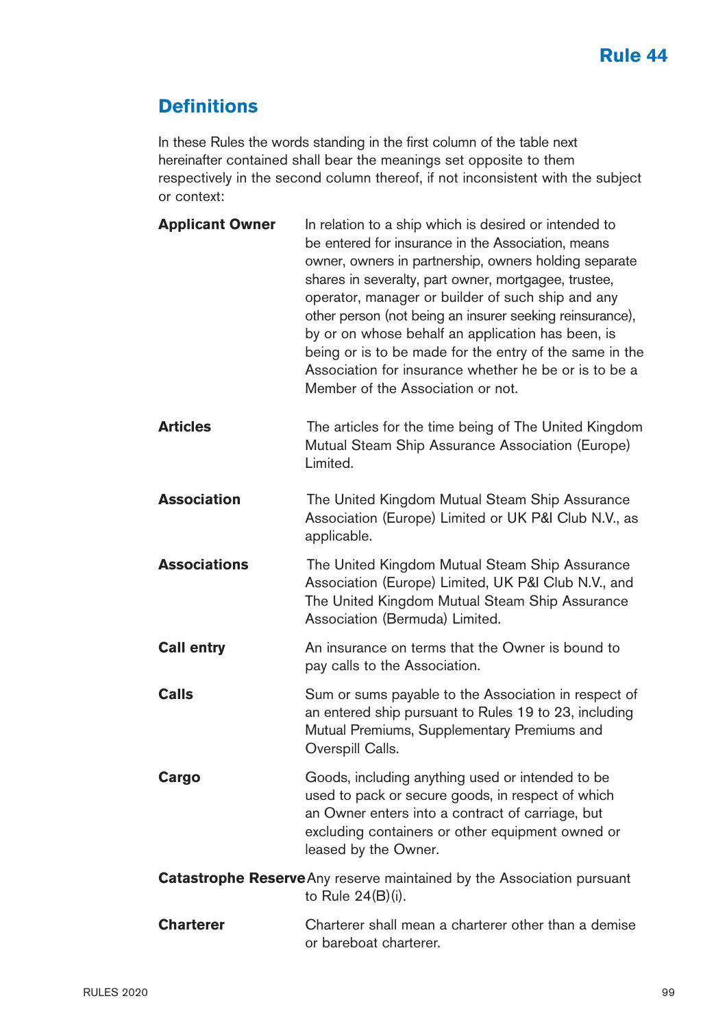# Rule 44

## Definitions

In these Rules the words standing in the first column of the table next hereinafter contained shall bear the meanings set opposite to them respectively in the second column thereof, if not inconsistent with the subject or context:

| | |
|---|---|
| **Applicant Owner** | In relation to a ship which is desired or intended to be entered for insurance in the Association, means owner, owners in partnership, owners holding separate shares in severalty, part owner, mortgagee, trustee, operator, manager or builder of such ship and any other person (not being an insurer seeking reinsurance), by or on whose behalf an application has been, is being or is to be made for the entry of the same in the Association for insurance whether he be or is to be a Member of the Association or not. |
| **Articles** | The articles for the time being of The United Kingdom Mutual Steam Ship Assurance Association (Europe) Limited. |
| **Association** | The United Kingdom Mutual Steam Ship Assurance Association (Europe) Limited or UK P&I Club N.V., as applicable. |
| **Associations** | The United Kingdom Mutual Steam Ship Assurance Association (Europe) Limited, UK P&I Club N.V., and The United Kingdom Mutual Steam Ship Assurance Association (Bermuda) Limited. |
| **Call entry** | An insurance on terms that the Owner is bound to pay calls to the Association. |
| **Calls** | Sum or sums payable to the Association in respect of an entered ship pursuant to Rules 19 to 23, including Mutual Premiums, Supplementary Premiums and Overspill Calls. |
| **Cargo** | Goods, including anything used or intended to be used to pack or secure goods, in respect of which an Owner enters into a contract of carriage, but excluding containers or other equipment owned or leased by the Owner. |
| **Catastrophe Reserve** | Any reserve maintained by the Association pursuant to Rule 24(B)(i). |
| **Charterer** | Charterer shall mean a charterer other than a demise or bareboat charterer. |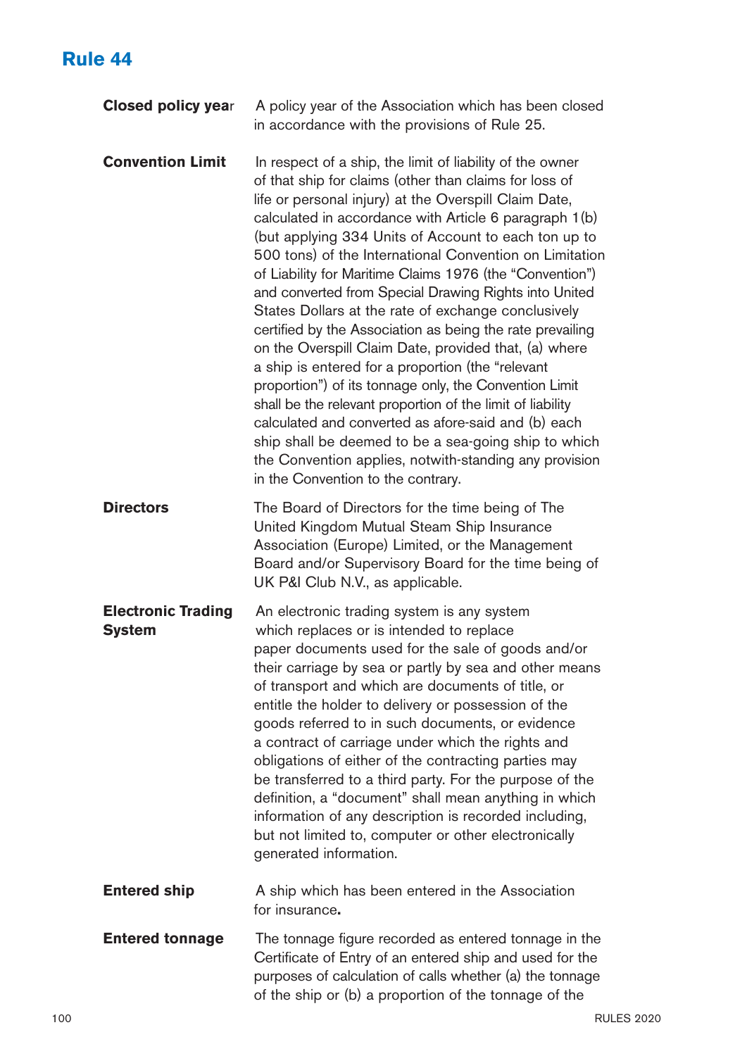## Rule 44

**Closed policy year** A policy year of the Association which has been closed in accordance with the provisions of Rule 25.

**Convention Limit** In respect of a ship, the limit of liability of the owner of that ship for claims (other than claims for loss of life or personal injury) at the Overspill Claim Date, calculated in accordance with Article 6 paragraph 1(b) (but applying 334 Units of Account to each ton up to 500 tons) of the International Convention on Limitation of Liability for Maritime Claims 1976 (the "Convention") and converted from Special Drawing Rights into United States Dollars at the rate of exchange conclusively certified by the Association as being the rate prevailing on the Overspill Claim Date, provided that, (a) where a ship is entered for a proportion (the "relevant proportion") of its tonnage only, the Convention Limit shall be the relevant proportion of the limit of liability calculated and converted as afore-said and (b) each ship shall be deemed to be a sea-going ship to which the Convention applies, notwith-standing any provision in the Convention to the contrary.

**Directors** The Board of Directors for the time being of The United Kingdom Mutual Steam Ship Insurance Association (Europe) Limited, or the Management Board and/or Supervisory Board for the time being of UK P&I Club N.V., as applicable.

**Electronic Trading System** An electronic trading system is any system which replaces or is intended to replace paper documents used for the sale of goods and/or their carriage by sea or partly by sea and other means of transport and which are documents of title, or entitle the holder to delivery or possession of the goods referred to in such documents, or evidence a contract of carriage under which the rights and obligations of either of the contracting parties may be transferred to a third party. For the purpose of the definition, a "document" shall mean anything in which information of any description is recorded including, but not limited to, computer or other electronically generated information.

**Entered ship** A ship which has been entered in the Association for insurance.

**Entered tonnage** The tonnage figure recorded as entered tonnage in the Certificate of Entry of an entered ship and used for the purposes of calculation of calls whether (a) the tonnage of the ship or (b) a proportion of the tonnage of the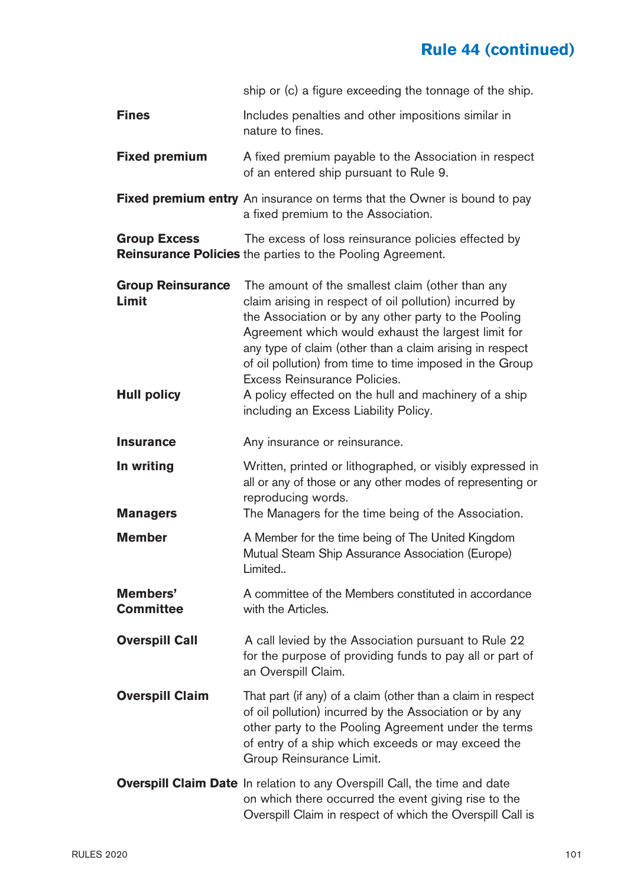## Rule 44 (continued)

ship or (c) a figure exceeding the tonnage of the ship.

**Fines** Includes penalties and other impositions similar in nature to fines.

**Fixed premium** A fixed premium payable to the Association in respect of an entered ship pursuant to Rule 9.

**Fixed premium entry** An insurance on terms that the Owner is bound to pay a fixed premium to the Association.

**Group Excess Reinsurance Policies** The excess of loss reinsurance policies effected by the parties to the Pooling Agreement.

**Group Reinsurance Limit** The amount of the smallest claim (other than any claim arising in respect of oil pollution) incurred by the Association or by any other party to the Pooling Agreement which would exhaust the largest limit for any type of claim (other than a claim arising in respect of oil pollution) from time to time imposed in the Group Excess Reinsurance Policies.

**Hull policy** A policy effected on the hull and machinery of a ship including an Excess Liability Policy.

**Insurance** Any insurance or reinsurance.

**In writing** Written, printed or lithographed, or visibly expressed in all or any of those or any other modes of representing or reproducing words.

**Managers** The Managers for the time being of the Association.

**Member** A Member for the time being of The United Kingdom Mutual Steam Ship Assurance Association (Europe) Limited..

**Members' Committee** A committee of the Members constituted in accordance with the Articles.

**Overspill Call** A call levied by the Association pursuant to Rule 22 for the purpose of providing funds to pay all or part of an Overspill Claim.

**Overspill Claim** That part (if any) of a claim (other than a claim in respect of oil pollution) incurred by the Association or by any other party to the Pooling Agreement under the terms of entry of a ship which exceeds or may exceed the Group Reinsurance Limit.

**Overspill Claim Date** In relation to any Overspill Call, the time and date on which there occurred the event giving rise to the Overspill Claim in respect of which the Overspill Call is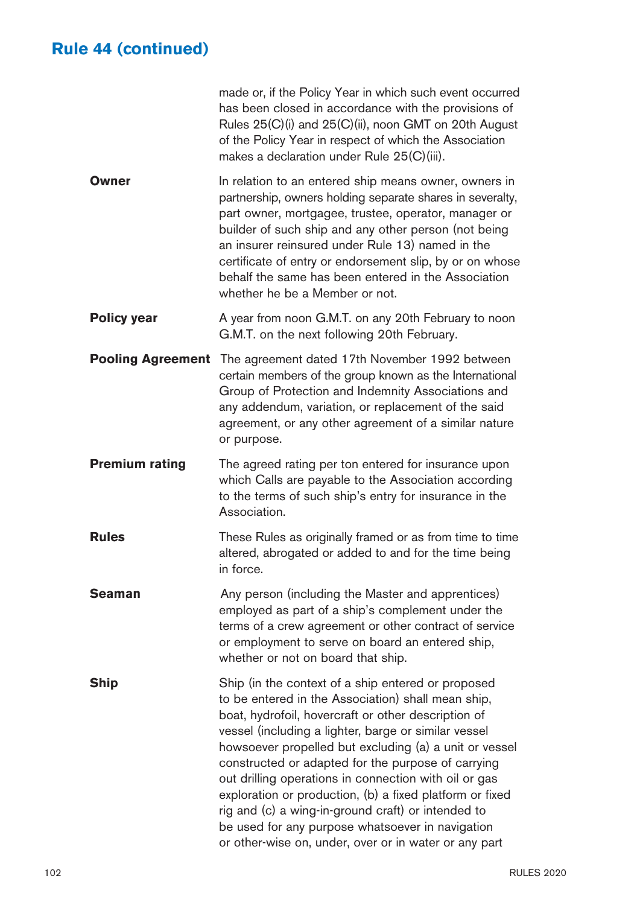## Rule 44 (continued)

made or, if the Policy Year in which such event occurred has been closed in accordance with the provisions of Rules 25(C)(i) and 25(C)(ii), noon GMT on 20th August of the Policy Year in respect of which the Association makes a declaration under Rule 25(C)(iii).

**Owner** In relation to an entered ship means owner, owners in partnership, owners holding separate shares in severalty, part owner, mortgagee, trustee, operator, manager or builder of such ship and any other person (not being an insurer reinsured under Rule 13) named in the certificate of entry or endorsement slip, by or on whose behalf the same has been entered in the Association whether he be a Member or not.

**Policy year** A year from noon G.M.T. on any 20th February to noon G.M.T. on the next following 20th February.

**Pooling Agreement** The agreement dated 17th November 1992 between certain members of the group known as the International Group of Protection and Indemnity Associations and any addendum, variation, or replacement of the said agreement, or any other agreement of a similar nature or purpose.

**Premium rating** The agreed rating per ton entered for insurance upon which Calls are payable to the Association according to the terms of such ship's entry for insurance in the Association.

**Rules** These Rules as originally framed or as from time to time altered, abrogated or added to and for the time being in force.

**Seaman** Any person (including the Master and apprentices) employed as part of a ship's complement under the terms of a crew agreement or other contract of service or employment to serve on board an entered ship, whether or not on board that ship.

**Ship** Ship (in the context of a ship entered or proposed to be entered in the Association) shall mean ship, boat, hydrofoil, hovercraft or other description of vessel (including a lighter, barge or similar vessel howsoever propelled but excluding (a) a unit or vessel constructed or adapted for the purpose of carrying out drilling operations in connection with oil or gas exploration or production, (b) a fixed platform or fixed rig and (c) a wing-in-ground craft) or intended to be used for any purpose whatsoever in navigation or other-wise on, under, over or in water or any part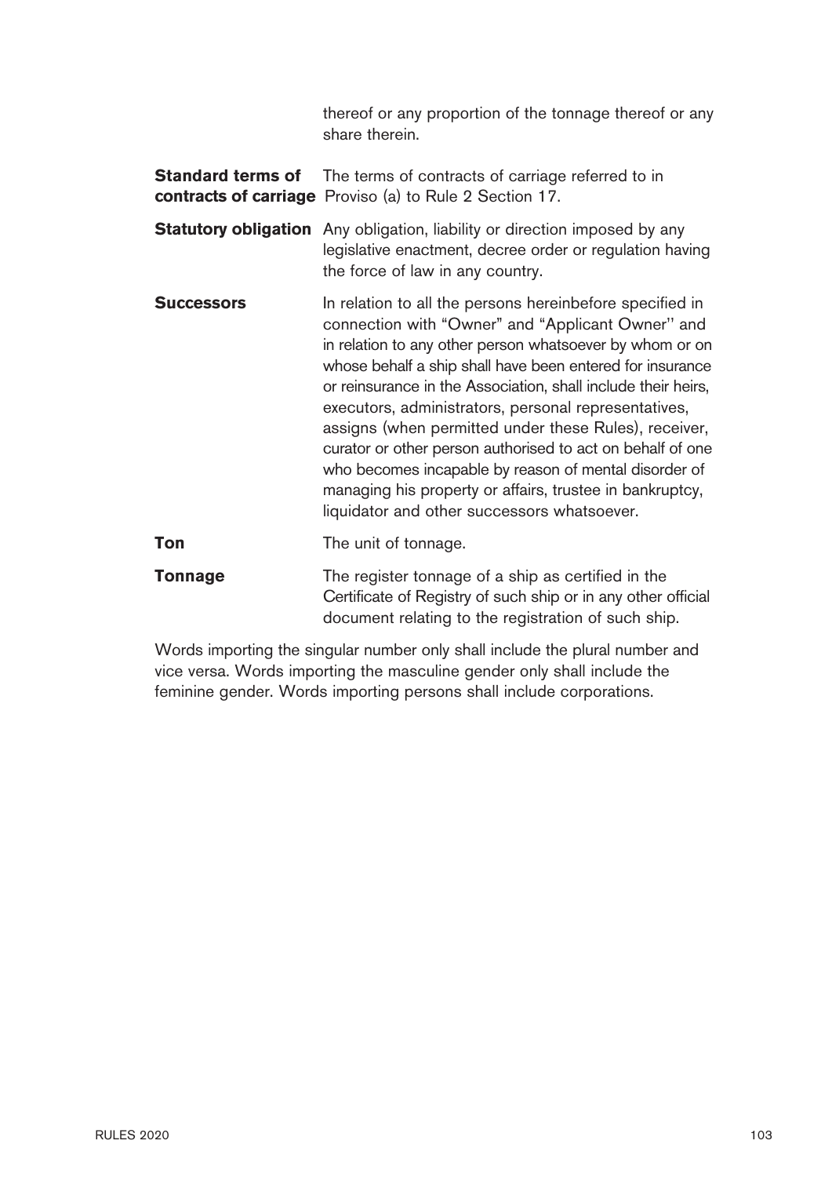thereof or any proportion of the tonnage thereof or any share therein.

| | |
|---|---|
| **Standard terms of contracts of carriage** | The terms of contracts of carriage referred to in Proviso (a) to Rule 2 Section 17. |
| **Statutory obligation** | Any obligation, liability or direction imposed by any legislative enactment, decree order or regulation having the force of law in any country. |
| **Successors** | In relation to all the persons hereinbefore specified in connection with "Owner" and "Applicant Owner'' and in relation to any other person whatsoever by whom or on whose behalf a ship shall have been entered for insurance or reinsurance in the Association, shall include their heirs, executors, administrators, personal representatives, assigns (when permitted under these Rules), receiver, curator or other person authorised to act on behalf of one who becomes incapable by reason of mental disorder of managing his property or affairs, trustee in bankruptcy, liquidator and other successors whatsoever. |
| **Ton** | The unit of tonnage. |
| **Tonnage** | The register tonnage of a ship as certified in the Certificate of Registry of such ship or in any other official document relating to the registration of such ship. |

Words importing the singular number only shall include the plural number and vice versa. Words importing the masculine gender only shall include the feminine gender. Words importing persons shall include corporations.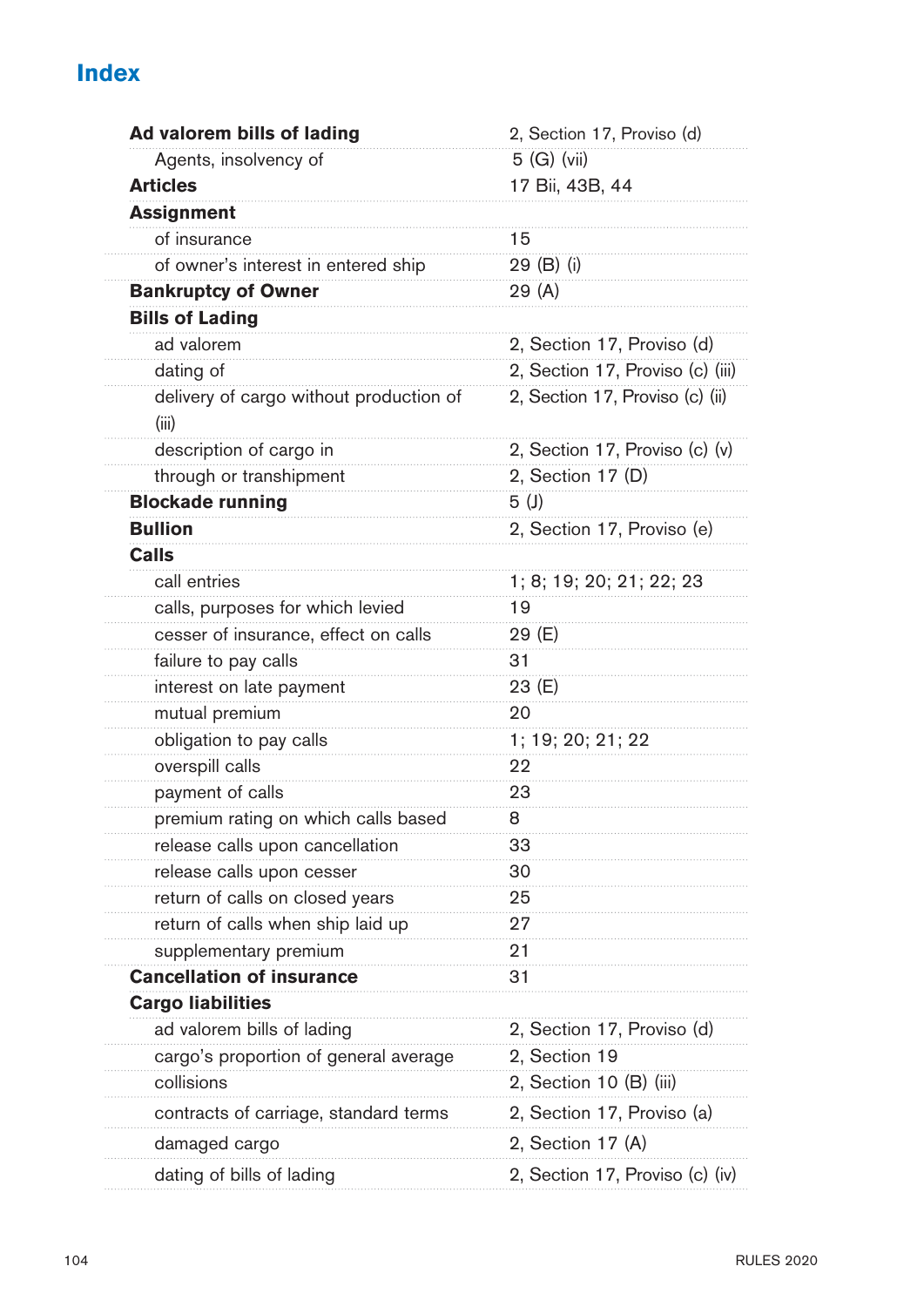# Index

| | |
|---|---|
| **Ad valorem bills of lading** | 2, Section 17, Proviso (d) |
| Agents, insolvency of | 5 (G) (vii) |
| **Articles** | 17 Bii, 43B, 44 |
| **Assignment** | |
| of insurance | 15 |
| of owner's interest in entered ship | 29 (B) (i) |
| **Bankruptcy of Owner** | 29 (A) |
| **Bills of Lading** | |
| ad valorem | 2, Section 17, Proviso (d) |
| dating of | 2, Section 17, Proviso (c) (iii) |
| delivery of cargo without production of (iii) | 2, Section 17, Proviso (c) (ii) |
| description of cargo in | 2, Section 17, Proviso (c) (v) |
| through or transhipment | 2, Section 17 (D) |
| **Blockade running** | 5 (J) |
| **Bullion** | 2, Section 17, Proviso (e) |
| **Calls** | |
| call entries | 1; 8; 19; 20; 21; 22; 23 |
| calls, purposes for which levied | 19 |
| cesser of insurance, effect on calls | 29 (E) |
| failure to pay calls | 31 |
| interest on late payment | 23 (E) |
| mutual premium | 20 |
| obligation to pay calls | 1; 19; 20; 21; 22 |
| overspill calls | 22 |
| payment of calls | 23 |
| premium rating on which calls based | 8 |
| release calls upon cancellation | 33 |
| release calls upon cesser | 30 |
| return of calls on closed years | 25 |
| return of calls when ship laid up | 27 |
| supplementary premium | 21 |
| **Cancellation of insurance** | 31 |
| **Cargo liabilities** | |
| ad valorem bills of lading | 2, Section 17, Proviso (d) |
| cargo's proportion of general average | 2, Section 19 |
| collisions | 2, Section 10 (B) (iii) |
| contracts of carriage, standard terms | 2, Section 17, Proviso (a) |
| damaged cargo | 2, Section 17 (A) |
| dating of bills of lading | 2, Section 17, Proviso (c) (iv) |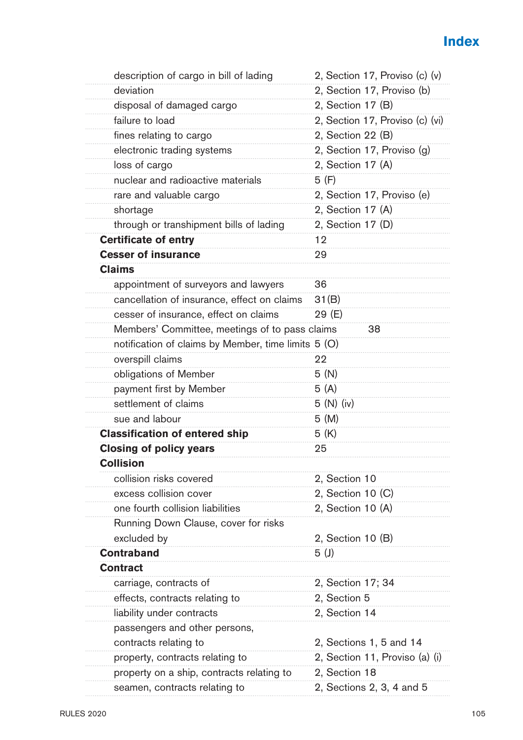## Index

| | |
|---|---|
| description of cargo in bill of lading | 2, Section 17, Proviso (c) (v) |
| deviation | 2, Section 17, Proviso (b) |
| disposal of damaged cargo | 2, Section 17 (B) |
| failure to load | 2, Section 17, Proviso (c) (vi) |
| fines relating to cargo | 2, Section 22 (B) |
| electronic trading systems | 2, Section 17, Proviso (g) |
| loss of cargo | 2, Section 17 (A) |
| nuclear and radioactive materials | 5 (F) |
| rare and valuable cargo | 2, Section 17, Proviso (e) |
| shortage | 2, Section 17 (A) |
| through or transhipment bills of lading | 2, Section 17 (D) |
| **Certificate of entry** | 12 |
| **Cesser of insurance** | 29 |
| **Claims** | |
| appointment of surveyors and lawyers | 36 |
| cancellation of insurance, effect on claims | 31(B) |
| cesser of insurance, effect on claims | 29 (E) |
| Members' Committee, meetings of to pass claims | 38 |
| notification of claims by Member, time limits | 5 (O) |
| overspill claims | 22 |
| obligations of Member | 5 (N) |
| payment first by Member | 5 (A) |
| settlement of claims | 5 (N) (iv) |
| sue and labour | 5 (M) |
| **Classification of entered ship** | 5 (K) |
| **Closing of policy years** | 25 |
| **Collision** | |
| collision risks covered | 2, Section 10 |
| excess collision cover | 2, Section 10 (C) |
| one fourth collision liabilities | 2, Section 10 (A) |
| Running Down Clause, cover for risks excluded by | 2, Section 10 (B) |
| **Contraband** | 5 (J) |
| **Contract** | |
| carriage, contracts of | 2, Section 17; 34 |
| effects, contracts relating to | 2, Section 5 |
| liability under contracts | 2, Section 14 |
| passengers and other persons, contracts relating to | 2, Sections 1, 5 and 14 |
| property, contracts relating to | 2, Section 11, Proviso (a) (i) |
| property on a ship, contracts relating to | 2, Section 18 |
| seamen, contracts relating to | 2, Sections 2, 3, 4 and 5 |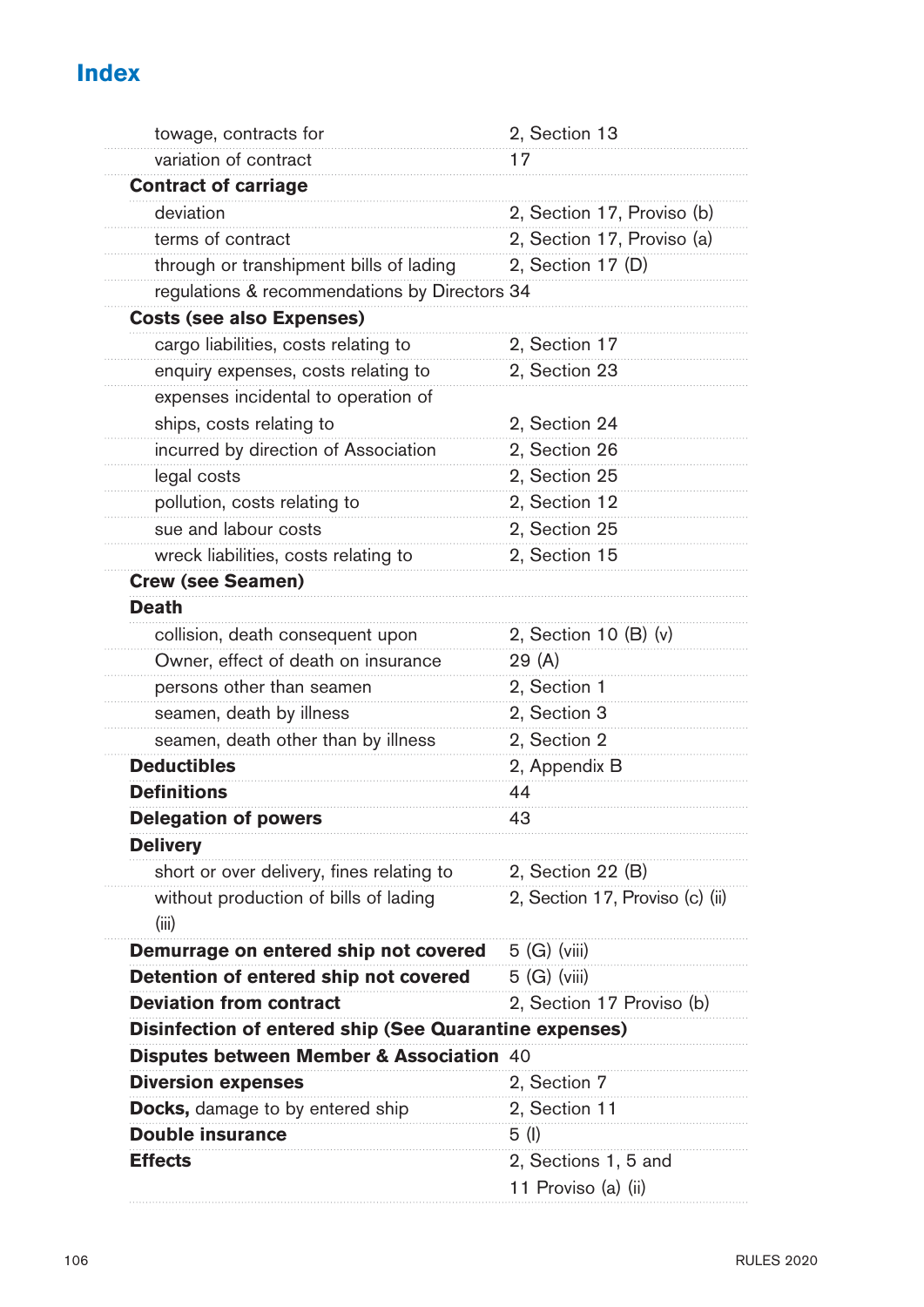# Index

| Entry | Reference |
|---|---|
| towage, contracts for | 2, Section 13 |
| variation of contract | 17 |
| **Contract of carriage** | |
| deviation | 2, Section 17, Proviso (b) |
| terms of contract | 2, Section 17, Proviso (a) |
| through or transhipment bills of lading | 2, Section 17 (D) |
| regulations & recommendations by Directors | 34 |
| **Costs (see also Expenses)** | |
| cargo liabilities, costs relating to | 2, Section 17 |
| enquiry expenses, costs relating to | 2, Section 23 |
| expenses incidental to operation of ships, costs relating to | 2, Section 24 |
| incurred by direction of Association | 2, Section 26 |
| legal costs | 2, Section 25 |
| pollution, costs relating to | 2, Section 12 |
| sue and labour costs | 2, Section 25 |
| wreck liabilities, costs relating to | 2, Section 15 |
| **Crew (see Seamen)** | |
| **Death** | |
| collision, death consequent upon | 2, Section 10 (B) (v) |
| Owner, effect of death on insurance | 29 (A) |
| persons other than seamen | 2, Section 1 |
| seamen, death by illness | 2, Section 3 |
| seamen, death other than by illness | 2, Section 2 |
| **Deductibles** | 2, Appendix B |
| **Definitions** | 44 |
| **Delegation of powers** | 43 |
| **Delivery** | |
| short or over delivery, fines relating to | 2, Section 22 (B) |
| without production of bills of lading | 2, Section 17, Proviso (c) (ii) (iii) |
| **Demurrage on entered ship not covered** | 5 (G) (viii) |
| **Detention of entered ship not covered** | 5 (G) (viii) |
| **Deviation from contract** | 2, Section 17 Proviso (b) |
| **Disinfection of entered ship (See Quarantine expenses)** | |
| **Disputes between Member & Association** | 40 |
| **Diversion expenses** | 2, Section 7 |
| **Docks,** damage to by entered ship | 2, Section 11 |
| **Double insurance** | 5 (I) |
| **Effects** | 2, Sections 1, 5 and 11 Proviso (a) (ii) |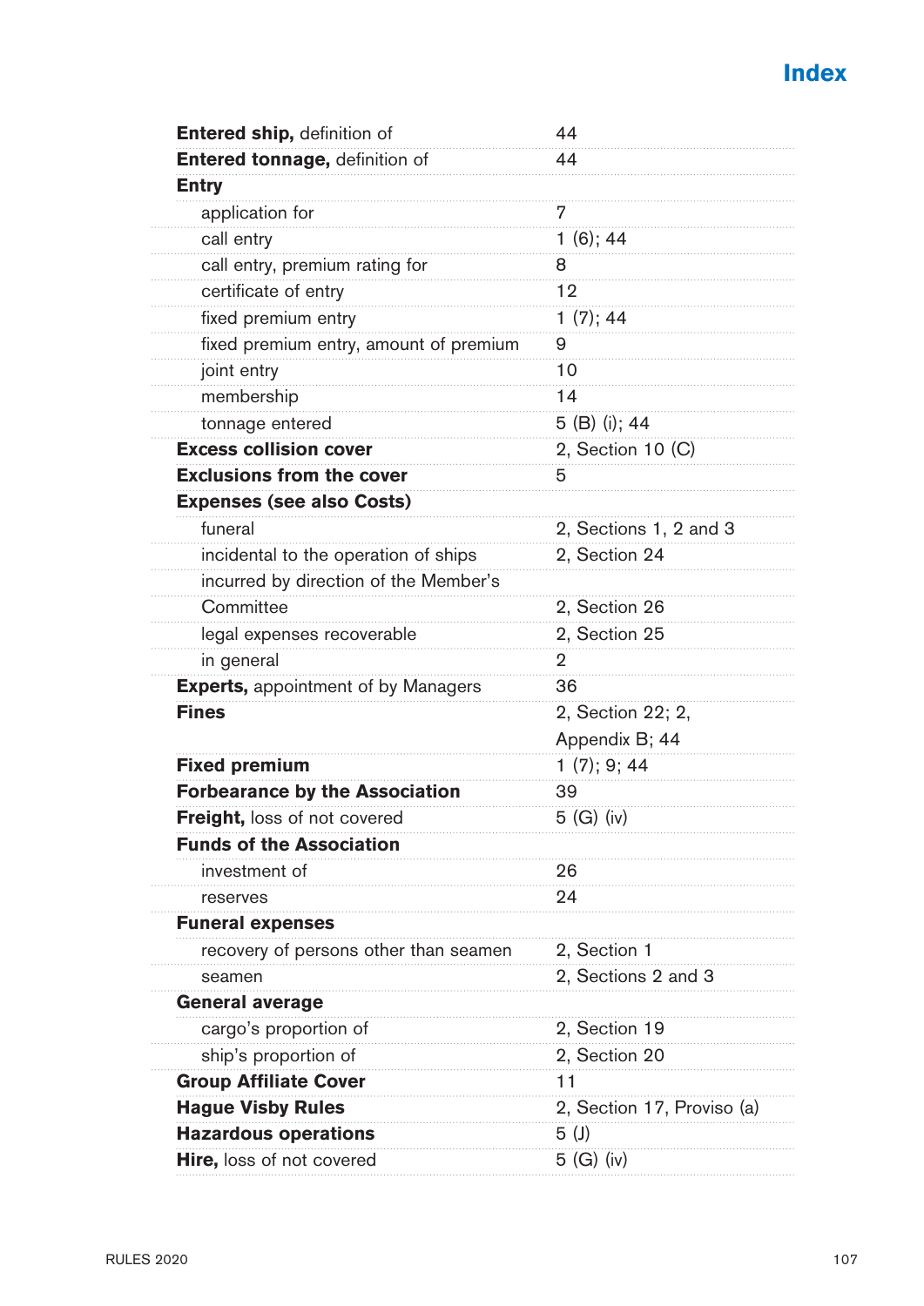## Index

| | |
|---|---|
| **Entered ship,** definition of | 44 |
| **Entered tonnage,** definition of | 44 |
| **Entry** | |
| application for | 7 |
| call entry | 1 (6); 44 |
| call entry, premium rating for | 8 |
| certificate of entry | 12 |
| fixed premium entry | 1 (7); 44 |
| fixed premium entry, amount of premium | 9 |
| joint entry | 10 |
| membership | 14 |
| tonnage entered | 5 (B) (i); 44 |
| **Excess collision cover** | 2, Section 10 (C) |
| **Exclusions from the cover** | 5 |
| **Expenses (see also Costs)** | |
| funeral | 2, Sections 1, 2 and 3 |
| incidental to the operation of ships | 2, Section 24 |
| incurred by direction of the Member's Committee | 2, Section 26 |
| legal expenses recoverable | 2, Section 25 |
| in general | 2 |
| **Experts,** appointment of by Managers | 36 |
| **Fines** | 2, Section 22; 2, Appendix B; 44 |
| **Fixed premium** | 1 (7); 9; 44 |
| **Forbearance by the Association** | 39 |
| **Freight,** loss of not covered | 5 (G) (iv) |
| **Funds of the Association** | |
| investment of | 26 |
| reserves | 24 |
| **Funeral expenses** | |
| recovery of persons other than seamen | 2, Section 1 |
| seamen | 2, Sections 2 and 3 |
| **General average** | |
| cargo's proportion of | 2, Section 19 |
| ship's proportion of | 2, Section 20 |
| **Group Affiliate Cover** | 11 |
| **Hague Visby Rules** | 2, Section 17, Proviso (a) |
| **Hazardous operations** | 5 (J) |
| **Hire,** loss of not covered | 5 (G) (iv) |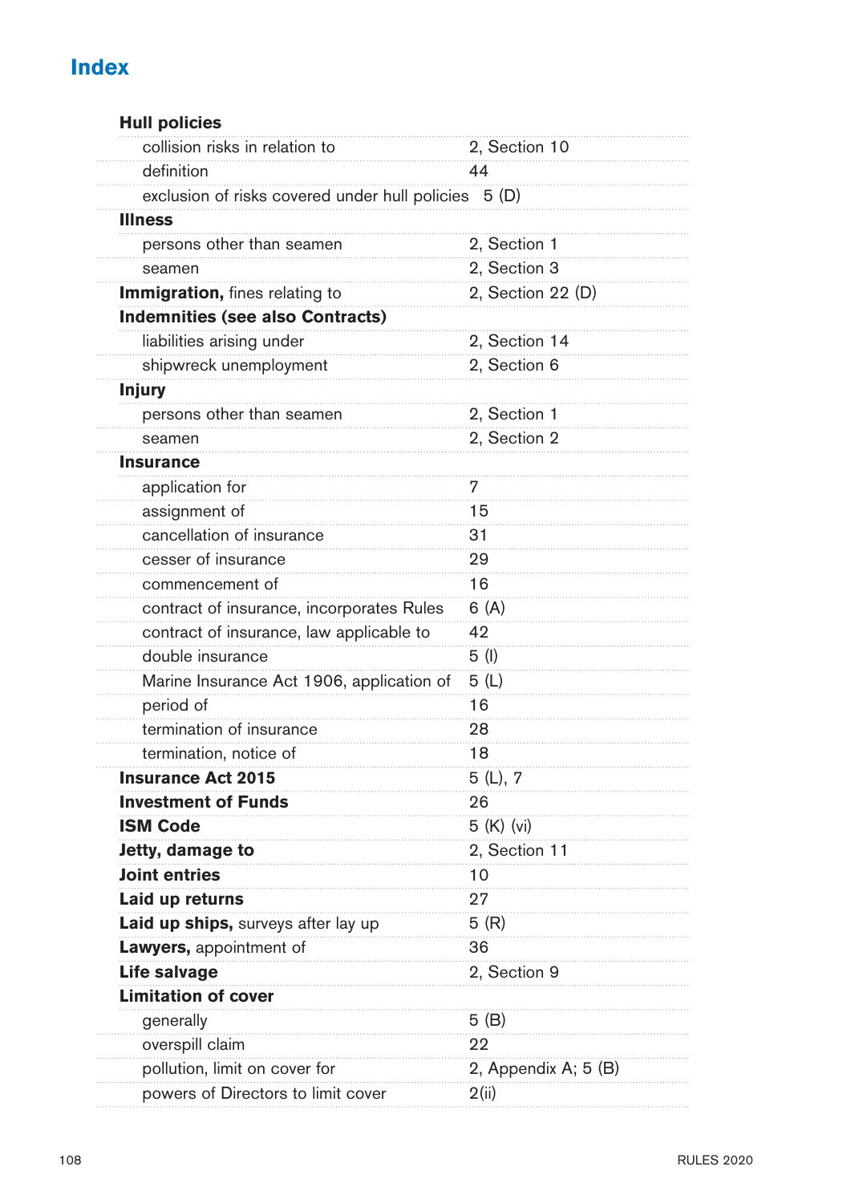# Index

| | |
|---|---|
| **Hull policies** | |
| collision risks in relation to | 2, Section 10 |
| definition | 44 |
| exclusion of risks covered under hull policies | 5 (D) |
| **Illness** | |
| persons other than seamen | 2, Section 1 |
| seamen | 2, Section 3 |
| **Immigration,** fines relating to | 2, Section 22 (D) |
| **Indemnities (see also Contracts)** | |
| liabilities arising under | 2, Section 14 |
| shipwreck unemployment | 2, Section 6 |
| **Injury** | |
| persons other than seamen | 2, Section 1 |
| seamen | 2, Section 2 |
| **Insurance** | |
| application for | 7 |
| assignment of | 15 |
| cancellation of insurance | 31 |
| cesser of insurance | 29 |
| commencement of | 16 |
| contract of insurance, incorporates Rules | 6 (A) |
| contract of insurance, law applicable to | 42 |
| double insurance | 5 (I) |
| Marine Insurance Act 1906, application of | 5 (L) |
| period of | 16 |
| termination of insurance | 28 |
| termination, notice of | 18 |
| **Insurance Act 2015** | 5 (L), 7 |
| **Investment of Funds** | 26 |
| **ISM Code** | 5 (K) (vi) |
| **Jetty, damage to** | 2, Section 11 |
| **Joint entries** | 10 |
| **Laid up returns** | 27 |
| **Laid up ships,** surveys after lay up | 5 (R) |
| **Lawyers,** appointment of | 36 |
| **Life salvage** | 2, Section 9 |
| **Limitation of cover** | |
| generally | 5 (B) |
| overspill claim | 22 |
| pollution, limit on cover for | 2, Appendix A; 5 (B) |
| powers of Directors to limit cover | 2(ii) |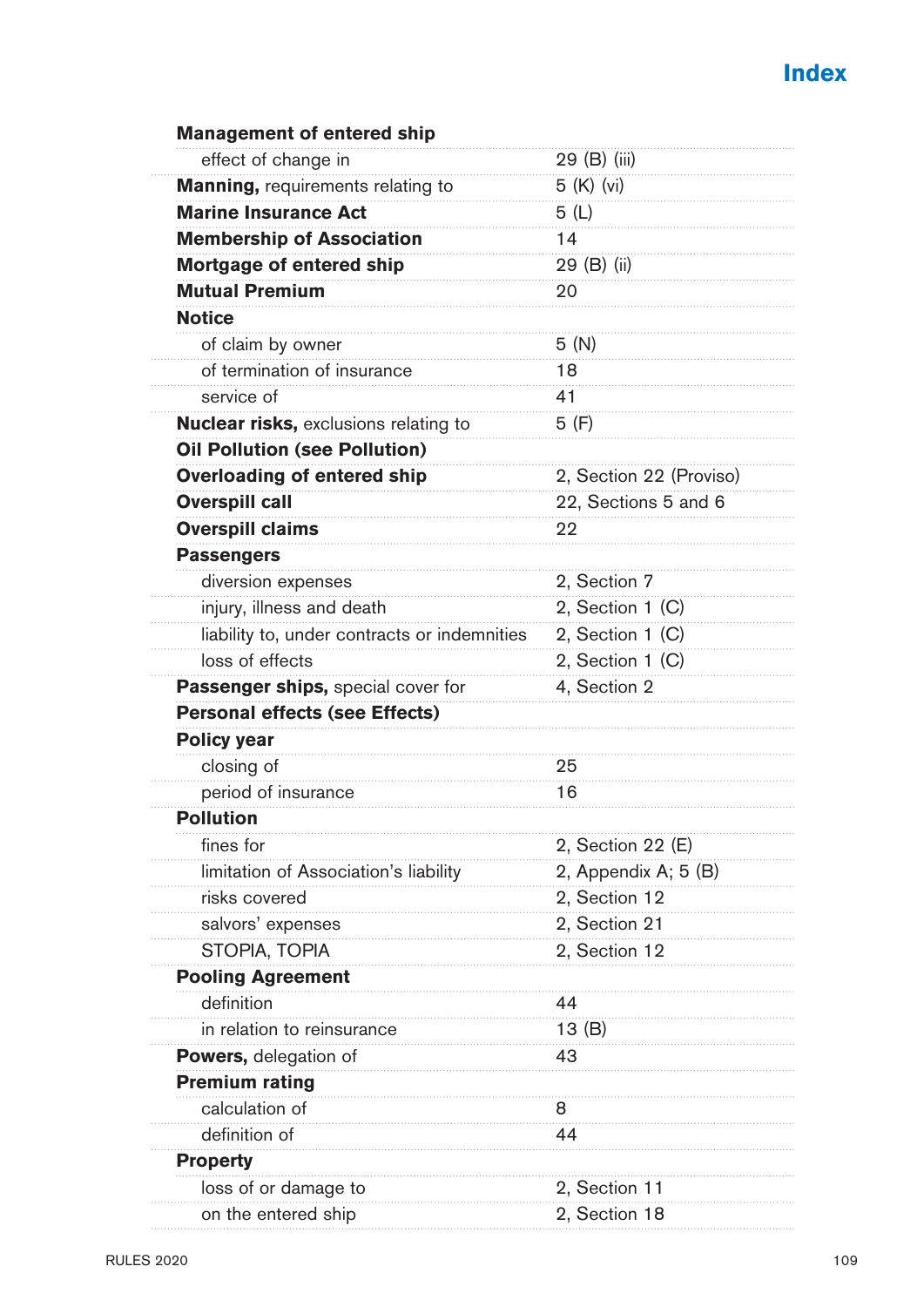## Index

| | |
|---|---|
| **Management of entered ship** | |
| effect of change in | 29 (B) (iii) |
| **Manning,** requirements relating to | 5 (K) (vi) |
| **Marine Insurance Act** | 5 (L) |
| **Membership of Association** | 14 |
| **Mortgage of entered ship** | 29 (B) (ii) |
| **Mutual Premium** | 20 |
| **Notice** | |
| of claim by owner | 5 (N) |
| of termination of insurance | 18 |
| service of | 41 |
| **Nuclear risks,** exclusions relating to | 5 (F) |
| **Oil Pollution (see Pollution)** | |
| **Overloading of entered ship** | 2, Section 22 (Proviso) |
| **Overspill call** | 22, Sections 5 and 6 |
| **Overspill claims** | 22 |
| **Passengers** | |
| diversion expenses | 2, Section 7 |
| injury, illness and death | 2, Section 1 (C) |
| liability to, under contracts or indemnities | 2, Section 1 (C) |
| loss of effects | 2, Section 1 (C) |
| **Passenger ships,** special cover for | 4, Section 2 |
| **Personal effects (see Effects)** | |
| **Policy year** | |
| closing of | 25 |
| period of insurance | 16 |
| **Pollution** | |
| fines for | 2, Section 22 (E) |
| limitation of Association's liability | 2, Appendix A; 5 (B) |
| risks covered | 2, Section 12 |
| salvors' expenses | 2, Section 21 |
| STOPIA, TOPIA | 2, Section 12 |
| **Pooling Agreement** | |
| definition | 44 |
| in relation to reinsurance | 13 (B) |
| **Powers,** delegation of | 43 |
| **Premium rating** | |
| calculation of | 8 |
| definition of | 44 |
| **Property** | |
| loss of or damage to | 2, Section 11 |
| on the entered ship | 2, Section 18 |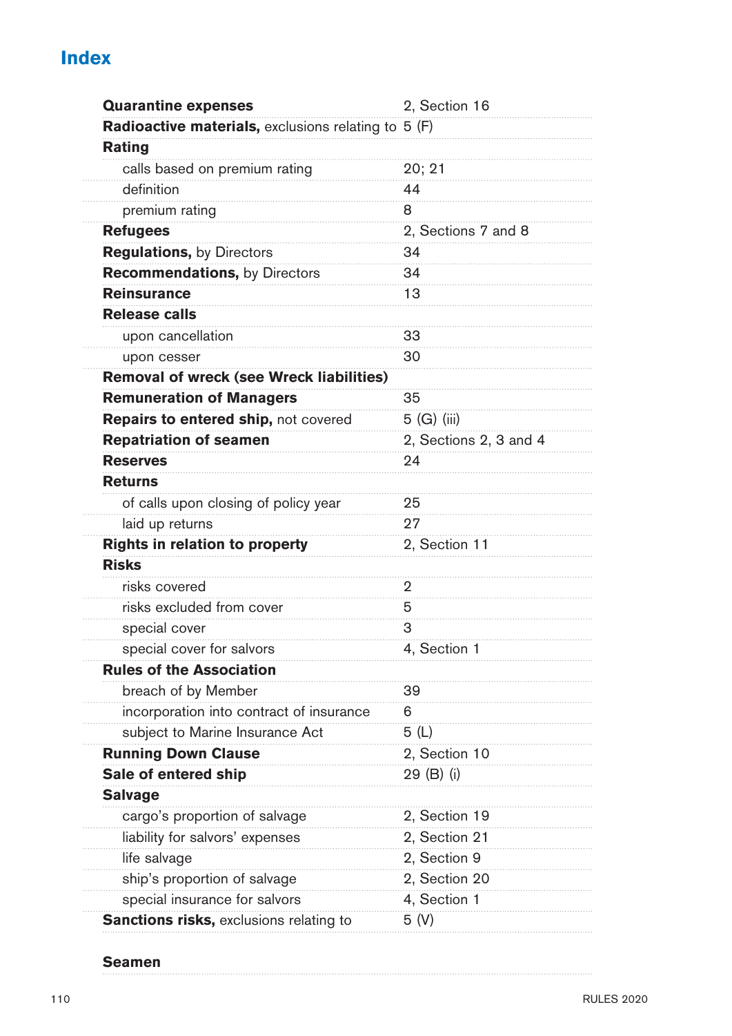# Index

| | |
|---|---|
| **Quarantine expenses** | 2, Section 16 |
| **Radioactive materials,** exclusions relating to | 5 (F) |
| **Rating** | |
| calls based on premium rating | 20; 21 |
| definition | 44 |
| premium rating | 8 |
| **Refugees** | 2, Sections 7 and 8 |
| **Regulations,** by Directors | 34 |
| **Recommendations,** by Directors | 34 |
| **Reinsurance** | 13 |
| **Release calls** | |
| upon cancellation | 33 |
| upon cesser | 30 |
| **Removal of wreck (see Wreck liabilities)** | |
| **Remuneration of Managers** | 35 |
| **Repairs to entered ship,** not covered | 5 (G) (iii) |
| **Repatriation of seamen** | 2, Sections 2, 3 and 4 |
| **Reserves** | 24 |
| **Returns** | |
| of calls upon closing of policy year | 25 |
| laid up returns | 27 |
| **Rights in relation to property** | 2, Section 11 |
| **Risks** | |
| risks covered | 2 |
| risks excluded from cover | 5 |
| special cover | 3 |
| special cover for salvors | 4, Section 1 |
| **Rules of the Association** | |
| breach of by Member | 39 |
| incorporation into contract of insurance | 6 |
| subject to Marine Insurance Act | 5 (L) |
| **Running Down Clause** | 2, Section 10 |
| **Sale of entered ship** | 29 (B) (i) |
| **Salvage** | |
| cargo's proportion of salvage | 2, Section 19 |
| liability for salvors' expenses | 2, Section 21 |
| life salvage | 2, Section 9 |
| ship's proportion of salvage | 2, Section 20 |
| special insurance for salvors | 4, Section 1 |
| **Sanctions risks,** exclusions relating to | 5 (V) |

**Seamen**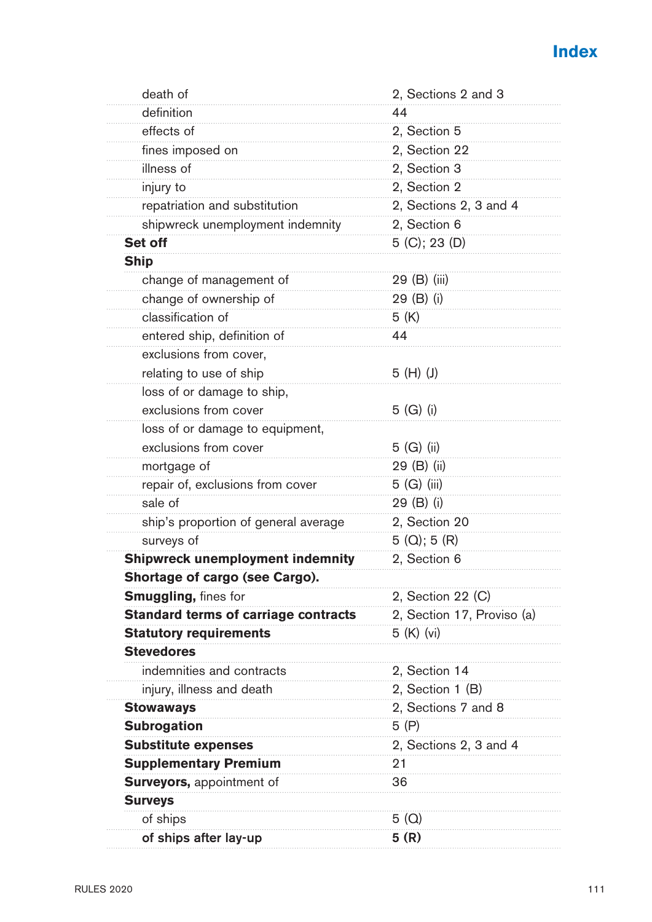# Index

| | |
|---|---|
| death of | 2, Sections 2 and 3 |
| definition | 44 |
| effects of | 2, Section 5 |
| fines imposed on | 2, Section 22 |
| illness of | 2, Section 3 |
| injury to | 2, Section 2 |
| repatriation and substitution | 2, Sections 2, 3 and 4 |
| shipwreck unemployment indemnity | 2, Section 6 |
| **Set off** | 5 (C); 23 (D) |
| **Ship** | |
| change of management of | 29 (B) (iii) |
| change of ownership of | 29 (B) (i) |
| classification of | 5 (K) |
| entered ship, definition of | 44 |
| exclusions from cover, relating to use of ship | 5 (H) (J) |
| loss of or damage to ship, exclusions from cover | 5 (G) (i) |
| loss of or damage to equipment, exclusions from cover | 5 (G) (ii) |
| mortgage of | 29 (B) (ii) |
| repair of, exclusions from cover | 5 (G) (iii) |
| sale of | 29 (B) (i) |
| ship's proportion of general average | 2, Section 20 |
| surveys of | 5 (Q); 5 (R) |
| **Shipwreck unemployment indemnity** | 2, Section 6 |
| **Shortage of cargo (see Cargo).** | |
| **Smuggling,** fines for | 2, Section 22 (C) |
| **Standard terms of carriage contracts** | 2, Section 17, Proviso (a) |
| **Statutory requirements** | 5 (K) (vi) |
| **Stevedores** | |
| indemnities and contracts | 2, Section 14 |
| injury, illness and death | 2, Section 1 (B) |
| **Stowaways** | 2, Sections 7 and 8 |
| **Subrogation** | 5 (P) |
| **Substitute expenses** | 2, Sections 2, 3 and 4 |
| **Supplementary Premium** | 21 |
| **Surveyors,** appointment of | 36 |
| **Surveys** | |
| of ships | 5 (Q) |
| **of ships after lay-up** | **5 (R)** |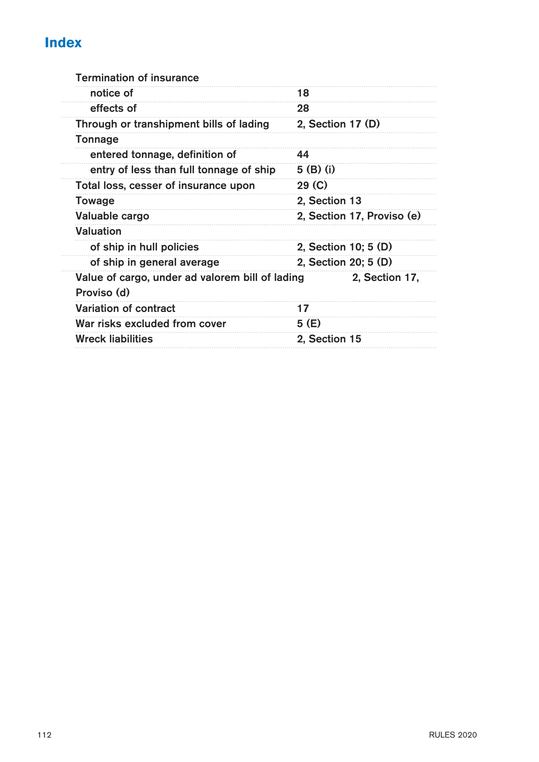# Index

| | |
|---|---|
| Termination of insurance | |
| notice of | 18 |
| effects of | 28 |
| Through or transhipment bills of lading | 2, Section 17 (D) |
| Tonnage | |
| entered tonnage, definition of | 44 |
| entry of less than full tonnage of ship | 5 (B) (i) |
| Total loss, cesser of insurance upon | 29 (C) |
| Towage | 2, Section 13 |
| Valuable cargo | 2, Section 17, Proviso (e) |
| Valuation | |
| of ship in hull policies | 2, Section 10; 5 (D) |
| of ship in general average | 2, Section 20; 5 (D) |
| Value of cargo, under ad valorem bill of lading | 2, Section 17, Proviso (d) |
| Variation of contract | 17 |
| War risks excluded from cover | 5 (E) |
| Wreck liabilities | 2, Section 15 |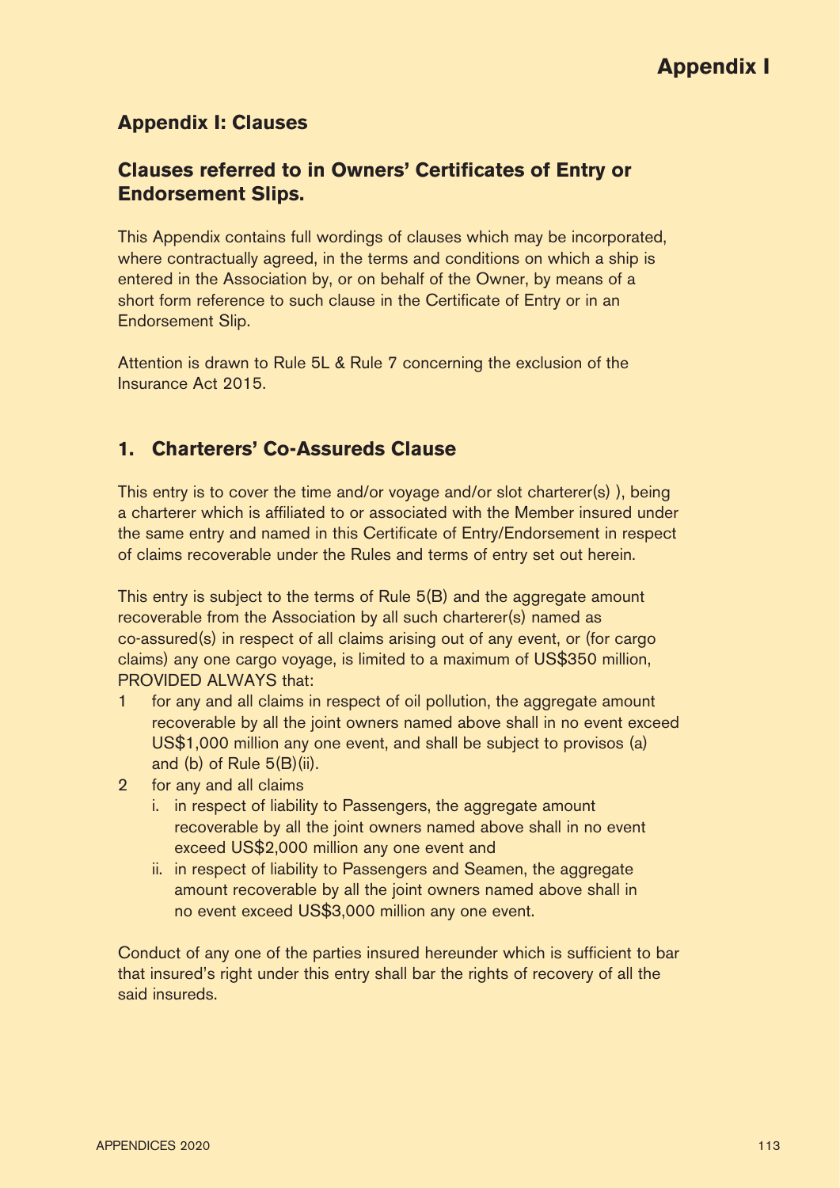## Appendix I: Clauses

## Clauses referred to in Owners' Certificates of Entry or Endorsement Slips.

This Appendix contains full wordings of clauses which may be incorporated, where contractually agreed, in the terms and conditions on which a ship is entered in the Association by, or on behalf of the Owner, by means of a short form reference to such clause in the Certificate of Entry or in an Endorsement Slip.

Attention is drawn to Rule 5L & Rule 7 concerning the exclusion of the Insurance Act 2015.

### 1. Charterers' Co-Assureds Clause

This entry is to cover the time and/or voyage and/or slot charterer(s) ), being a charterer which is affiliated to or associated with the Member insured under the same entry and named in this Certificate of Entry/Endorsement in respect of claims recoverable under the Rules and terms of entry set out herein.

This entry is subject to the terms of Rule 5(B) and the aggregate amount recoverable from the Association by all such charterer(s) named as co-assured(s) in respect of all claims arising out of any event, or (for cargo claims) any one cargo voyage, is limited to a maximum of US$350 million, PROVIDED ALWAYS that:

1. for any and all claims in respect of oil pollution, the aggregate amount recoverable by all the joint owners named above shall in no event exceed US$1,000 million any one event, and shall be subject to provisos (a) and (b) of Rule 5(B)(ii).
2. for any and all claims
   i. in respect of liability to Passengers, the aggregate amount recoverable by all the joint owners named above shall in no event exceed US$2,000 million any one event and
   ii. in respect of liability to Passengers and Seamen, the aggregate amount recoverable by all the joint owners named above shall in no event exceed US$3,000 million any one event.

Conduct of any one of the parties insured hereunder which is sufficient to bar that insured's right under this entry shall bar the rights of recovery of all the said insureds.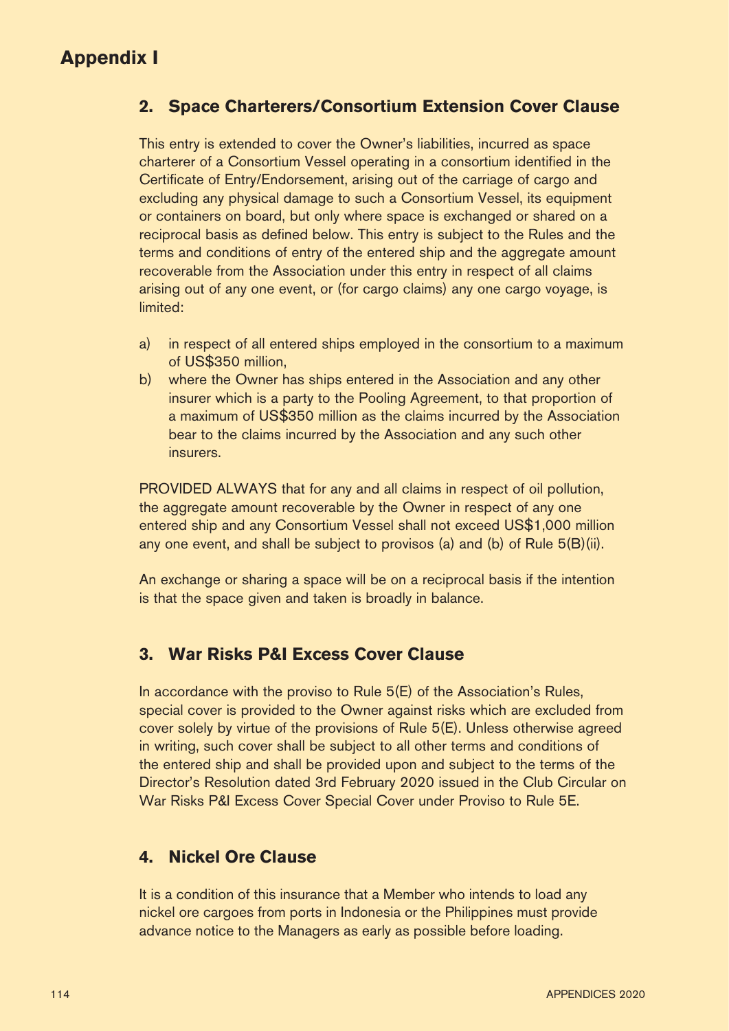# Appendix I

## 2. Space Charterers/Consortium Extension Cover Clause

This entry is extended to cover the Owner's liabilities, incurred as space charterer of a Consortium Vessel operating in a consortium identified in the Certificate of Entry/Endorsement, arising out of the carriage of cargo and excluding any physical damage to such a Consortium Vessel, its equipment or containers on board, but only where space is exchanged or shared on a reciprocal basis as defined below. This entry is subject to the Rules and the terms and conditions of entry of the entered ship and the aggregate amount recoverable from the Association under this entry in respect of all claims arising out of any one event, or (for cargo claims) any one cargo voyage, is limited:

a) in respect of all entered ships employed in the consortium to a maximum of US$350 million,
b) where the Owner has ships entered in the Association and any other insurer which is a party to the Pooling Agreement, to that proportion of a maximum of US$350 million as the claims incurred by the Association bear to the claims incurred by the Association and any such other insurers.

PROVIDED ALWAYS that for any and all claims in respect of oil pollution, the aggregate amount recoverable by the Owner in respect of any one entered ship and any Consortium Vessel shall not exceed US$1,000 million any one event, and shall be subject to provisos (a) and (b) of Rule 5(B)(ii).

An exchange or sharing a space will be on a reciprocal basis if the intention is that the space given and taken is broadly in balance.

## 3. War Risks P&I Excess Cover Clause

In accordance with the proviso to Rule 5(E) of the Association's Rules, special cover is provided to the Owner against risks which are excluded from cover solely by virtue of the provisions of Rule 5(E). Unless otherwise agreed in writing, such cover shall be subject to all other terms and conditions of the entered ship and shall be provided upon and subject to the terms of the Director's Resolution dated 3rd February 2020 issued in the Club Circular on War Risks P&I Excess Cover Special Cover under Proviso to Rule 5E.

## 4. Nickel Ore Clause

It is a condition of this insurance that a Member who intends to load any nickel ore cargoes from ports in Indonesia or the Philippines must provide advance notice to the Managers as early as possible before loading.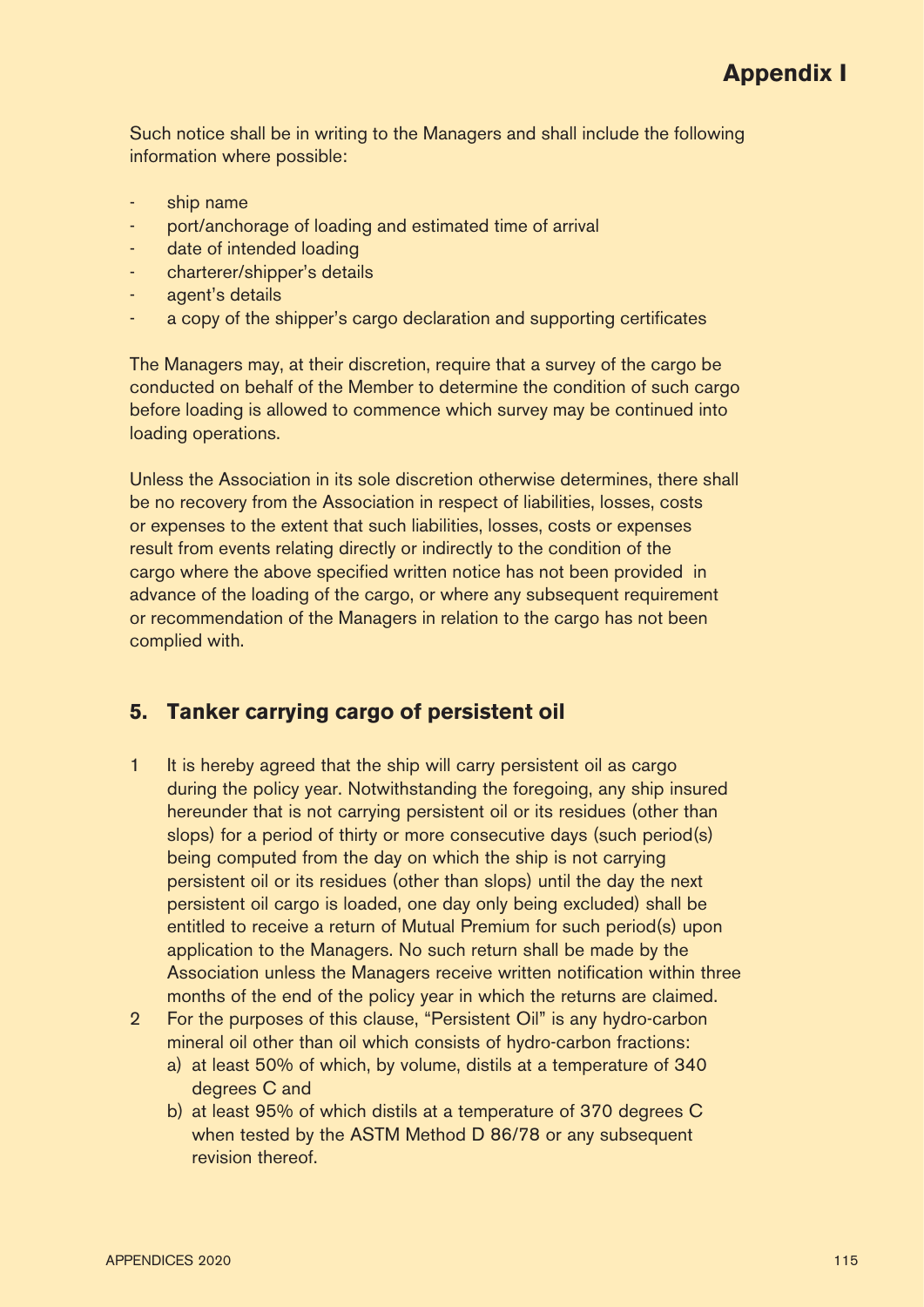Such notice shall be in writing to the Managers and shall include the following information where possible:

- ship name
- port/anchorage of loading and estimated time of arrival
- date of intended loading
- charterer/shipper's details
- agent's details
- a copy of the shipper's cargo declaration and supporting certificates

The Managers may, at their discretion, require that a survey of the cargo be conducted on behalf of the Member to determine the condition of such cargo before loading is allowed to commence which survey may be continued into loading operations.

Unless the Association in its sole discretion otherwise determines, there shall be no recovery from the Association in respect of liabilities, losses, costs or expenses to the extent that such liabilities, losses, costs or expenses result from events relating directly or indirectly to the condition of the cargo where the above specified written notice has not been provided in advance of the loading of the cargo, or where any subsequent requirement or recommendation of the Managers in relation to the cargo has not been complied with.

## 5. Tanker carrying cargo of persistent oil

1 It is hereby agreed that the ship will carry persistent oil as cargo during the policy year. Notwithstanding the foregoing, any ship insured hereunder that is not carrying persistent oil or its residues (other than slops) for a period of thirty or more consecutive days (such period(s) being computed from the day on which the ship is not carrying persistent oil or its residues (other than slops) until the day the next persistent oil cargo is loaded, one day only being excluded) shall be entitled to receive a return of Mutual Premium for such period(s) upon application to the Managers. No such return shall be made by the Association unless the Managers receive written notification within three months of the end of the policy year in which the returns are claimed.

2 For the purposes of this clause, "Persistent Oil" is any hydro-carbon mineral oil other than oil which consists of hydro-carbon fractions:
   a) at least 50% of which, by volume, distils at a temperature of 340 degrees C and
   b) at least 95% of which distils at a temperature of 370 degrees C when tested by the ASTM Method D 86/78 or any subsequent revision thereof.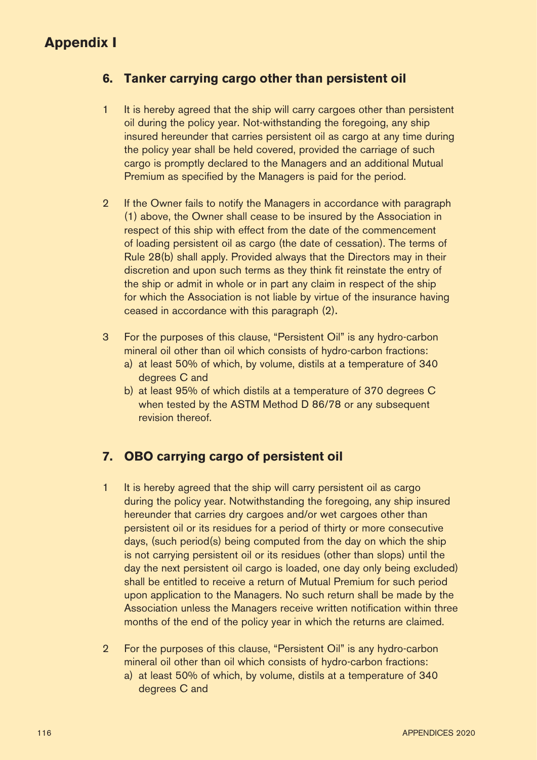# Appendix I

## 6. Tanker carrying cargo other than persistent oil

1. It is hereby agreed that the ship will carry cargoes other than persistent oil during the policy year. Not-withstanding the foregoing, any ship insured hereunder that carries persistent oil as cargo at any time during the policy year shall be held covered, provided the carriage of such cargo is promptly declared to the Managers and an additional Mutual Premium as specified by the Managers is paid for the period.

2. If the Owner fails to notify the Managers in accordance with paragraph (1) above, the Owner shall cease to be insured by the Association in respect of this ship with effect from the date of the commencement of loading persistent oil as cargo (the date of cessation). The terms of Rule 28(b) shall apply. Provided always that the Directors may in their discretion and upon such terms as they think fit reinstate the entry of the ship or admit in whole or in part any claim in respect of the ship for which the Association is not liable by virtue of the insurance having ceased in accordance with this paragraph (2).

3. For the purposes of this clause, "Persistent Oil" is any hydro-carbon mineral oil other than oil which consists of hydro-carbon fractions:
   a) at least 50% of which, by volume, distils at a temperature of 340 degrees C and
   b) at least 95% of which distils at a temperature of 370 degrees C when tested by the ASTM Method D 86/78 or any subsequent revision thereof.

## 7. OBO carrying cargo of persistent oil

1. It is hereby agreed that the ship will carry persistent oil as cargo during the policy year. Notwithstanding the foregoing, any ship insured hereunder that carries dry cargoes and/or wet cargoes other than persistent oil or its residues for a period of thirty or more consecutive days, (such period(s) being computed from the day on which the ship is not carrying persistent oil or its residues (other than slops) until the day the next persistent oil cargo is loaded, one day only being excluded) shall be entitled to receive a return of Mutual Premium for such period upon application to the Managers. No such return shall be made by the Association unless the Managers receive written notification within three months of the end of the policy year in which the returns are claimed.

2. For the purposes of this clause, "Persistent Oil" is any hydro-carbon mineral oil other than oil which consists of hydro-carbon fractions:
   a) at least 50% of which, by volume, distils at a temperature of 340 degrees C and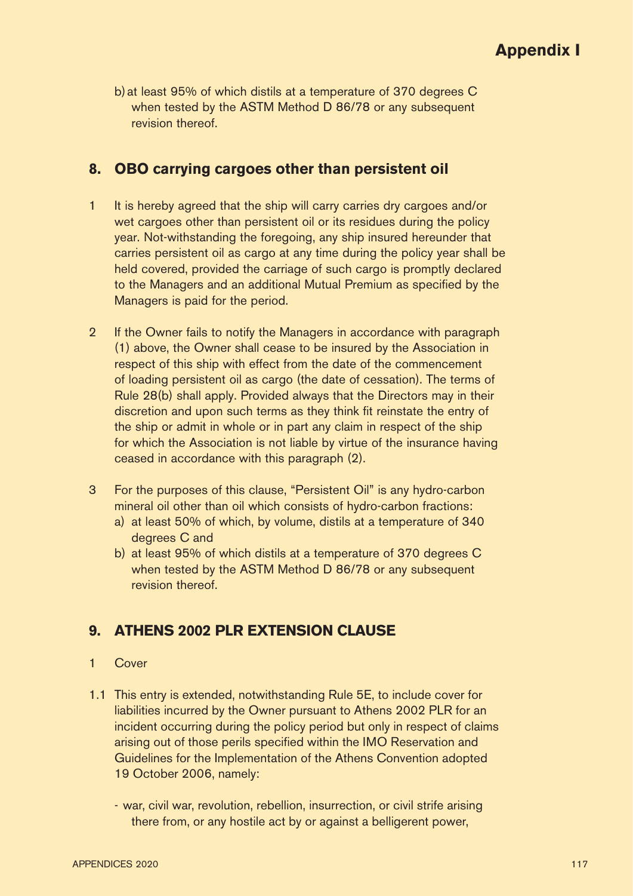b) at least 95% of which distils at a temperature of 370 degrees C when tested by the ASTM Method D 86/78 or any subsequent revision thereof.

## 8. OBO carrying cargoes other than persistent oil

1 It is hereby agreed that the ship will carry carries dry cargoes and/or wet cargoes other than persistent oil or its residues during the policy year. Not-withstanding the foregoing, any ship insured hereunder that carries persistent oil as cargo at any time during the policy year shall be held covered, provided the carriage of such cargo is promptly declared to the Managers and an additional Mutual Premium as specified by the Managers is paid for the period.

2 If the Owner fails to notify the Managers in accordance with paragraph (1) above, the Owner shall cease to be insured by the Association in respect of this ship with effect from the date of the commencement of loading persistent oil as cargo (the date of cessation). The terms of Rule 28(b) shall apply. Provided always that the Directors may in their discretion and upon such terms as they think fit reinstate the entry of the ship or admit in whole or in part any claim in respect of the ship for which the Association is not liable by virtue of the insurance having ceased in accordance with this paragraph (2).

3 For the purposes of this clause, "Persistent Oil" is any hydro-carbon mineral oil other than oil which consists of hydro-carbon fractions:

a) at least 50% of which, by volume, distils at a temperature of 340 degrees C and

b) at least 95% of which distils at a temperature of 370 degrees C when tested by the ASTM Method D 86/78 or any subsequent revision thereof.

## 9. ATHENS 2002 PLR EXTENSION CLAUSE

1 Cover

1.1 This entry is extended, notwithstanding Rule 5E, to include cover for liabilities incurred by the Owner pursuant to Athens 2002 PLR for an incident occurring during the policy period but only in respect of claims arising out of those perils specified within the IMO Reservation and Guidelines for the Implementation of the Athens Convention adopted 19 October 2006, namely:

- war, civil war, revolution, rebellion, insurrection, or civil strife arising there from, or any hostile act by or against a belligerent power,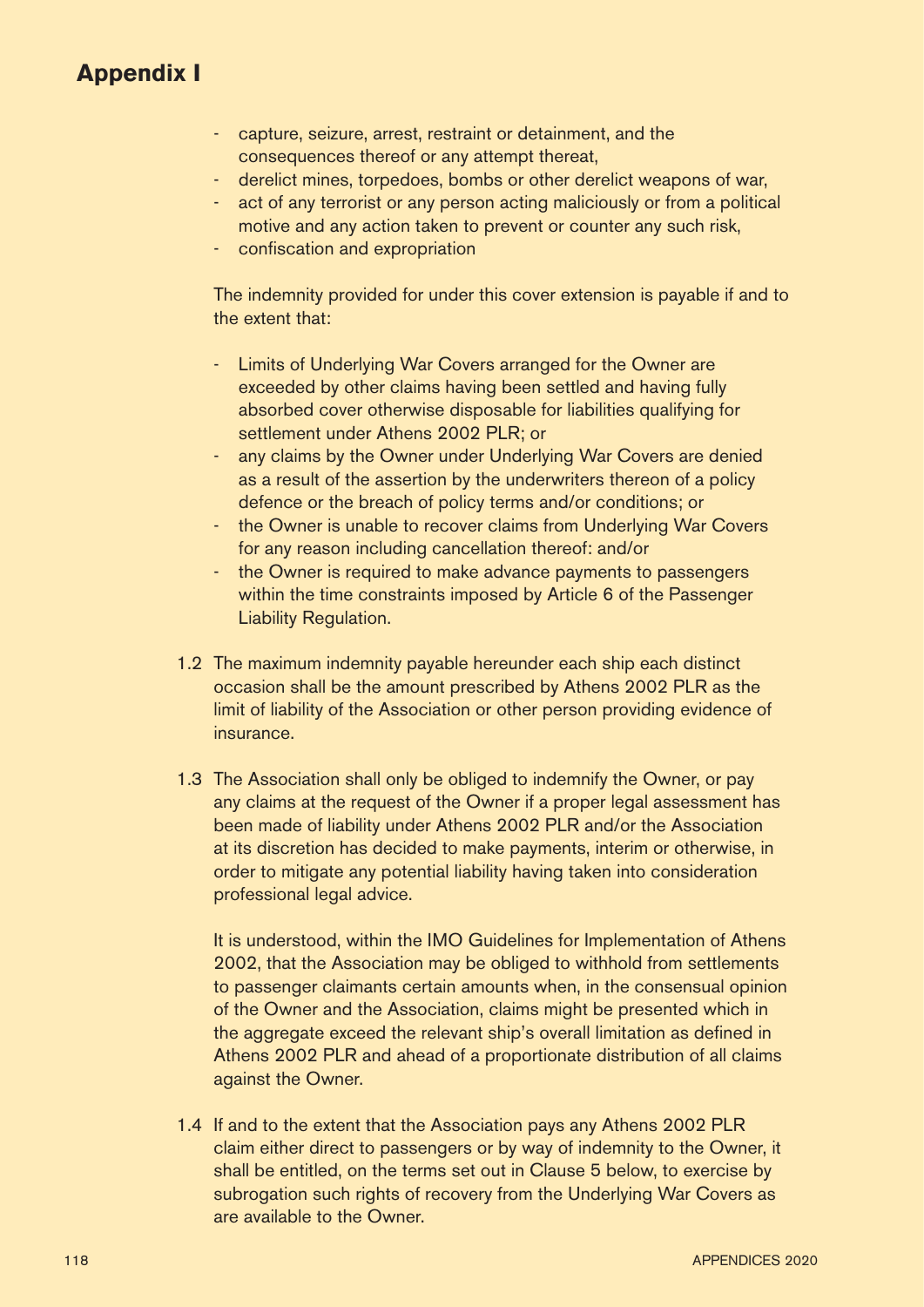# Appendix I

- capture, seizure, arrest, restraint or detainment, and the consequences thereof or any attempt thereat,
- derelict mines, torpedoes, bombs or other derelict weapons of war,
- act of any terrorist or any person acting maliciously or from a political motive and any action taken to prevent or counter any such risk,
- confiscation and expropriation

The indemnity provided for under this cover extension is payable if and to the extent that:

- Limits of Underlying War Covers arranged for the Owner are exceeded by other claims having been settled and having fully absorbed cover otherwise disposable for liabilities qualifying for settlement under Athens 2002 PLR; or
- any claims by the Owner under Underlying War Covers are denied as a result of the assertion by the underwriters thereon of a policy defence or the breach of policy terms and/or conditions; or
- the Owner is unable to recover claims from Underlying War Covers for any reason including cancellation thereof: and/or
- the Owner is required to make advance payments to passengers within the time constraints imposed by Article 6 of the Passenger Liability Regulation.

1.2 The maximum indemnity payable hereunder each ship each distinct occasion shall be the amount prescribed by Athens 2002 PLR as the limit of liability of the Association or other person providing evidence of insurance.

1.3 The Association shall only be obliged to indemnify the Owner, or pay any claims at the request of the Owner if a proper legal assessment has been made of liability under Athens 2002 PLR and/or the Association at its discretion has decided to make payments, interim or otherwise, in order to mitigate any potential liability having taken into consideration professional legal advice.

It is understood, within the IMO Guidelines for Implementation of Athens 2002, that the Association may be obliged to withhold from settlements to passenger claimants certain amounts when, in the consensual opinion of the Owner and the Association, claims might be presented which in the aggregate exceed the relevant ship's overall limitation as defined in Athens 2002 PLR and ahead of a proportionate distribution of all claims against the Owner.

1.4 If and to the extent that the Association pays any Athens 2002 PLR claim either direct to passengers or by way of indemnity to the Owner, it shall be entitled, on the terms set out in Clause 5 below, to exercise by subrogation such rights of recovery from the Underlying War Covers as are available to the Owner.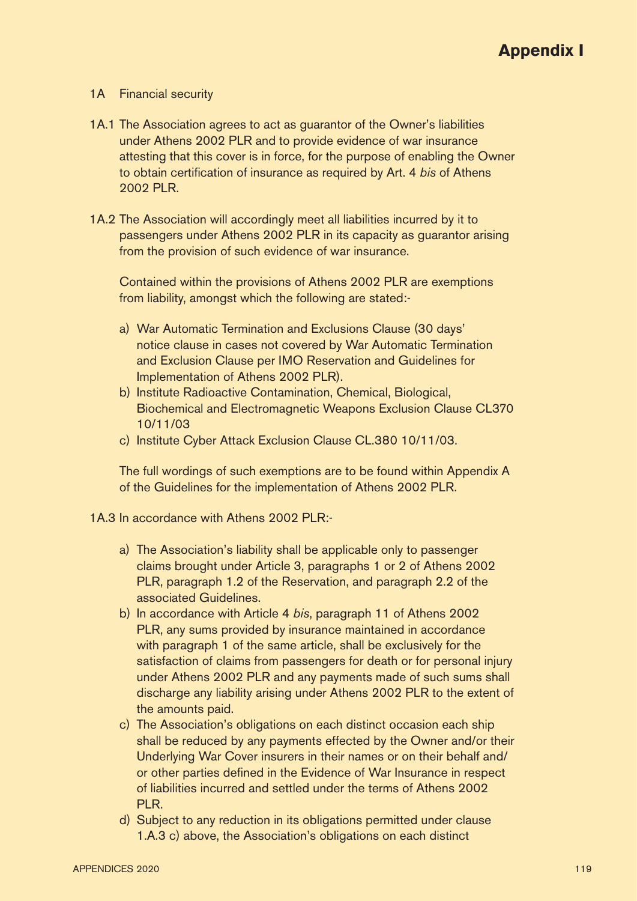# Appendix I

1A Financial security

1A.1 The Association agrees to act as guarantor of the Owner's liabilities under Athens 2002 PLR and to provide evidence of war insurance attesting that this cover is in force, for the purpose of enabling the Owner to obtain certification of insurance as required by Art. 4 *bis* of Athens 2002 PLR.

1A.2 The Association will accordingly meet all liabilities incurred by it to passengers under Athens 2002 PLR in its capacity as guarantor arising from the provision of such evidence of war insurance.

Contained within the provisions of Athens 2002 PLR are exemptions from liability, amongst which the following are stated:-

a) War Automatic Termination and Exclusions Clause (30 days' notice clause in cases not covered by War Automatic Termination and Exclusion Clause per IMO Reservation and Guidelines for Implementation of Athens 2002 PLR).
b) Institute Radioactive Contamination, Chemical, Biological, Biochemical and Electromagnetic Weapons Exclusion Clause CL370 10/11/03
c) Institute Cyber Attack Exclusion Clause CL.380 10/11/03.

The full wordings of such exemptions are to be found within Appendix A of the Guidelines for the implementation of Athens 2002 PLR.

1A.3 In accordance with Athens 2002 PLR:-

a) The Association's liability shall be applicable only to passenger claims brought under Article 3, paragraphs 1 or 2 of Athens 2002 PLR, paragraph 1.2 of the Reservation, and paragraph 2.2 of the associated Guidelines.
b) In accordance with Article 4 *bis*, paragraph 11 of Athens 2002 PLR, any sums provided by insurance maintained in accordance with paragraph 1 of the same article, shall be exclusively for the satisfaction of claims from passengers for death or for personal injury under Athens 2002 PLR and any payments made of such sums shall discharge any liability arising under Athens 2002 PLR to the extent of the amounts paid.
c) The Association's obligations on each distinct occasion each ship shall be reduced by any payments effected by the Owner and/or their Underlying War Cover insurers in their names or on their behalf and/or other parties defined in the Evidence of War Insurance in respect of liabilities incurred and settled under the terms of Athens 2002 PLR.
d) Subject to any reduction in its obligations permitted under clause 1.A.3 c) above, the Association's obligations on each distinct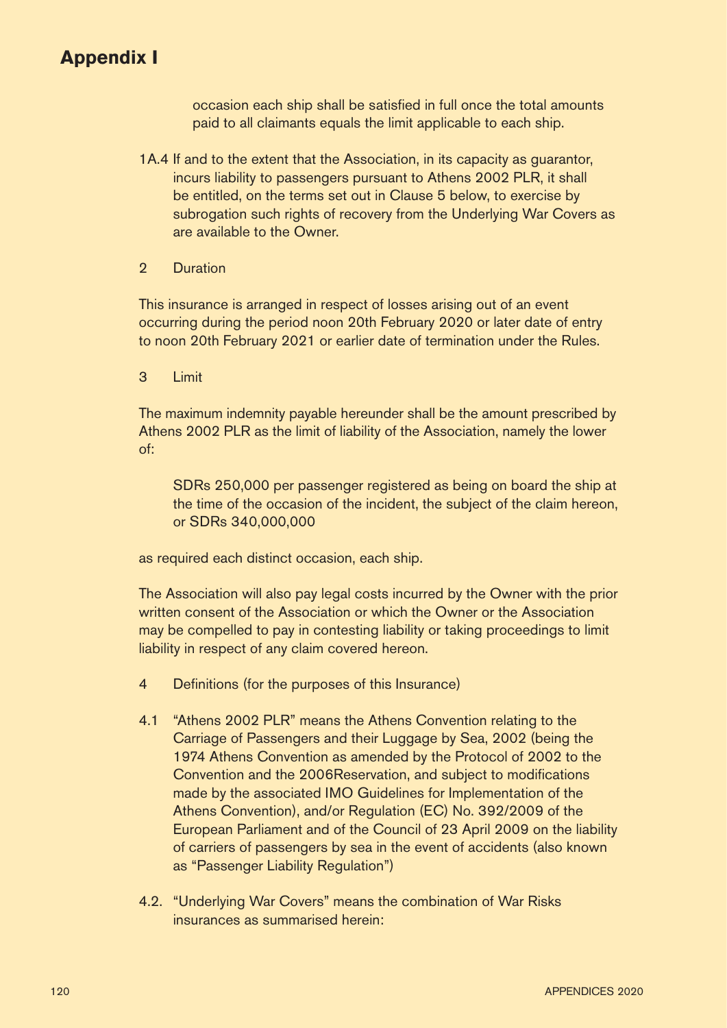## Appendix I

occasion each ship shall be satisfied in full once the total amounts paid to all claimants equals the limit applicable to each ship.

1A.4 If and to the extent that the Association, in its capacity as guarantor, incurs liability to passengers pursuant to Athens 2002 PLR, it shall be entitled, on the terms set out in Clause 5 below, to exercise by subrogation such rights of recovery from the Underlying War Covers as are available to the Owner.

2 Duration

This insurance is arranged in respect of losses arising out of an event occurring during the period noon 20th February 2020 or later date of entry to noon 20th February 2021 or earlier date of termination under the Rules.

3 Limit

The maximum indemnity payable hereunder shall be the amount prescribed by Athens 2002 PLR as the limit of liability of the Association, namely the lower of:

> SDRs 250,000 per passenger registered as being on board the ship at the time of the occasion of the incident, the subject of the claim hereon, or SDRs 340,000,000

as required each distinct occasion, each ship.

The Association will also pay legal costs incurred by the Owner with the prior written consent of the Association or which the Owner or the Association may be compelled to pay in contesting liability or taking proceedings to limit liability in respect of any claim covered hereon.

4 Definitions (for the purposes of this Insurance)

4.1 "Athens 2002 PLR" means the Athens Convention relating to the Carriage of Passengers and their Luggage by Sea, 2002 (being the 1974 Athens Convention as amended by the Protocol of 2002 to the Convention and the 2006Reservation, and subject to modifications made by the associated IMO Guidelines for Implementation of the Athens Convention), and/or Regulation (EC) No. 392/2009 of the European Parliament and of the Council of 23 April 2009 on the liability of carriers of passengers by sea in the event of accidents (also known as "Passenger Liability Regulation")

4.2. "Underlying War Covers" means the combination of War Risks insurances as summarised herein: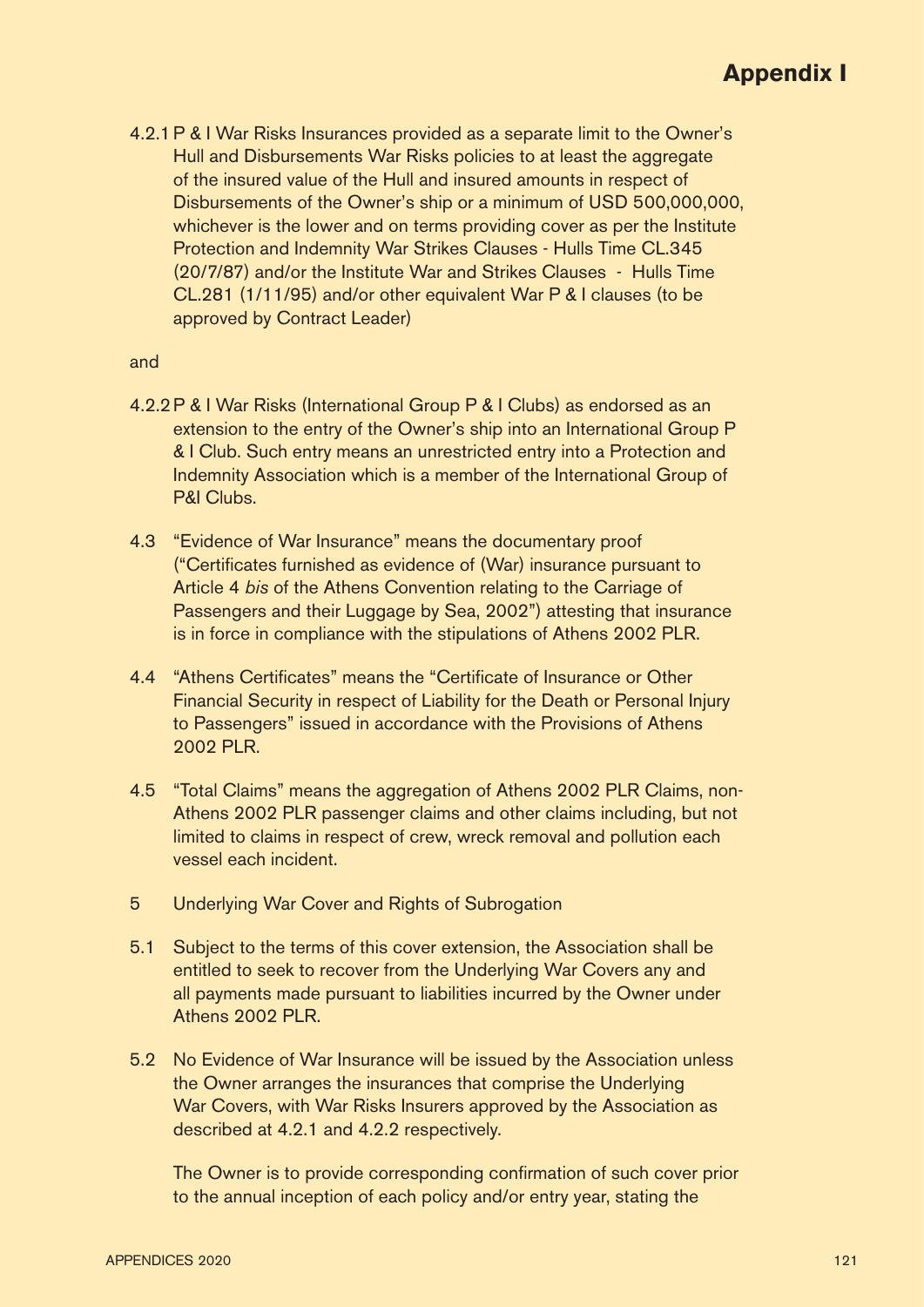4.2.1 P & I War Risks Insurances provided as a separate limit to the Owner's Hull and Disbursements War Risks policies to at least the aggregate of the insured value of the Hull and insured amounts in respect of Disbursements of the Owner's ship or a minimum of USD 500,000,000, whichever is the lower and on terms providing cover as per the Institute Protection and Indemnity War Strikes Clauses - Hulls Time CL.345 (20/7/87) and/or the Institute War and Strikes Clauses - Hulls Time CL.281 (1/11/95) and/or other equivalent War P & I clauses (to be approved by Contract Leader)

and

4.2.2 P & I War Risks (International Group P & I Clubs) as endorsed as an extension to the entry of the Owner's ship into an International Group P & I Club. Such entry means an unrestricted entry into a Protection and Indemnity Association which is a member of the International Group of P&I Clubs.

4.3 "Evidence of War Insurance" means the documentary proof ("Certificates furnished as evidence of (War) insurance pursuant to Article 4 *bis* of the Athens Convention relating to the Carriage of Passengers and their Luggage by Sea, 2002") attesting that insurance is in force in compliance with the stipulations of Athens 2002 PLR.

4.4 "Athens Certificates" means the "Certificate of Insurance or Other Financial Security in respect of Liability for the Death or Personal Injury to Passengers" issued in accordance with the Provisions of Athens 2002 PLR.

4.5 "Total Claims" means the aggregation of Athens 2002 PLR Claims, non-Athens 2002 PLR passenger claims and other claims including, but not limited to claims in respect of crew, wreck removal and pollution each vessel each incident.

5 Underlying War Cover and Rights of Subrogation

5.1 Subject to the terms of this cover extension, the Association shall be entitled to seek to recover from the Underlying War Covers any and all payments made pursuant to liabilities incurred by the Owner under Athens 2002 PLR.

5.2 No Evidence of War Insurance will be issued by the Association unless the Owner arranges the insurances that comprise the Underlying War Covers, with War Risks Insurers approved by the Association as described at 4.2.1 and 4.2.2 respectively.

The Owner is to provide corresponding confirmation of such cover prior to the annual inception of each policy and/or entry year, stating the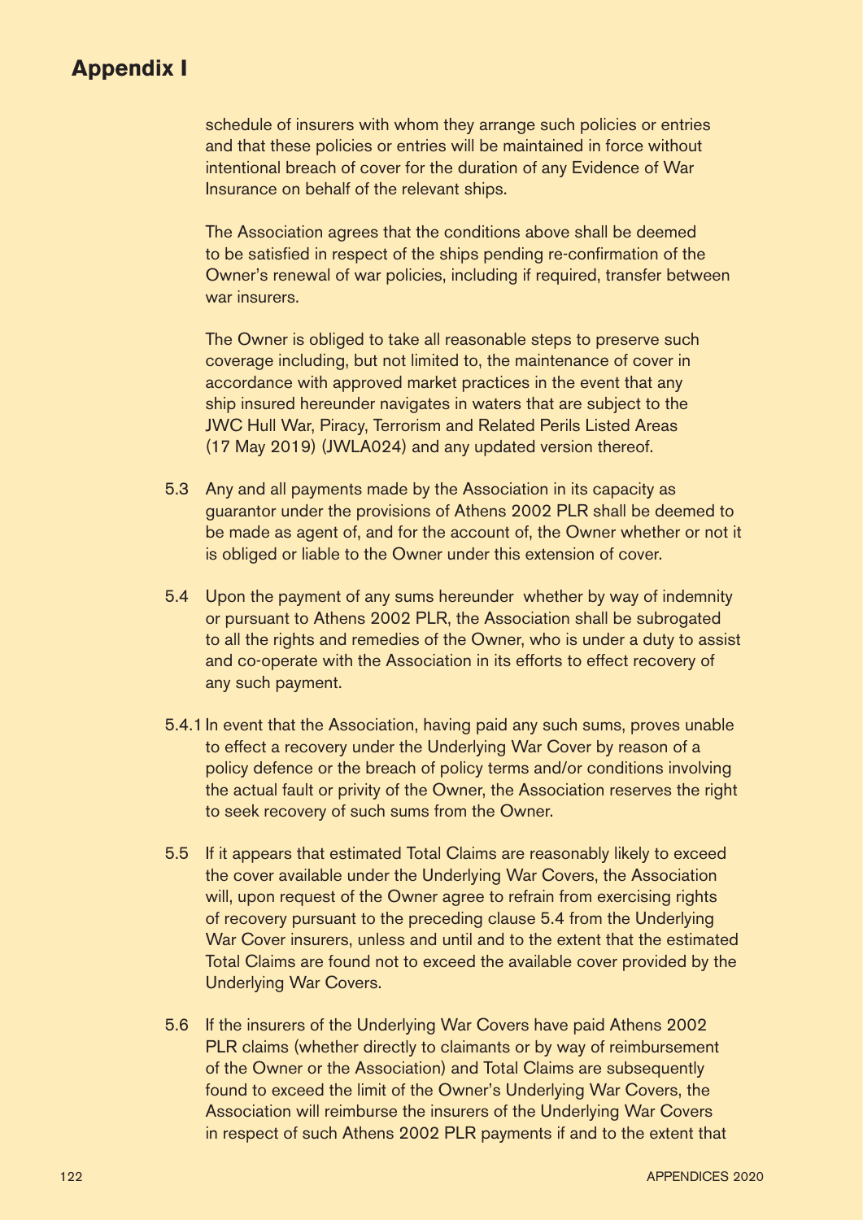# Appendix I

schedule of insurers with whom they arrange such policies or entries and that these policies or entries will be maintained in force without intentional breach of cover for the duration of any Evidence of War Insurance on behalf of the relevant ships.

The Association agrees that the conditions above shall be deemed to be satisfied in respect of the ships pending re-confirmation of the Owner's renewal of war policies, including if required, transfer between war insurers.

The Owner is obliged to take all reasonable steps to preserve such coverage including, but not limited to, the maintenance of cover in accordance with approved market practices in the event that any ship insured hereunder navigates in waters that are subject to the JWC Hull War, Piracy, Terrorism and Related Perils Listed Areas (17 May 2019) (JWLA024) and any updated version thereof.

5.3 Any and all payments made by the Association in its capacity as guarantor under the provisions of Athens 2002 PLR shall be deemed to be made as agent of, and for the account of, the Owner whether or not it is obliged or liable to the Owner under this extension of cover.

5.4 Upon the payment of any sums hereunder whether by way of indemnity or pursuant to Athens 2002 PLR, the Association shall be subrogated to all the rights and remedies of the Owner, who is under a duty to assist and co-operate with the Association in its efforts to effect recovery of any such payment.

5.4.1 In event that the Association, having paid any such sums, proves unable to effect a recovery under the Underlying War Cover by reason of a policy defence or the breach of policy terms and/or conditions involving the actual fault or privity of the Owner, the Association reserves the right to seek recovery of such sums from the Owner.

5.5 If it appears that estimated Total Claims are reasonably likely to exceed the cover available under the Underlying War Covers, the Association will, upon request of the Owner agree to refrain from exercising rights of recovery pursuant to the preceding clause 5.4 from the Underlying War Cover insurers, unless and until and to the extent that the estimated Total Claims are found not to exceed the available cover provided by the Underlying War Covers.

5.6 If the insurers of the Underlying War Covers have paid Athens 2002 PLR claims (whether directly to claimants or by way of reimbursement of the Owner or the Association) and Total Claims are subsequently found to exceed the limit of the Owner's Underlying War Covers, the Association will reimburse the insurers of the Underlying War Covers in respect of such Athens 2002 PLR payments if and to the extent that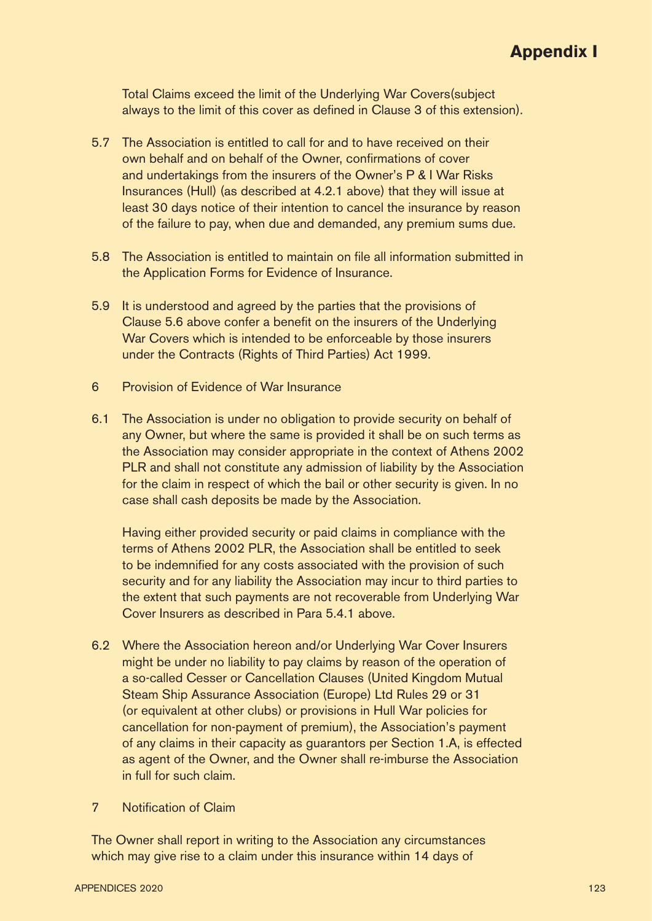Total Claims exceed the limit of the Underlying War Covers(subject always to the limit of this cover as defined in Clause 3 of this extension).

5.7 The Association is entitled to call for and to have received on their own behalf and on behalf of the Owner, confirmations of cover and undertakings from the insurers of the Owner's P & I War Risks Insurances (Hull) (as described at 4.2.1 above) that they will issue at least 30 days notice of their intention to cancel the insurance by reason of the failure to pay, when due and demanded, any premium sums due.

5.8 The Association is entitled to maintain on file all information submitted in the Application Forms for Evidence of Insurance.

5.9 It is understood and agreed by the parties that the provisions of Clause 5.6 above confer a benefit on the insurers of the Underlying War Covers which is intended to be enforceable by those insurers under the Contracts (Rights of Third Parties) Act 1999.

6 Provision of Evidence of War Insurance

6.1 The Association is under no obligation to provide security on behalf of any Owner, but where the same is provided it shall be on such terms as the Association may consider appropriate in the context of Athens 2002 PLR and shall not constitute any admission of liability by the Association for the claim in respect of which the bail or other security is given. In no case shall cash deposits be made by the Association.

Having either provided security or paid claims in compliance with the terms of Athens 2002 PLR, the Association shall be entitled to seek to be indemnified for any costs associated with the provision of such security and for any liability the Association may incur to third parties to the extent that such payments are not recoverable from Underlying War Cover Insurers as described in Para 5.4.1 above.

6.2 Where the Association hereon and/or Underlying War Cover Insurers might be under no liability to pay claims by reason of the operation of a so-called Cesser or Cancellation Clauses (United Kingdom Mutual Steam Ship Assurance Association (Europe) Ltd Rules 29 or 31 (or equivalent at other clubs) or provisions in Hull War policies for cancellation for non-payment of premium), the Association's payment of any claims in their capacity as guarantors per Section 1.A, is effected as agent of the Owner, and the Owner shall re-imburse the Association in full for such claim.

7 Notification of Claim

The Owner shall report in writing to the Association any circumstances which may give rise to a claim under this insurance within 14 days of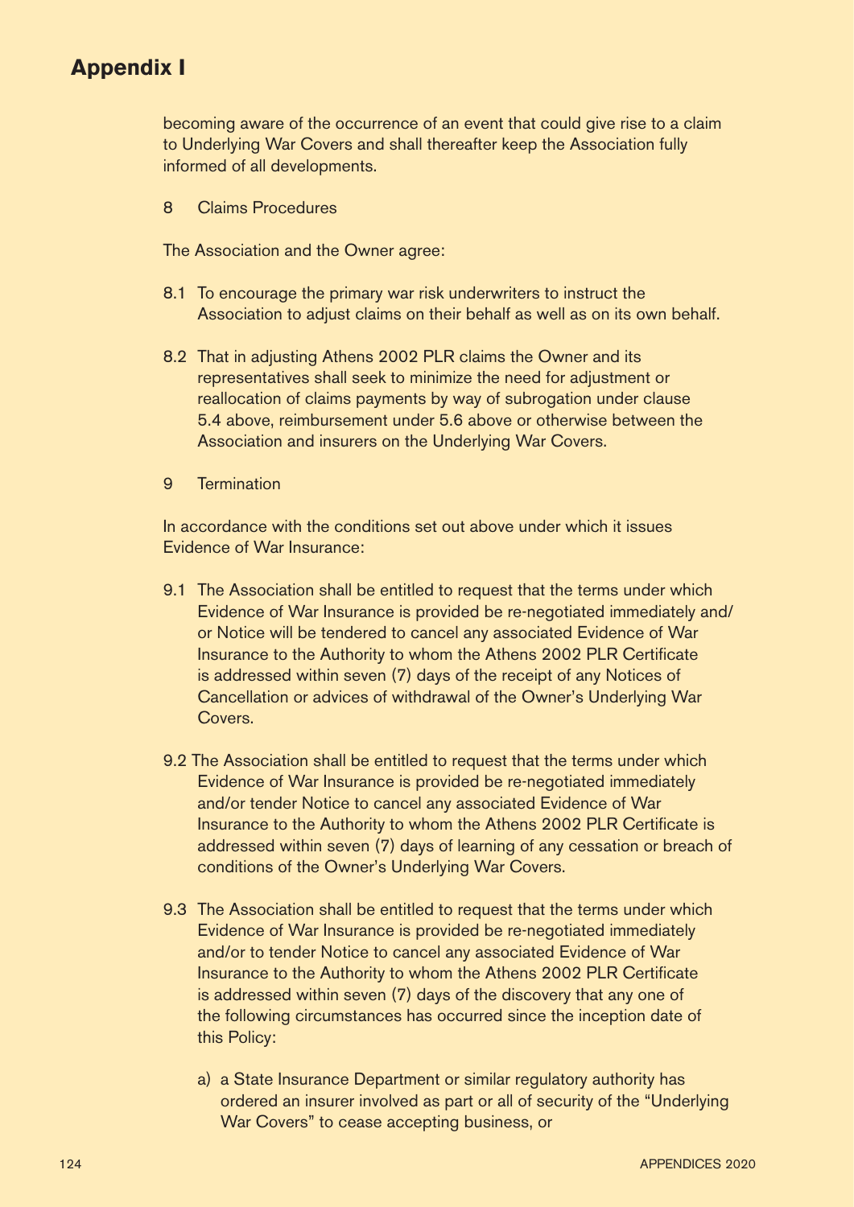becoming aware of the occurrence of an event that could give rise to a claim to Underlying War Covers and shall thereafter keep the Association fully informed of all developments.

8 Claims Procedures

The Association and the Owner agree:

8.1 To encourage the primary war risk underwriters to instruct the Association to adjust claims on their behalf as well as on its own behalf.

8.2 That in adjusting Athens 2002 PLR claims the Owner and its representatives shall seek to minimize the need for adjustment or reallocation of claims payments by way of subrogation under clause 5.4 above, reimbursement under 5.6 above or otherwise between the Association and insurers on the Underlying War Covers.

9 Termination

In accordance with the conditions set out above under which it issues Evidence of War Insurance:

9.1 The Association shall be entitled to request that the terms under which Evidence of War Insurance is provided be re-negotiated immediately and/or Notice will be tendered to cancel any associated Evidence of War Insurance to the Authority to whom the Athens 2002 PLR Certificate is addressed within seven (7) days of the receipt of any Notices of Cancellation or advices of withdrawal of the Owner's Underlying War Covers.

9.2 The Association shall be entitled to request that the terms under which Evidence of War Insurance is provided be re-negotiated immediately and/or tender Notice to cancel any associated Evidence of War Insurance to the Authority to whom the Athens 2002 PLR Certificate is addressed within seven (7) days of learning of any cessation or breach of conditions of the Owner's Underlying War Covers.

9.3 The Association shall be entitled to request that the terms under which Evidence of War Insurance is provided be re-negotiated immediately and/or to tender Notice to cancel any associated Evidence of War Insurance to the Authority to whom the Athens 2002 PLR Certificate is addressed within seven (7) days of the discovery that any one of the following circumstances has occurred since the inception date of this Policy:

a) a State Insurance Department or similar regulatory authority has ordered an insurer involved as part or all of security of the "Underlying War Covers" to cease accepting business, or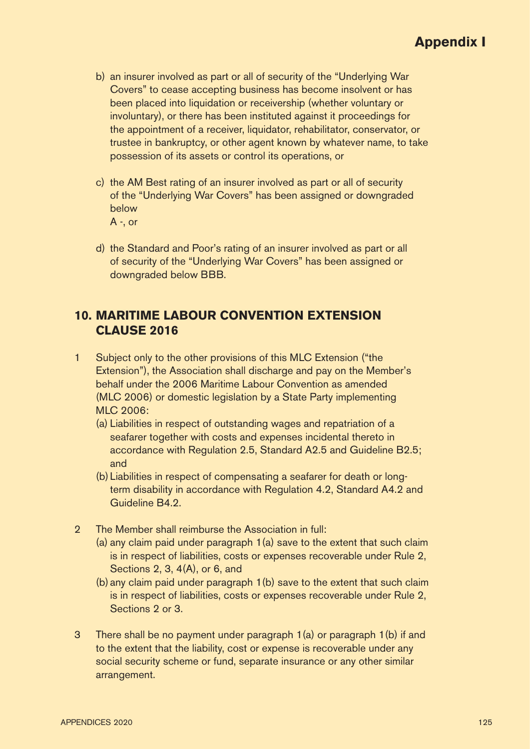b) an insurer involved as part or all of security of the “Underlying War Covers” to cease accepting business has become insolvent or has been placed into liquidation or receivership (whether voluntary or involuntary), or there has been instituted against it proceedings for the appointment of a receiver, liquidator, rehabilitator, conservator, or trustee in bankruptcy, or other agent known by whatever name, to take possession of its assets or control its operations, or

c) the AM Best rating of an insurer involved as part or all of security of the “Underlying War Covers” has been assigned or downgraded below A -, or

d) the Standard and Poor’s rating of an insurer involved as part or all of security of the “Underlying War Covers” has been assigned or downgraded below BBB.

## 10. MARITIME LABOUR CONVENTION EXTENSION CLAUSE 2016

1 Subject only to the other provisions of this MLC Extension (“the Extension”), the Association shall discharge and pay on the Member’s behalf under the 2006 Maritime Labour Convention as amended (MLC 2006) or domestic legislation by a State Party implementing MLC 2006:

(a) Liabilities in respect of outstanding wages and repatriation of a seafarer together with costs and expenses incidental thereto in accordance with Regulation 2.5, Standard A2.5 and Guideline B2.5; and

(b) Liabilities in respect of compensating a seafarer for death or long-term disability in accordance with Regulation 4.2, Standard A4.2 and Guideline B4.2.

2 The Member shall reimburse the Association in full:

(a) any claim paid under paragraph 1(a) save to the extent that such claim is in respect of liabilities, costs or expenses recoverable under Rule 2, Sections 2, 3, 4(A), or 6, and

(b) any claim paid under paragraph 1(b) save to the extent that such claim is in respect of liabilities, costs or expenses recoverable under Rule 2, Sections 2 or 3.

3 There shall be no payment under paragraph 1(a) or paragraph 1(b) if and to the extent that the liability, cost or expense is recoverable under any social security scheme or fund, separate insurance or any other similar arrangement.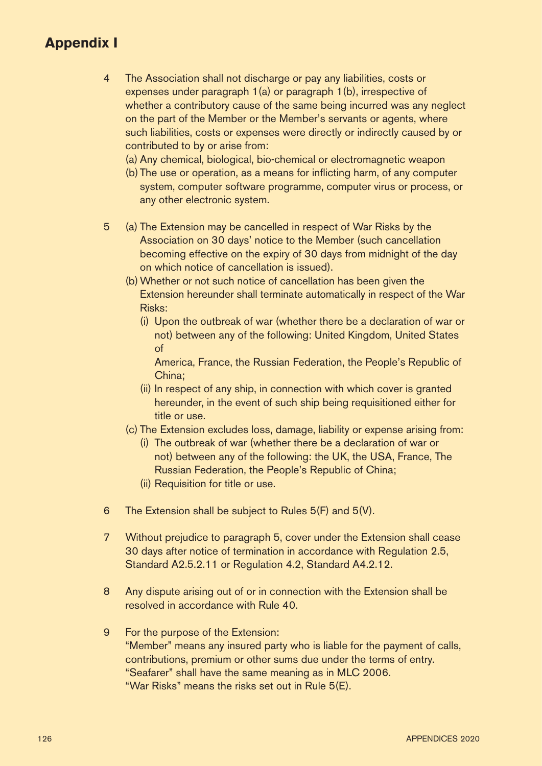# Appendix I

4 The Association shall not discharge or pay any liabilities, costs or expenses under paragraph 1(a) or paragraph 1(b), irrespective of whether a contributory cause of the same being incurred was any neglect on the part of the Member or the Member's servants or agents, where such liabilities, costs or expenses were directly or indirectly caused by or contributed to by or arise from:
   (a) Any chemical, biological, bio-chemical or electromagnetic weapon
   (b) The use or operation, as a means for inflicting harm, of any computer system, computer software programme, computer virus or process, or any other electronic system.

5 (a) The Extension may be cancelled in respect of War Risks by the Association on 30 days' notice to the Member (such cancellation becoming effective on the expiry of 30 days from midnight of the day on which notice of cancellation is issued).
   (b) Whether or not such notice of cancellation has been given the Extension hereunder shall terminate automatically in respect of the War Risks:
      (i) Upon the outbreak of war (whether there be a declaration of war or not) between any of the following: United Kingdom, United States of America, France, the Russian Federation, the People's Republic of China;
      (ii) In respect of any ship, in connection with which cover is granted hereunder, in the event of such ship being requisitioned either for title or use.
   (c) The Extension excludes loss, damage, liability or expense arising from:
      (i) The outbreak of war (whether there be a declaration of war or not) between any of the following: the UK, the USA, France, The Russian Federation, the People's Republic of China;
      (ii) Requisition for title or use.

6 The Extension shall be subject to Rules 5(F) and 5(V).

7 Without prejudice to paragraph 5, cover under the Extension shall cease 30 days after notice of termination in accordance with Regulation 2.5, Standard A2.5.2.11 or Regulation 4.2, Standard A4.2.12.

8 Any dispute arising out of or in connection with the Extension shall be resolved in accordance with Rule 40.

9 For the purpose of the Extension:
   "Member" means any insured party who is liable for the payment of calls, contributions, premium or other sums due under the terms of entry.
   "Seafarer" shall have the same meaning as in MLC 2006.
   "War Risks" means the risks set out in Rule 5(E).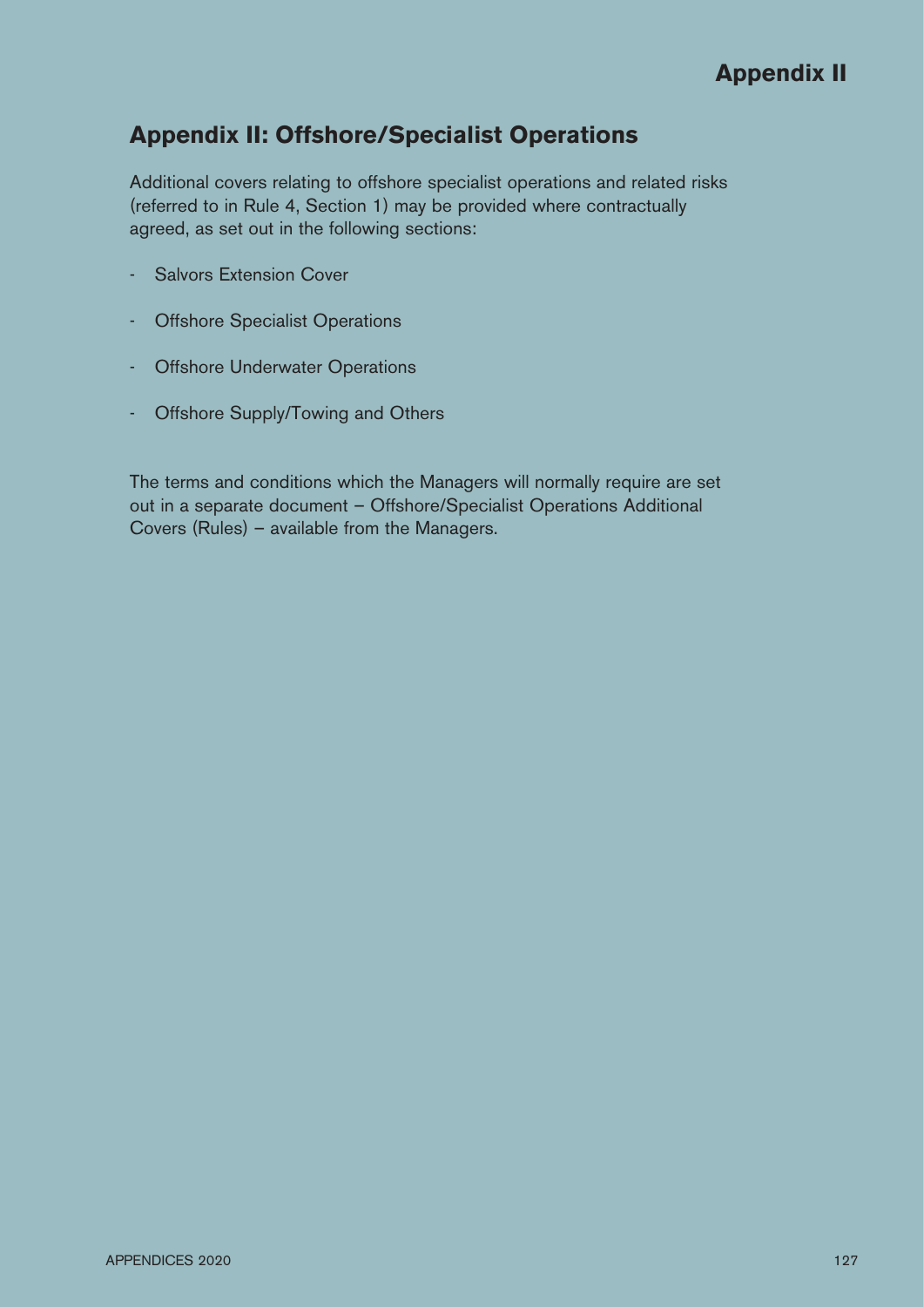## Appendix II: Offshore/Specialist Operations

Additional covers relating to offshore specialist operations and related risks (referred to in Rule 4, Section 1) may be provided where contractually agreed, as set out in the following sections:

- Salvors Extension Cover
- Offshore Specialist Operations
- Offshore Underwater Operations
- Offshore Supply/Towing and Others

The terms and conditions which the Managers will normally require are set out in a separate document – Offshore/Specialist Operations Additional Covers (Rules) – available from the Managers.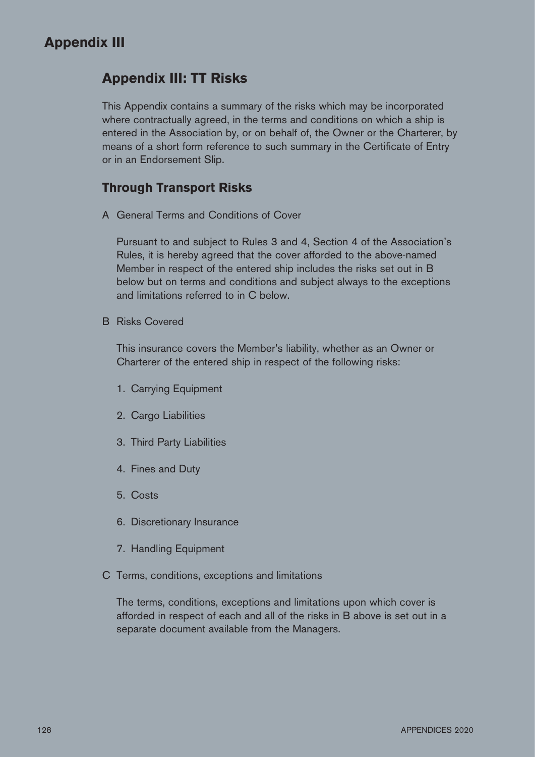# Appendix III

## Appendix III: TT Risks

This Appendix contains a summary of the risks which may be incorporated where contractually agreed, in the terms and conditions on which a ship is entered in the Association by, or on behalf of, the Owner or the Charterer, by means of a short form reference to such summary in the Certificate of Entry or in an Endorsement Slip.

### Through Transport Risks

A General Terms and Conditions of Cover

Pursuant to and subject to Rules 3 and 4, Section 4 of the Association's Rules, it is hereby agreed that the cover afforded to the above-named Member in respect of the entered ship includes the risks set out in B below but on terms and conditions and subject always to the exceptions and limitations referred to in C below.

B Risks Covered

This insurance covers the Member's liability, whether as an Owner or Charterer of the entered ship in respect of the following risks:

1. Carrying Equipment
2. Cargo Liabilities
3. Third Party Liabilities
4. Fines and Duty
5. Costs
6. Discretionary Insurance
7. Handling Equipment

C Terms, conditions, exceptions and limitations

The terms, conditions, exceptions and limitations upon which cover is afforded in respect of each and all of the risks in B above is set out in a separate document available from the Managers.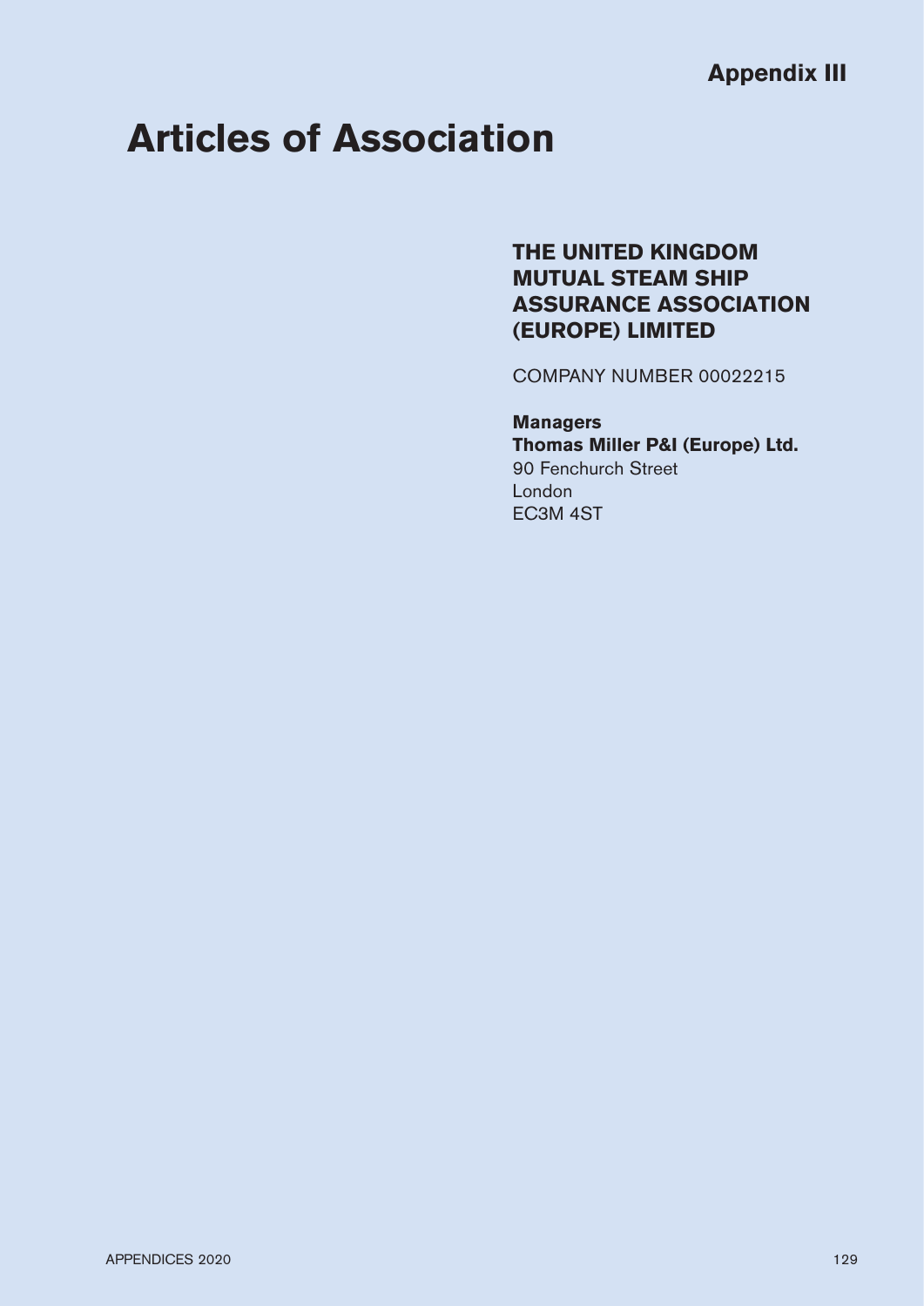**Appendix III**

# Articles of Association

## THE UNITED KINGDOM MUTUAL STEAM SHIP ASSURANCE ASSOCIATION (EUROPE) LIMITED

COMPANY NUMBER 00022215

**Managers**
**Thomas Miller P&I (Europe) Ltd.**
90 Fenchurch Street
London
EC3M 4ST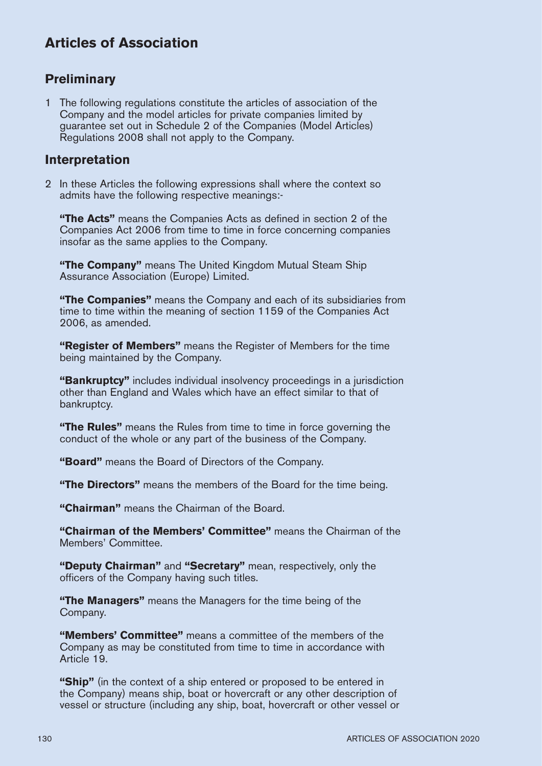# Articles of Association

## Preliminary

1 The following regulations constitute the articles of association of the Company and the model articles for private companies limited by guarantee set out in Schedule 2 of the Companies (Model Articles) Regulations 2008 shall not apply to the Company.

## Interpretation

2 In these Articles the following expressions shall where the context so admits have the following respective meanings:-

**"The Acts"** means the Companies Acts as defined in section 2 of the Companies Act 2006 from time to time in force concerning companies insofar as the same applies to the Company.

**"The Company"** means The United Kingdom Mutual Steam Ship Assurance Association (Europe) Limited.

**"The Companies"** means the Company and each of its subsidiaries from time to time within the meaning of section 1159 of the Companies Act 2006, as amended.

**"Register of Members"** means the Register of Members for the time being maintained by the Company.

**"Bankruptcy"** includes individual insolvency proceedings in a jurisdiction other than England and Wales which have an effect similar to that of bankruptcy.

**"The Rules"** means the Rules from time to time in force governing the conduct of the whole or any part of the business of the Company.

**"Board"** means the Board of Directors of the Company.

**"The Directors"** means the members of the Board for the time being.

**"Chairman"** means the Chairman of the Board.

**"Chairman of the Members' Committee"** means the Chairman of the Members' Committee.

**"Deputy Chairman"** and **"Secretary"** mean, respectively, only the officers of the Company having such titles.

**"The Managers"** means the Managers for the time being of the Company.

**"Members' Committee"** means a committee of the members of the Company as may be constituted from time to time in accordance with Article 19.

**"Ship"** (in the context of a ship entered or proposed to be entered in the Company) means ship, boat or hovercraft or any other description of vessel or structure (including any ship, boat, hovercraft or other vessel or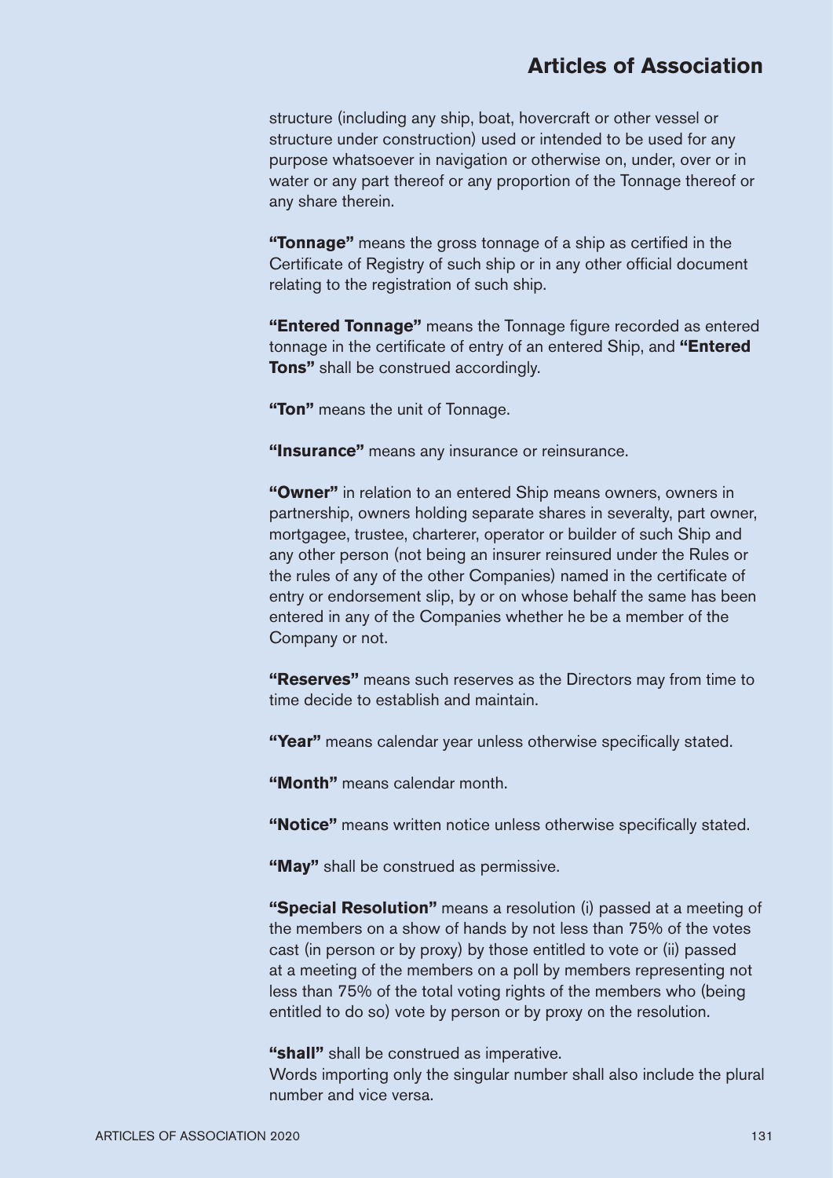structure (including any ship, boat, hovercraft or other vessel or structure under construction) used or intended to be used for any purpose whatsoever in navigation or otherwise on, under, over or in water or any part thereof or any proportion of the Tonnage thereof or any share therein.

**"Tonnage"** means the gross tonnage of a ship as certified in the Certificate of Registry of such ship or in any other official document relating to the registration of such ship.

**"Entered Tonnage"** means the Tonnage figure recorded as entered tonnage in the certificate of entry of an entered Ship, and **"Entered Tons"** shall be construed accordingly.

**"Ton"** means the unit of Tonnage.

**"Insurance"** means any insurance or reinsurance.

**"Owner"** in relation to an entered Ship means owners, owners in partnership, owners holding separate shares in severalty, part owner, mortgagee, trustee, charterer, operator or builder of such Ship and any other person (not being an insurer reinsured under the Rules or the rules of any of the other Companies) named in the certificate of entry or endorsement slip, by or on whose behalf the same has been entered in any of the Companies whether he be a member of the Company or not.

**"Reserves"** means such reserves as the Directors may from time to time decide to establish and maintain.

**"Year"** means calendar year unless otherwise specifically stated.

**"Month"** means calendar month.

**"Notice"** means written notice unless otherwise specifically stated.

**"May"** shall be construed as permissive.

**"Special Resolution"** means a resolution (i) passed at a meeting of the members on a show of hands by not less than 75% of the votes cast (in person or by proxy) by those entitled to vote or (ii) passed at a meeting of the members on a poll by members representing not less than 75% of the total voting rights of the members who (being entitled to do so) vote by person or by proxy on the resolution.

**"shall"** shall be construed as imperative.
Words importing only the singular number shall also include the plural number and vice versa.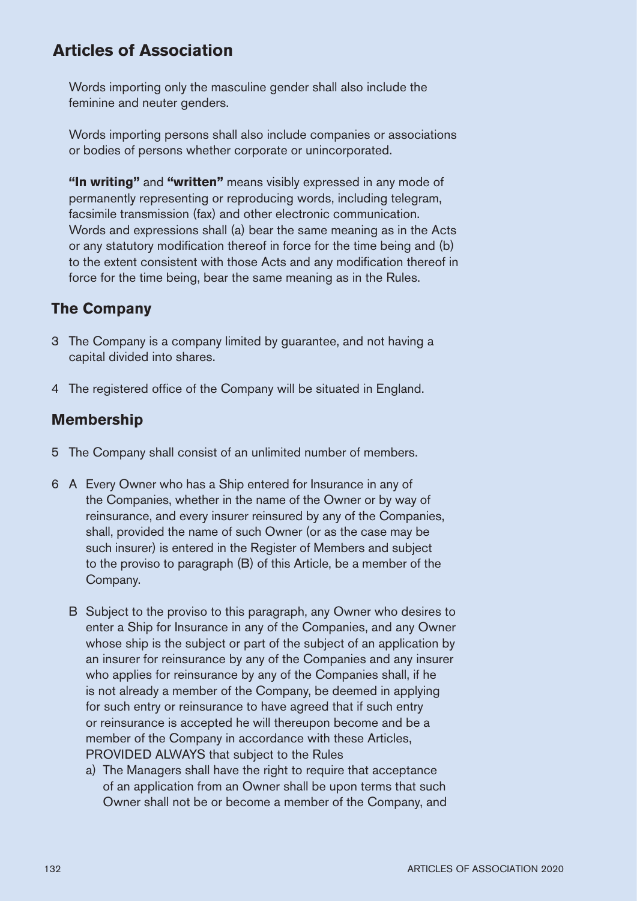# Articles of Association

Words importing only the masculine gender shall also include the feminine and neuter genders.

Words importing persons shall also include companies or associations or bodies of persons whether corporate or unincorporated.

**"In writing"** and **"written"** means visibly expressed in any mode of permanently representing or reproducing words, including telegram, facsimile transmission (fax) and other electronic communication. Words and expressions shall (a) bear the same meaning as in the Acts or any statutory modification thereof in force for the time being and (b) to the extent consistent with those Acts and any modification thereof in force for the time being, bear the same meaning as in the Rules.

## The Company

3 The Company is a company limited by guarantee, and not having a capital divided into shares.

4 The registered office of the Company will be situated in England.

## Membership

5 The Company shall consist of an unlimited number of members.

6 A Every Owner who has a Ship entered for Insurance in any of the Companies, whether in the name of the Owner or by way of reinsurance, and every insurer reinsured by any of the Companies, shall, provided the name of such Owner (or as the case may be such insurer) is entered in the Register of Members and subject to the proviso to paragraph (B) of this Article, be a member of the Company.

B Subject to the proviso to this paragraph, any Owner who desires to enter a Ship for Insurance in any of the Companies, and any Owner whose ship is the subject or part of the subject of an application by an insurer for reinsurance by any of the Companies and any insurer who applies for reinsurance by any of the Companies shall, if he is not already a member of the Company, be deemed in applying for such entry or reinsurance to have agreed that if such entry or reinsurance is accepted he will thereupon become and be a member of the Company in accordance with these Articles, PROVIDED ALWAYS that subject to the Rules

a) The Managers shall have the right to require that acceptance of an application from an Owner shall be upon terms that such Owner shall not be or become a member of the Company, and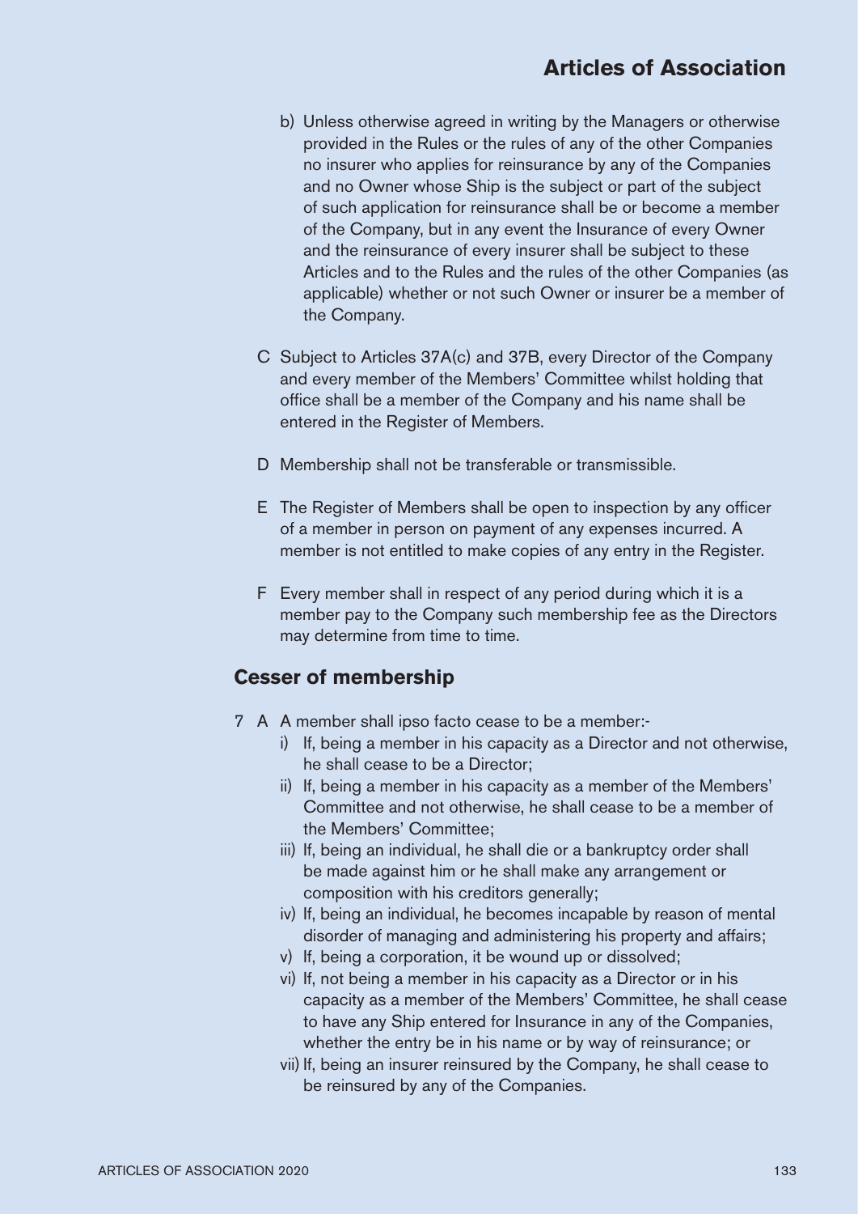b) Unless otherwise agreed in writing by the Managers or otherwise provided in the Rules or the rules of any of the other Companies no insurer who applies for reinsurance by any of the Companies and no Owner whose Ship is the subject or part of the subject of such application for reinsurance shall be or become a member of the Company, but in any event the Insurance of every Owner and the reinsurance of every insurer shall be subject to these Articles and to the Rules and the rules of the other Companies (as applicable) whether or not such Owner or insurer be a member of the Company.

C Subject to Articles 37A(c) and 37B, every Director of the Company and every member of the Members' Committee whilst holding that office shall be a member of the Company and his name shall be entered in the Register of Members.

D Membership shall not be transferable or transmissible.

E The Register of Members shall be open to inspection by any officer of a member in person on payment of any expenses incurred. A member is not entitled to make copies of any entry in the Register.

F Every member shall in respect of any period during which it is a member pay to the Company such membership fee as the Directors may determine from time to time.

## Cesser of membership

7 A A member shall ipso facto cease to be a member:-

i) If, being a member in his capacity as a Director and not otherwise, he shall cease to be a Director;

ii) If, being a member in his capacity as a member of the Members' Committee and not otherwise, he shall cease to be a member of the Members' Committee;

iii) If, being an individual, he shall die or a bankruptcy order shall be made against him or he shall make any arrangement or composition with his creditors generally;

iv) If, being an individual, he becomes incapable by reason of mental disorder of managing and administering his property and affairs;

v) If, being a corporation, it be wound up or dissolved;

vi) If, not being a member in his capacity as a Director or in his capacity as a member of the Members' Committee, he shall cease to have any Ship entered for Insurance in any of the Companies, whether the entry be in his name or by way of reinsurance; or

vii) If, being an insurer reinsured by the Company, he shall cease to be reinsured by any of the Companies.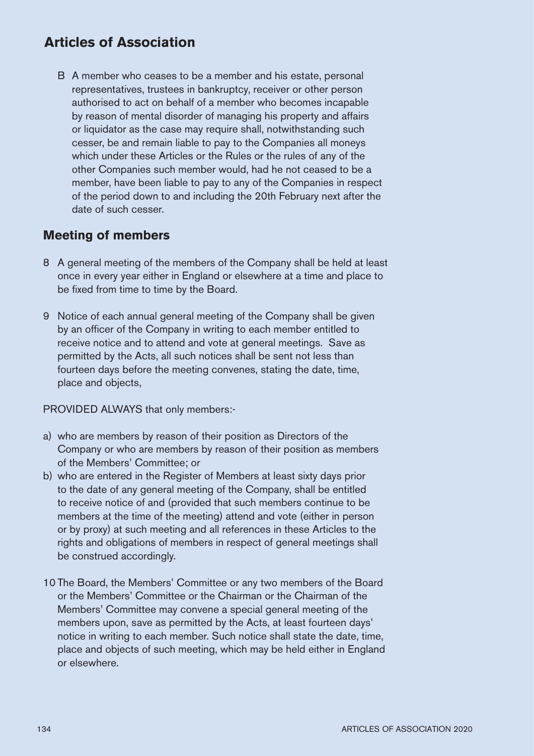# Articles of Association

B A member who ceases to be a member and his estate, personal representatives, trustees in bankruptcy, receiver or other person authorised to act on behalf of a member who becomes incapable by reason of mental disorder of managing his property and affairs or liquidator as the case may require shall, notwithstanding such cesser, be and remain liable to pay to the Companies all moneys which under these Articles or the Rules or the rules of any of the other Companies such member would, had he not ceased to be a member, have been liable to pay to any of the Companies in respect of the period down to and including the 20th February next after the date of such cesser.

## Meeting of members

8 A general meeting of the members of the Company shall be held at least once in every year either in England or elsewhere at a time and place to be fixed from time to time by the Board.

9 Notice of each annual general meeting of the Company shall be given by an officer of the Company in writing to each member entitled to receive notice and to attend and vote at general meetings. Save as permitted by the Acts, all such notices shall be sent not less than fourteen days before the meeting convenes, stating the date, time, place and objects,

PROVIDED ALWAYS that only members:-

a) who are members by reason of their position as Directors of the Company or who are members by reason of their position as members of the Members' Committee; or
b) who are entered in the Register of Members at least sixty days prior to the date of any general meeting of the Company, shall be entitled to receive notice of and (provided that such members continue to be members at the time of the meeting) attend and vote (either in person or by proxy) at such meeting and all references in these Articles to the rights and obligations of members in respect of general meetings shall be construed accordingly.

10 The Board, the Members' Committee or any two members of the Board or the Members' Committee or the Chairman or the Chairman of the Members' Committee may convene a special general meeting of the members upon, save as permitted by the Acts, at least fourteen days' notice in writing to each member. Such notice shall state the date, time, place and objects of such meeting, which may be held either in England or elsewhere.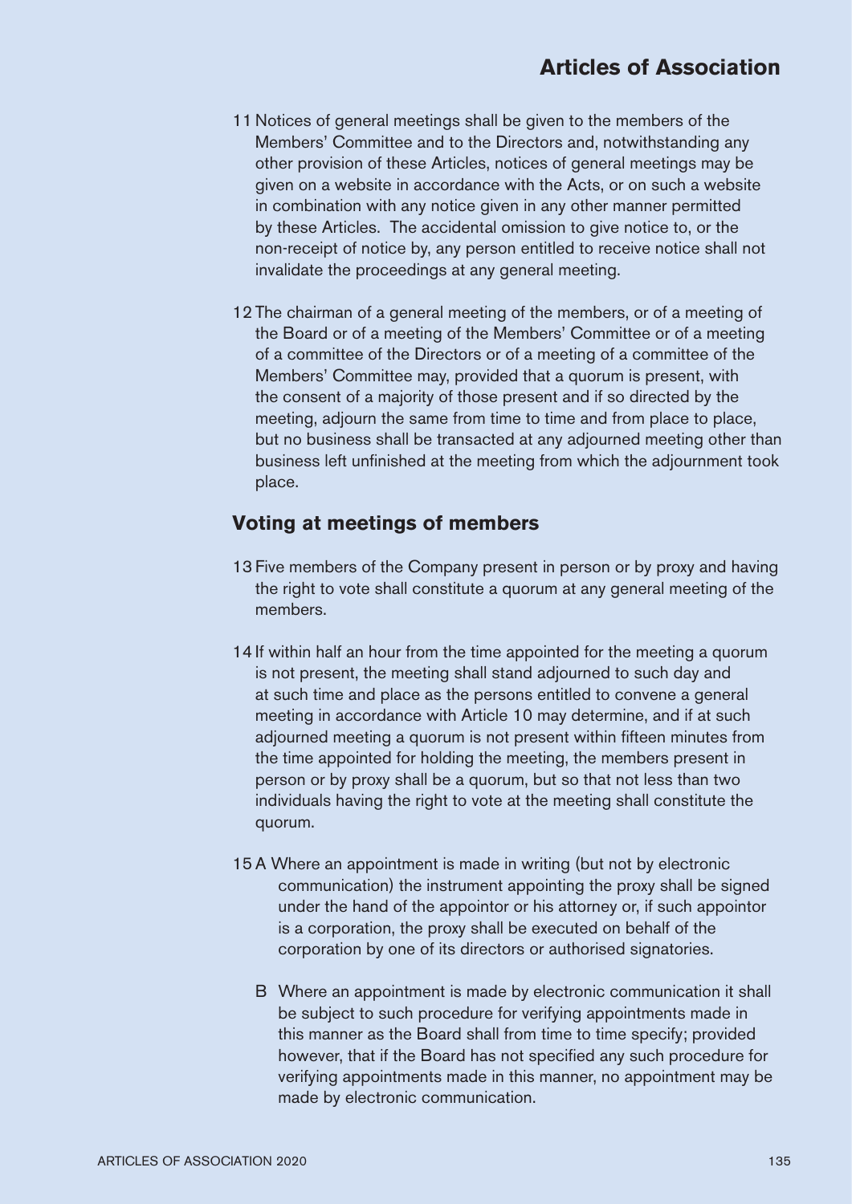11 Notices of general meetings shall be given to the members of the Members' Committee and to the Directors and, notwithstanding any other provision of these Articles, notices of general meetings may be given on a website in accordance with the Acts, or on such a website in combination with any notice given in any other manner permitted by these Articles. The accidental omission to give notice to, or the non-receipt of notice by, any person entitled to receive notice shall not invalidate the proceedings at any general meeting.

12 The chairman of a general meeting of the members, or of a meeting of the Board or of a meeting of the Members' Committee or of a meeting of a committee of the Directors or of a meeting of a committee of the Members' Committee may, provided that a quorum is present, with the consent of a majority of those present and if so directed by the meeting, adjourn the same from time to time and from place to place, but no business shall be transacted at any adjourned meeting other than business left unfinished at the meeting from which the adjournment took place.

## Voting at meetings of members

13 Five members of the Company present in person or by proxy and having the right to vote shall constitute a quorum at any general meeting of the members.

14 If within half an hour from the time appointed for the meeting a quorum is not present, the meeting shall stand adjourned to such day and at such time and place as the persons entitled to convene a general meeting in accordance with Article 10 may determine, and if at such adjourned meeting a quorum is not present within fifteen minutes from the time appointed for holding the meeting, the members present in person or by proxy shall be a quorum, but so that not less than two individuals having the right to vote at the meeting shall constitute the quorum.

15 A Where an appointment is made in writing (but not by electronic communication) the instrument appointing the proxy shall be signed under the hand of the appointor or his attorney or, if such appointor is a corporation, the proxy shall be executed on behalf of the corporation by one of its directors or authorised signatories.

B Where an appointment is made by electronic communication it shall be subject to such procedure for verifying appointments made in this manner as the Board shall from time to time specify; provided however, that if the Board has not specified any such procedure for verifying appointments made in this manner, no appointment may be made by electronic communication.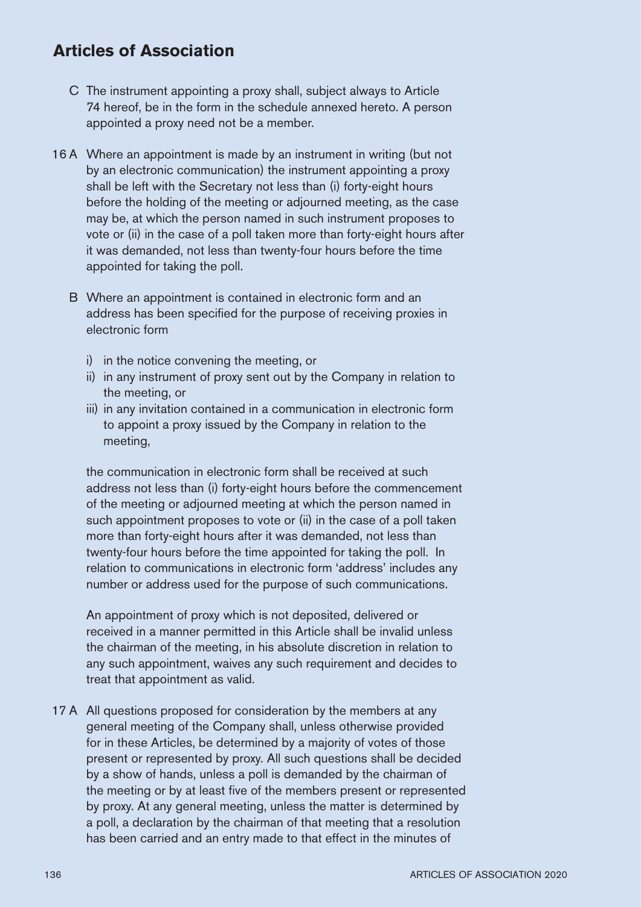## Articles of Association

C The instrument appointing a proxy shall, subject always to Article 74 hereof, be in the form in the schedule annexed hereto. A person appointed a proxy need not be a member.

16 A Where an appointment is made by an instrument in writing (but not by an electronic communication) the instrument appointing a proxy shall be left with the Secretary not less than (i) forty-eight hours before the holding of the meeting or adjourned meeting, as the case may be, at which the person named in such instrument proposes to vote or (ii) in the case of a poll taken more than forty-eight hours after it was demanded, not less than twenty-four hours before the time appointed for taking the poll.

B Where an appointment is contained in electronic form and an address has been specified for the purpose of receiving proxies in electronic form

i) in the notice convening the meeting, or
ii) in any instrument of proxy sent out by the Company in relation to the meeting, or
iii) in any invitation contained in a communication in electronic form to appoint a proxy issued by the Company in relation to the meeting,

the communication in electronic form shall be received at such address not less than (i) forty-eight hours before the commencement of the meeting or adjourned meeting at which the person named in such appointment proposes to vote or (ii) in the case of a poll taken more than forty-eight hours after it was demanded, not less than twenty-four hours before the time appointed for taking the poll. In relation to communications in electronic form 'address' includes any number or address used for the purpose of such communications.

An appointment of proxy which is not deposited, delivered or received in a manner permitted in this Article shall be invalid unless the chairman of the meeting, in his absolute discretion in relation to any such appointment, waives any such requirement and decides to treat that appointment as valid.

17 A All questions proposed for consideration by the members at any general meeting of the Company shall, unless otherwise provided for in these Articles, be determined by a majority of votes of those present or represented by proxy. All such questions shall be decided by a show of hands, unless a poll is demanded by the chairman of the meeting or by at least five of the members present or represented by proxy. At any general meeting, unless the matter is determined by a poll, a declaration by the chairman of that meeting that a resolution has been carried and an entry made to that effect in the minutes of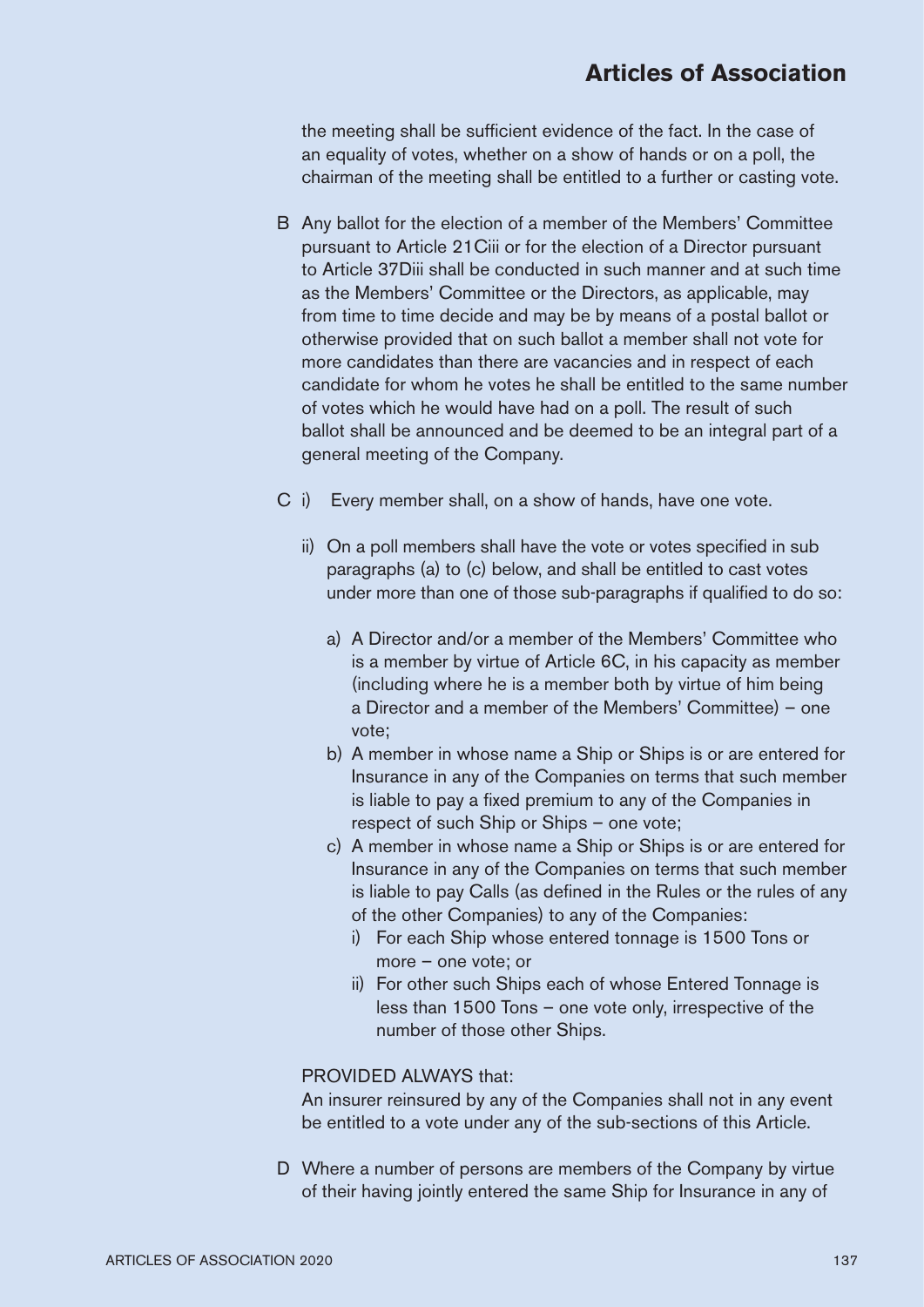the meeting shall be sufficient evidence of the fact. In the case of an equality of votes, whether on a show of hands or on a poll, the chairman of the meeting shall be entitled to a further or casting vote.

B Any ballot for the election of a member of the Members' Committee pursuant to Article 21Ciii or for the election of a Director pursuant to Article 37Diii shall be conducted in such manner and at such time as the Members' Committee or the Directors, as applicable, may from time to time decide and may be by means of a postal ballot or otherwise provided that on such ballot a member shall not vote for more candidates than there are vacancies and in respect of each candidate for whom he votes he shall be entitled to the same number of votes which he would have had on a poll. The result of such ballot shall be announced and be deemed to be an integral part of a general meeting of the Company.

C i) Every member shall, on a show of hands, have one vote.

ii) On a poll members shall have the vote or votes specified in sub paragraphs (a) to (c) below, and shall be entitled to cast votes under more than one of those sub-paragraphs if qualified to do so:

a) A Director and/or a member of the Members' Committee who is a member by virtue of Article 6C, in his capacity as member (including where he is a member both by virtue of him being a Director and a member of the Members' Committee) – one vote;

b) A member in whose name a Ship or Ships is or are entered for Insurance in any of the Companies on terms that such member is liable to pay a fixed premium to any of the Companies in respect of such Ship or Ships – one vote;

c) A member in whose name a Ship or Ships is or are entered for Insurance in any of the Companies on terms that such member is liable to pay Calls (as defined in the Rules or the rules of any of the other Companies) to any of the Companies:

i) For each Ship whose entered tonnage is 1500 Tons or more – one vote; or

ii) For other such Ships each of whose Entered Tonnage is less than 1500 Tons – one vote only, irrespective of the number of those other Ships.

PROVIDED ALWAYS that:
An insurer reinsured by any of the Companies shall not in any event be entitled to a vote under any of the sub-sections of this Article.

D Where a number of persons are members of the Company by virtue of their having jointly entered the same Ship for Insurance in any of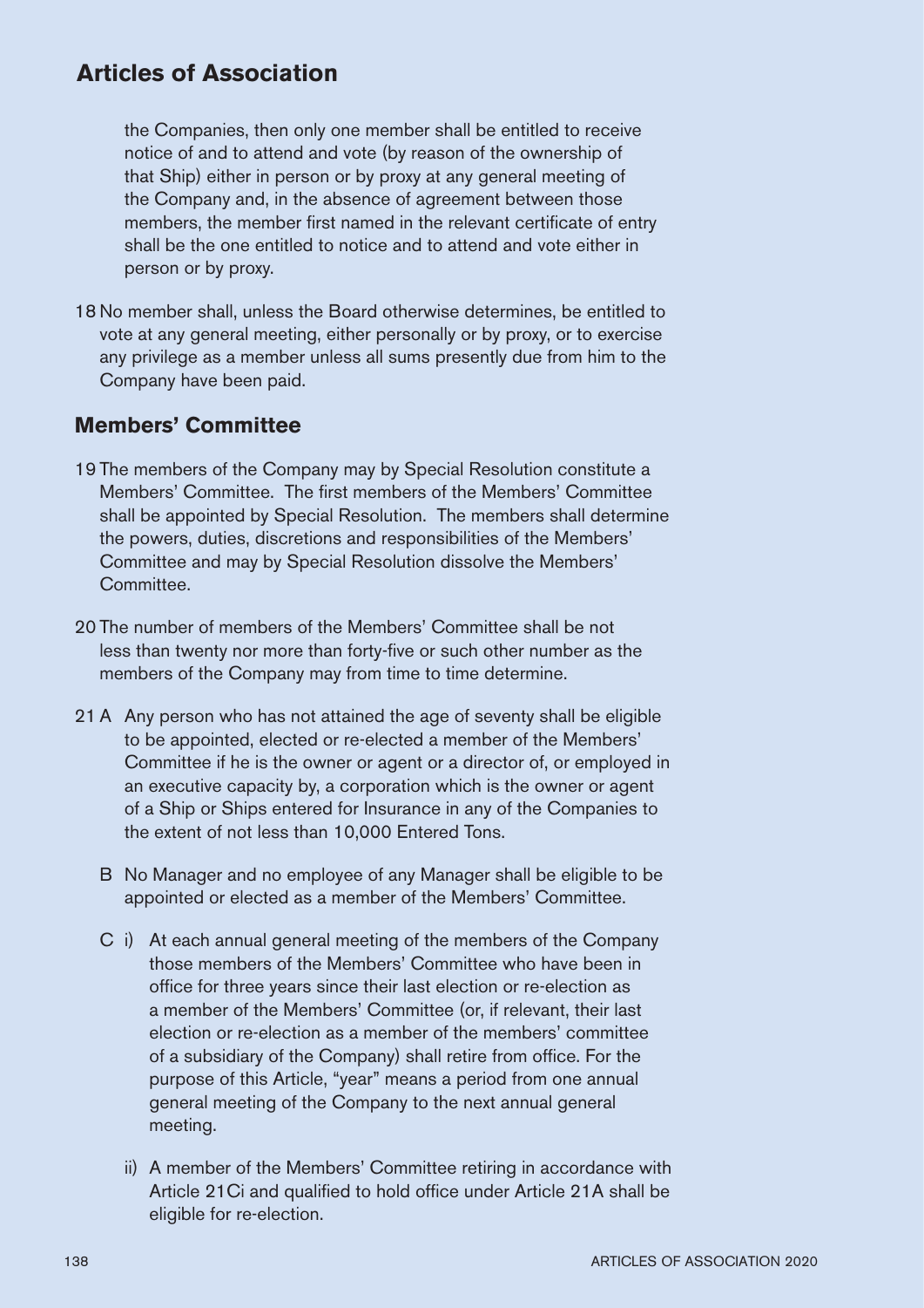the Companies, then only one member shall be entitled to receive notice of and to attend and vote (by reason of the ownership of that Ship) either in person or by proxy at any general meeting of the Company and, in the absence of agreement between those members, the member first named in the relevant certificate of entry shall be the one entitled to notice and to attend and vote either in person or by proxy.

18 No member shall, unless the Board otherwise determines, be entitled to vote at any general meeting, either personally or by proxy, or to exercise any privilege as a member unless all sums presently due from him to the Company have been paid.

## Members' Committee

19 The members of the Company may by Special Resolution constitute a Members' Committee. The first members of the Members' Committee shall be appointed by Special Resolution. The members shall determine the powers, duties, discretions and responsibilities of the Members' Committee and may by Special Resolution dissolve the Members' Committee.

20 The number of members of the Members' Committee shall be not less than twenty nor more than forty-five or such other number as the members of the Company may from time to time determine.

21 A Any person who has not attained the age of seventy shall be eligible to be appointed, elected or re-elected a member of the Members' Committee if he is the owner or agent or a director of, or employed in an executive capacity by, a corporation which is the owner or agent of a Ship or Ships entered for Insurance in any of the Companies to the extent of not less than 10,000 Entered Tons.

B No Manager and no employee of any Manager shall be eligible to be appointed or elected as a member of the Members' Committee.

C i) At each annual general meeting of the members of the Company those members of the Members' Committee who have been in office for three years since their last election or re-election as a member of the Members' Committee (or, if relevant, their last election or re-election as a member of the members' committee of a subsidiary of the Company) shall retire from office. For the purpose of this Article, "year" means a period from one annual general meeting of the Company to the next annual general meeting.

ii) A member of the Members' Committee retiring in accordance with Article 21Ci and qualified to hold office under Article 21A shall be eligible for re-election.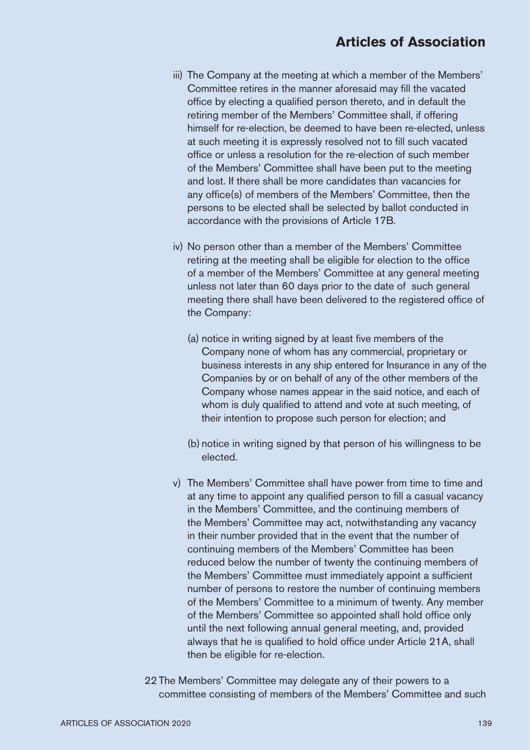iii) The Company at the meeting at which a member of the Members' Committee retires in the manner aforesaid may fill the vacated office by electing a qualified person thereto, and in default the retiring member of the Members' Committee shall, if offering himself for re-election, be deemed to have been re-elected, unless at such meeting it is expressly resolved not to fill such vacated office or unless a resolution for the re-election of such member of the Members' Committee shall have been put to the meeting and lost. If there shall be more candidates than vacancies for any office(s) of members of the Members' Committee, then the persons to be elected shall be selected by ballot conducted in accordance with the provisions of Article 17B.

iv) No person other than a member of the Members' Committee retiring at the meeting shall be eligible for election to the office of a member of the Members' Committee at any general meeting unless not later than 60 days prior to the date of such general meeting there shall have been delivered to the registered office of the Company:

(a) notice in writing signed by at least five members of the Company none of whom has any commercial, proprietary or business interests in any ship entered for Insurance in any of the Companies by or on behalf of any of the other members of the Company whose names appear in the said notice, and each of whom is duly qualified to attend and vote at such meeting, of their intention to propose such person for election; and

(b) notice in writing signed by that person of his willingness to be elected.

v) The Members' Committee shall have power from time to time and at any time to appoint any qualified person to fill a casual vacancy in the Members' Committee, and the continuing members of the Members' Committee may act, notwithstanding any vacancy in their number provided that in the event that the number of continuing members of the Members' Committee has been reduced below the number of twenty the continuing members of the Members' Committee must immediately appoint a sufficient number of persons to restore the number of continuing members of the Members' Committee to a minimum of twenty. Any member of the Members' Committee so appointed shall hold office only until the next following annual general meeting, and, provided always that he is qualified to hold office under Article 21A, shall then be eligible for re-election.

22 The Members' Committee may delegate any of their powers to a committee consisting of members of the Members' Committee and such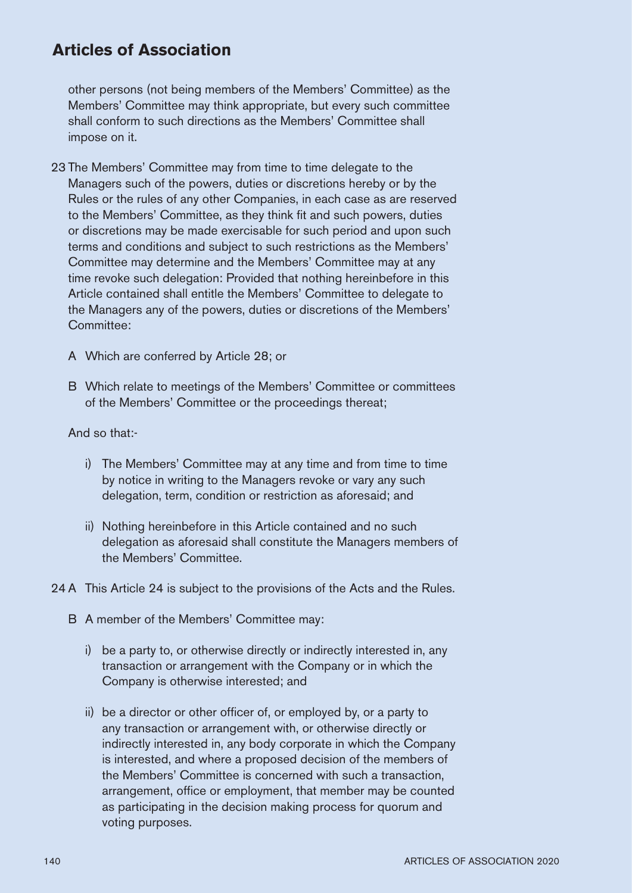other persons (not being members of the Members' Committee) as the Members' Committee may think appropriate, but every such committee shall conform to such directions as the Members' Committee shall impose on it.

23 The Members' Committee may from time to time delegate to the Managers such of the powers, duties or discretions hereby or by the Rules or the rules of any other Companies, in each case as are reserved to the Members' Committee, as they think fit and such powers, duties or discretions may be made exercisable for such period and upon such terms and conditions and subject to such restrictions as the Members' Committee may determine and the Members' Committee may at any time revoke such delegation: Provided that nothing hereinbefore in this Article contained shall entitle the Members' Committee to delegate to the Managers any of the powers, duties or discretions of the Members' Committee:

A Which are conferred by Article 28; or

B Which relate to meetings of the Members' Committee or committees of the Members' Committee or the proceedings thereat;

And so that:-

i) The Members' Committee may at any time and from time to time by notice in writing to the Managers revoke or vary any such delegation, term, condition or restriction as aforesaid; and

ii) Nothing hereinbefore in this Article contained and no such delegation as aforesaid shall constitute the Managers members of the Members' Committee.

24 A This Article 24 is subject to the provisions of the Acts and the Rules.

B A member of the Members' Committee may:

i) be a party to, or otherwise directly or indirectly interested in, any transaction or arrangement with the Company or in which the Company is otherwise interested; and

ii) be a director or other officer of, or employed by, or a party to any transaction or arrangement with, or otherwise directly or indirectly interested in, any body corporate in which the Company is interested, and where a proposed decision of the members of the Members' Committee is concerned with such a transaction, arrangement, office or employment, that member may be counted as participating in the decision making process for quorum and voting purposes.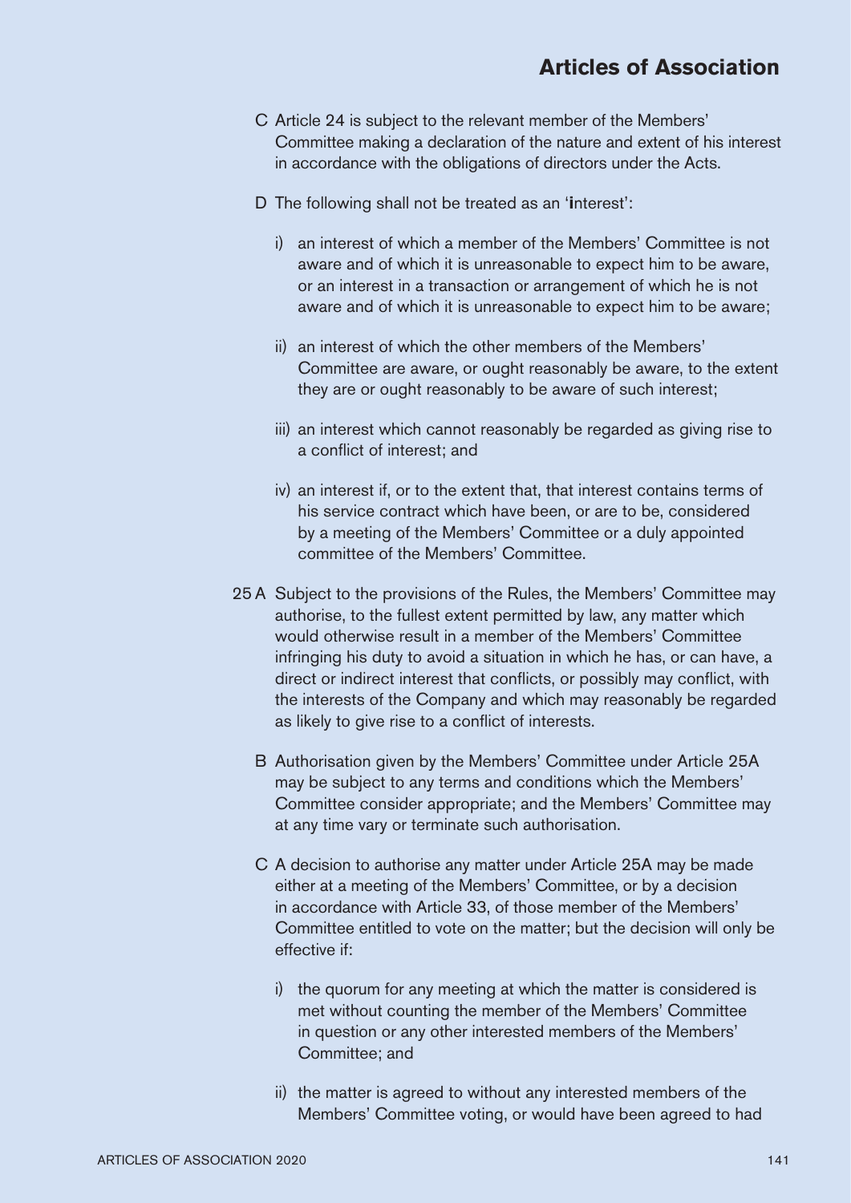C Article 24 is subject to the relevant member of the Members' Committee making a declaration of the nature and extent of his interest in accordance with the obligations of directors under the Acts.

D The following shall not be treated as an 'interest':

i) an interest of which a member of the Members' Committee is not aware and of which it is unreasonable to expect him to be aware, or an interest in a transaction or arrangement of which he is not aware and of which it is unreasonable to expect him to be aware;

ii) an interest of which the other members of the Members' Committee are aware, or ought reasonably be aware, to the extent they are or ought reasonably to be aware of such interest;

iii) an interest which cannot reasonably be regarded as giving rise to a conflict of interest; and

iv) an interest if, or to the extent that, that interest contains terms of his service contract which have been, or are to be, considered by a meeting of the Members' Committee or a duly appointed committee of the Members' Committee.

25 A Subject to the provisions of the Rules, the Members' Committee may authorise, to the fullest extent permitted by law, any matter which would otherwise result in a member of the Members' Committee infringing his duty to avoid a situation in which he has, or can have, a direct or indirect interest that conflicts, or possibly may conflict, with the interests of the Company and which may reasonably be regarded as likely to give rise to a conflict of interests.

B Authorisation given by the Members' Committee under Article 25A may be subject to any terms and conditions which the Members' Committee consider appropriate; and the Members' Committee may at any time vary or terminate such authorisation.

C A decision to authorise any matter under Article 25A may be made either at a meeting of the Members' Committee, or by a decision in accordance with Article 33, of those member of the Members' Committee entitled to vote on the matter; but the decision will only be effective if:

i) the quorum for any meeting at which the matter is considered is met without counting the member of the Members' Committee in question or any other interested members of the Members' Committee; and

ii) the matter is agreed to without any interested members of the Members' Committee voting, or would have been agreed to had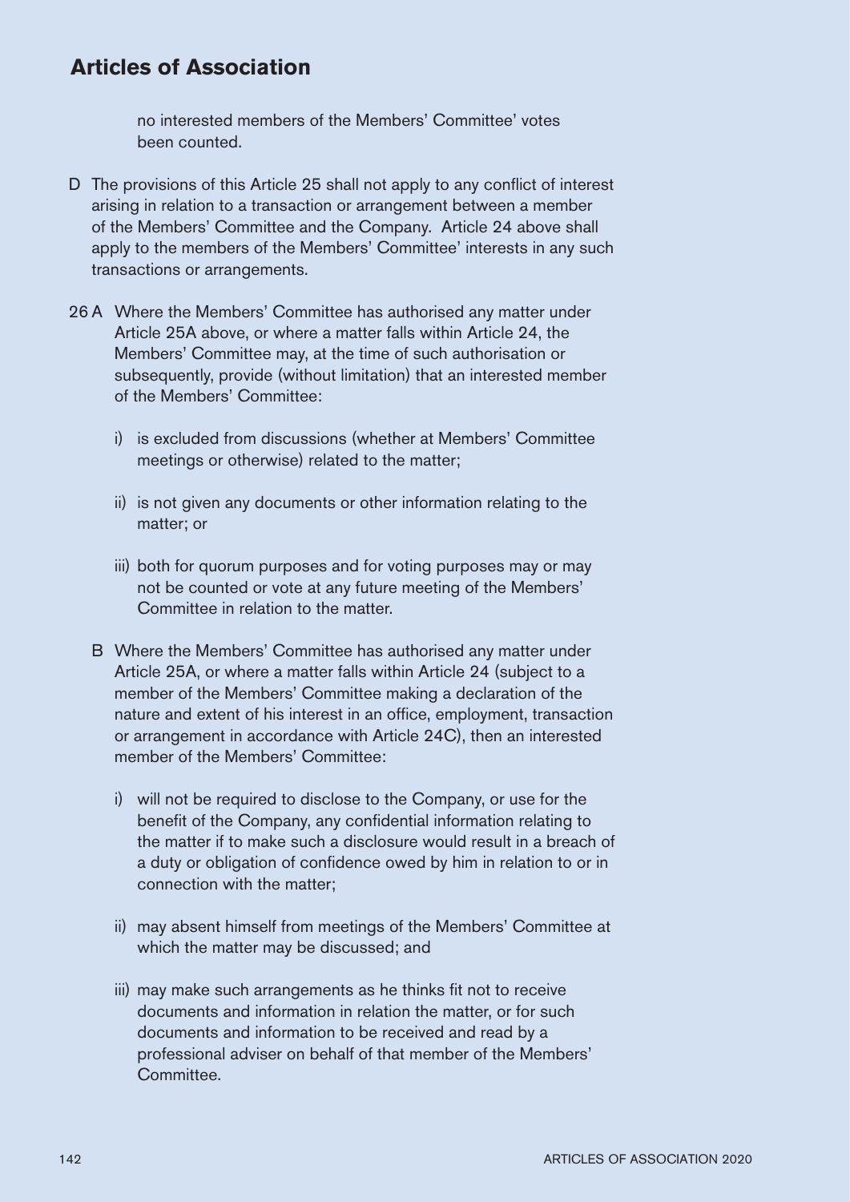no interested members of the Members' Committee' votes been counted.

D The provisions of this Article 25 shall not apply to any conflict of interest arising in relation to a transaction or arrangement between a member of the Members' Committee and the Company. Article 24 above shall apply to the members of the Members' Committee' interests in any such transactions or arrangements.

26 A Where the Members' Committee has authorised any matter under Article 25A above, or where a matter falls within Article 24, the Members' Committee may, at the time of such authorisation or subsequently, provide (without limitation) that an interested member of the Members' Committee:

i) is excluded from discussions (whether at Members' Committee meetings or otherwise) related to the matter;

ii) is not given any documents or other information relating to the matter; or

iii) both for quorum purposes and for voting purposes may or may not be counted or vote at any future meeting of the Members' Committee in relation to the matter.

B Where the Members' Committee has authorised any matter under Article 25A, or where a matter falls within Article 24 (subject to a member of the Members' Committee making a declaration of the nature and extent of his interest in an office, employment, transaction or arrangement in accordance with Article 24C), then an interested member of the Members' Committee:

i) will not be required to disclose to the Company, or use for the benefit of the Company, any confidential information relating to the matter if to make such a disclosure would result in a breach of a duty or obligation of confidence owed by him in relation to or in connection with the matter;

ii) may absent himself from meetings of the Members' Committee at which the matter may be discussed; and

iii) may make such arrangements as he thinks fit not to receive documents and information in relation the matter, or for such documents and information to be received and read by a professional adviser on behalf of that member of the Members' Committee.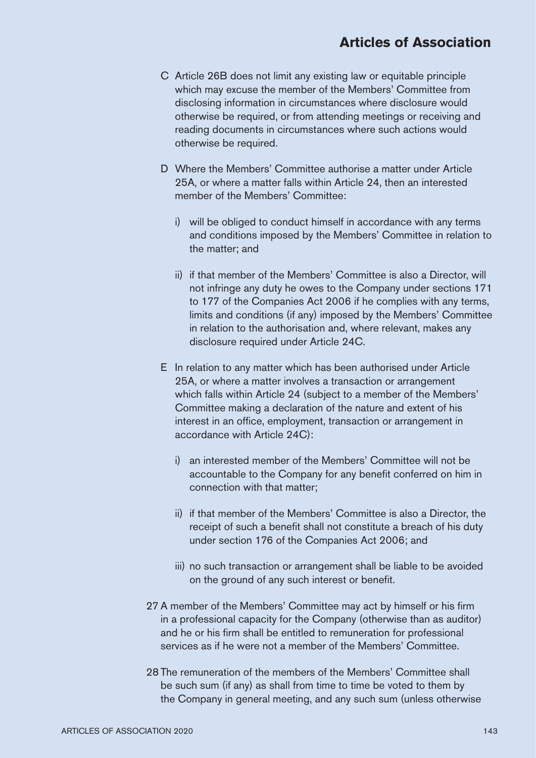C Article 26B does not limit any existing law or equitable principle which may excuse the member of the Members' Committee from disclosing information in circumstances where disclosure would otherwise be required, or from attending meetings or receiving and reading documents in circumstances where such actions would otherwise be required.

D Where the Members' Committee authorise a matter under Article 25A, or where a matter falls within Article 24, then an interested member of the Members' Committee:

i) will be obliged to conduct himself in accordance with any terms and conditions imposed by the Members' Committee in relation to the matter; and

ii) if that member of the Members' Committee is also a Director, will not infringe any duty he owes to the Company under sections 171 to 177 of the Companies Act 2006 if he complies with any terms, limits and conditions (if any) imposed by the Members' Committee in relation to the authorisation and, where relevant, makes any disclosure required under Article 24C.

E In relation to any matter which has been authorised under Article 25A, or where a matter involves a transaction or arrangement which falls within Article 24 (subject to a member of the Members' Committee making a declaration of the nature and extent of his interest in an office, employment, transaction or arrangement in accordance with Article 24C):

i) an interested member of the Members' Committee will not be accountable to the Company for any benefit conferred on him in connection with that matter;

ii) if that member of the Members' Committee is also a Director, the receipt of such a benefit shall not constitute a breach of his duty under section 176 of the Companies Act 2006; and

iii) no such transaction or arrangement shall be liable to be avoided on the ground of any such interest or benefit.

27 A member of the Members' Committee may act by himself or his firm in a professional capacity for the Company (otherwise than as auditor) and he or his firm shall be entitled to remuneration for professional services as if he were not a member of the Members' Committee.

28 The remuneration of the members of the Members' Committee shall be such sum (if any) as shall from time to time be voted to them by the Company in general meeting, and any such sum (unless otherwise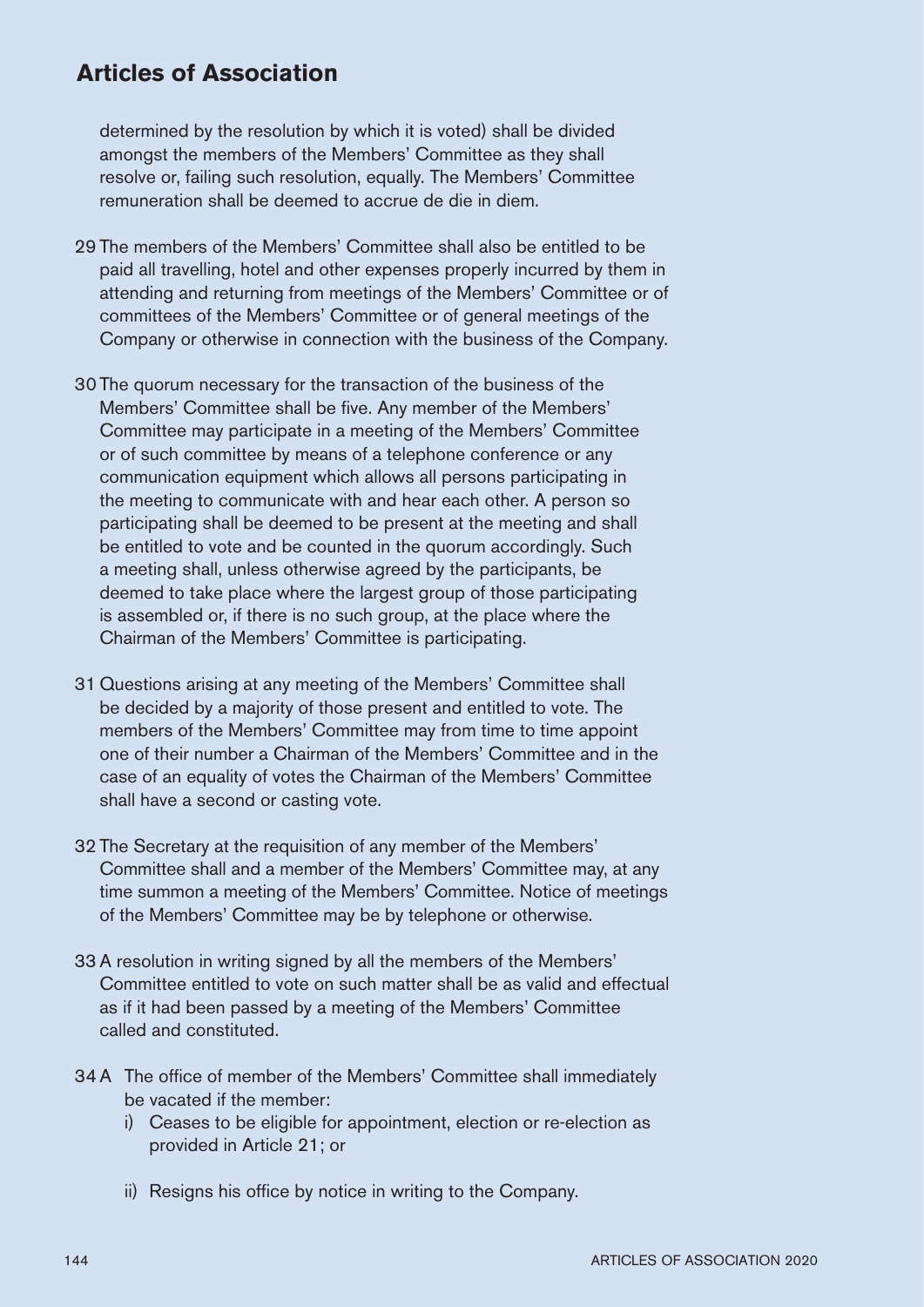determined by the resolution by which it is voted) shall be divided amongst the members of the Members' Committee as they shall resolve or, failing such resolution, equally. The Members' Committee remuneration shall be deemed to accrue de die in diem.

29 The members of the Members' Committee shall also be entitled to be paid all travelling, hotel and other expenses properly incurred by them in attending and returning from meetings of the Members' Committee or of committees of the Members' Committee or of general meetings of the Company or otherwise in connection with the business of the Company.

30 The quorum necessary for the transaction of the business of the Members' Committee shall be five. Any member of the Members' Committee may participate in a meeting of the Members' Committee or of such committee by means of a telephone conference or any communication equipment which allows all persons participating in the meeting to communicate with and hear each other. A person so participating shall be deemed to be present at the meeting and shall be entitled to vote and be counted in the quorum accordingly. Such a meeting shall, unless otherwise agreed by the participants, be deemed to take place where the largest group of those participating is assembled or, if there is no such group, at the place where the Chairman of the Members' Committee is participating.

31 Questions arising at any meeting of the Members' Committee shall be decided by a majority of those present and entitled to vote. The members of the Members' Committee may from time to time appoint one of their number a Chairman of the Members' Committee and in the case of an equality of votes the Chairman of the Members' Committee shall have a second or casting vote.

32 The Secretary at the requisition of any member of the Members' Committee shall and a member of the Members' Committee may, at any time summon a meeting of the Members' Committee. Notice of meetings of the Members' Committee may be by telephone or otherwise.

33 A resolution in writing signed by all the members of the Members' Committee entitled to vote on such matter shall be as valid and effectual as if it had been passed by a meeting of the Members' Committee called and constituted.

34 A The office of member of the Members' Committee shall immediately be vacated if the member:

i) Ceases to be eligible for appointment, election or re-election as provided in Article 21; or

ii) Resigns his office by notice in writing to the Company.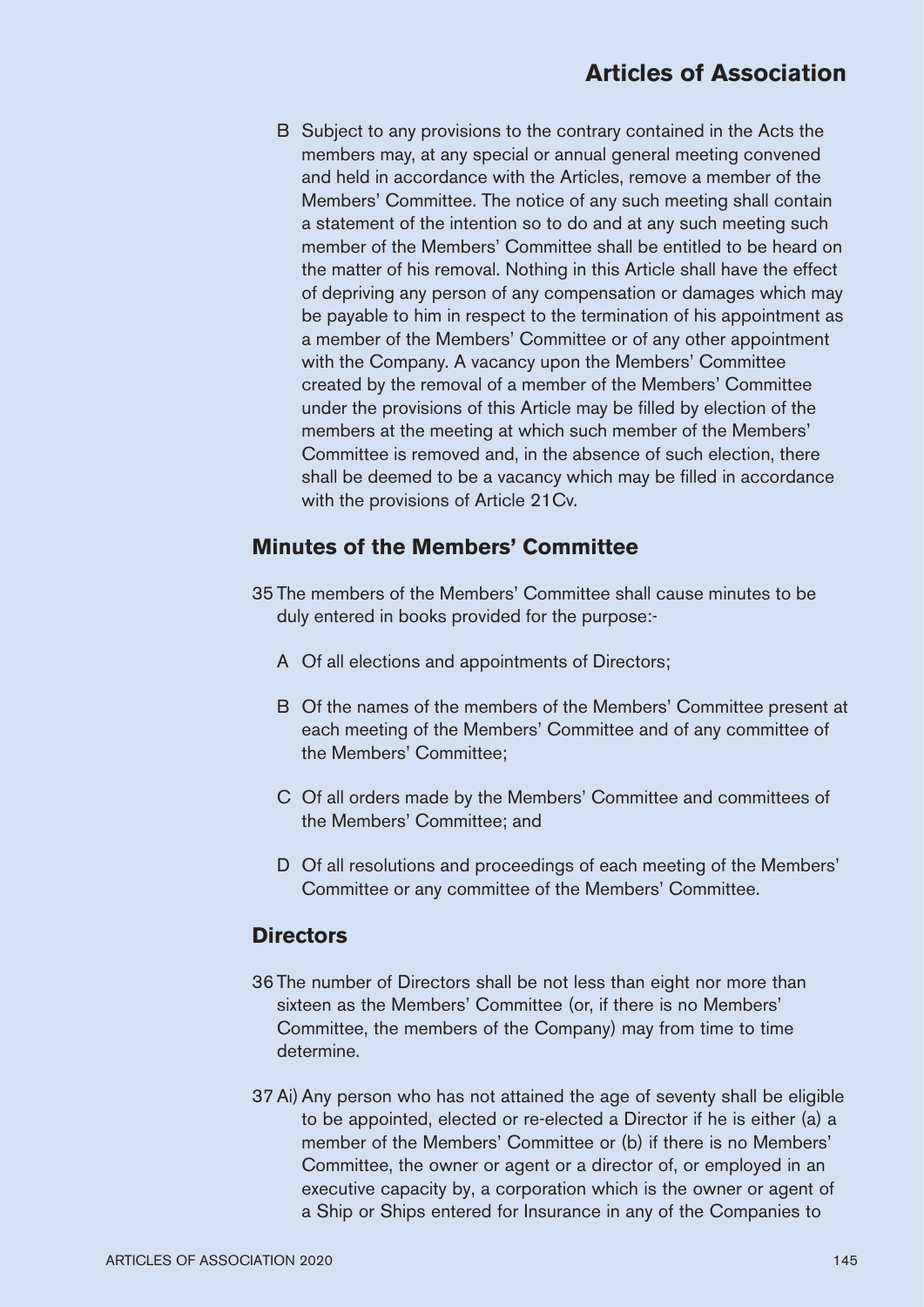B Subject to any provisions to the contrary contained in the Acts the members may, at any special or annual general meeting convened and held in accordance with the Articles, remove a member of the Members' Committee. The notice of any such meeting shall contain a statement of the intention so to do and at any such meeting such member of the Members' Committee shall be entitled to be heard on the matter of his removal. Nothing in this Article shall have the effect of depriving any person of any compensation or damages which may be payable to him in respect to the termination of his appointment as a member of the Members' Committee or of any other appointment with the Company. A vacancy upon the Members' Committee created by the removal of a member of the Members' Committee under the provisions of this Article may be filled by election of the members at the meeting at which such member of the Members' Committee is removed and, in the absence of such election, there shall be deemed to be a vacancy which may be filled in accordance with the provisions of Article 21Cv.

## Minutes of the Members' Committee

35 The members of the Members' Committee shall cause minutes to be duly entered in books provided for the purpose:-

A Of all elections and appointments of Directors;

B Of the names of the members of the Members' Committee present at each meeting of the Members' Committee and of any committee of the Members' Committee;

C Of all orders made by the Members' Committee and committees of the Members' Committee; and

D Of all resolutions and proceedings of each meeting of the Members' Committee or any committee of the Members' Committee.

## Directors

36 The number of Directors shall be not less than eight nor more than sixteen as the Members' Committee (or, if there is no Members' Committee, the members of the Company) may from time to time determine.

37 Ai) Any person who has not attained the age of seventy shall be eligible to be appointed, elected or re-elected a Director if he is either (a) a member of the Members' Committee or (b) if there is no Members' Committee, the owner or agent or a director of, or employed in an executive capacity by, a corporation which is the owner or agent of a Ship or Ships entered for Insurance in any of the Companies to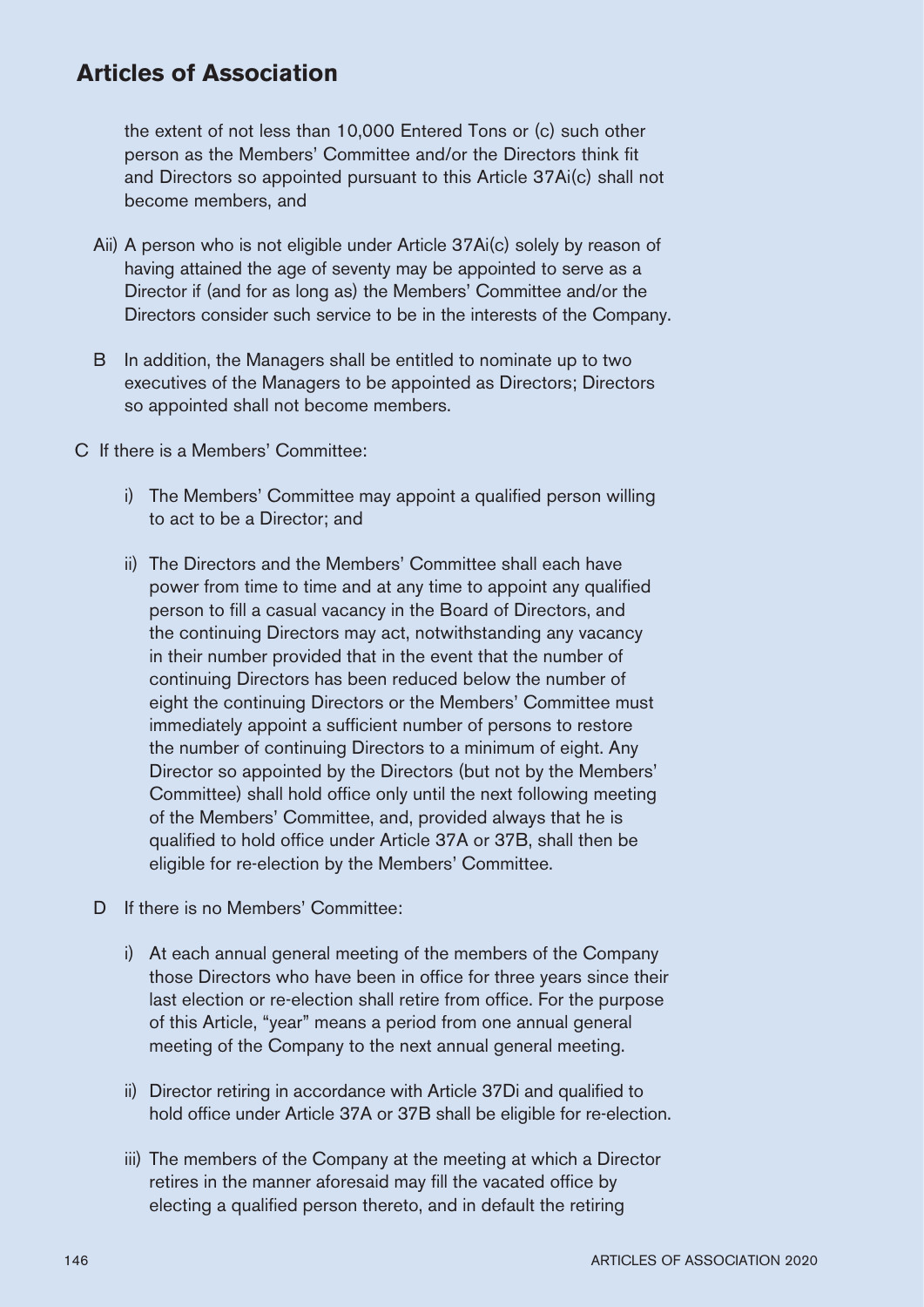the extent of not less than 10,000 Entered Tons or (c) such other person as the Members' Committee and/or the Directors think fit and Directors so appointed pursuant to this Article 37Ai(c) shall not become members, and

Aii) A person who is not eligible under Article 37Ai(c) solely by reason of having attained the age of seventy may be appointed to serve as a Director if (and for as long as) the Members' Committee and/or the Directors consider such service to be in the interests of the Company.

B In addition, the Managers shall be entitled to nominate up to two executives of the Managers to be appointed as Directors; Directors so appointed shall not become members.

C If there is a Members' Committee:

i) The Members' Committee may appoint a qualified person willing to act to be a Director; and

ii) The Directors and the Members' Committee shall each have power from time to time and at any time to appoint any qualified person to fill a casual vacancy in the Board of Directors, and the continuing Directors may act, notwithstanding any vacancy in their number provided that in the event that the number of continuing Directors has been reduced below the number of eight the continuing Directors or the Members' Committee must immediately appoint a sufficient number of persons to restore the number of continuing Directors to a minimum of eight. Any Director so appointed by the Directors (but not by the Members' Committee) shall hold office only until the next following meeting of the Members' Committee, and, provided always that he is qualified to hold office under Article 37A or 37B, shall then be eligible for re-election by the Members' Committee.

D If there is no Members' Committee:

i) At each annual general meeting of the members of the Company those Directors who have been in office for three years since their last election or re-election shall retire from office. For the purpose of this Article, "year" means a period from one annual general meeting of the Company to the next annual general meeting.

ii) Director retiring in accordance with Article 37Di and qualified to hold office under Article 37A or 37B shall be eligible for re-election.

iii) The members of the Company at the meeting at which a Director retires in the manner aforesaid may fill the vacated office by electing a qualified person thereto, and in default the retiring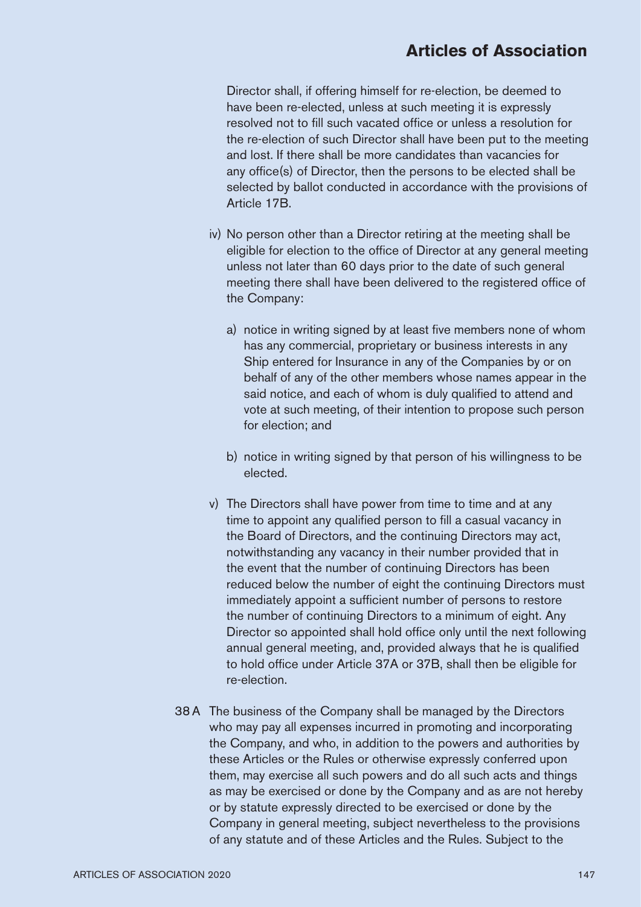Director shall, if offering himself for re-election, be deemed to have been re-elected, unless at such meeting it is expressly resolved not to fill such vacated office or unless a resolution for the re-election of such Director shall have been put to the meeting and lost. If there shall be more candidates than vacancies for any office(s) of Director, then the persons to be elected shall be selected by ballot conducted in accordance with the provisions of Article 17B.

iv) No person other than a Director retiring at the meeting shall be eligible for election to the office of Director at any general meeting unless not later than 60 days prior to the date of such general meeting there shall have been delivered to the registered office of the Company:

   a) notice in writing signed by at least five members none of whom has any commercial, proprietary or business interests in any Ship entered for Insurance in any of the Companies by or on behalf of any of the other members whose names appear in the said notice, and each of whom is duly qualified to attend and vote at such meeting, of their intention to propose such person for election; and

   b) notice in writing signed by that person of his willingness to be elected.

v) The Directors shall have power from time to time and at any time to appoint any qualified person to fill a casual vacancy in the Board of Directors, and the continuing Directors may act, notwithstanding any vacancy in their number provided that in the event that the number of continuing Directors has been reduced below the number of eight the continuing Directors must immediately appoint a sufficient number of persons to restore the number of continuing Directors to a minimum of eight. Any Director so appointed shall hold office only until the next following annual general meeting, and, provided always that he is qualified to hold office under Article 37A or 37B, shall then be eligible for re-election.

38 A The business of the Company shall be managed by the Directors who may pay all expenses incurred in promoting and incorporating the Company, and who, in addition to the powers and authorities by these Articles or the Rules or otherwise expressly conferred upon them, may exercise all such powers and do all such acts and things as may be exercised or done by the Company and as are not hereby or by statute expressly directed to be exercised or done by the Company in general meeting, subject nevertheless to the provisions of any statute and of these Articles and the Rules. Subject to the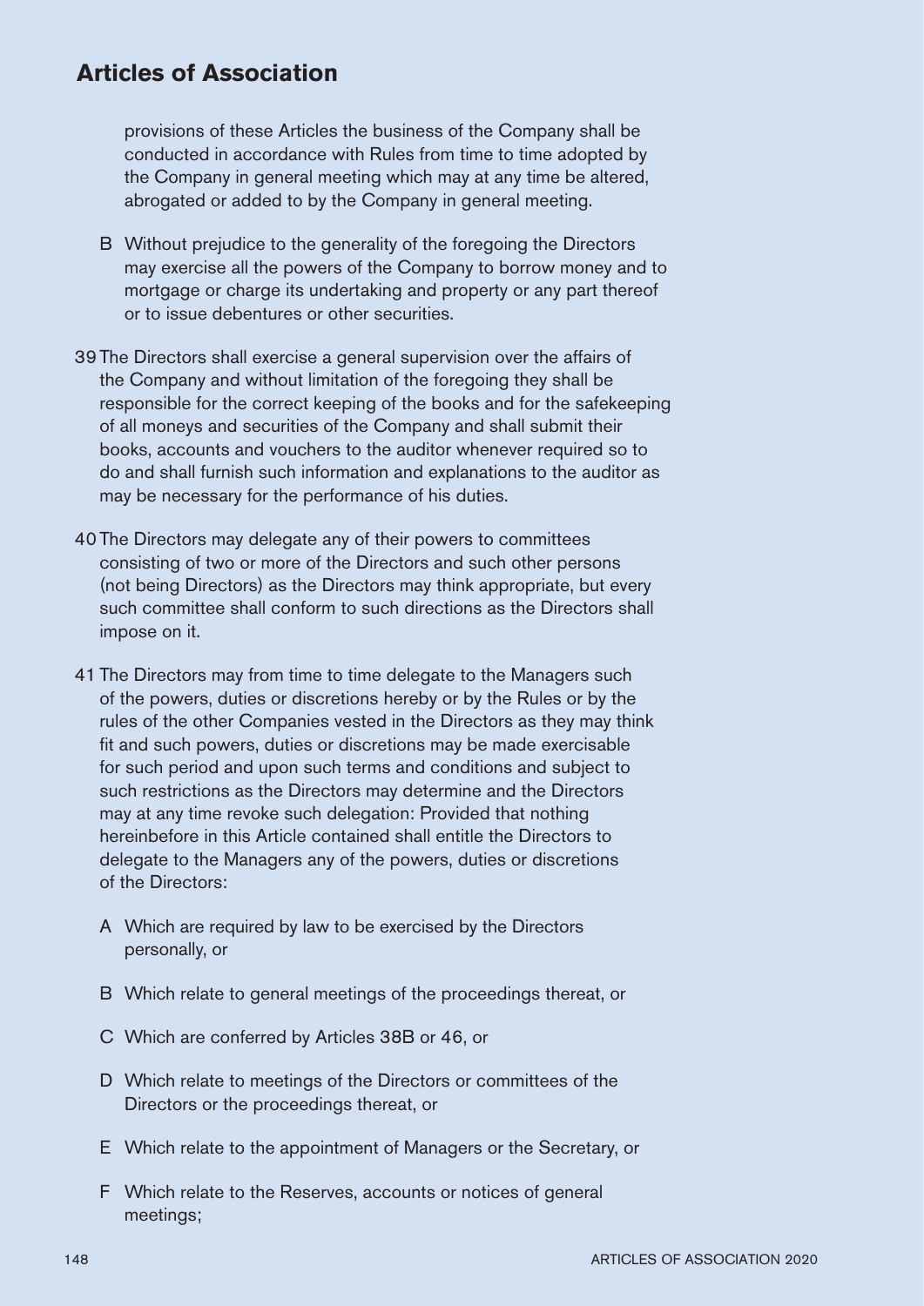provisions of these Articles the business of the Company shall be conducted in accordance with Rules from time to time adopted by the Company in general meeting which may at any time be altered, abrogated or added to by the Company in general meeting.

B Without prejudice to the generality of the foregoing the Directors may exercise all the powers of the Company to borrow money and to mortgage or charge its undertaking and property or any part thereof or to issue debentures or other securities.

39 The Directors shall exercise a general supervision over the affairs of the Company and without limitation of the foregoing they shall be responsible for the correct keeping of the books and for the safekeeping of all moneys and securities of the Company and shall submit their books, accounts and vouchers to the auditor whenever required so to do and shall furnish such information and explanations to the auditor as may be necessary for the performance of his duties.

40 The Directors may delegate any of their powers to committees consisting of two or more of the Directors and such other persons (not being Directors) as the Directors may think appropriate, but every such committee shall conform to such directions as the Directors shall impose on it.

41 The Directors may from time to time delegate to the Managers such of the powers, duties or discretions hereby or by the Rules or by the rules of the other Companies vested in the Directors as they may think fit and such powers, duties or discretions may be made exercisable for such period and upon such terms and conditions and subject to such restrictions as the Directors may determine and the Directors may at any time revoke such delegation: Provided that nothing hereinbefore in this Article contained shall entitle the Directors to delegate to the Managers any of the powers, duties or discretions of the Directors:

A Which are required by law to be exercised by the Directors personally, or

B Which relate to general meetings of the proceedings thereat, or

C Which are conferred by Articles 38B or 46, or

D Which relate to meetings of the Directors or committees of the Directors or the proceedings thereat, or

E Which relate to the appointment of Managers or the Secretary, or

F Which relate to the Reserves, accounts or notices of general meetings;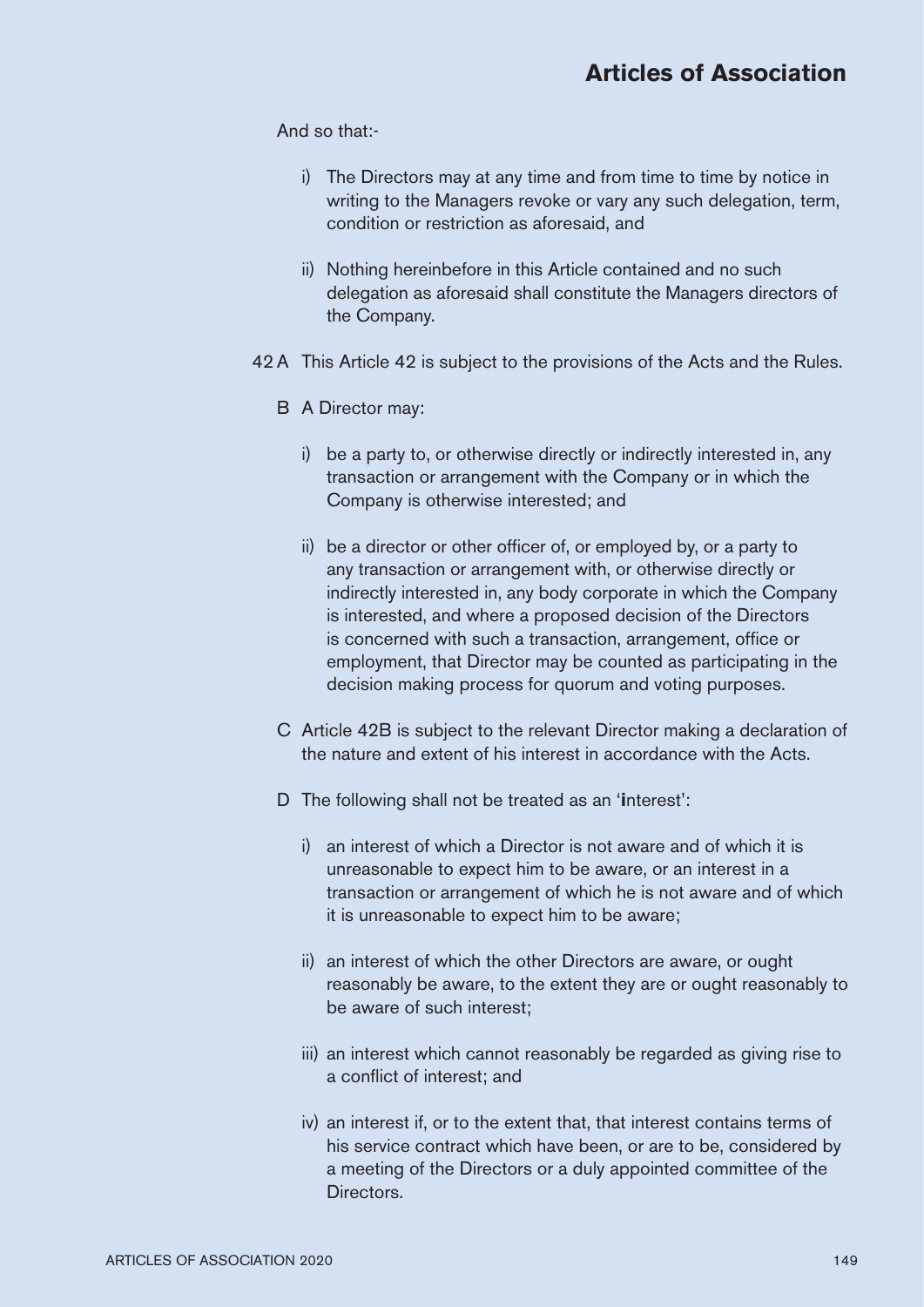And so that:-

i) The Directors may at any time and from time to time by notice in writing to the Managers revoke or vary any such delegation, term, condition or restriction as aforesaid, and

ii) Nothing hereinbefore in this Article contained and no such delegation as aforesaid shall constitute the Managers directors of the Company.

42 A This Article 42 is subject to the provisions of the Acts and the Rules.

B A Director may:

i) be a party to, or otherwise directly or indirectly interested in, any transaction or arrangement with the Company or in which the Company is otherwise interested; and

ii) be a director or other officer of, or employed by, or a party to any transaction or arrangement with, or otherwise directly or indirectly interested in, any body corporate in which the Company is interested, and where a proposed decision of the Directors is concerned with such a transaction, arrangement, office or employment, that Director may be counted as participating in the decision making process for quorum and voting purposes.

C Article 42B is subject to the relevant Director making a declaration of the nature and extent of his interest in accordance with the Acts.

D The following shall not be treated as an '**i**nterest':

i) an interest of which a Director is not aware and of which it is unreasonable to expect him to be aware, or an interest in a transaction or arrangement of which he is not aware and of which it is unreasonable to expect him to be aware;

ii) an interest of which the other Directors are aware, or ought reasonably be aware, to the extent they are or ought reasonably to be aware of such interest;

iii) an interest which cannot reasonably be regarded as giving rise to a conflict of interest; and

iv) an interest if, or to the extent that, that interest contains terms of his service contract which have been, or are to be, considered by a meeting of the Directors or a duly appointed committee of the Directors.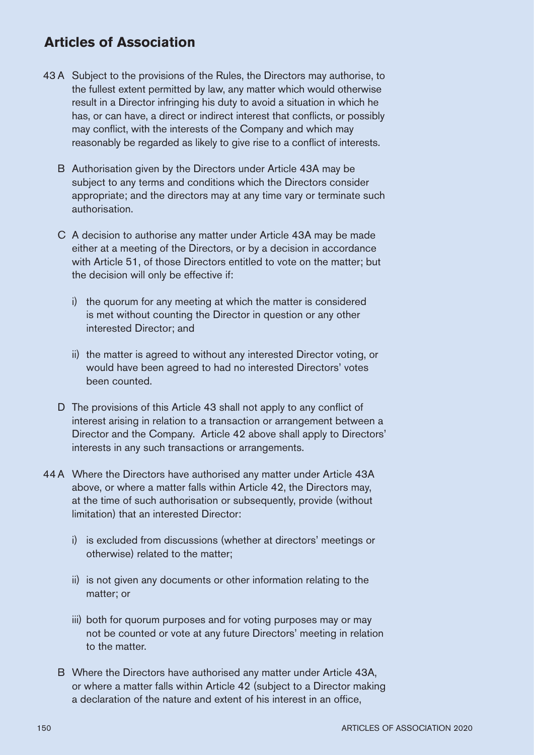## Articles of Association

43 A Subject to the provisions of the Rules, the Directors may authorise, to the fullest extent permitted by law, any matter which would otherwise result in a Director infringing his duty to avoid a situation in which he has, or can have, a direct or indirect interest that conflicts, or possibly may conflict, with the interests of the Company and which may reasonably be regarded as likely to give rise to a conflict of interests.

B Authorisation given by the Directors under Article 43A may be subject to any terms and conditions which the Directors consider appropriate; and the directors may at any time vary or terminate such authorisation.

C A decision to authorise any matter under Article 43A may be made either at a meeting of the Directors, or by a decision in accordance with Article 51, of those Directors entitled to vote on the matter; but the decision will only be effective if:

i) the quorum for any meeting at which the matter is considered is met without counting the Director in question or any other interested Director; and

ii) the matter is agreed to without any interested Director voting, or would have been agreed to had no interested Directors' votes been counted.

D The provisions of this Article 43 shall not apply to any conflict of interest arising in relation to a transaction or arrangement between a Director and the Company. Article 42 above shall apply to Directors' interests in any such transactions or arrangements.

44 A Where the Directors have authorised any matter under Article 43A above, or where a matter falls within Article 42, the Directors may, at the time of such authorisation or subsequently, provide (without limitation) that an interested Director:

i) is excluded from discussions (whether at directors' meetings or otherwise) related to the matter;

ii) is not given any documents or other information relating to the matter; or

iii) both for quorum purposes and for voting purposes may or may not be counted or vote at any future Directors' meeting in relation to the matter.

B Where the Directors have authorised any matter under Article 43A, or where a matter falls within Article 42 (subject to a Director making a declaration of the nature and extent of his interest in an office,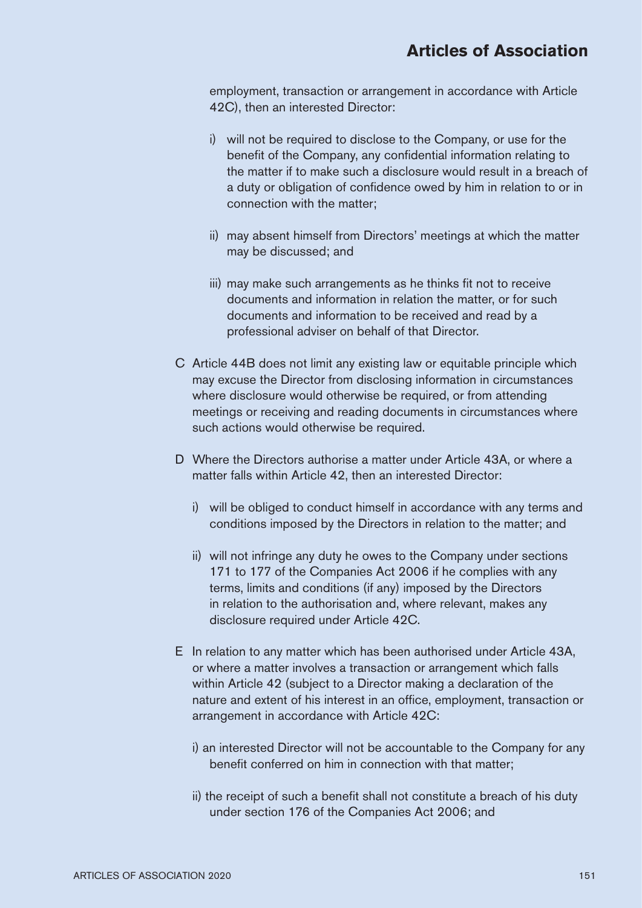employment, transaction or arrangement in accordance with Article 42C), then an interested Director:

i) will not be required to disclose to the Company, or use for the benefit of the Company, any confidential information relating to the matter if to make such a disclosure would result in a breach of a duty or obligation of confidence owed by him in relation to or in connection with the matter;

ii) may absent himself from Directors' meetings at which the matter may be discussed; and

iii) may make such arrangements as he thinks fit not to receive documents and information in relation the matter, or for such documents and information to be received and read by a professional adviser on behalf of that Director.

C Article 44B does not limit any existing law or equitable principle which may excuse the Director from disclosing information in circumstances where disclosure would otherwise be required, or from attending meetings or receiving and reading documents in circumstances where such actions would otherwise be required.

D Where the Directors authorise a matter under Article 43A, or where a matter falls within Article 42, then an interested Director:

i) will be obliged to conduct himself in accordance with any terms and conditions imposed by the Directors in relation to the matter; and

ii) will not infringe any duty he owes to the Company under sections 171 to 177 of the Companies Act 2006 if he complies with any terms, limits and conditions (if any) imposed by the Directors in relation to the authorisation and, where relevant, makes any disclosure required under Article 42C.

E In relation to any matter which has been authorised under Article 43A, or where a matter involves a transaction or arrangement which falls within Article 42 (subject to a Director making a declaration of the nature and extent of his interest in an office, employment, transaction or arrangement in accordance with Article 42C:

i) an interested Director will not be accountable to the Company for any benefit conferred on him in connection with that matter;

ii) the receipt of such a benefit shall not constitute a breach of his duty under section 176 of the Companies Act 2006; and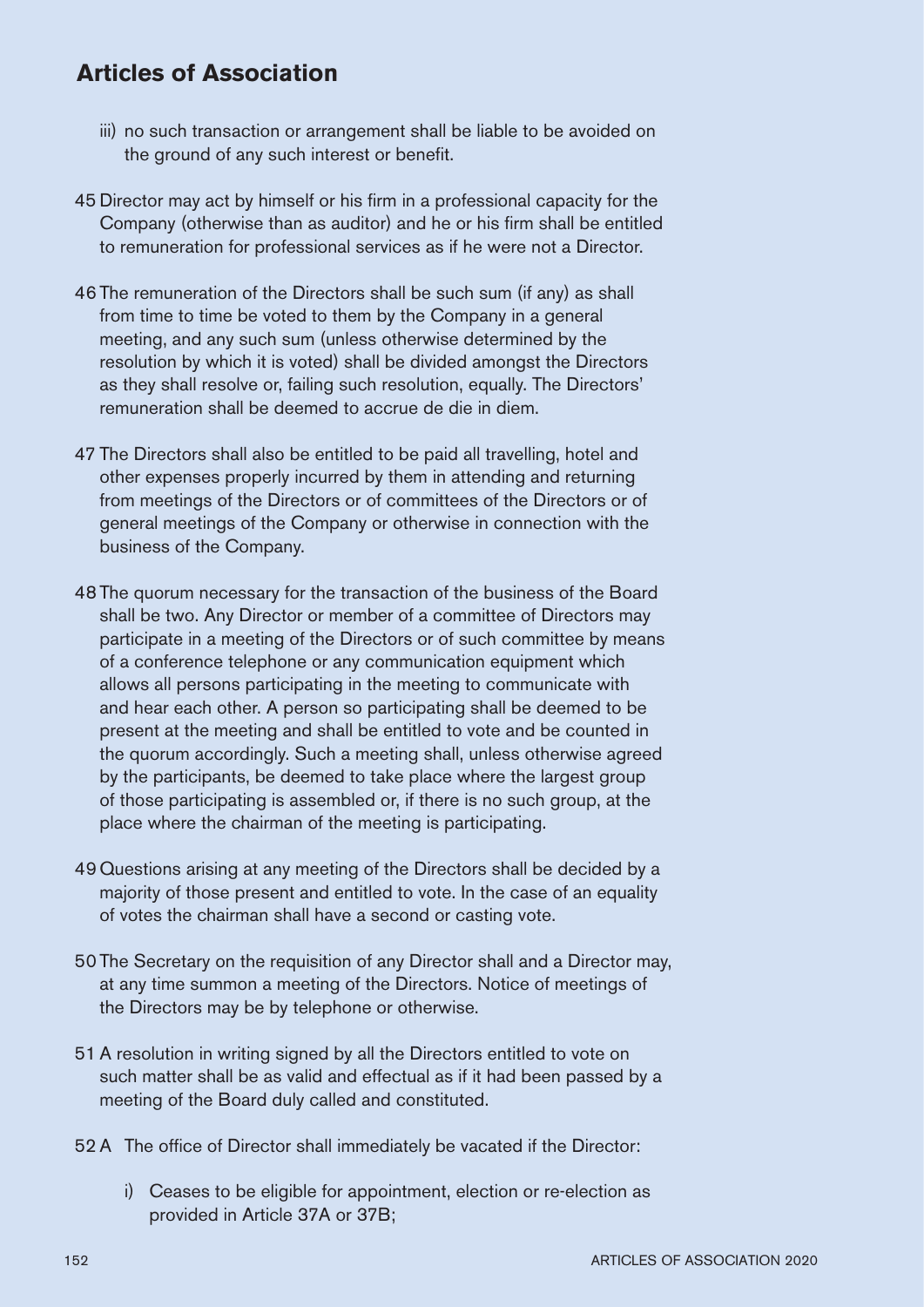## Articles of Association

iii) no such transaction or arrangement shall be liable to be avoided on the ground of any such interest or benefit.

45 Director may act by himself or his firm in a professional capacity for the Company (otherwise than as auditor) and he or his firm shall be entitled to remuneration for professional services as if he were not a Director.

46 The remuneration of the Directors shall be such sum (if any) as shall from time to time be voted to them by the Company in a general meeting, and any such sum (unless otherwise determined by the resolution by which it is voted) shall be divided amongst the Directors as they shall resolve or, failing such resolution, equally. The Directors' remuneration shall be deemed to accrue de die in diem.

47 The Directors shall also be entitled to be paid all travelling, hotel and other expenses properly incurred by them in attending and returning from meetings of the Directors or of committees of the Directors or of general meetings of the Company or otherwise in connection with the business of the Company.

48 The quorum necessary for the transaction of the business of the Board shall be two. Any Director or member of a committee of Directors may participate in a meeting of the Directors or of such committee by means of a conference telephone or any communication equipment which allows all persons participating in the meeting to communicate with and hear each other. A person so participating shall be deemed to be present at the meeting and shall be entitled to vote and be counted in the quorum accordingly. Such a meeting shall, unless otherwise agreed by the participants, be deemed to take place where the largest group of those participating is assembled or, if there is no such group, at the place where the chairman of the meeting is participating.

49 Questions arising at any meeting of the Directors shall be decided by a majority of those present and entitled to vote. In the case of an equality of votes the chairman shall have a second or casting vote.

50 The Secretary on the requisition of any Director shall and a Director may, at any time summon a meeting of the Directors. Notice of meetings of the Directors may be by telephone or otherwise.

51 A resolution in writing signed by all the Directors entitled to vote on such matter shall be as valid and effectual as if it had been passed by a meeting of the Board duly called and constituted.

52 A The office of Director shall immediately be vacated if the Director:

i) Ceases to be eligible for appointment, election or re-election as provided in Article 37A or 37B;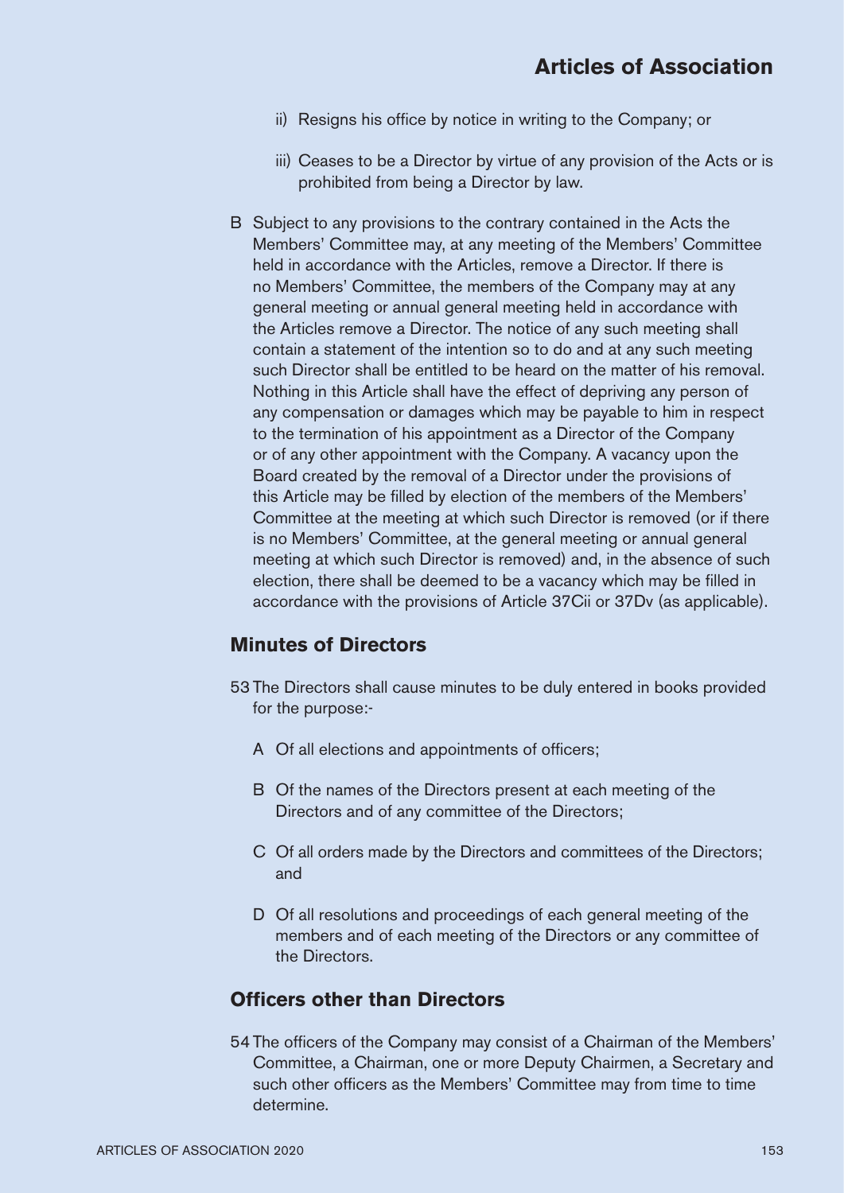ii) Resigns his office by notice in writing to the Company; or

iii) Ceases to be a Director by virtue of any provision of the Acts or is prohibited from being a Director by law.

B Subject to any provisions to the contrary contained in the Acts the Members' Committee may, at any meeting of the Members' Committee held in accordance with the Articles, remove a Director. If there is no Members' Committee, the members of the Company may at any general meeting or annual general meeting held in accordance with the Articles remove a Director. The notice of any such meeting shall contain a statement of the intention so to do and at any such meeting such Director shall be entitled to be heard on the matter of his removal. Nothing in this Article shall have the effect of depriving any person of any compensation or damages which may be payable to him in respect to the termination of his appointment as a Director of the Company or of any other appointment with the Company. A vacancy upon the Board created by the removal of a Director under the provisions of this Article may be filled by election of the members of the Members' Committee at the meeting at which such Director is removed (or if there is no Members' Committee, at the general meeting or annual general meeting at which such Director is removed) and, in the absence of such election, there shall be deemed to be a vacancy which may be filled in accordance with the provisions of Article 37Cii or 37Dv (as applicable).

## Minutes of Directors

53 The Directors shall cause minutes to be duly entered in books provided for the purpose:-

A Of all elections and appointments of officers;

B Of the names of the Directors present at each meeting of the Directors and of any committee of the Directors;

C Of all orders made by the Directors and committees of the Directors; and

D Of all resolutions and proceedings of each general meeting of the members and of each meeting of the Directors or any committee of the Directors.

## Officers other than Directors

54 The officers of the Company may consist of a Chairman of the Members' Committee, a Chairman, one or more Deputy Chairmen, a Secretary and such other officers as the Members' Committee may from time to time determine.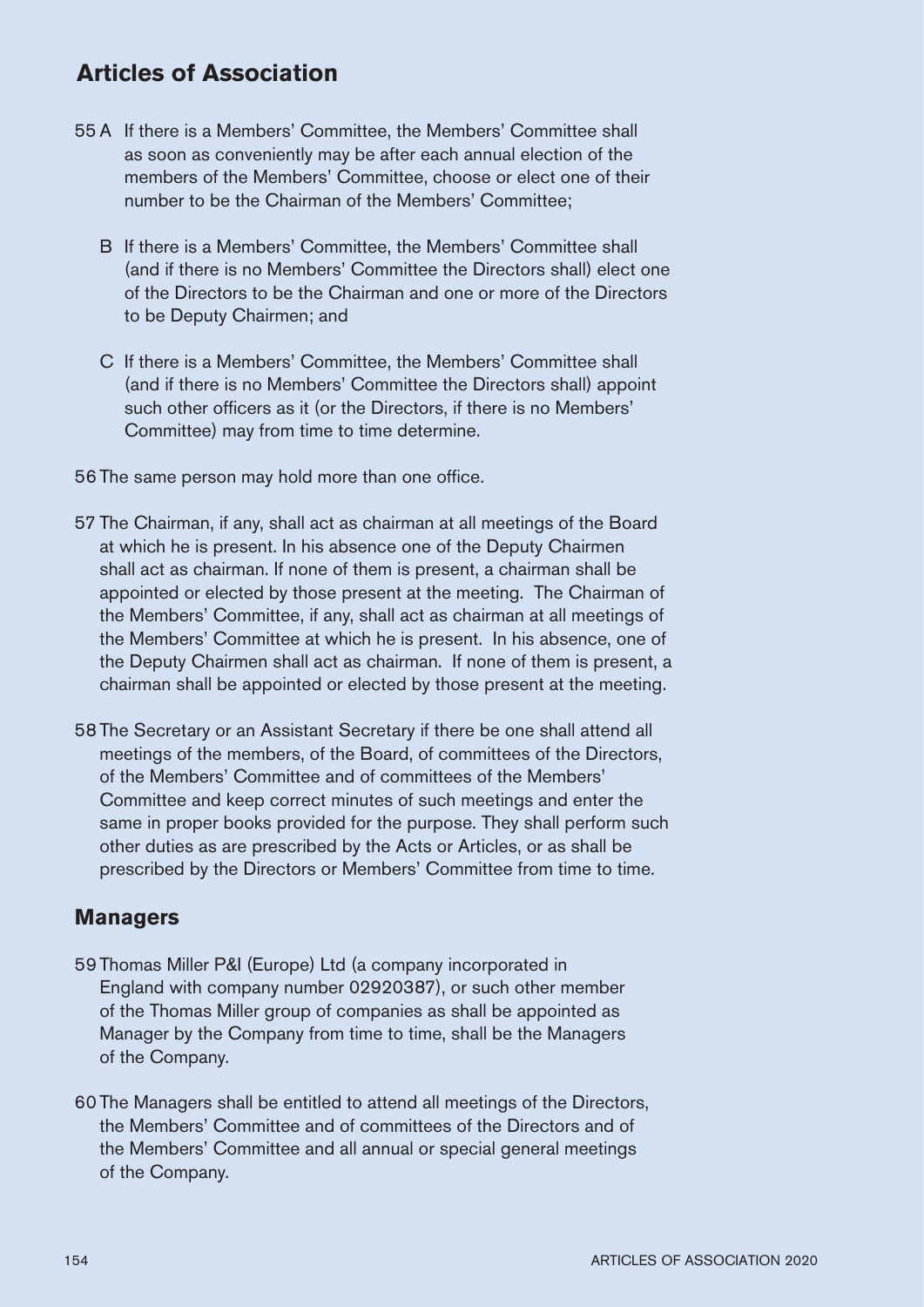## Articles of Association

55 A If there is a Members' Committee, the Members' Committee shall as soon as conveniently may be after each annual election of the members of the Members' Committee, choose or elect one of their number to be the Chairman of the Members' Committee;

B If there is a Members' Committee, the Members' Committee shall (and if there is no Members' Committee the Directors shall) elect one of the Directors to be the Chairman and one or more of the Directors to be Deputy Chairmen; and

C If there is a Members' Committee, the Members' Committee shall (and if there is no Members' Committee the Directors shall) appoint such other officers as it (or the Directors, if there is no Members' Committee) may from time to time determine.

56 The same person may hold more than one office.

57 The Chairman, if any, shall act as chairman at all meetings of the Board at which he is present. In his absence one of the Deputy Chairmen shall act as chairman. If none of them is present, a chairman shall be appointed or elected by those present at the meeting. The Chairman of the Members' Committee, if any, shall act as chairman at all meetings of the Members' Committee at which he is present. In his absence, one of the Deputy Chairmen shall act as chairman. If none of them is present, a chairman shall be appointed or elected by those present at the meeting.

58 The Secretary or an Assistant Secretary if there be one shall attend all meetings of the members, of the Board, of committees of the Directors, of the Members' Committee and of committees of the Members' Committee and keep correct minutes of such meetings and enter the same in proper books provided for the purpose. They shall perform such other duties as are prescribed by the Acts or Articles, or as shall be prescribed by the Directors or Members' Committee from time to time.

## Managers

59 Thomas Miller P&I (Europe) Ltd (a company incorporated in England with company number 02920387), or such other member of the Thomas Miller group of companies as shall be appointed as Manager by the Company from time to time, shall be the Managers of the Company.

60 The Managers shall be entitled to attend all meetings of the Directors, the Members' Committee and of committees of the Directors and of the Members' Committee and all annual or special general meetings of the Company.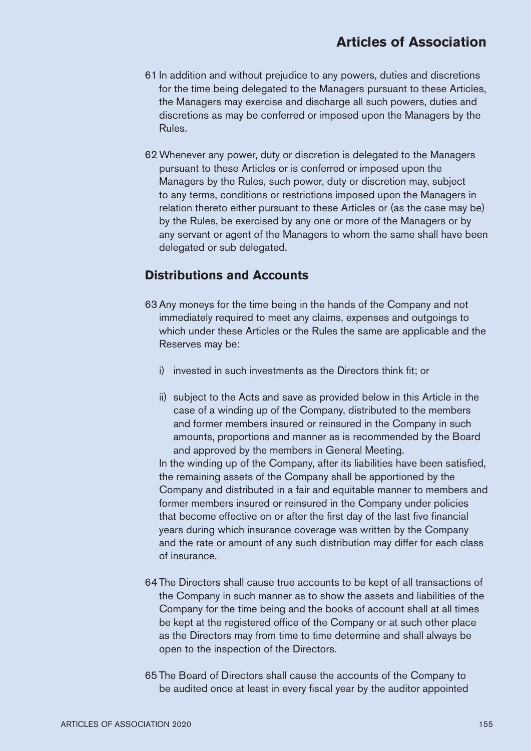61 In addition and without prejudice to any powers, duties and discretions for the time being delegated to the Managers pursuant to these Articles, the Managers may exercise and discharge all such powers, duties and discretions as may be conferred or imposed upon the Managers by the Rules.

62 Whenever any power, duty or discretion is delegated to the Managers pursuant to these Articles or is conferred or imposed upon the Managers by the Rules, such power, duty or discretion may, subject to any terms, conditions or restrictions imposed upon the Managers in relation thereto either pursuant to these Articles or (as the case may be) by the Rules, be exercised by any one or more of the Managers or by any servant or agent of the Managers to whom the same shall have been delegated or sub delegated.

## Distributions and Accounts

63 Any moneys for the time being in the hands of the Company and not immediately required to meet any claims, expenses and outgoings to which under these Articles or the Rules the same are applicable and the Reserves may be:

i) invested in such investments as the Directors think fit; or

ii) subject to the Acts and save as provided below in this Article in the case of a winding up of the Company, distributed to the members and former members insured or reinsured in the Company in such amounts, proportions and manner as is recommended by the Board and approved by the members in General Meeting.

In the winding up of the Company, after its liabilities have been satisfied, the remaining assets of the Company shall be apportioned by the Company and distributed in a fair and equitable manner to members and former members insured or reinsured in the Company under policies that become effective on or after the first day of the last five financial years during which insurance coverage was written by the Company and the rate or amount of any such distribution may differ for each class of insurance.

64 The Directors shall cause true accounts to be kept of all transactions of the Company in such manner as to show the assets and liabilities of the Company for the time being and the books of account shall at all times be kept at the registered office of the Company or at such other place as the Directors may from time to time determine and shall always be open to the inspection of the Directors.

65 The Board of Directors shall cause the accounts of the Company to be audited once at least in every fiscal year by the auditor appointed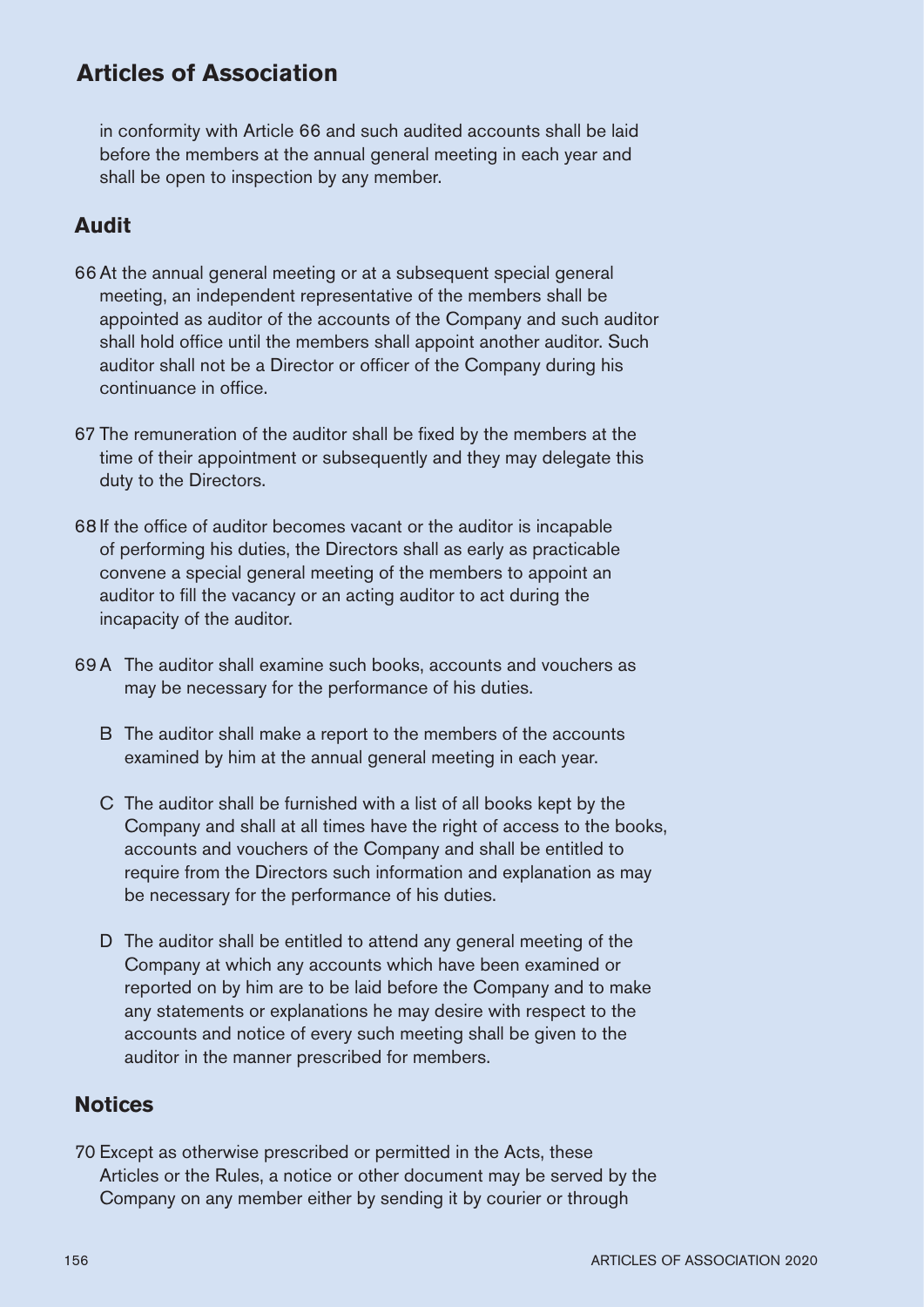in conformity with Article 66 and such audited accounts shall be laid before the members at the annual general meeting in each year and shall be open to inspection by any member.

## Audit

66 At the annual general meeting or at a subsequent special general meeting, an independent representative of the members shall be appointed as auditor of the accounts of the Company and such auditor shall hold office until the members shall appoint another auditor. Such auditor shall not be a Director or officer of the Company during his continuance in office.

67 The remuneration of the auditor shall be fixed by the members at the time of their appointment or subsequently and they may delegate this duty to the Directors.

68 If the office of auditor becomes vacant or the auditor is incapable of performing his duties, the Directors shall as early as practicable convene a special general meeting of the members to appoint an auditor to fill the vacancy or an acting auditor to act during the incapacity of the auditor.

69 A The auditor shall examine such books, accounts and vouchers as may be necessary for the performance of his duties.

B The auditor shall make a report to the members of the accounts examined by him at the annual general meeting in each year.

C The auditor shall be furnished with a list of all books kept by the Company and shall at all times have the right of access to the books, accounts and vouchers of the Company and shall be entitled to require from the Directors such information and explanation as may be necessary for the performance of his duties.

D The auditor shall be entitled to attend any general meeting of the Company at which any accounts which have been examined or reported on by him are to be laid before the Company and to make any statements or explanations he may desire with respect to the accounts and notice of every such meeting shall be given to the auditor in the manner prescribed for members.

## Notices

70 Except as otherwise prescribed or permitted in the Acts, these Articles or the Rules, a notice or other document may be served by the Company on any member either by sending it by courier or through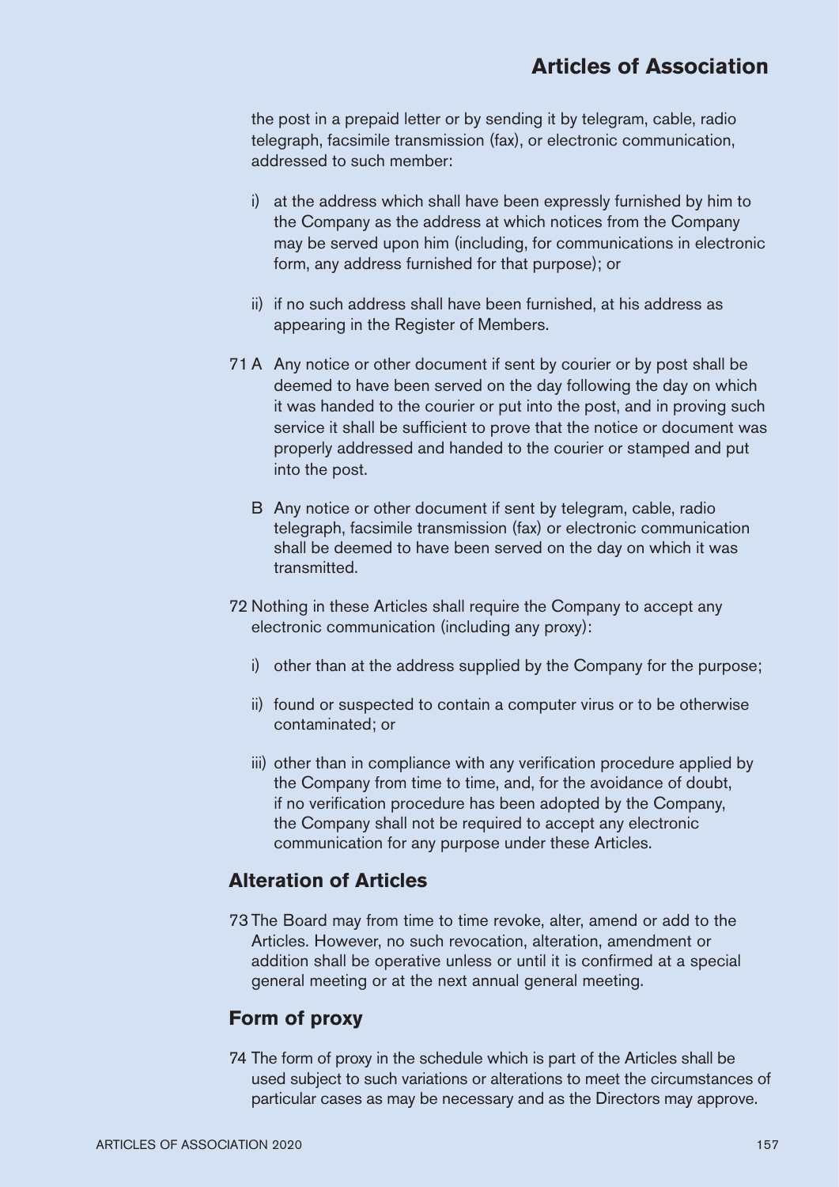the post in a prepaid letter or by sending it by telegram, cable, radio telegraph, facsimile transmission (fax), or electronic communication, addressed to such member:

i) at the address which shall have been expressly furnished by him to the Company as the address at which notices from the Company may be served upon him (including, for communications in electronic form, any address furnished for that purpose); or

ii) if no such address shall have been furnished, at his address as appearing in the Register of Members.

71 A Any notice or other document if sent by courier or by post shall be deemed to have been served on the day following the day on which it was handed to the courier or put into the post, and in proving such service it shall be sufficient to prove that the notice or document was properly addressed and handed to the courier or stamped and put into the post.

B Any notice or other document if sent by telegram, cable, radio telegraph, facsimile transmission (fax) or electronic communication shall be deemed to have been served on the day on which it was transmitted.

72 Nothing in these Articles shall require the Company to accept any electronic communication (including any proxy):

i) other than at the address supplied by the Company for the purpose;

ii) found or suspected to contain a computer virus or to be otherwise contaminated; or

iii) other than in compliance with any verification procedure applied by the Company from time to time, and, for the avoidance of doubt, if no verification procedure has been adopted by the Company, the Company shall not be required to accept any electronic communication for any purpose under these Articles.

## Alteration of Articles

73 The Board may from time to time revoke, alter, amend or add to the Articles. However, no such revocation, alteration, amendment or addition shall be operative unless or until it is confirmed at a special general meeting or at the next annual general meeting.

## Form of proxy

74 The form of proxy in the schedule which is part of the Articles shall be used subject to such variations or alterations to meet the circumstances of particular cases as may be necessary and as the Directors may approve.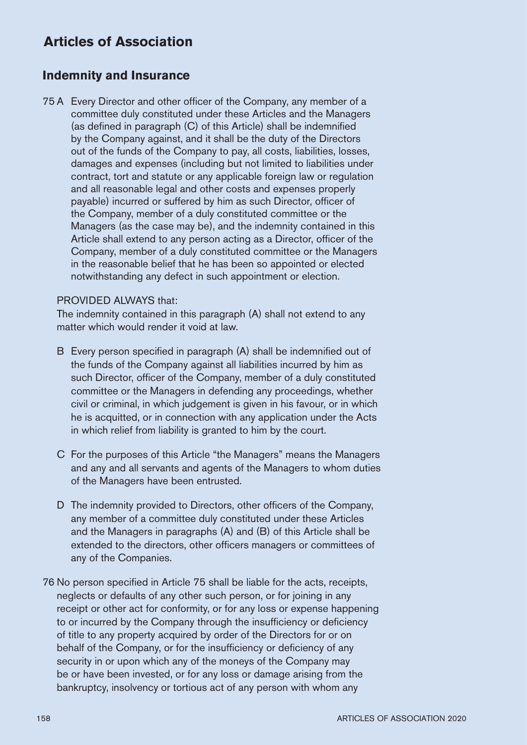# Articles of Association

## Indemnity and Insurance

75 A Every Director and other officer of the Company, any member of a committee duly constituted under these Articles and the Managers (as defined in paragraph (C) of this Article) shall be indemnified by the Company against, and it shall be the duty of the Directors out of the funds of the Company to pay, all costs, liabilities, losses, damages and expenses (including but not limited to liabilities under contract, tort and statute or any applicable foreign law or regulation and all reasonable legal and other costs and expenses properly payable) incurred or suffered by him as such Director, officer of the Company, member of a duly constituted committee or the Managers (as the case may be), and the indemnity contained in this Article shall extend to any person acting as a Director, officer of the Company, member of a duly constituted committee or the Managers in the reasonable belief that he has been so appointed or elected notwithstanding any defect in such appointment or election.

PROVIDED ALWAYS that:
The indemnity contained in this paragraph (A) shall not extend to any matter which would render it void at law.

B Every person specified in paragraph (A) shall be indemnified out of the funds of the Company against all liabilities incurred by him as such Director, officer of the Company, member of a duly constituted committee or the Managers in defending any proceedings, whether civil or criminal, in which judgement is given in his favour, or in which he is acquitted, or in connection with any application under the Acts in which relief from liability is granted to him by the court.

C For the purposes of this Article "the Managers" means the Managers and any and all servants and agents of the Managers to whom duties of the Managers have been entrusted.

D The indemnity provided to Directors, other officers of the Company, any member of a committee duly constituted under these Articles and the Managers in paragraphs (A) and (B) of this Article shall be extended to the directors, other officers managers or committees of any of the Companies.

76 No person specified in Article 75 shall be liable for the acts, receipts, neglects or defaults of any other such person, or for joining in any receipt or other act for conformity, or for any loss or expense happening to or incurred by the Company through the insufficiency or deficiency of title to any property acquired by order of the Directors for or on behalf of the Company, or for the insufficiency or deficiency of any security in or upon which any of the moneys of the Company may be or have been invested, or for any loss or damage arising from the bankruptcy, insolvency or tortious act of any person with whom any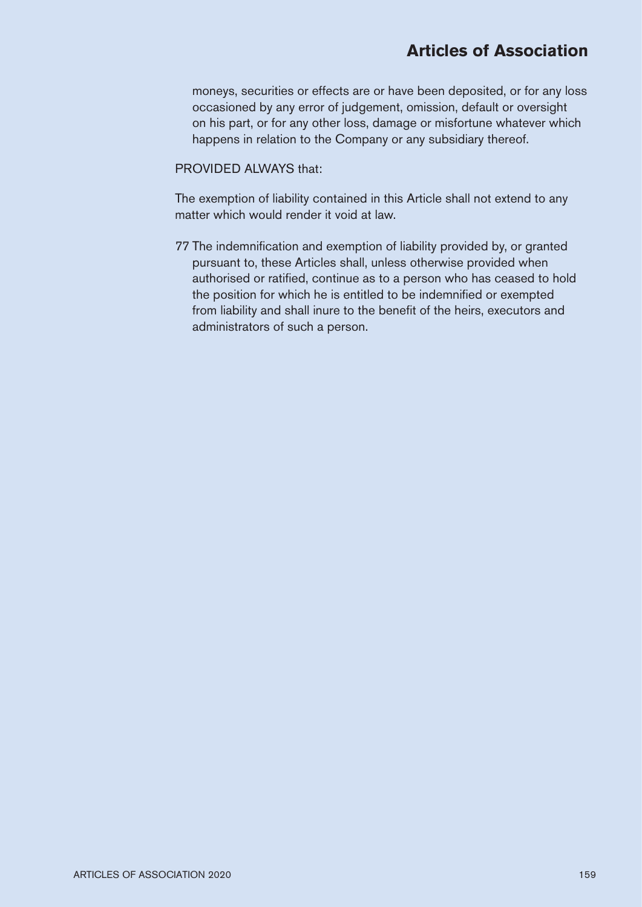moneys, securities or effects are or have been deposited, or for any loss occasioned by any error of judgement, omission, default or oversight on his part, or for any other loss, damage or misfortune whatever which happens in relation to the Company or any subsidiary thereof.

PROVIDED ALWAYS that:

The exemption of liability contained in this Article shall not extend to any matter which would render it void at law.

77 The indemnification and exemption of liability provided by, or granted pursuant to, these Articles shall, unless otherwise provided when authorised or ratified, continue as to a person who has ceased to hold the position for which he is entitled to be indemnified or exempted from liability and shall inure to the benefit of the heirs, executors and administrators of such a person.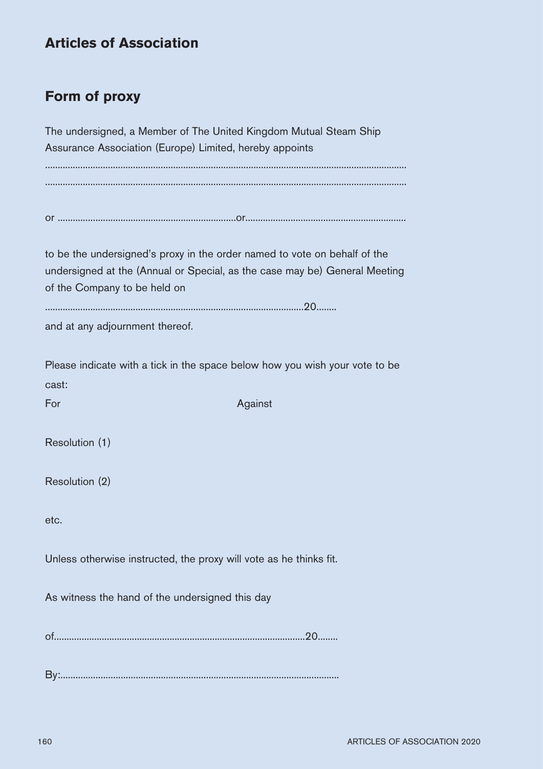## Articles of Association

## Form of proxy

The undersigned, a Member of The United Kingdom Mutual Steam Ship Assurance Association (Europe) Limited, hereby appoints

..........................................................................................................................................

..........................................................................................................................................

or ......................................................................or...............................................................

to be the undersigned's proxy in the order named to vote on behalf of the undersigned at the (Annual or Special, as the case may be) General Meeting of the Company to be held on

.....................................................................................................20........

and at any adjournment thereof.

Please indicate with a tick in the space below how you wish your vote to be cast:

| | For | Against |
|---|---|---|
| Resolution (1) | | |
| Resolution (2) | | |
| etc. | | |

Unless otherwise instructed, the proxy will vote as he thinks fit.

As witness the hand of the undersigned this day

of..................................................................................................20........

By:.............................................................................................................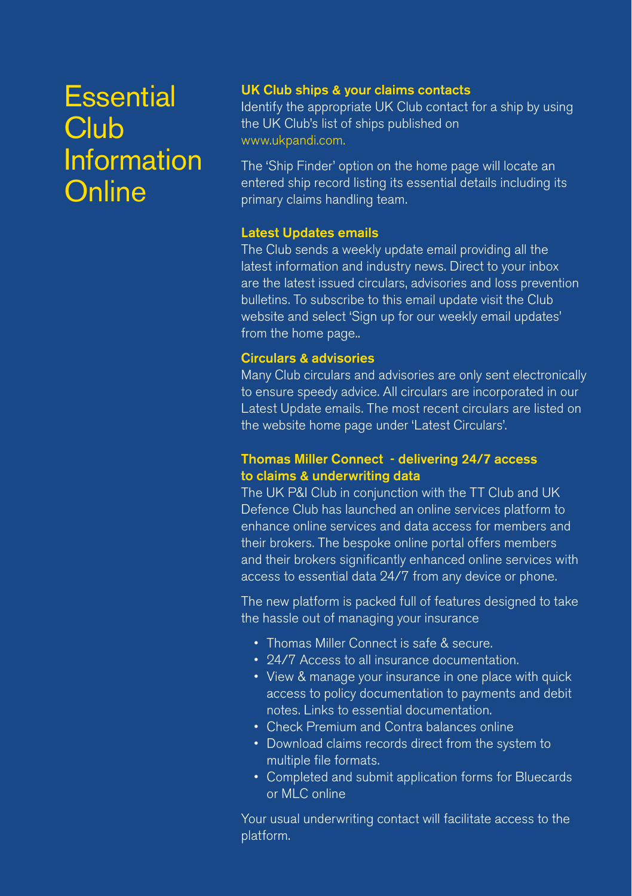# Essential Club Information Online

### UK Club ships & your claims contacts

Identify the appropriate UK Club contact for a ship by using the UK Club's list of ships published on www.ukpandi.com.

The 'Ship Finder' option on the home page will locate an entered ship record listing its essential details including its primary claims handling team.

### Latest Updates emails

The Club sends a weekly update email providing all the latest information and industry news. Direct to your inbox are the latest issued circulars, advisories and loss prevention bulletins. To subscribe to this email update visit the Club website and select 'Sign up for our weekly email updates' from the home page..

### Circulars & advisories

Many Club circulars and advisories are only sent electronically to ensure speedy advice. All circulars are incorporated in our Latest Update emails. The most recent circulars are listed on the website home page under 'Latest Circulars'.

### Thomas Miller Connect - delivering 24/7 access to claims & underwriting data

The UK P&I Club in conjunction with the TT Club and UK Defence Club has launched an online services platform to enhance online services and data access for members and their brokers. The bespoke online portal offers members and their brokers significantly enhanced online services with access to essential data 24/7 from any device or phone.

The new platform is packed full of features designed to take the hassle out of managing your insurance

- Thomas Miller Connect is safe & secure.
- 24/7 Access to all insurance documentation.
- View & manage your insurance in one place with quick access to policy documentation to payments and debit notes. Links to essential documentation.
- Check Premium and Contra balances online
- Download claims records direct from the system to multiple file formats.
- Completed and submit application forms for Bluecards or MLC online

Your usual underwriting contact will facilitate access to the platform.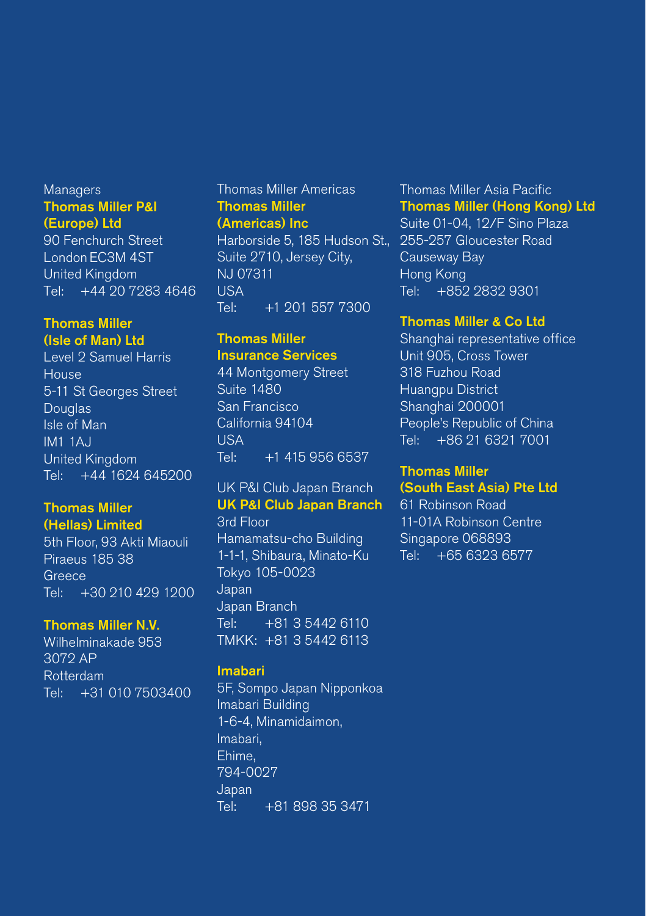Managers

**Thomas Miller P&I (Europe) Ltd**

90 Fenchurch Street
London EC3M 4ST
United Kingdom
Tel: +44 20 7283 4646

**Thomas Miller (Isle of Man) Ltd**

Level 2 Samuel Harris House
5-11 St Georges Street
Douglas
Isle of Man
IM1 1AJ
United Kingdom
Tel: +44 1624 645200

**Thomas Miller (Hellas) Limited**

5th Floor, 93 Akti Miaouli
Piraeus 185 38
Greece
Tel: +30 210 429 1200

**Thomas Miller N.V.**

Wilhelminakade 953
3072 AP
Rotterdam
Tel: +31 010 7503400

Thomas Miller Americas

**Thomas Miller (Americas) Inc**

Harborside 5, 185 Hudson St.,
Suite 2710, Jersey City,
NJ 07311
USA
Tel: +1 201 557 7300

**Thomas Miller Insurance Services**

44 Montgomery Street
Suite 1480
San Francisco
California 94104
USA
Tel: +1 415 956 6537

UK P&I Club Japan Branch

**UK P&I Club Japan Branch**

3rd Floor
Hamamatsu-cho Building
1-1-1, Shibaura, Minato-Ku
Tokyo 105-0023
Japan
Japan Branch
Tel: +81 3 5442 6110
TMKK: +81 3 5442 6113

**Imabari**

5F, Sompo Japan Nipponkoa
Imabari Building
1-6-4, Minamidaimon,
Imabari,
Ehime,
794-0027
Japan
Tel: +81 898 35 3471

Thomas Miller Asia Pacific

**Thomas Miller (Hong Kong) Ltd**

Suite 01-04, 12/F Sino Plaza
255-257 Gloucester Road
Causeway Bay
Hong Kong
Tel: +852 2832 9301

**Thomas Miller & Co Ltd**

Shanghai representative office
Unit 905, Cross Tower
318 Fuzhou Road
Huangpu District
Shanghai 200001
People's Republic of China
Tel: +86 21 6321 7001

**Thomas Miller (South East Asia) Pte Ltd**

61 Robinson Road
11-01A Robinson Centre
Singapore 068893
Tel: +65 6323 6577